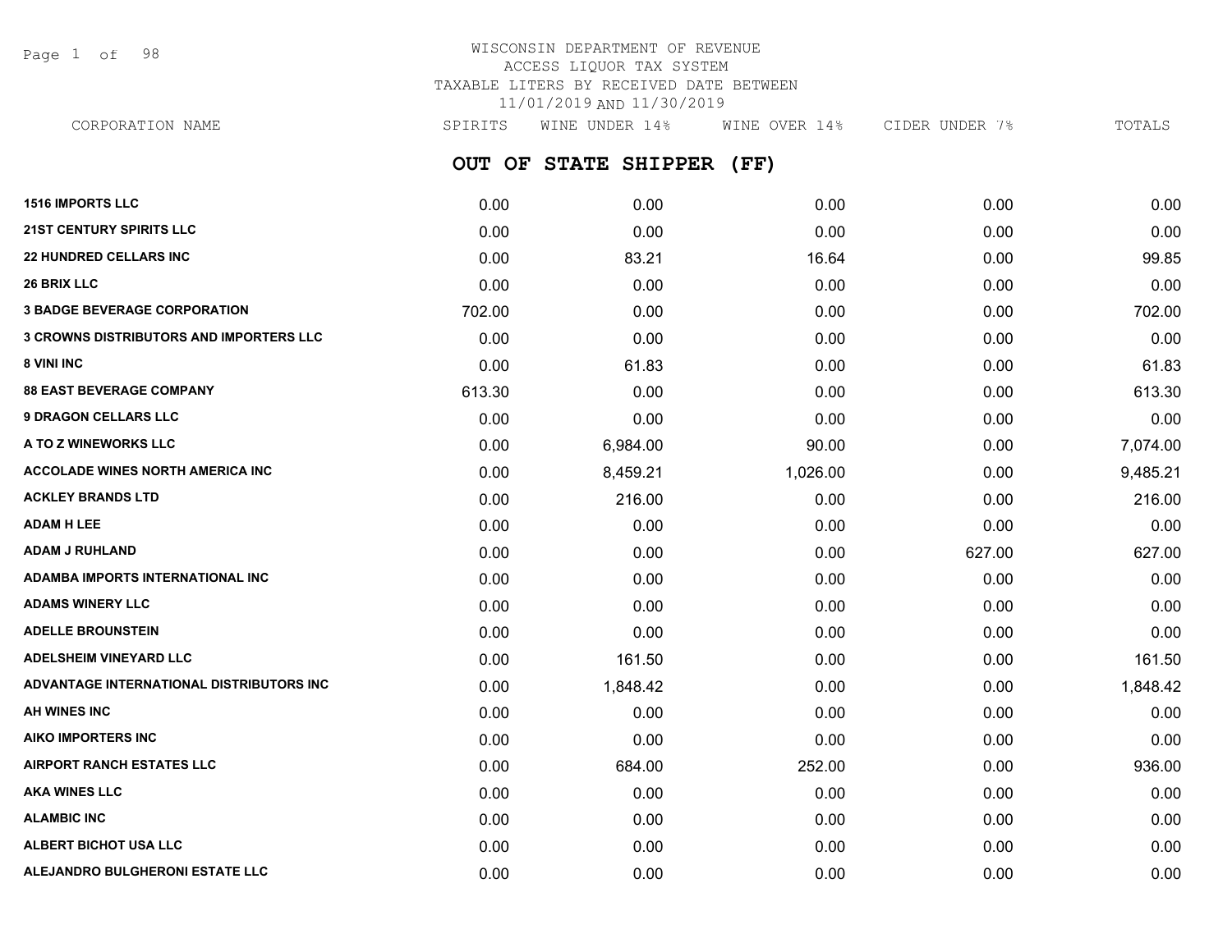WISCONSIN DEPARTMENT OF REVENUE
ACCESS LIQUOR TAX SYSTEM
TAXABLE LITERS BY RECEIVED DATE BETWEEN
11/01/2019 AND 11/30/2019

## OUT OF STATE SHIPPER (FF)

| CORPORATION NAME | SPIRITS | WINE UNDER 14% | WINE OVER 14% | CIDER UNDER 7% | TOTALS |
|---|---|---|---|---|---|
| **1516 IMPORTS LLC** | 0.00 | 0.00 | 0.00 | 0.00 | 0.00 |
| **21ST CENTURY SPIRITS LLC** | 0.00 | 0.00 | 0.00 | 0.00 | 0.00 |
| **22 HUNDRED CELLARS INC** | 0.00 | 83.21 | 16.64 | 0.00 | 99.85 |
| **26 BRIX LLC** | 0.00 | 0.00 | 0.00 | 0.00 | 0.00 |
| **3 BADGE BEVERAGE CORPORATION** | 702.00 | 0.00 | 0.00 | 0.00 | 702.00 |
| **3 CROWNS DISTRIBUTORS AND IMPORTERS LLC** | 0.00 | 0.00 | 0.00 | 0.00 | 0.00 |
| **8 VINI INC** | 0.00 | 61.83 | 0.00 | 0.00 | 61.83 |
| **88 EAST BEVERAGE COMPANY** | 613.30 | 0.00 | 0.00 | 0.00 | 613.30 |
| **9 DRAGON CELLARS LLC** | 0.00 | 0.00 | 0.00 | 0.00 | 0.00 |
| **A TO Z WINEWORKS LLC** | 0.00 | 6,984.00 | 90.00 | 0.00 | 7,074.00 |
| **ACCOLADE WINES NORTH AMERICA INC** | 0.00 | 8,459.21 | 1,026.00 | 0.00 | 9,485.21 |
| **ACKLEY BRANDS LTD** | 0.00 | 216.00 | 0.00 | 0.00 | 216.00 |
| **ADAM H LEE** | 0.00 | 0.00 | 0.00 | 0.00 | 0.00 |
| **ADAM J RUHLAND** | 0.00 | 0.00 | 0.00 | 627.00 | 627.00 |
| **ADAMBA IMPORTS INTERNATIONAL INC** | 0.00 | 0.00 | 0.00 | 0.00 | 0.00 |
| **ADAMS WINERY LLC** | 0.00 | 0.00 | 0.00 | 0.00 | 0.00 |
| **ADELLE BROUNSTEIN** | 0.00 | 0.00 | 0.00 | 0.00 | 0.00 |
| **ADELSHEIM VINEYARD LLC** | 0.00 | 161.50 | 0.00 | 0.00 | 161.50 |
| **ADVANTAGE INTERNATIONAL DISTRIBUTORS INC** | 0.00 | 1,848.42 | 0.00 | 0.00 | 1,848.42 |
| **AH WINES INC** | 0.00 | 0.00 | 0.00 | 0.00 | 0.00 |
| **AIKO IMPORTERS INC** | 0.00 | 0.00 | 0.00 | 0.00 | 0.00 |
| **AIRPORT RANCH ESTATES LLC** | 0.00 | 684.00 | 252.00 | 0.00 | 936.00 |
| **AKA WINES LLC** | 0.00 | 0.00 | 0.00 | 0.00 | 0.00 |
| **ALAMBIC INC** | 0.00 | 0.00 | 0.00 | 0.00 | 0.00 |
| **ALBERT BICHOT USA LLC** | 0.00 | 0.00 | 0.00 | 0.00 | 0.00 |
| **ALEJANDRO BULGHERONI ESTATE LLC** | 0.00 | 0.00 | 0.00 | 0.00 | 0.00 |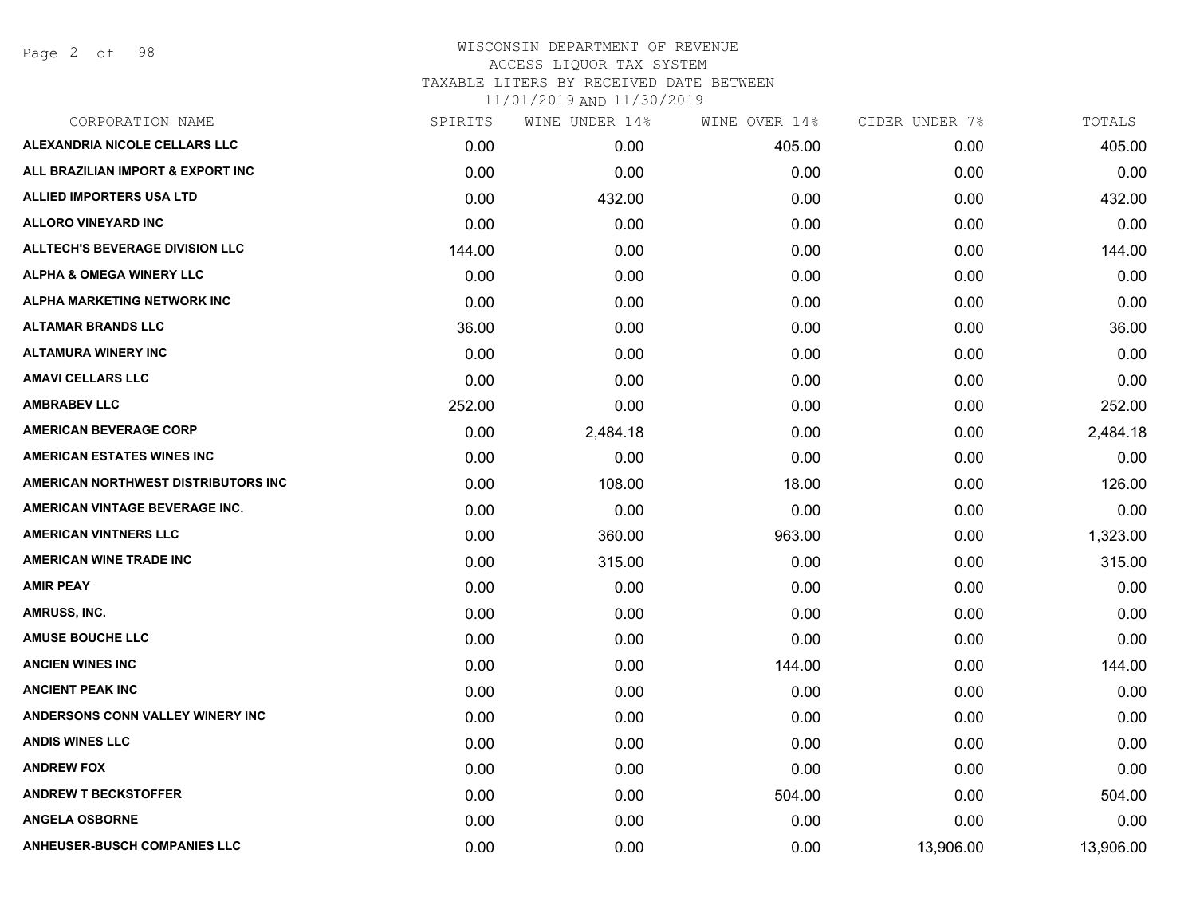# WISCONSIN DEPARTMENT OF REVENUE
## ACCESS LIQUOR TAX SYSTEM
### TAXABLE LITERS BY RECEIVED DATE BETWEEN 11/01/2019 AND 11/30/2019

| CORPORATION NAME | SPIRITS | WINE UNDER 14% | WINE OVER 14% | CIDER UNDER 7% | TOTALS |
|---|---|---|---|---|---|
| ALEXANDRIA NICOLE CELLARS LLC | 0.00 | 0.00 | 405.00 | 0.00 | 405.00 |
| ALL BRAZILIAN IMPORT & EXPORT INC | 0.00 | 0.00 | 0.00 | 0.00 | 0.00 |
| ALLIED IMPORTERS USA LTD | 0.00 | 432.00 | 0.00 | 0.00 | 432.00 |
| ALLORO VINEYARD INC | 0.00 | 0.00 | 0.00 | 0.00 | 0.00 |
| ALLTECH'S BEVERAGE DIVISION LLC | 144.00 | 0.00 | 0.00 | 0.00 | 144.00 |
| ALPHA & OMEGA WINERY LLC | 0.00 | 0.00 | 0.00 | 0.00 | 0.00 |
| ALPHA MARKETING NETWORK INC | 0.00 | 0.00 | 0.00 | 0.00 | 0.00 |
| ALTAMAR BRANDS LLC | 36.00 | 0.00 | 0.00 | 0.00 | 36.00 |
| ALTAMURA WINERY INC | 0.00 | 0.00 | 0.00 | 0.00 | 0.00 |
| AMAVI CELLARS LLC | 0.00 | 0.00 | 0.00 | 0.00 | 0.00 |
| AMBRABEV LLC | 252.00 | 0.00 | 0.00 | 0.00 | 252.00 |
| AMERICAN BEVERAGE CORP | 0.00 | 2,484.18 | 0.00 | 0.00 | 2,484.18 |
| AMERICAN ESTATES WINES INC | 0.00 | 0.00 | 0.00 | 0.00 | 0.00 |
| AMERICAN NORTHWEST DISTRIBUTORS INC | 0.00 | 108.00 | 18.00 | 0.00 | 126.00 |
| AMERICAN VINTAGE BEVERAGE INC. | 0.00 | 0.00 | 0.00 | 0.00 | 0.00 |
| AMERICAN VINTNERS LLC | 0.00 | 360.00 | 963.00 | 0.00 | 1,323.00 |
| AMERICAN WINE TRADE INC | 0.00 | 315.00 | 0.00 | 0.00 | 315.00 |
| AMIR PEAY | 0.00 | 0.00 | 0.00 | 0.00 | 0.00 |
| AMRUSS, INC. | 0.00 | 0.00 | 0.00 | 0.00 | 0.00 |
| AMUSE BOUCHE LLC | 0.00 | 0.00 | 0.00 | 0.00 | 0.00 |
| ANCIEN WINES INC | 0.00 | 0.00 | 144.00 | 0.00 | 144.00 |
| ANCIENT PEAK INC | 0.00 | 0.00 | 0.00 | 0.00 | 0.00 |
| ANDERSONS CONN VALLEY WINERY INC | 0.00 | 0.00 | 0.00 | 0.00 | 0.00 |
| ANDIS WINES LLC | 0.00 | 0.00 | 0.00 | 0.00 | 0.00 |
| ANDREW FOX | 0.00 | 0.00 | 0.00 | 0.00 | 0.00 |
| ANDREW T BECKSTOFFER | 0.00 | 0.00 | 504.00 | 0.00 | 504.00 |
| ANGELA OSBORNE | 0.00 | 0.00 | 0.00 | 0.00 | 0.00 |
| ANHEUSER-BUSCH COMPANIES LLC | 0.00 | 0.00 | 0.00 | 13,906.00 | 13,906.00 |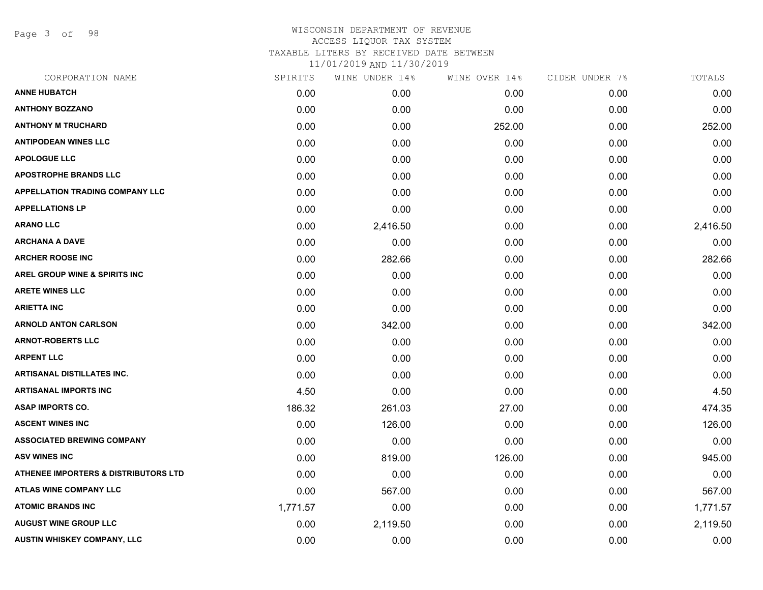# WISCONSIN DEPARTMENT OF REVENUE
## ACCESS LIQUOR TAX SYSTEM
### TAXABLE LITERS BY RECEIVED DATE BETWEEN 11/01/2019 AND 11/30/2019

| CORPORATION NAME | SPIRITS | WINE UNDER 14% | WINE OVER 14% | CIDER UNDER 7% | TOTALS |
|---|---|---|---|---|---|
| ANNE HUBATCH | 0.00 | 0.00 | 0.00 | 0.00 | 0.00 |
| ANTHONY BOZZANO | 0.00 | 0.00 | 0.00 | 0.00 | 0.00 |
| ANTHONY M TRUCHARD | 0.00 | 0.00 | 252.00 | 0.00 | 252.00 |
| ANTIPODEAN WINES LLC | 0.00 | 0.00 | 0.00 | 0.00 | 0.00 |
| APOLOGUE LLC | 0.00 | 0.00 | 0.00 | 0.00 | 0.00 |
| APOSTROPHE BRANDS LLC | 0.00 | 0.00 | 0.00 | 0.00 | 0.00 |
| APPELLATION TRADING COMPANY LLC | 0.00 | 0.00 | 0.00 | 0.00 | 0.00 |
| APPELLATIONS LP | 0.00 | 0.00 | 0.00 | 0.00 | 0.00 |
| ARANO LLC | 0.00 | 2,416.50 | 0.00 | 0.00 | 2,416.50 |
| ARCHANA A DAVE | 0.00 | 0.00 | 0.00 | 0.00 | 0.00 |
| ARCHER ROOSE INC | 0.00 | 282.66 | 0.00 | 0.00 | 282.66 |
| AREL GROUP WINE & SPIRITS INC | 0.00 | 0.00 | 0.00 | 0.00 | 0.00 |
| ARETE WINES LLC | 0.00 | 0.00 | 0.00 | 0.00 | 0.00 |
| ARIETTA INC | 0.00 | 0.00 | 0.00 | 0.00 | 0.00 |
| ARNOLD ANTON CARLSON | 0.00 | 342.00 | 0.00 | 0.00 | 342.00 |
| ARNOT-ROBERTS LLC | 0.00 | 0.00 | 0.00 | 0.00 | 0.00 |
| ARPENT LLC | 0.00 | 0.00 | 0.00 | 0.00 | 0.00 |
| ARTISANAL DISTILLATES INC. | 0.00 | 0.00 | 0.00 | 0.00 | 0.00 |
| ARTISANAL IMPORTS INC | 4.50 | 0.00 | 0.00 | 0.00 | 4.50 |
| ASAP IMPORTS CO. | 186.32 | 261.03 | 27.00 | 0.00 | 474.35 |
| ASCENT WINES INC | 0.00 | 126.00 | 0.00 | 0.00 | 126.00 |
| ASSOCIATED BREWING COMPANY | 0.00 | 0.00 | 0.00 | 0.00 | 0.00 |
| ASV WINES INC | 0.00 | 819.00 | 126.00 | 0.00 | 945.00 |
| ATHENEE IMPORTERS & DISTRIBUTORS LTD | 0.00 | 0.00 | 0.00 | 0.00 | 0.00 |
| ATLAS WINE COMPANY LLC | 0.00 | 567.00 | 0.00 | 0.00 | 567.00 |
| ATOMIC BRANDS INC | 1,771.57 | 0.00 | 0.00 | 0.00 | 1,771.57 |
| AUGUST WINE GROUP LLC | 0.00 | 2,119.50 | 0.00 | 0.00 | 2,119.50 |
| AUSTIN WHISKEY COMPANY, LLC | 0.00 | 0.00 | 0.00 | 0.00 | 0.00 |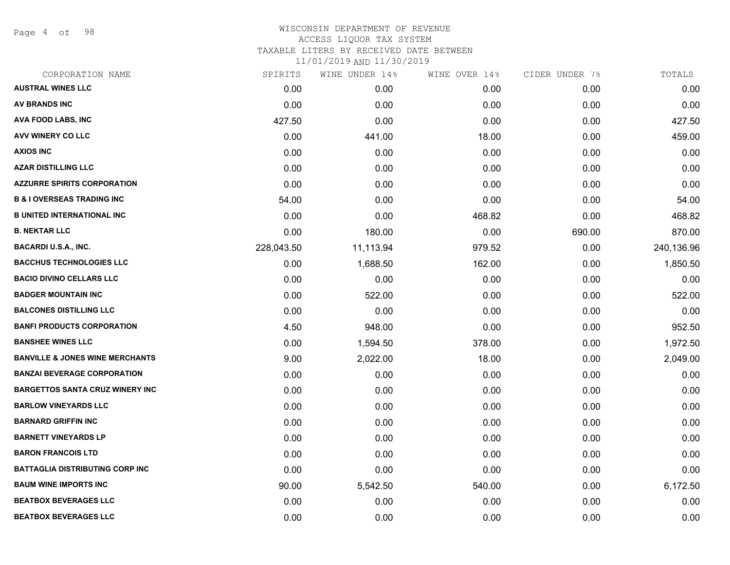# WISCONSIN DEPARTMENT OF REVENUE
## ACCESS LIQUOR TAX SYSTEM
### TAXABLE LITERS BY RECEIVED DATE BETWEEN 11/01/2019 AND 11/30/2019

| CORPORATION NAME | SPIRITS | WINE UNDER 14% | WINE OVER 14% | CIDER UNDER 7% | TOTALS |
|---|---|---|---|---|---|
| AUSTRAL WINES LLC | 0.00 | 0.00 | 0.00 | 0.00 | 0.00 |
| AV BRANDS INC | 0.00 | 0.00 | 0.00 | 0.00 | 0.00 |
| AVA FOOD LABS, INC | 427.50 | 0.00 | 0.00 | 0.00 | 427.50 |
| AVV WINERY CO LLC | 0.00 | 441.00 | 18.00 | 0.00 | 459.00 |
| AXIOS INC | 0.00 | 0.00 | 0.00 | 0.00 | 0.00 |
| AZAR DISTILLING LLC | 0.00 | 0.00 | 0.00 | 0.00 | 0.00 |
| AZZURRE SPIRITS CORPORATION | 0.00 | 0.00 | 0.00 | 0.00 | 0.00 |
| B & I OVERSEAS TRADING INC | 54.00 | 0.00 | 0.00 | 0.00 | 54.00 |
| B UNITED INTERNATIONAL INC | 0.00 | 0.00 | 468.82 | 0.00 | 468.82 |
| B. NEKTAR LLC | 0.00 | 180.00 | 0.00 | 690.00 | 870.00 |
| BACARDI U.S.A., INC. | 228,043.50 | 11,113.94 | 979.52 | 0.00 | 240,136.96 |
| BACCHUS TECHNOLOGIES LLC | 0.00 | 1,688.50 | 162.00 | 0.00 | 1,850.50 |
| BACIO DIVINO CELLARS LLC | 0.00 | 0.00 | 0.00 | 0.00 | 0.00 |
| BADGER MOUNTAIN INC | 0.00 | 522.00 | 0.00 | 0.00 | 522.00 |
| BALCONES DISTILLING LLC | 0.00 | 0.00 | 0.00 | 0.00 | 0.00 |
| BANFI PRODUCTS CORPORATION | 4.50 | 948.00 | 0.00 | 0.00 | 952.50 |
| BANSHEE WINES LLC | 0.00 | 1,594.50 | 378.00 | 0.00 | 1,972.50 |
| BANVILLE & JONES WINE MERCHANTS | 9.00 | 2,022.00 | 18.00 | 0.00 | 2,049.00 |
| BANZAI BEVERAGE CORPORATION | 0.00 | 0.00 | 0.00 | 0.00 | 0.00 |
| BARGETTOS SANTA CRUZ WINERY INC | 0.00 | 0.00 | 0.00 | 0.00 | 0.00 |
| BARLOW VINEYARDS LLC | 0.00 | 0.00 | 0.00 | 0.00 | 0.00 |
| BARNARD GRIFFIN INC | 0.00 | 0.00 | 0.00 | 0.00 | 0.00 |
| BARNETT VINEYARDS LP | 0.00 | 0.00 | 0.00 | 0.00 | 0.00 |
| BARON FRANCOIS LTD | 0.00 | 0.00 | 0.00 | 0.00 | 0.00 |
| BATTAGLIA DISTRIBUTING CORP INC | 0.00 | 0.00 | 0.00 | 0.00 | 0.00 |
| BAUM WINE IMPORTS INC | 90.00 | 5,542.50 | 540.00 | 0.00 | 6,172.50 |
| BEATBOX BEVERAGES LLC | 0.00 | 0.00 | 0.00 | 0.00 | 0.00 |
| BEATBOX BEVERAGES LLC | 0.00 | 0.00 | 0.00 | 0.00 | 0.00 |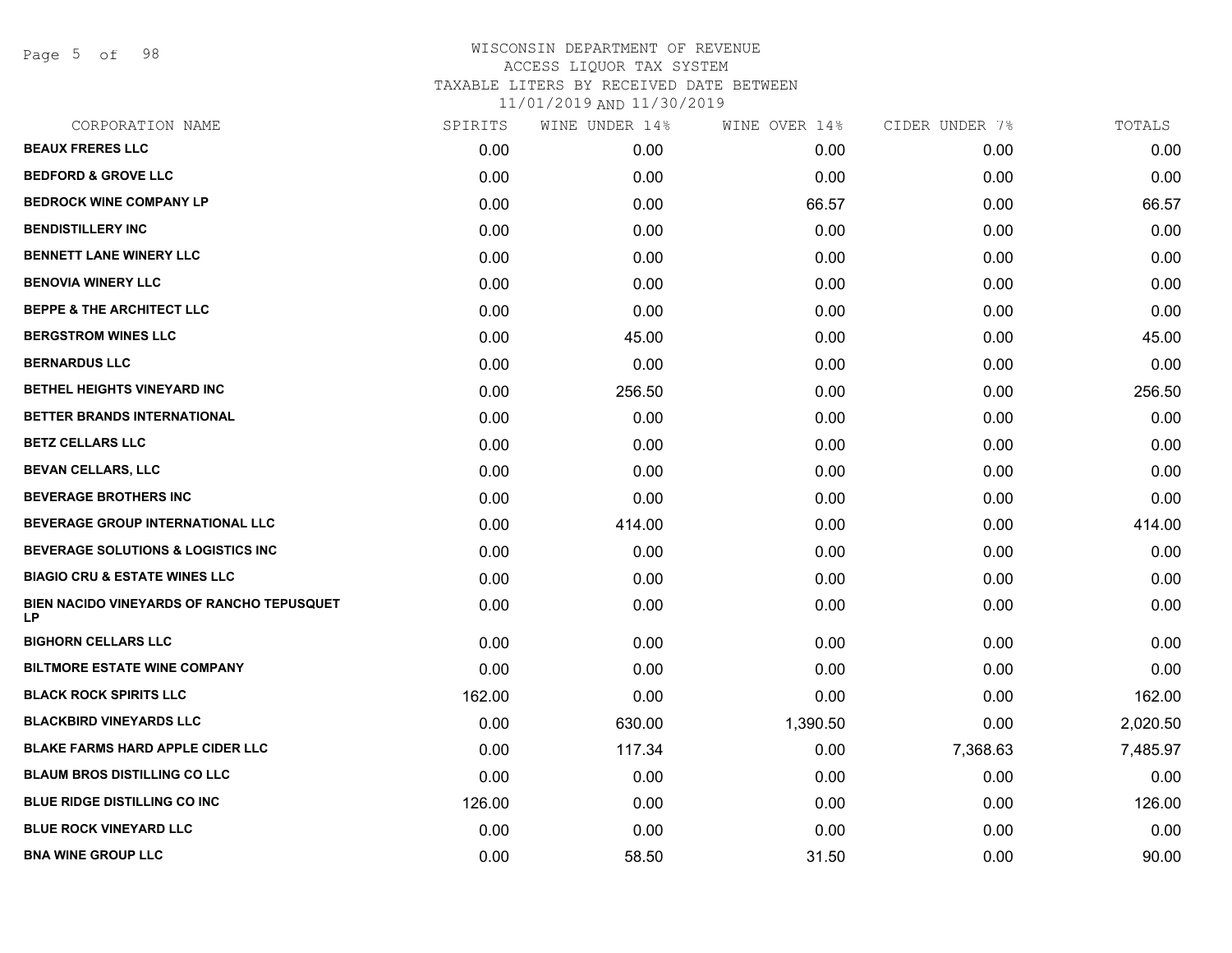WISCONSIN DEPARTMENT OF REVENUE
ACCESS LIQUOR TAX SYSTEM
TAXABLE LITERS BY RECEIVED DATE BETWEEN
11/01/2019 AND 11/30/2019

| CORPORATION NAME | SPIRITS | WINE UNDER 14% | WINE OVER 14% | CIDER UNDER 7% | TOTALS |
|---|---|---|---|---|---|
| BEAUX FRERES LLC | 0.00 | 0.00 | 0.00 | 0.00 | 0.00 |
| BEDFORD & GROVE LLC | 0.00 | 0.00 | 0.00 | 0.00 | 0.00 |
| BEDROCK WINE COMPANY LP | 0.00 | 0.00 | 66.57 | 0.00 | 66.57 |
| BENDISTILLERY INC | 0.00 | 0.00 | 0.00 | 0.00 | 0.00 |
| BENNETT LANE WINERY LLC | 0.00 | 0.00 | 0.00 | 0.00 | 0.00 |
| BENOVIA WINERY LLC | 0.00 | 0.00 | 0.00 | 0.00 | 0.00 |
| BEPPE & THE ARCHITECT LLC | 0.00 | 0.00 | 0.00 | 0.00 | 0.00 |
| BERGSTROM WINES LLC | 0.00 | 45.00 | 0.00 | 0.00 | 45.00 |
| BERNARDUS LLC | 0.00 | 0.00 | 0.00 | 0.00 | 0.00 |
| BETHEL HEIGHTS VINEYARD INC | 0.00 | 256.50 | 0.00 | 0.00 | 256.50 |
| BETTER BRANDS INTERNATIONAL | 0.00 | 0.00 | 0.00 | 0.00 | 0.00 |
| BETZ CELLARS LLC | 0.00 | 0.00 | 0.00 | 0.00 | 0.00 |
| BEVAN CELLARS, LLC | 0.00 | 0.00 | 0.00 | 0.00 | 0.00 |
| BEVERAGE BROTHERS INC | 0.00 | 0.00 | 0.00 | 0.00 | 0.00 |
| BEVERAGE GROUP INTERNATIONAL LLC | 0.00 | 414.00 | 0.00 | 0.00 | 414.00 |
| BEVERAGE SOLUTIONS & LOGISTICS INC | 0.00 | 0.00 | 0.00 | 0.00 | 0.00 |
| BIAGIO CRU & ESTATE WINES LLC | 0.00 | 0.00 | 0.00 | 0.00 | 0.00 |
| BIEN NACIDO VINEYARDS OF RANCHO TEPUSQUET LP | 0.00 | 0.00 | 0.00 | 0.00 | 0.00 |
| BIGHORN CELLARS LLC | 0.00 | 0.00 | 0.00 | 0.00 | 0.00 |
| BILTMORE ESTATE WINE COMPANY | 0.00 | 0.00 | 0.00 | 0.00 | 0.00 |
| BLACK ROCK SPIRITS LLC | 162.00 | 0.00 | 0.00 | 0.00 | 162.00 |
| BLACKBIRD VINEYARDS LLC | 0.00 | 630.00 | 1,390.50 | 0.00 | 2,020.50 |
| BLAKE FARMS HARD APPLE CIDER LLC | 0.00 | 117.34 | 0.00 | 7,368.63 | 7,485.97 |
| BLAUM BROS DISTILLING CO LLC | 0.00 | 0.00 | 0.00 | 0.00 | 0.00 |
| BLUE RIDGE DISTILLING CO INC | 126.00 | 0.00 | 0.00 | 0.00 | 126.00 |
| BLUE ROCK VINEYARD LLC | 0.00 | 0.00 | 0.00 | 0.00 | 0.00 |
| BNA WINE GROUP LLC | 0.00 | 58.50 | 31.50 | 0.00 | 90.00 |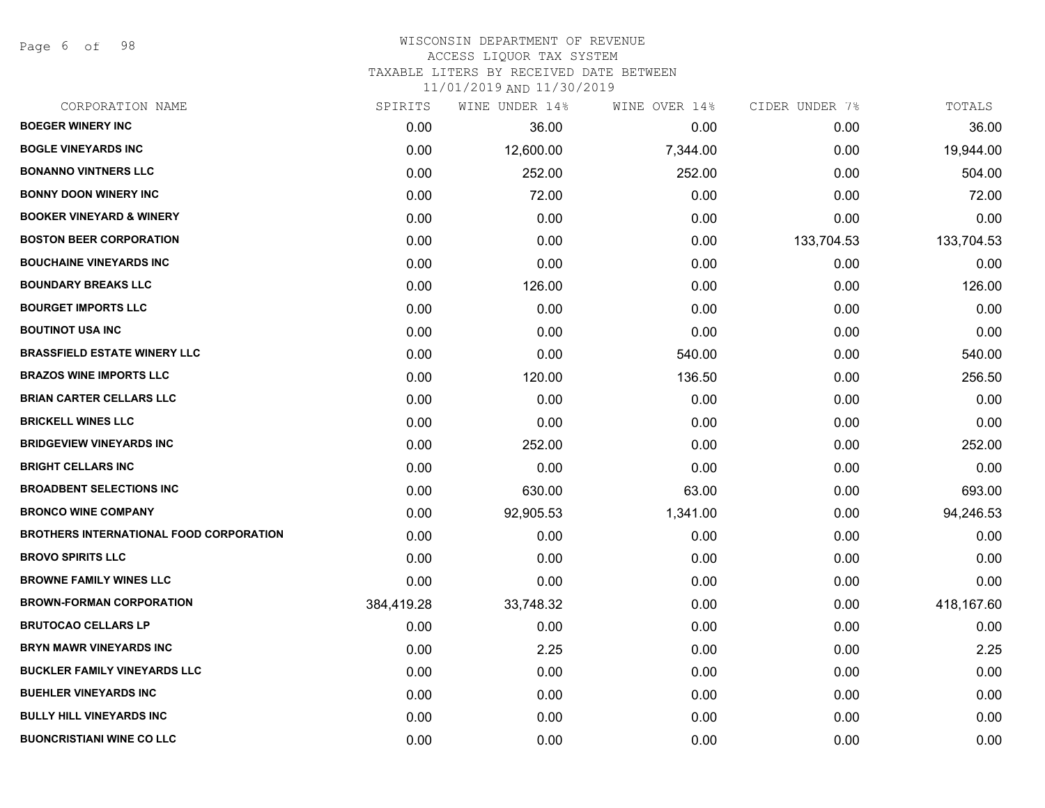WISCONSIN DEPARTMENT OF REVENUE
ACCESS LIQUOR TAX SYSTEM
TAXABLE LITERS BY RECEIVED DATE BETWEEN
11/01/2019 AND 11/30/2019

| CORPORATION NAME | SPIRITS | WINE UNDER 14% | WINE OVER 14% | CIDER UNDER 7% | TOTALS |
|---|---|---|---|---|---|
| BOEGER WINERY INC | 0.00 | 36.00 | 0.00 | 0.00 | 36.00 |
| BOGLE VINEYARDS INC | 0.00 | 12,600.00 | 7,344.00 | 0.00 | 19,944.00 |
| BONANNO VINTNERS LLC | 0.00 | 252.00 | 252.00 | 0.00 | 504.00 |
| BONNY DOON WINERY INC | 0.00 | 72.00 | 0.00 | 0.00 | 72.00 |
| BOOKER VINEYARD & WINERY | 0.00 | 0.00 | 0.00 | 0.00 | 0.00 |
| BOSTON BEER CORPORATION | 0.00 | 0.00 | 0.00 | 133,704.53 | 133,704.53 |
| BOUCHAINE VINEYARDS INC | 0.00 | 0.00 | 0.00 | 0.00 | 0.00 |
| BOUNDARY BREAKS LLC | 0.00 | 126.00 | 0.00 | 0.00 | 126.00 |
| BOURGET IMPORTS LLC | 0.00 | 0.00 | 0.00 | 0.00 | 0.00 |
| BOUTINOT USA INC | 0.00 | 0.00 | 0.00 | 0.00 | 0.00 |
| BRASSFIELD ESTATE WINERY LLC | 0.00 | 0.00 | 540.00 | 0.00 | 540.00 |
| BRAZOS WINE IMPORTS LLC | 0.00 | 120.00 | 136.50 | 0.00 | 256.50 |
| BRIAN CARTER CELLARS LLC | 0.00 | 0.00 | 0.00 | 0.00 | 0.00 |
| BRICKELL WINES LLC | 0.00 | 0.00 | 0.00 | 0.00 | 0.00 |
| BRIDGEVIEW VINEYARDS INC | 0.00 | 252.00 | 0.00 | 0.00 | 252.00 |
| BRIGHT CELLARS INC | 0.00 | 0.00 | 0.00 | 0.00 | 0.00 |
| BROADBENT SELECTIONS INC | 0.00 | 630.00 | 63.00 | 0.00 | 693.00 |
| BRONCO WINE COMPANY | 0.00 | 92,905.53 | 1,341.00 | 0.00 | 94,246.53 |
| BROTHERS INTERNATIONAL FOOD CORPORATION | 0.00 | 0.00 | 0.00 | 0.00 | 0.00 |
| BROVO SPIRITS LLC | 0.00 | 0.00 | 0.00 | 0.00 | 0.00 |
| BROWNE FAMILY WINES LLC | 0.00 | 0.00 | 0.00 | 0.00 | 0.00 |
| BROWN-FORMAN CORPORATION | 384,419.28 | 33,748.32 | 0.00 | 0.00 | 418,167.60 |
| BRUTOCAO CELLARS LP | 0.00 | 0.00 | 0.00 | 0.00 | 0.00 |
| BRYN MAWR VINEYARDS INC | 0.00 | 2.25 | 0.00 | 0.00 | 2.25 |
| BUCKLER FAMILY VINEYARDS LLC | 0.00 | 0.00 | 0.00 | 0.00 | 0.00 |
| BUEHLER VINEYARDS INC | 0.00 | 0.00 | 0.00 | 0.00 | 0.00 |
| BULLY HILL VINEYARDS INC | 0.00 | 0.00 | 0.00 | 0.00 | 0.00 |
| BUONCRISTIANI WINE CO LLC | 0.00 | 0.00 | 0.00 | 0.00 | 0.00 |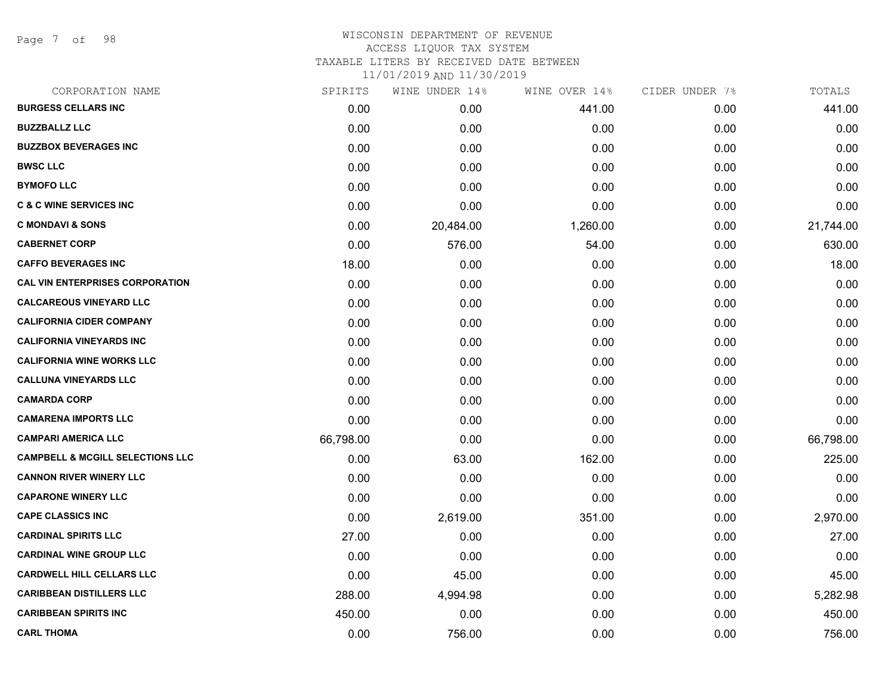WISCONSIN DEPARTMENT OF REVENUE
ACCESS LIQUOR TAX SYSTEM
TAXABLE LITERS BY RECEIVED DATE BETWEEN
11/01/2019 AND 11/30/2019

| CORPORATION NAME | SPIRITS | WINE UNDER 14% | WINE OVER 14% | CIDER UNDER 7% | TOTALS |
|---|---|---|---|---|---|
| BURGESS CELLARS INC | 0.00 | 0.00 | 441.00 | 0.00 | 441.00 |
| BUZZBALLZ LLC | 0.00 | 0.00 | 0.00 | 0.00 | 0.00 |
| BUZZBOX BEVERAGES INC | 0.00 | 0.00 | 0.00 | 0.00 | 0.00 |
| BWSC LLC | 0.00 | 0.00 | 0.00 | 0.00 | 0.00 |
| BYMOFO LLC | 0.00 | 0.00 | 0.00 | 0.00 | 0.00 |
| C & C WINE SERVICES INC | 0.00 | 0.00 | 0.00 | 0.00 | 0.00 |
| C MONDAVI & SONS | 0.00 | 20,484.00 | 1,260.00 | 0.00 | 21,744.00 |
| CABERNET CORP | 0.00 | 576.00 | 54.00 | 0.00 | 630.00 |
| CAFFO BEVERAGES INC | 18.00 | 0.00 | 0.00 | 0.00 | 18.00 |
| CAL VIN ENTERPRISES CORPORATION | 0.00 | 0.00 | 0.00 | 0.00 | 0.00 |
| CALCAREOUS VINEYARD LLC | 0.00 | 0.00 | 0.00 | 0.00 | 0.00 |
| CALIFORNIA CIDER COMPANY | 0.00 | 0.00 | 0.00 | 0.00 | 0.00 |
| CALIFORNIA VINEYARDS INC | 0.00 | 0.00 | 0.00 | 0.00 | 0.00 |
| CALIFORNIA WINE WORKS LLC | 0.00 | 0.00 | 0.00 | 0.00 | 0.00 |
| CALLUNA VINEYARDS LLC | 0.00 | 0.00 | 0.00 | 0.00 | 0.00 |
| CAMARDA CORP | 0.00 | 0.00 | 0.00 | 0.00 | 0.00 |
| CAMARENA IMPORTS LLC | 0.00 | 0.00 | 0.00 | 0.00 | 0.00 |
| CAMPARI AMERICA LLC | 66,798.00 | 0.00 | 0.00 | 0.00 | 66,798.00 |
| CAMPBELL & MCGILL SELECTIONS LLC | 0.00 | 63.00 | 162.00 | 0.00 | 225.00 |
| CANNON RIVER WINERY LLC | 0.00 | 0.00 | 0.00 | 0.00 | 0.00 |
| CAPARONE WINERY LLC | 0.00 | 0.00 | 0.00 | 0.00 | 0.00 |
| CAPE CLASSICS INC | 0.00 | 2,619.00 | 351.00 | 0.00 | 2,970.00 |
| CARDINAL SPIRITS LLC | 27.00 | 0.00 | 0.00 | 0.00 | 27.00 |
| CARDINAL WINE GROUP LLC | 0.00 | 0.00 | 0.00 | 0.00 | 0.00 |
| CARDWELL HILL CELLARS LLC | 0.00 | 45.00 | 0.00 | 0.00 | 45.00 |
| CARIBBEAN DISTILLERS LLC | 288.00 | 4,994.98 | 0.00 | 0.00 | 5,282.98 |
| CARIBBEAN SPIRITS INC | 450.00 | 0.00 | 0.00 | 0.00 | 450.00 |
| CARL THOMA | 0.00 | 756.00 | 0.00 | 0.00 | 756.00 |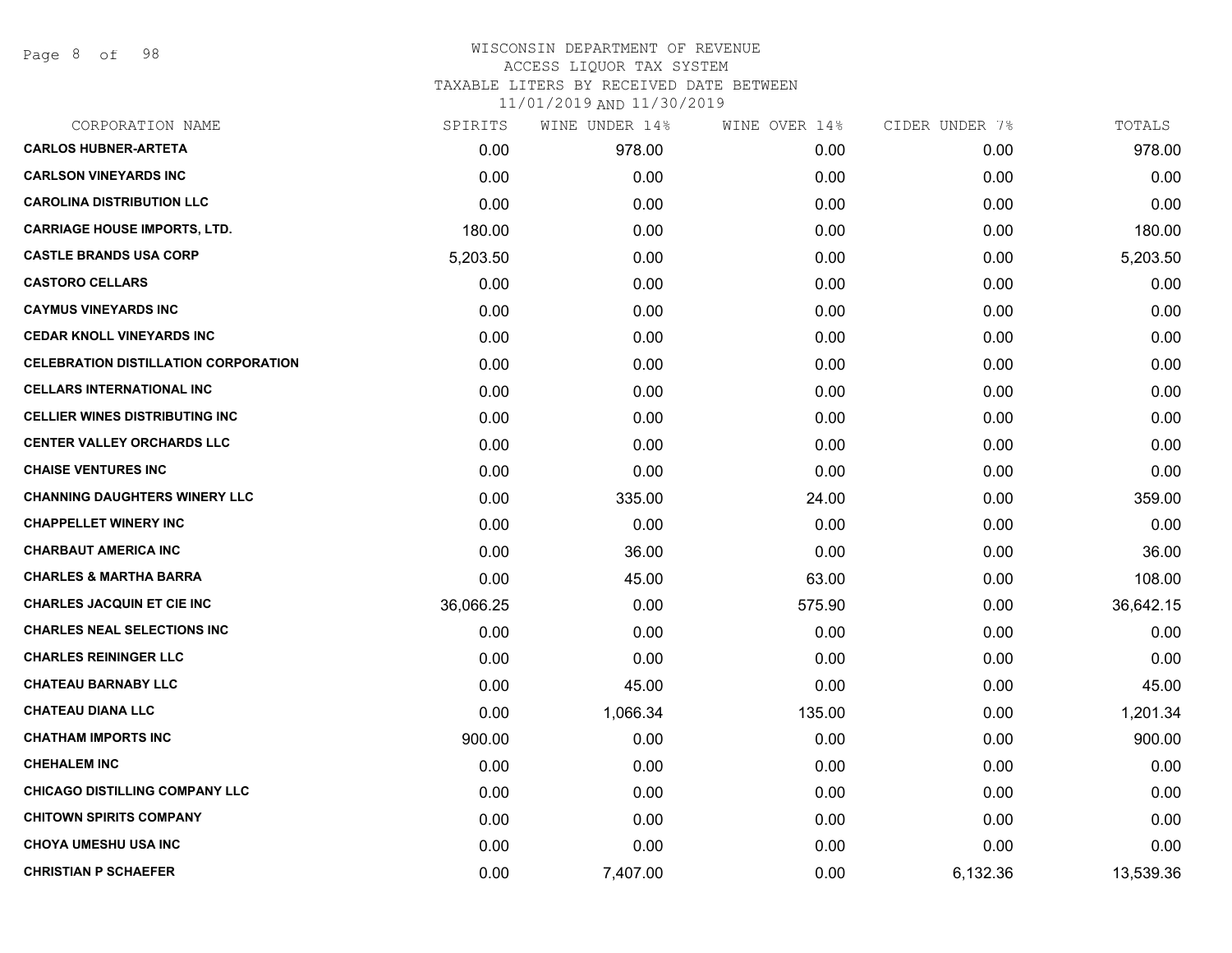WISCONSIN DEPARTMENT OF REVENUE
ACCESS LIQUOR TAX SYSTEM
TAXABLE LITERS BY RECEIVED DATE BETWEEN
11/01/2019 AND 11/30/2019

| CORPORATION NAME | SPIRITS | WINE UNDER 14% | WINE OVER 14% | CIDER UNDER 7% | TOTALS |
|---|---|---|---|---|---|
| CARLOS HUBNER-ARTETA | 0.00 | 978.00 | 0.00 | 0.00 | 978.00 |
| CARLSON VINEYARDS INC | 0.00 | 0.00 | 0.00 | 0.00 | 0.00 |
| CAROLINA DISTRIBUTION LLC | 0.00 | 0.00 | 0.00 | 0.00 | 0.00 |
| CARRIAGE HOUSE IMPORTS, LTD. | 180.00 | 0.00 | 0.00 | 0.00 | 180.00 |
| CASTLE BRANDS USA CORP | 5,203.50 | 0.00 | 0.00 | 0.00 | 5,203.50 |
| CASTORO CELLARS | 0.00 | 0.00 | 0.00 | 0.00 | 0.00 |
| CAYMUS VINEYARDS INC | 0.00 | 0.00 | 0.00 | 0.00 | 0.00 |
| CEDAR KNOLL VINEYARDS INC | 0.00 | 0.00 | 0.00 | 0.00 | 0.00 |
| CELEBRATION DISTILLATION CORPORATION | 0.00 | 0.00 | 0.00 | 0.00 | 0.00 |
| CELLARS INTERNATIONAL INC | 0.00 | 0.00 | 0.00 | 0.00 | 0.00 |
| CELLIER WINES DISTRIBUTING INC | 0.00 | 0.00 | 0.00 | 0.00 | 0.00 |
| CENTER VALLEY ORCHARDS LLC | 0.00 | 0.00 | 0.00 | 0.00 | 0.00 |
| CHAISE VENTURES INC | 0.00 | 0.00 | 0.00 | 0.00 | 0.00 |
| CHANNING DAUGHTERS WINERY LLC | 0.00 | 335.00 | 24.00 | 0.00 | 359.00 |
| CHAPPELLET WINERY INC | 0.00 | 0.00 | 0.00 | 0.00 | 0.00 |
| CHARBAUT AMERICA INC | 0.00 | 36.00 | 0.00 | 0.00 | 36.00 |
| CHARLES & MARTHA BARRA | 0.00 | 45.00 | 63.00 | 0.00 | 108.00 |
| CHARLES JACQUIN ET CIE INC | 36,066.25 | 0.00 | 575.90 | 0.00 | 36,642.15 |
| CHARLES NEAL SELECTIONS INC | 0.00 | 0.00 | 0.00 | 0.00 | 0.00 |
| CHARLES REININGER LLC | 0.00 | 0.00 | 0.00 | 0.00 | 0.00 |
| CHATEAU BARNABY LLC | 0.00 | 45.00 | 0.00 | 0.00 | 45.00 |
| CHATEAU DIANA LLC | 0.00 | 1,066.34 | 135.00 | 0.00 | 1,201.34 |
| CHATHAM IMPORTS INC | 900.00 | 0.00 | 0.00 | 0.00 | 900.00 |
| CHEHALEM INC | 0.00 | 0.00 | 0.00 | 0.00 | 0.00 |
| CHICAGO DISTILLING COMPANY LLC | 0.00 | 0.00 | 0.00 | 0.00 | 0.00 |
| CHITOWN SPIRITS COMPANY | 0.00 | 0.00 | 0.00 | 0.00 | 0.00 |
| CHOYA UMESHU USA INC | 0.00 | 0.00 | 0.00 | 0.00 | 0.00 |
| CHRISTIAN P SCHAEFER | 0.00 | 7,407.00 | 0.00 | 6,132.36 | 13,539.36 |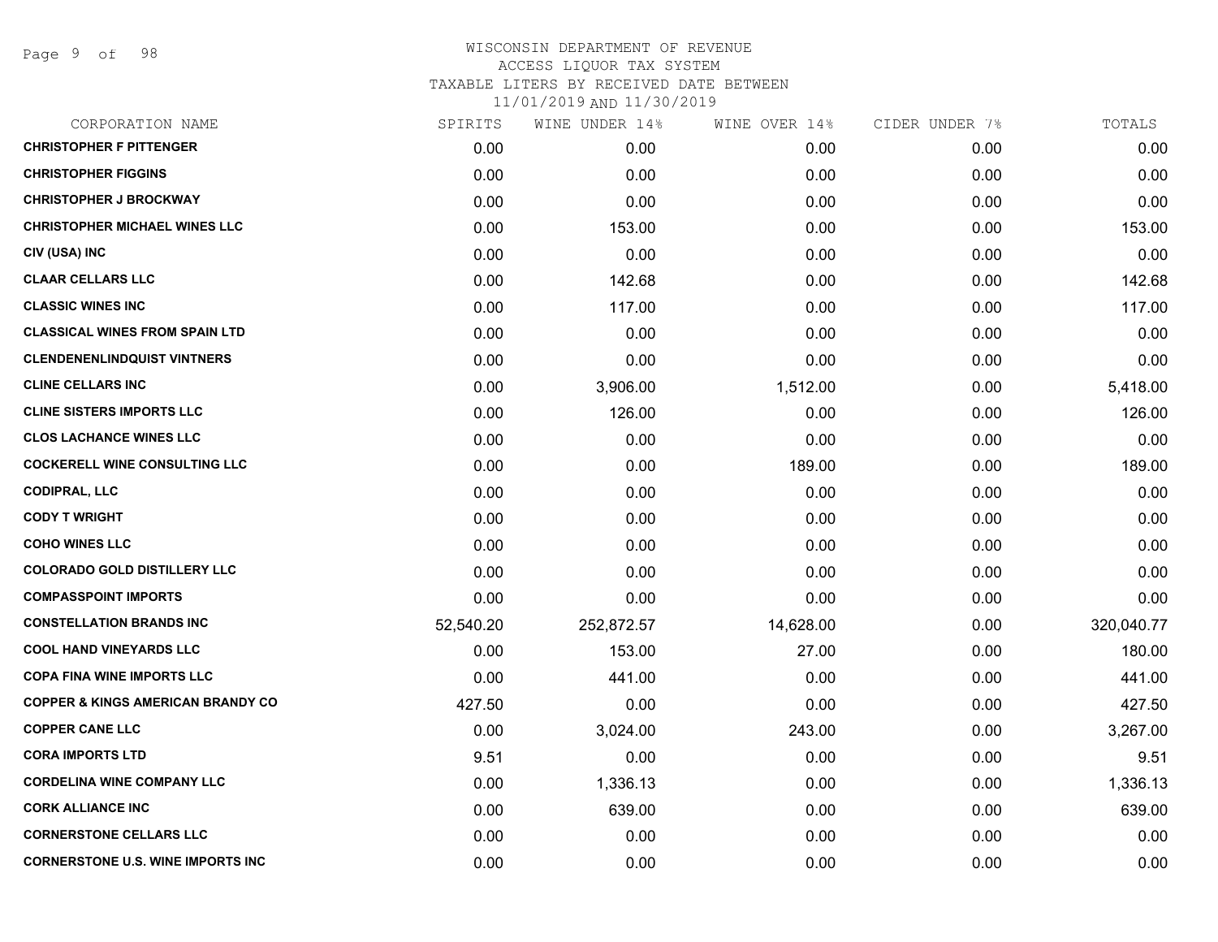# WISCONSIN DEPARTMENT OF REVENUE
## ACCESS LIQUOR TAX SYSTEM
### TAXABLE LITERS BY RECEIVED DATE BETWEEN 11/01/2019 AND 11/30/2019

| CORPORATION NAME | SPIRITS | WINE UNDER 14% | WINE OVER 14% | CIDER UNDER 7% | TOTALS |
|---|---|---|---|---|---|
| **CHRISTOPHER F PITTENGER** | 0.00 | 0.00 | 0.00 | 0.00 | 0.00 |
| **CHRISTOPHER FIGGINS** | 0.00 | 0.00 | 0.00 | 0.00 | 0.00 |
| **CHRISTOPHER J BROCKWAY** | 0.00 | 0.00 | 0.00 | 0.00 | 0.00 |
| **CHRISTOPHER MICHAEL WINES LLC** | 0.00 | 153.00 | 0.00 | 0.00 | 153.00 |
| **CIV (USA) INC** | 0.00 | 0.00 | 0.00 | 0.00 | 0.00 |
| **CLAAR CELLARS LLC** | 0.00 | 142.68 | 0.00 | 0.00 | 142.68 |
| **CLASSIC WINES INC** | 0.00 | 117.00 | 0.00 | 0.00 | 117.00 |
| **CLASSICAL WINES FROM SPAIN LTD** | 0.00 | 0.00 | 0.00 | 0.00 | 0.00 |
| **CLENDENENLINDQUIST VINTNERS** | 0.00 | 0.00 | 0.00 | 0.00 | 0.00 |
| **CLINE CELLARS INC** | 0.00 | 3,906.00 | 1,512.00 | 0.00 | 5,418.00 |
| **CLINE SISTERS IMPORTS LLC** | 0.00 | 126.00 | 0.00 | 0.00 | 126.00 |
| **CLOS LACHANCE WINES LLC** | 0.00 | 0.00 | 0.00 | 0.00 | 0.00 |
| **COCKERELL WINE CONSULTING LLC** | 0.00 | 0.00 | 189.00 | 0.00 | 189.00 |
| **CODIPRAL, LLC** | 0.00 | 0.00 | 0.00 | 0.00 | 0.00 |
| **CODY T WRIGHT** | 0.00 | 0.00 | 0.00 | 0.00 | 0.00 |
| **COHO WINES LLC** | 0.00 | 0.00 | 0.00 | 0.00 | 0.00 |
| **COLORADO GOLD DISTILLERY LLC** | 0.00 | 0.00 | 0.00 | 0.00 | 0.00 |
| **COMPASSPOINT IMPORTS** | 0.00 | 0.00 | 0.00 | 0.00 | 0.00 |
| **CONSTELLATION BRANDS INC** | 52,540.20 | 252,872.57 | 14,628.00 | 0.00 | 320,040.77 |
| **COOL HAND VINEYARDS LLC** | 0.00 | 153.00 | 27.00 | 0.00 | 180.00 |
| **COPA FINA WINE IMPORTS LLC** | 0.00 | 441.00 | 0.00 | 0.00 | 441.00 |
| **COPPER & KINGS AMERICAN BRANDY CO** | 427.50 | 0.00 | 0.00 | 0.00 | 427.50 |
| **COPPER CANE LLC** | 0.00 | 3,024.00 | 243.00 | 0.00 | 3,267.00 |
| **CORA IMPORTS LTD** | 9.51 | 0.00 | 0.00 | 0.00 | 9.51 |
| **CORDELINA WINE COMPANY LLC** | 0.00 | 1,336.13 | 0.00 | 0.00 | 1,336.13 |
| **CORK ALLIANCE INC** | 0.00 | 639.00 | 0.00 | 0.00 | 639.00 |
| **CORNERSTONE CELLARS LLC** | 0.00 | 0.00 | 0.00 | 0.00 | 0.00 |
| **CORNERSTONE U.S. WINE IMPORTS INC** | 0.00 | 0.00 | 0.00 | 0.00 | 0.00 |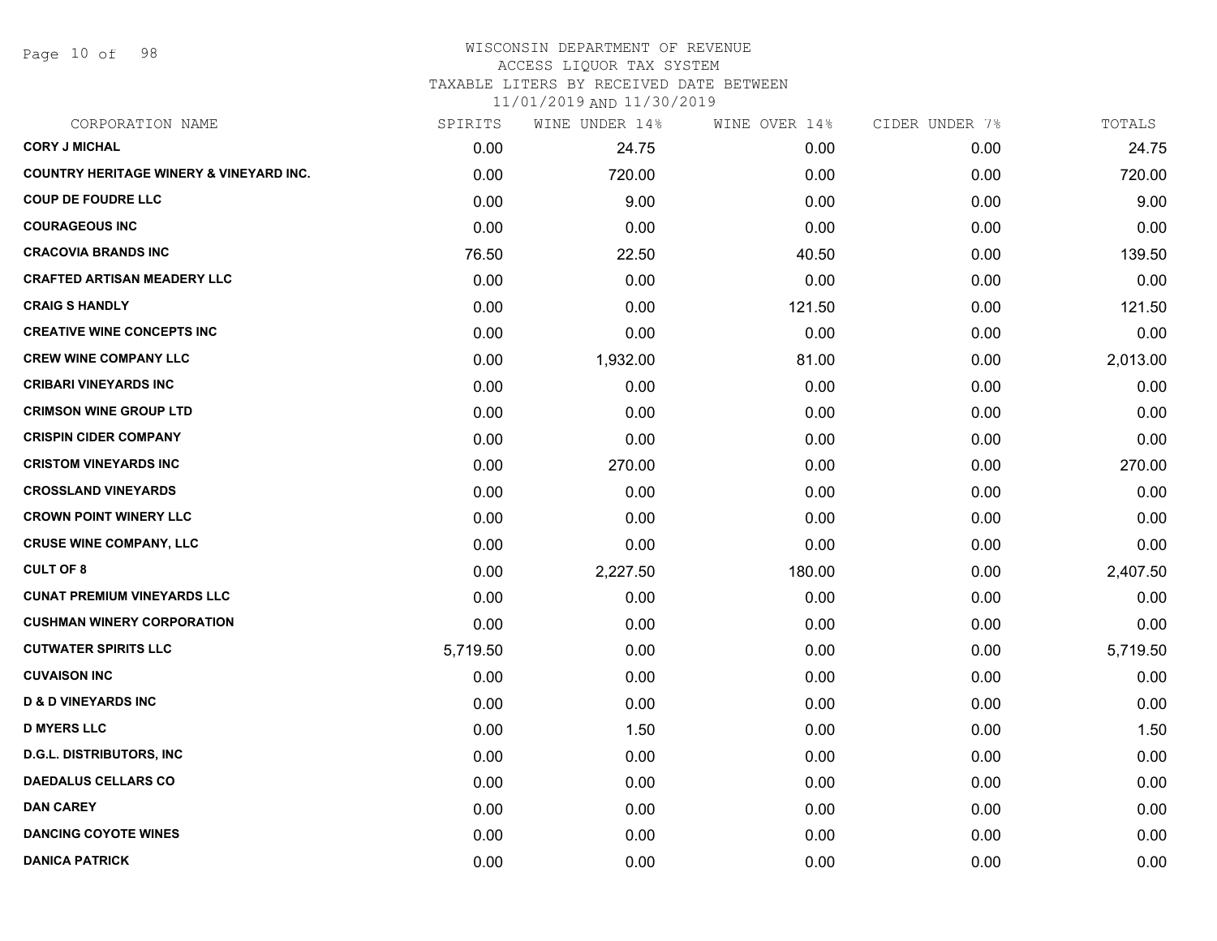WISCONSIN DEPARTMENT OF REVENUE
ACCESS LIQUOR TAX SYSTEM
TAXABLE LITERS BY RECEIVED DATE BETWEEN
11/01/2019 AND 11/30/2019

| CORPORATION NAME | SPIRITS | WINE UNDER 14% | WINE OVER 14% | CIDER UNDER 7% | TOTALS |
|---|---|---|---|---|---|
| **CORY J MICHAL** | 0.00 | 24.75 | 0.00 | 0.00 | 24.75 |
| **COUNTRY HERITAGE WINERY & VINEYARD INC.** | 0.00 | 720.00 | 0.00 | 0.00 | 720.00 |
| **COUP DE FOUDRE LLC** | 0.00 | 9.00 | 0.00 | 0.00 | 9.00 |
| **COURAGEOUS INC** | 0.00 | 0.00 | 0.00 | 0.00 | 0.00 |
| **CRACOVIA BRANDS INC** | 76.50 | 22.50 | 40.50 | 0.00 | 139.50 |
| **CRAFTED ARTISAN MEADERY LLC** | 0.00 | 0.00 | 0.00 | 0.00 | 0.00 |
| **CRAIG S HANDLY** | 0.00 | 0.00 | 121.50 | 0.00 | 121.50 |
| **CREATIVE WINE CONCEPTS INC** | 0.00 | 0.00 | 0.00 | 0.00 | 0.00 |
| **CREW WINE COMPANY LLC** | 0.00 | 1,932.00 | 81.00 | 0.00 | 2,013.00 |
| **CRIBARI VINEYARDS INC** | 0.00 | 0.00 | 0.00 | 0.00 | 0.00 |
| **CRIMSON WINE GROUP LTD** | 0.00 | 0.00 | 0.00 | 0.00 | 0.00 |
| **CRISPIN CIDER COMPANY** | 0.00 | 0.00 | 0.00 | 0.00 | 0.00 |
| **CRISTOM VINEYARDS INC** | 0.00 | 270.00 | 0.00 | 0.00 | 270.00 |
| **CROSSLAND VINEYARDS** | 0.00 | 0.00 | 0.00 | 0.00 | 0.00 |
| **CROWN POINT WINERY LLC** | 0.00 | 0.00 | 0.00 | 0.00 | 0.00 |
| **CRUSE WINE COMPANY, LLC** | 0.00 | 0.00 | 0.00 | 0.00 | 0.00 |
| **CULT OF 8** | 0.00 | 2,227.50 | 180.00 | 0.00 | 2,407.50 |
| **CUNAT PREMIUM VINEYARDS LLC** | 0.00 | 0.00 | 0.00 | 0.00 | 0.00 |
| **CUSHMAN WINERY CORPORATION** | 0.00 | 0.00 | 0.00 | 0.00 | 0.00 |
| **CUTWATER SPIRITS LLC** | 5,719.50 | 0.00 | 0.00 | 0.00 | 5,719.50 |
| **CUVAISON INC** | 0.00 | 0.00 | 0.00 | 0.00 | 0.00 |
| **D & D VINEYARDS INC** | 0.00 | 0.00 | 0.00 | 0.00 | 0.00 |
| **D MYERS LLC** | 0.00 | 1.50 | 0.00 | 0.00 | 1.50 |
| **D.G.L. DISTRIBUTORS, INC** | 0.00 | 0.00 | 0.00 | 0.00 | 0.00 |
| **DAEDALUS CELLARS CO** | 0.00 | 0.00 | 0.00 | 0.00 | 0.00 |
| **DAN CAREY** | 0.00 | 0.00 | 0.00 | 0.00 | 0.00 |
| **DANCING COYOTE WINES** | 0.00 | 0.00 | 0.00 | 0.00 | 0.00 |
| **DANICA PATRICK** | 0.00 | 0.00 | 0.00 | 0.00 | 0.00 |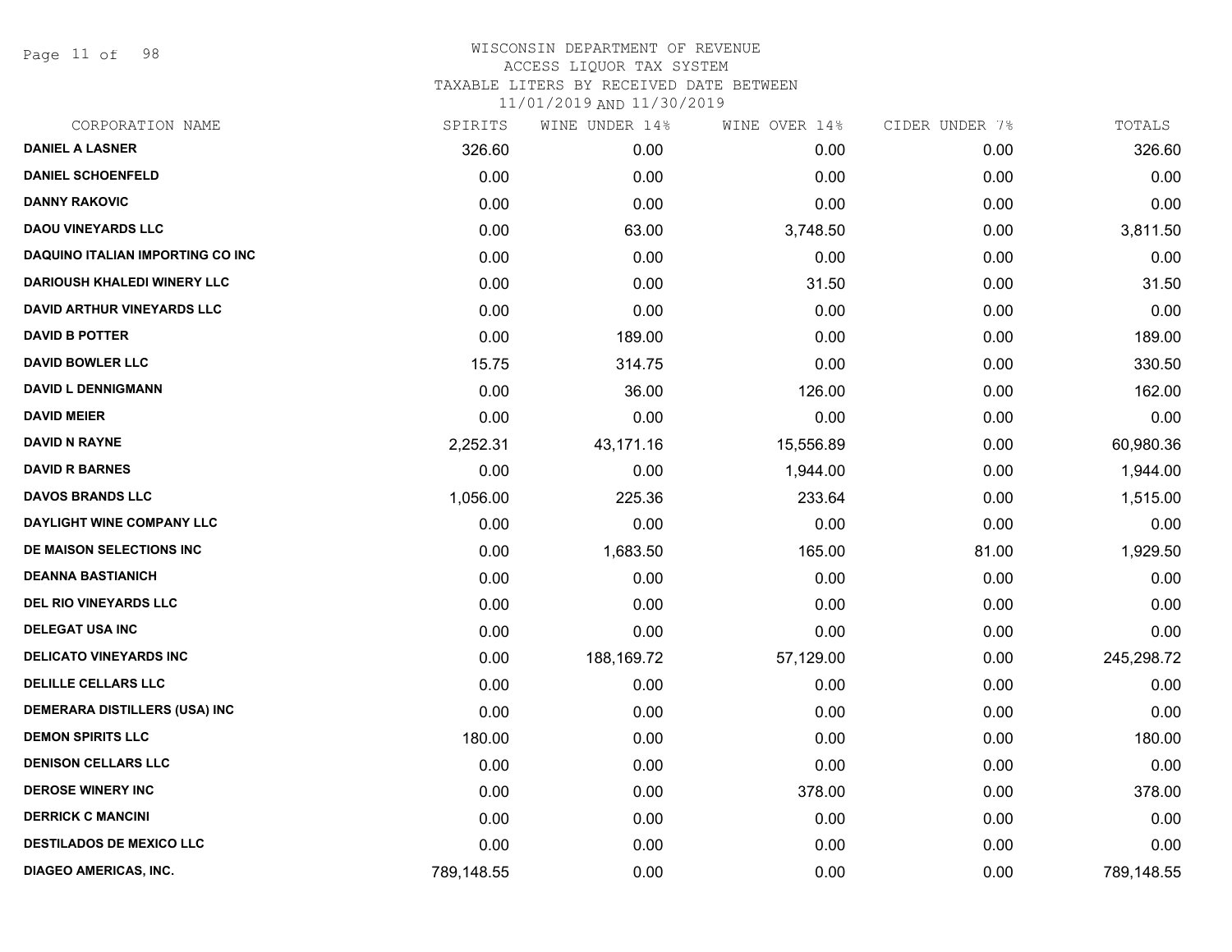WISCONSIN DEPARTMENT OF REVENUE
ACCESS LIQUOR TAX SYSTEM
TAXABLE LITERS BY RECEIVED DATE BETWEEN
11/01/2019 AND 11/30/2019

| CORPORATION NAME | SPIRITS | WINE UNDER 14% | WINE OVER 14% | CIDER UNDER 7% | TOTALS |
|---|---|---|---|---|---|
| DANIEL A LASNER | 326.60 | 0.00 | 0.00 | 0.00 | 326.60 |
| DANIEL SCHOENFELD | 0.00 | 0.00 | 0.00 | 0.00 | 0.00 |
| DANNY RAKOVIC | 0.00 | 0.00 | 0.00 | 0.00 | 0.00 |
| DAOU VINEYARDS LLC | 0.00 | 63.00 | 3,748.50 | 0.00 | 3,811.50 |
| DAQUINO ITALIAN IMPORTING CO INC | 0.00 | 0.00 | 0.00 | 0.00 | 0.00 |
| DARIOUSH KHALEDI WINERY LLC | 0.00 | 0.00 | 31.50 | 0.00 | 31.50 |
| DAVID ARTHUR VINEYARDS LLC | 0.00 | 0.00 | 0.00 | 0.00 | 0.00 |
| DAVID B POTTER | 0.00 | 189.00 | 0.00 | 0.00 | 189.00 |
| DAVID BOWLER LLC | 15.75 | 314.75 | 0.00 | 0.00 | 330.50 |
| DAVID L DENNIGMANN | 0.00 | 36.00 | 126.00 | 0.00 | 162.00 |
| DAVID MEIER | 0.00 | 0.00 | 0.00 | 0.00 | 0.00 |
| DAVID N RAYNE | 2,252.31 | 43,171.16 | 15,556.89 | 0.00 | 60,980.36 |
| DAVID R BARNES | 0.00 | 0.00 | 1,944.00 | 0.00 | 1,944.00 |
| DAVOS BRANDS LLC | 1,056.00 | 225.36 | 233.64 | 0.00 | 1,515.00 |
| DAYLIGHT WINE COMPANY LLC | 0.00 | 0.00 | 0.00 | 0.00 | 0.00 |
| DE MAISON SELECTIONS INC | 0.00 | 1,683.50 | 165.00 | 81.00 | 1,929.50 |
| DEANNA BASTIANICH | 0.00 | 0.00 | 0.00 | 0.00 | 0.00 |
| DEL RIO VINEYARDS LLC | 0.00 | 0.00 | 0.00 | 0.00 | 0.00 |
| DELEGAT USA INC | 0.00 | 0.00 | 0.00 | 0.00 | 0.00 |
| DELICATO VINEYARDS INC | 0.00 | 188,169.72 | 57,129.00 | 0.00 | 245,298.72 |
| DELILLE CELLARS LLC | 0.00 | 0.00 | 0.00 | 0.00 | 0.00 |
| DEMERARA DISTILLERS (USA) INC | 0.00 | 0.00 | 0.00 | 0.00 | 0.00 |
| DEMON SPIRITS LLC | 180.00 | 0.00 | 0.00 | 0.00 | 180.00 |
| DENISON CELLARS LLC | 0.00 | 0.00 | 0.00 | 0.00 | 0.00 |
| DEROSE WINERY INC | 0.00 | 0.00 | 378.00 | 0.00 | 378.00 |
| DERRICK C MANCINI | 0.00 | 0.00 | 0.00 | 0.00 | 0.00 |
| DESTILADOS DE MEXICO LLC | 0.00 | 0.00 | 0.00 | 0.00 | 0.00 |
| DIAGEO AMERICAS, INC. | 789,148.55 | 0.00 | 0.00 | 0.00 | 789,148.55 |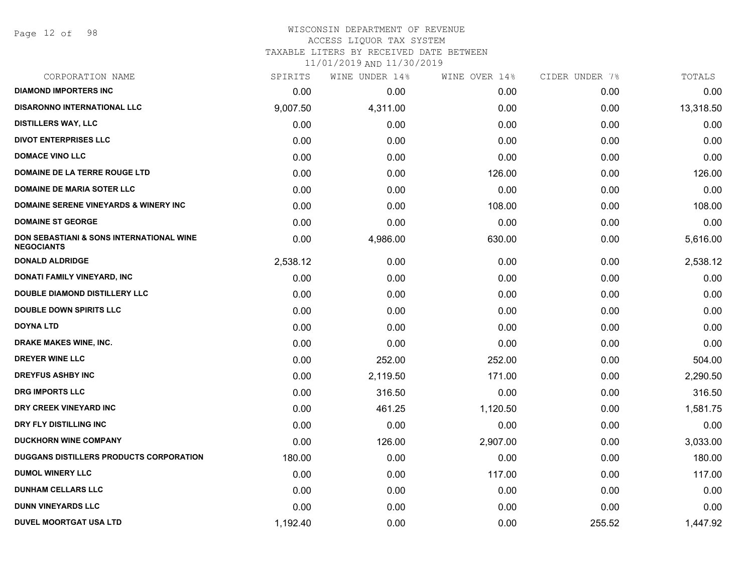# WISCONSIN DEPARTMENT OF REVENUE
## ACCESS LIQUOR TAX SYSTEM
### TAXABLE LITERS BY RECEIVED DATE BETWEEN 11/01/2019 AND 11/30/2019

| CORPORATION NAME | SPIRITS | WINE UNDER 14% | WINE OVER 14% | CIDER UNDER 7% | TOTALS |
|---|---|---|---|---|---|
| DIAMOND IMPORTERS INC | 0.00 | 0.00 | 0.00 | 0.00 | 0.00 |
| DISARONNO INTERNATIONAL LLC | 9,007.50 | 4,311.00 | 0.00 | 0.00 | 13,318.50 |
| DISTILLERS WAY, LLC | 0.00 | 0.00 | 0.00 | 0.00 | 0.00 |
| DIVOT ENTERPRISES LLC | 0.00 | 0.00 | 0.00 | 0.00 | 0.00 |
| DOMACE VINO LLC | 0.00 | 0.00 | 0.00 | 0.00 | 0.00 |
| DOMAINE DE LA TERRE ROUGE LTD | 0.00 | 0.00 | 126.00 | 0.00 | 126.00 |
| DOMAINE DE MARIA SOTER LLC | 0.00 | 0.00 | 0.00 | 0.00 | 0.00 |
| DOMAINE SERENE VINEYARDS & WINERY INC | 0.00 | 0.00 | 108.00 | 0.00 | 108.00 |
| DOMAINE ST GEORGE | 0.00 | 0.00 | 0.00 | 0.00 | 0.00 |
| DON SEBASTIANI & SONS INTERNATIONAL WINE NEGOCIANTS | 0.00 | 4,986.00 | 630.00 | 0.00 | 5,616.00 |
| DONALD ALDRIDGE | 2,538.12 | 0.00 | 0.00 | 0.00 | 2,538.12 |
| DONATI FAMILY VINEYARD, INC | 0.00 | 0.00 | 0.00 | 0.00 | 0.00 |
| DOUBLE DIAMOND DISTILLERY LLC | 0.00 | 0.00 | 0.00 | 0.00 | 0.00 |
| DOUBLE DOWN SPIRITS LLC | 0.00 | 0.00 | 0.00 | 0.00 | 0.00 |
| DOYNA LTD | 0.00 | 0.00 | 0.00 | 0.00 | 0.00 |
| DRAKE MAKES WINE, INC. | 0.00 | 0.00 | 0.00 | 0.00 | 0.00 |
| DREYER WINE LLC | 0.00 | 252.00 | 252.00 | 0.00 | 504.00 |
| DREYFUS ASHBY INC | 0.00 | 2,119.50 | 171.00 | 0.00 | 2,290.50 |
| DRG IMPORTS LLC | 0.00 | 316.50 | 0.00 | 0.00 | 316.50 |
| DRY CREEK VINEYARD INC | 0.00 | 461.25 | 1,120.50 | 0.00 | 1,581.75 |
| DRY FLY DISTILLING INC | 0.00 | 0.00 | 0.00 | 0.00 | 0.00 |
| DUCKHORN WINE COMPANY | 0.00 | 126.00 | 2,907.00 | 0.00 | 3,033.00 |
| DUGGANS DISTILLERS PRODUCTS CORPORATION | 180.00 | 0.00 | 0.00 | 0.00 | 180.00 |
| DUMOL WINERY LLC | 0.00 | 0.00 | 117.00 | 0.00 | 117.00 |
| DUNHAM CELLARS LLC | 0.00 | 0.00 | 0.00 | 0.00 | 0.00 |
| DUNN VINEYARDS LLC | 0.00 | 0.00 | 0.00 | 0.00 | 0.00 |
| DUVEL MOORTGAT USA LTD | 1,192.40 | 0.00 | 0.00 | 255.52 | 1,447.92 |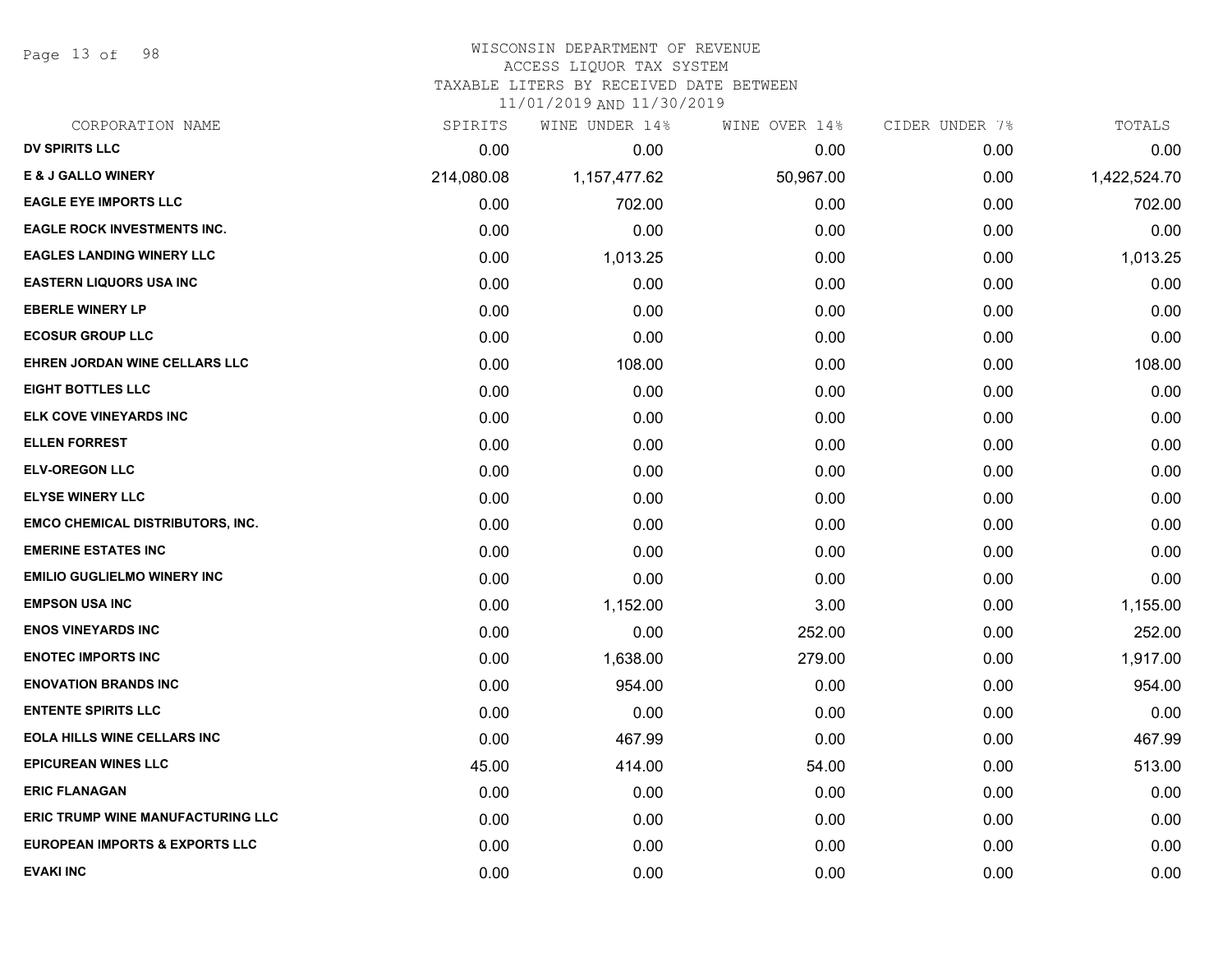WISCONSIN DEPARTMENT OF REVENUE
ACCESS LIQUOR TAX SYSTEM
TAXABLE LITERS BY RECEIVED DATE BETWEEN
11/01/2019 AND 11/30/2019

| CORPORATION NAME | SPIRITS | WINE UNDER 14% | WINE OVER 14% | CIDER UNDER 7% | TOTALS |
|---|---|---|---|---|---|
| DV SPIRITS LLC | 0.00 | 0.00 | 0.00 | 0.00 | 0.00 |
| E & J GALLO WINERY | 214,080.08 | 1,157,477.62 | 50,967.00 | 0.00 | 1,422,524.70 |
| EAGLE EYE IMPORTS LLC | 0.00 | 702.00 | 0.00 | 0.00 | 702.00 |
| EAGLE ROCK INVESTMENTS INC. | 0.00 | 0.00 | 0.00 | 0.00 | 0.00 |
| EAGLES LANDING WINERY LLC | 0.00 | 1,013.25 | 0.00 | 0.00 | 1,013.25 |
| EASTERN LIQUORS USA INC | 0.00 | 0.00 | 0.00 | 0.00 | 0.00 |
| EBERLE WINERY LP | 0.00 | 0.00 | 0.00 | 0.00 | 0.00 |
| ECOSUR GROUP LLC | 0.00 | 0.00 | 0.00 | 0.00 | 0.00 |
| EHREN JORDAN WINE CELLARS LLC | 0.00 | 108.00 | 0.00 | 0.00 | 108.00 |
| EIGHT BOTTLES LLC | 0.00 | 0.00 | 0.00 | 0.00 | 0.00 |
| ELK COVE VINEYARDS INC | 0.00 | 0.00 | 0.00 | 0.00 | 0.00 |
| ELLEN FORREST | 0.00 | 0.00 | 0.00 | 0.00 | 0.00 |
| ELV-OREGON LLC | 0.00 | 0.00 | 0.00 | 0.00 | 0.00 |
| ELYSE WINERY LLC | 0.00 | 0.00 | 0.00 | 0.00 | 0.00 |
| EMCO CHEMICAL DISTRIBUTORS, INC. | 0.00 | 0.00 | 0.00 | 0.00 | 0.00 |
| EMERINE ESTATES INC | 0.00 | 0.00 | 0.00 | 0.00 | 0.00 |
| EMILIO GUGLIELMO WINERY INC | 0.00 | 0.00 | 0.00 | 0.00 | 0.00 |
| EMPSON USA INC | 0.00 | 1,152.00 | 3.00 | 0.00 | 1,155.00 |
| ENOS VINEYARDS INC | 0.00 | 0.00 | 252.00 | 0.00 | 252.00 |
| ENOTEC IMPORTS INC | 0.00 | 1,638.00 | 279.00 | 0.00 | 1,917.00 |
| ENOVATION BRANDS INC | 0.00 | 954.00 | 0.00 | 0.00 | 954.00 |
| ENTENTE SPIRITS LLC | 0.00 | 0.00 | 0.00 | 0.00 | 0.00 |
| EOLA HILLS WINE CELLARS INC | 0.00 | 467.99 | 0.00 | 0.00 | 467.99 |
| EPICUREAN WINES LLC | 45.00 | 414.00 | 54.00 | 0.00 | 513.00 |
| ERIC FLANAGAN | 0.00 | 0.00 | 0.00 | 0.00 | 0.00 |
| ERIC TRUMP WINE MANUFACTURING LLC | 0.00 | 0.00 | 0.00 | 0.00 | 0.00 |
| EUROPEAN IMPORTS & EXPORTS LLC | 0.00 | 0.00 | 0.00 | 0.00 | 0.00 |
| EVAKI INC | 0.00 | 0.00 | 0.00 | 0.00 | 0.00 |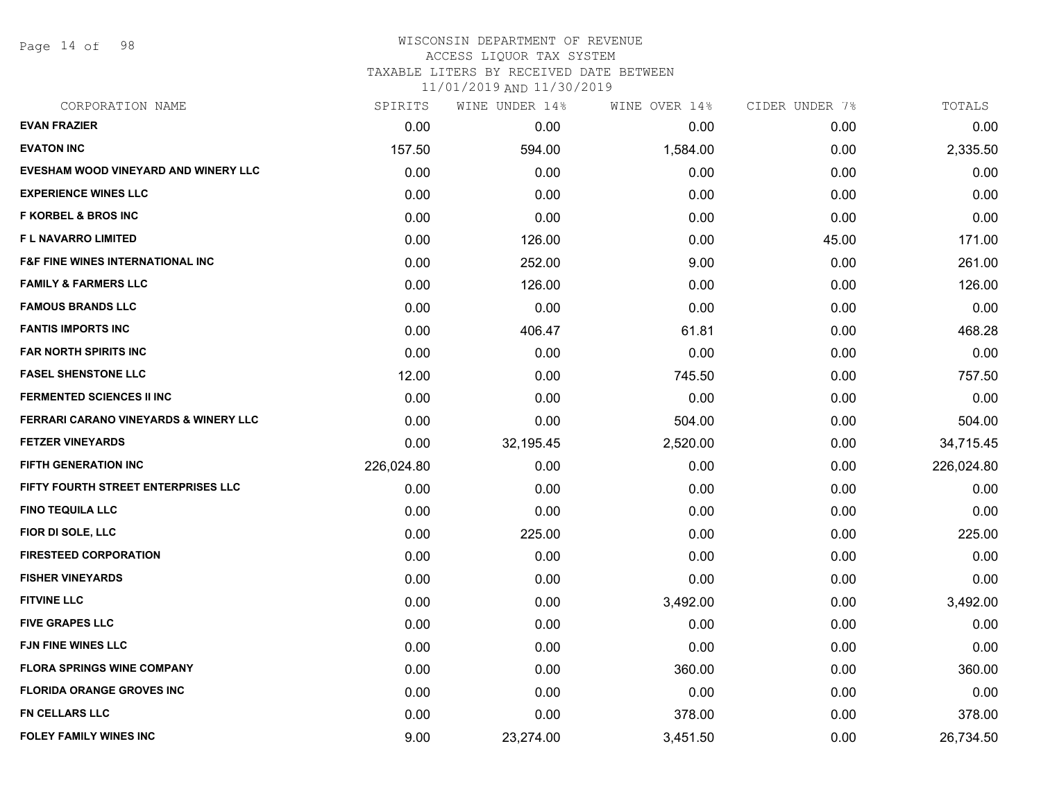WISCONSIN DEPARTMENT OF REVENUE
ACCESS LIQUOR TAX SYSTEM
TAXABLE LITERS BY RECEIVED DATE BETWEEN
11/01/2019 AND 11/30/2019

| CORPORATION NAME | SPIRITS | WINE UNDER 14% | WINE OVER 14% | CIDER UNDER 7% | TOTALS |
|---|---|---|---|---|---|
| **EVAN FRAZIER** | 0.00 | 0.00 | 0.00 | 0.00 | 0.00 |
| **EVATON INC** | 157.50 | 594.00 | 1,584.00 | 0.00 | 2,335.50 |
| **EVESHAM WOOD VINEYARD AND WINERY LLC** | 0.00 | 0.00 | 0.00 | 0.00 | 0.00 |
| **EXPERIENCE WINES LLC** | 0.00 | 0.00 | 0.00 | 0.00 | 0.00 |
| **F KORBEL & BROS INC** | 0.00 | 0.00 | 0.00 | 0.00 | 0.00 |
| **F L NAVARRO LIMITED** | 0.00 | 126.00 | 0.00 | 45.00 | 171.00 |
| **F&F FINE WINES INTERNATIONAL INC** | 0.00 | 252.00 | 9.00 | 0.00 | 261.00 |
| **FAMILY & FARMERS LLC** | 0.00 | 126.00 | 0.00 | 0.00 | 126.00 |
| **FAMOUS BRANDS LLC** | 0.00 | 0.00 | 0.00 | 0.00 | 0.00 |
| **FANTIS IMPORTS INC** | 0.00 | 406.47 | 61.81 | 0.00 | 468.28 |
| **FAR NORTH SPIRITS INC** | 0.00 | 0.00 | 0.00 | 0.00 | 0.00 |
| **FASEL SHENSTONE LLC** | 12.00 | 0.00 | 745.50 | 0.00 | 757.50 |
| **FERMENTED SCIENCES II INC** | 0.00 | 0.00 | 0.00 | 0.00 | 0.00 |
| **FERRARI CARANO VINEYARDS & WINERY LLC** | 0.00 | 0.00 | 504.00 | 0.00 | 504.00 |
| **FETZER VINEYARDS** | 0.00 | 32,195.45 | 2,520.00 | 0.00 | 34,715.45 |
| **FIFTH GENERATION INC** | 226,024.80 | 0.00 | 0.00 | 0.00 | 226,024.80 |
| **FIFTY FOURTH STREET ENTERPRISES LLC** | 0.00 | 0.00 | 0.00 | 0.00 | 0.00 |
| **FINO TEQUILA LLC** | 0.00 | 0.00 | 0.00 | 0.00 | 0.00 |
| **FIOR DI SOLE, LLC** | 0.00 | 225.00 | 0.00 | 0.00 | 225.00 |
| **FIRESTEED CORPORATION** | 0.00 | 0.00 | 0.00 | 0.00 | 0.00 |
| **FISHER VINEYARDS** | 0.00 | 0.00 | 0.00 | 0.00 | 0.00 |
| **FITVINE LLC** | 0.00 | 0.00 | 3,492.00 | 0.00 | 3,492.00 |
| **FIVE GRAPES LLC** | 0.00 | 0.00 | 0.00 | 0.00 | 0.00 |
| **FJN FINE WINES LLC** | 0.00 | 0.00 | 0.00 | 0.00 | 0.00 |
| **FLORA SPRINGS WINE COMPANY** | 0.00 | 0.00 | 360.00 | 0.00 | 360.00 |
| **FLORIDA ORANGE GROVES INC** | 0.00 | 0.00 | 0.00 | 0.00 | 0.00 |
| **FN CELLARS LLC** | 0.00 | 0.00 | 378.00 | 0.00 | 378.00 |
| **FOLEY FAMILY WINES INC** | 9.00 | 23,274.00 | 3,451.50 | 0.00 | 26,734.50 |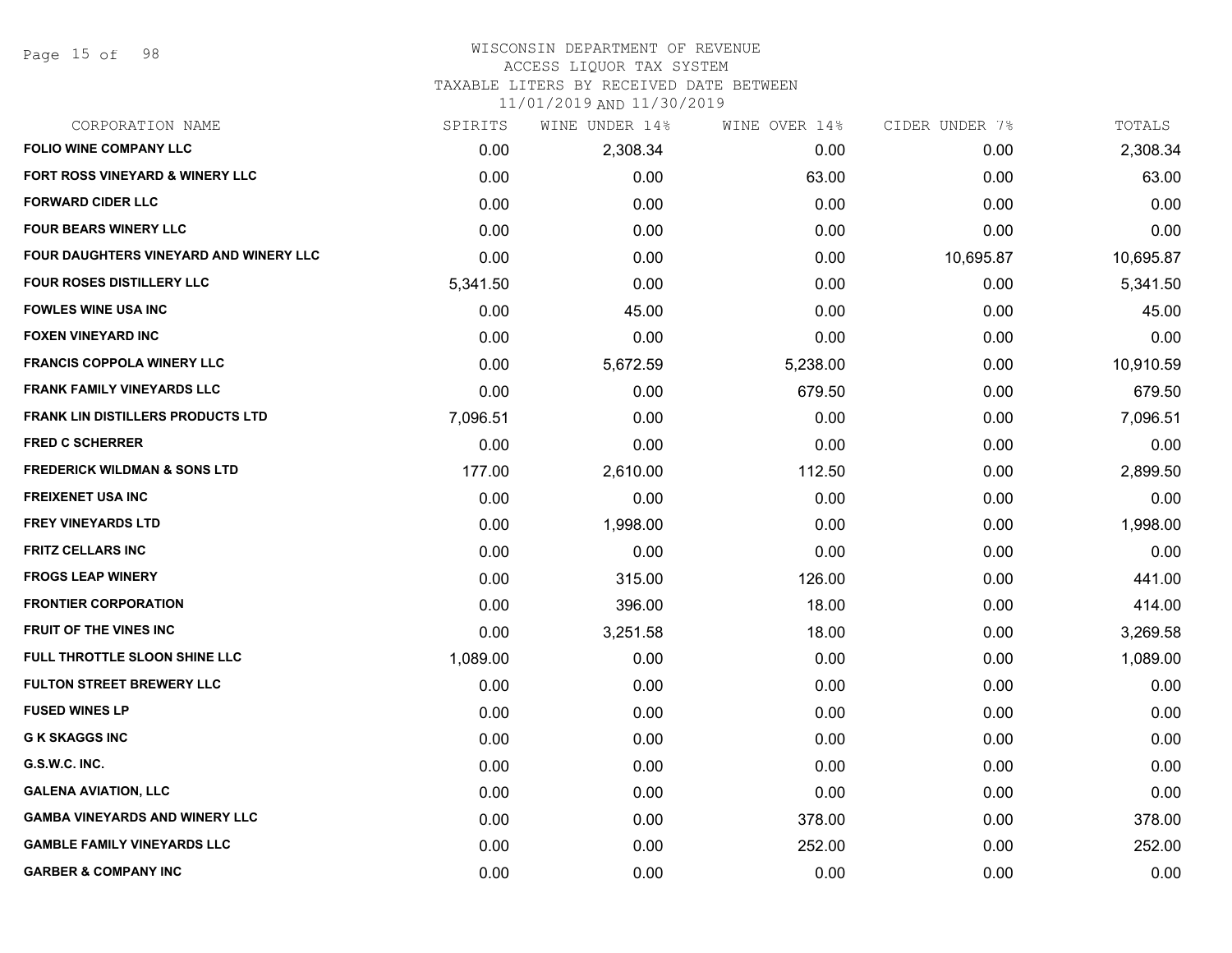WISCONSIN DEPARTMENT OF REVENUE
ACCESS LIQUOR TAX SYSTEM
TAXABLE LITERS BY RECEIVED DATE BETWEEN
11/01/2019 AND 11/30/2019

| CORPORATION NAME | SPIRITS | WINE UNDER 14% | WINE OVER 14% | CIDER UNDER 7% | TOTALS |
|---|---|---|---|---|---|
| FOLIO WINE COMPANY LLC | 0.00 | 2,308.34 | 0.00 | 0.00 | 2,308.34 |
| FORT ROSS VINEYARD & WINERY LLC | 0.00 | 0.00 | 63.00 | 0.00 | 63.00 |
| FORWARD CIDER LLC | 0.00 | 0.00 | 0.00 | 0.00 | 0.00 |
| FOUR BEARS WINERY LLC | 0.00 | 0.00 | 0.00 | 0.00 | 0.00 |
| FOUR DAUGHTERS VINEYARD AND WINERY LLC | 0.00 | 0.00 | 0.00 | 10,695.87 | 10,695.87 |
| FOUR ROSES DISTILLERY LLC | 5,341.50 | 0.00 | 0.00 | 0.00 | 5,341.50 |
| FOWLES WINE USA INC | 0.00 | 45.00 | 0.00 | 0.00 | 45.00 |
| FOXEN VINEYARD INC | 0.00 | 0.00 | 0.00 | 0.00 | 0.00 |
| FRANCIS COPPOLA WINERY LLC | 0.00 | 5,672.59 | 5,238.00 | 0.00 | 10,910.59 |
| FRANK FAMILY VINEYARDS LLC | 0.00 | 0.00 | 679.50 | 0.00 | 679.50 |
| FRANK LIN DISTILLERS PRODUCTS LTD | 7,096.51 | 0.00 | 0.00 | 0.00 | 7,096.51 |
| FRED C SCHERRER | 0.00 | 0.00 | 0.00 | 0.00 | 0.00 |
| FREDERICK WILDMAN & SONS LTD | 177.00 | 2,610.00 | 112.50 | 0.00 | 2,899.50 |
| FREIXENET USA INC | 0.00 | 0.00 | 0.00 | 0.00 | 0.00 |
| FREY VINEYARDS LTD | 0.00 | 1,998.00 | 0.00 | 0.00 | 1,998.00 |
| FRITZ CELLARS INC | 0.00 | 0.00 | 0.00 | 0.00 | 0.00 |
| FROGS LEAP WINERY | 0.00 | 315.00 | 126.00 | 0.00 | 441.00 |
| FRONTIER CORPORATION | 0.00 | 396.00 | 18.00 | 0.00 | 414.00 |
| FRUIT OF THE VINES INC | 0.00 | 3,251.58 | 18.00 | 0.00 | 3,269.58 |
| FULL THROTTLE SLOON SHINE LLC | 1,089.00 | 0.00 | 0.00 | 0.00 | 1,089.00 |
| FULTON STREET BREWERY LLC | 0.00 | 0.00 | 0.00 | 0.00 | 0.00 |
| FUSED WINES LP | 0.00 | 0.00 | 0.00 | 0.00 | 0.00 |
| G K SKAGGS INC | 0.00 | 0.00 | 0.00 | 0.00 | 0.00 |
| G.S.W.C. INC. | 0.00 | 0.00 | 0.00 | 0.00 | 0.00 |
| GALENA AVIATION, LLC | 0.00 | 0.00 | 0.00 | 0.00 | 0.00 |
| GAMBA VINEYARDS AND WINERY LLC | 0.00 | 0.00 | 378.00 | 0.00 | 378.00 |
| GAMBLE FAMILY VINEYARDS LLC | 0.00 | 0.00 | 252.00 | 0.00 | 252.00 |
| GARBER & COMPANY INC | 0.00 | 0.00 | 0.00 | 0.00 | 0.00 |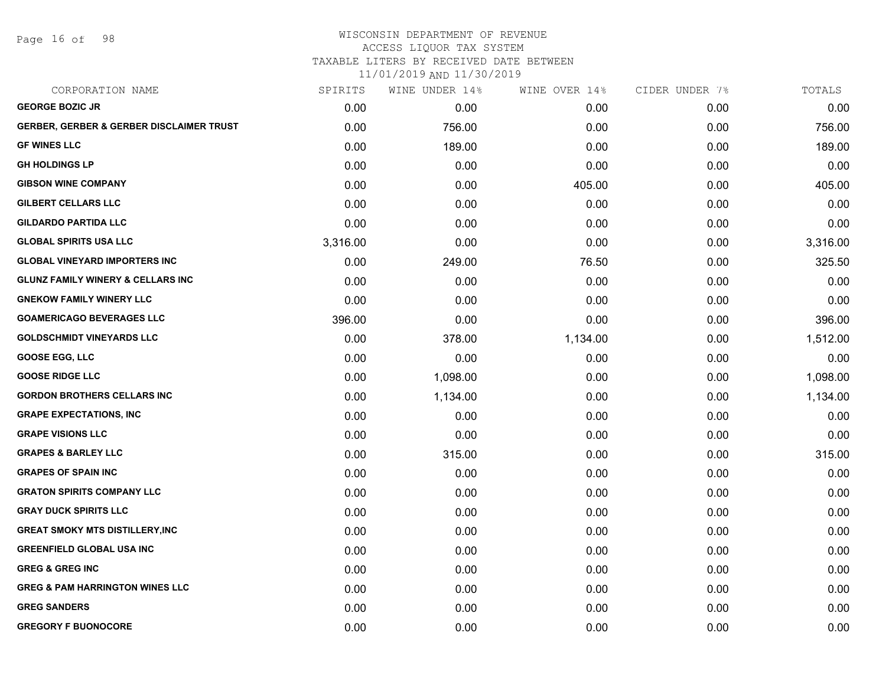WISCONSIN DEPARTMENT OF REVENUE
ACCESS LIQUOR TAX SYSTEM
TAXABLE LITERS BY RECEIVED DATE BETWEEN
11/01/2019 AND 11/30/2019

| CORPORATION NAME | SPIRITS | WINE UNDER 14% | WINE OVER 14% | CIDER UNDER 7% | TOTALS |
|---|---|---|---|---|---|
| GEORGE BOZIC JR | 0.00 | 0.00 | 0.00 | 0.00 | 0.00 |
| GERBER, GERBER & GERBER DISCLAIMER TRUST | 0.00 | 756.00 | 0.00 | 0.00 | 756.00 |
| GF WINES LLC | 0.00 | 189.00 | 0.00 | 0.00 | 189.00 |
| GH HOLDINGS LP | 0.00 | 0.00 | 0.00 | 0.00 | 0.00 |
| GIBSON WINE COMPANY | 0.00 | 0.00 | 405.00 | 0.00 | 405.00 |
| GILBERT CELLARS LLC | 0.00 | 0.00 | 0.00 | 0.00 | 0.00 |
| GILDARDO PARTIDA LLC | 0.00 | 0.00 | 0.00 | 0.00 | 0.00 |
| GLOBAL SPIRITS USA LLC | 3,316.00 | 0.00 | 0.00 | 0.00 | 3,316.00 |
| GLOBAL VINEYARD IMPORTERS INC | 0.00 | 249.00 | 76.50 | 0.00 | 325.50 |
| GLUNZ FAMILY WINERY & CELLARS INC | 0.00 | 0.00 | 0.00 | 0.00 | 0.00 |
| GNEKOW FAMILY WINERY LLC | 0.00 | 0.00 | 0.00 | 0.00 | 0.00 |
| GOAMERICAGO BEVERAGES LLC | 396.00 | 0.00 | 0.00 | 0.00 | 396.00 |
| GOLDSCHMIDT VINEYARDS LLC | 0.00 | 378.00 | 1,134.00 | 0.00 | 1,512.00 |
| GOOSE EGG, LLC | 0.00 | 0.00 | 0.00 | 0.00 | 0.00 |
| GOOSE RIDGE LLC | 0.00 | 1,098.00 | 0.00 | 0.00 | 1,098.00 |
| GORDON BROTHERS CELLARS INC | 0.00 | 1,134.00 | 0.00 | 0.00 | 1,134.00 |
| GRAPE EXPECTATIONS, INC | 0.00 | 0.00 | 0.00 | 0.00 | 0.00 |
| GRAPE VISIONS LLC | 0.00 | 0.00 | 0.00 | 0.00 | 0.00 |
| GRAPES & BARLEY LLC | 0.00 | 315.00 | 0.00 | 0.00 | 315.00 |
| GRAPES OF SPAIN INC | 0.00 | 0.00 | 0.00 | 0.00 | 0.00 |
| GRATON SPIRITS COMPANY LLC | 0.00 | 0.00 | 0.00 | 0.00 | 0.00 |
| GRAY DUCK SPIRITS LLC | 0.00 | 0.00 | 0.00 | 0.00 | 0.00 |
| GREAT SMOKY MTS DISTILLERY,INC | 0.00 | 0.00 | 0.00 | 0.00 | 0.00 |
| GREENFIELD GLOBAL USA INC | 0.00 | 0.00 | 0.00 | 0.00 | 0.00 |
| GREG & GREG INC | 0.00 | 0.00 | 0.00 | 0.00 | 0.00 |
| GREG & PAM HARRINGTON WINES LLC | 0.00 | 0.00 | 0.00 | 0.00 | 0.00 |
| GREG SANDERS | 0.00 | 0.00 | 0.00 | 0.00 | 0.00 |
| GREGORY F BUONOCORE | 0.00 | 0.00 | 0.00 | 0.00 | 0.00 |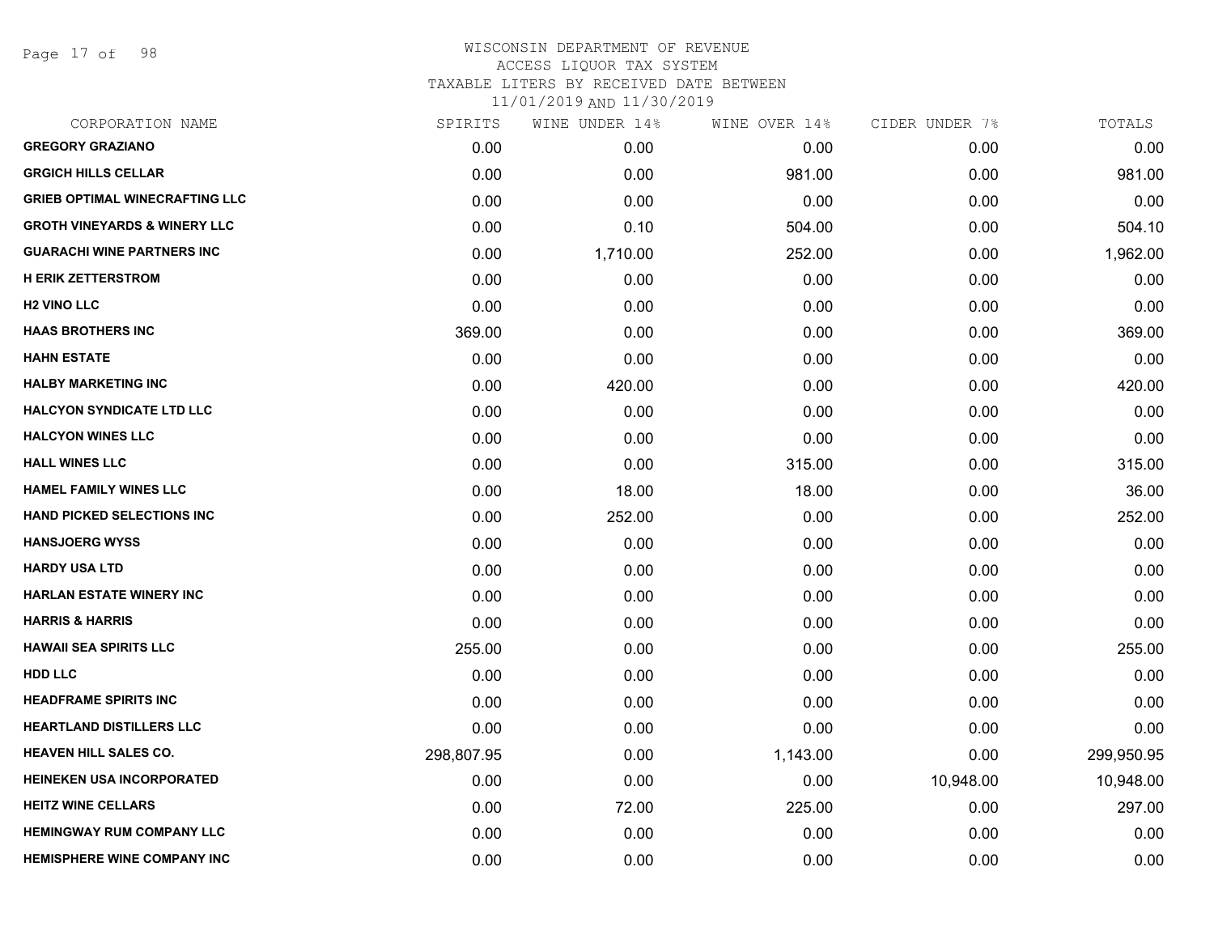# WISCONSIN DEPARTMENT OF REVENUE
## ACCESS LIQUOR TAX SYSTEM
## TAXABLE LITERS BY RECEIVED DATE BETWEEN 11/01/2019 AND 11/30/2019

| CORPORATION NAME | SPIRITS | WINE UNDER 14% | WINE OVER 14% | CIDER UNDER 7% | TOTALS |
|---|---|---|---|---|---|
| GREGORY GRAZIANO | 0.00 | 0.00 | 0.00 | 0.00 | 0.00 |
| GRGICH HILLS CELLAR | 0.00 | 0.00 | 981.00 | 0.00 | 981.00 |
| GRIEB OPTIMAL WINECRAFTING LLC | 0.00 | 0.00 | 0.00 | 0.00 | 0.00 |
| GROTH VINEYARDS & WINERY LLC | 0.00 | 0.10 | 504.00 | 0.00 | 504.10 |
| GUARACHI WINE PARTNERS INC | 0.00 | 1,710.00 | 252.00 | 0.00 | 1,962.00 |
| H ERIK ZETTERSTROM | 0.00 | 0.00 | 0.00 | 0.00 | 0.00 |
| H2 VINO LLC | 0.00 | 0.00 | 0.00 | 0.00 | 0.00 |
| HAAS BROTHERS INC | 369.00 | 0.00 | 0.00 | 0.00 | 369.00 |
| HAHN ESTATE | 0.00 | 0.00 | 0.00 | 0.00 | 0.00 |
| HALBY MARKETING INC | 0.00 | 420.00 | 0.00 | 0.00 | 420.00 |
| HALCYON SYNDICATE LTD LLC | 0.00 | 0.00 | 0.00 | 0.00 | 0.00 |
| HALCYON WINES LLC | 0.00 | 0.00 | 0.00 | 0.00 | 0.00 |
| HALL WINES LLC | 0.00 | 0.00 | 315.00 | 0.00 | 315.00 |
| HAMEL FAMILY WINES LLC | 0.00 | 18.00 | 18.00 | 0.00 | 36.00 |
| HAND PICKED SELECTIONS INC | 0.00 | 252.00 | 0.00 | 0.00 | 252.00 |
| HANSJOERG WYSS | 0.00 | 0.00 | 0.00 | 0.00 | 0.00 |
| HARDY USA LTD | 0.00 | 0.00 | 0.00 | 0.00 | 0.00 |
| HARLAN ESTATE WINERY INC | 0.00 | 0.00 | 0.00 | 0.00 | 0.00 |
| HARRIS & HARRIS | 0.00 | 0.00 | 0.00 | 0.00 | 0.00 |
| HAWAII SEA SPIRITS LLC | 255.00 | 0.00 | 0.00 | 0.00 | 255.00 |
| HDD LLC | 0.00 | 0.00 | 0.00 | 0.00 | 0.00 |
| HEADFRAME SPIRITS INC | 0.00 | 0.00 | 0.00 | 0.00 | 0.00 |
| HEARTLAND DISTILLERS LLC | 0.00 | 0.00 | 0.00 | 0.00 | 0.00 |
| HEAVEN HILL SALES CO. | 298,807.95 | 0.00 | 1,143.00 | 0.00 | 299,950.95 |
| HEINEKEN USA INCORPORATED | 0.00 | 0.00 | 0.00 | 10,948.00 | 10,948.00 |
| HEITZ WINE CELLARS | 0.00 | 72.00 | 225.00 | 0.00 | 297.00 |
| HEMINGWAY RUM COMPANY LLC | 0.00 | 0.00 | 0.00 | 0.00 | 0.00 |
| HEMISPHERE WINE COMPANY INC | 0.00 | 0.00 | 0.00 | 0.00 | 0.00 |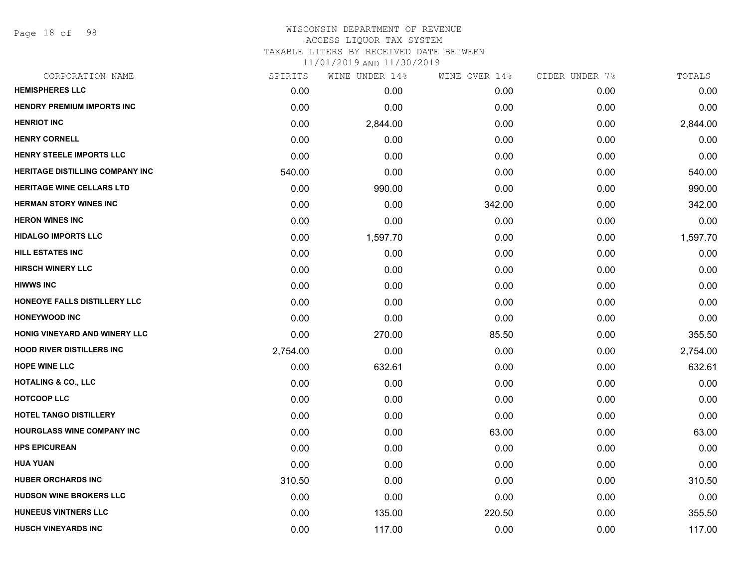# WISCONSIN DEPARTMENT OF REVENUE
## ACCESS LIQUOR TAX SYSTEM
### TAXABLE LITERS BY RECEIVED DATE BETWEEN 11/01/2019 AND 11/30/2019

| CORPORATION NAME | SPIRITS | WINE UNDER 14% | WINE OVER 14% | CIDER UNDER 7% | TOTALS |
|---|---|---|---|---|---|
| HEMISPHERES LLC | 0.00 | 0.00 | 0.00 | 0.00 | 0.00 |
| HENDRY PREMIUM IMPORTS INC | 0.00 | 0.00 | 0.00 | 0.00 | 0.00 |
| HENRIOT INC | 0.00 | 2,844.00 | 0.00 | 0.00 | 2,844.00 |
| HENRY CORNELL | 0.00 | 0.00 | 0.00 | 0.00 | 0.00 |
| HENRY STEELE IMPORTS LLC | 0.00 | 0.00 | 0.00 | 0.00 | 0.00 |
| HERITAGE DISTILLING COMPANY INC | 540.00 | 0.00 | 0.00 | 0.00 | 540.00 |
| HERITAGE WINE CELLARS LTD | 0.00 | 990.00 | 0.00 | 0.00 | 990.00 |
| HERMAN STORY WINES INC | 0.00 | 0.00 | 342.00 | 0.00 | 342.00 |
| HERON WINES INC | 0.00 | 0.00 | 0.00 | 0.00 | 0.00 |
| HIDALGO IMPORTS LLC | 0.00 | 1,597.70 | 0.00 | 0.00 | 1,597.70 |
| HILL ESTATES INC | 0.00 | 0.00 | 0.00 | 0.00 | 0.00 |
| HIRSCH WINERY LLC | 0.00 | 0.00 | 0.00 | 0.00 | 0.00 |
| HIWWS INC | 0.00 | 0.00 | 0.00 | 0.00 | 0.00 |
| HONEOYE FALLS DISTILLERY LLC | 0.00 | 0.00 | 0.00 | 0.00 | 0.00 |
| HONEYWOOD INC | 0.00 | 0.00 | 0.00 | 0.00 | 0.00 |
| HONIG VINEYARD AND WINERY LLC | 0.00 | 270.00 | 85.50 | 0.00 | 355.50 |
| HOOD RIVER DISTILLERS INC | 2,754.00 | 0.00 | 0.00 | 0.00 | 2,754.00 |
| HOPE WINE LLC | 0.00 | 632.61 | 0.00 | 0.00 | 632.61 |
| HOTALING & CO., LLC | 0.00 | 0.00 | 0.00 | 0.00 | 0.00 |
| HOTCOOP LLC | 0.00 | 0.00 | 0.00 | 0.00 | 0.00 |
| HOTEL TANGO DISTILLERY | 0.00 | 0.00 | 0.00 | 0.00 | 0.00 |
| HOURGLASS WINE COMPANY INC | 0.00 | 0.00 | 63.00 | 0.00 | 63.00 |
| HPS EPICUREAN | 0.00 | 0.00 | 0.00 | 0.00 | 0.00 |
| HUA YUAN | 0.00 | 0.00 | 0.00 | 0.00 | 0.00 |
| HUBER ORCHARDS INC | 310.50 | 0.00 | 0.00 | 0.00 | 310.50 |
| HUDSON WINE BROKERS LLC | 0.00 | 0.00 | 0.00 | 0.00 | 0.00 |
| HUNEEUS VINTNERS LLC | 0.00 | 135.00 | 220.50 | 0.00 | 355.50 |
| HUSCH VINEYARDS INC | 0.00 | 117.00 | 0.00 | 0.00 | 117.00 |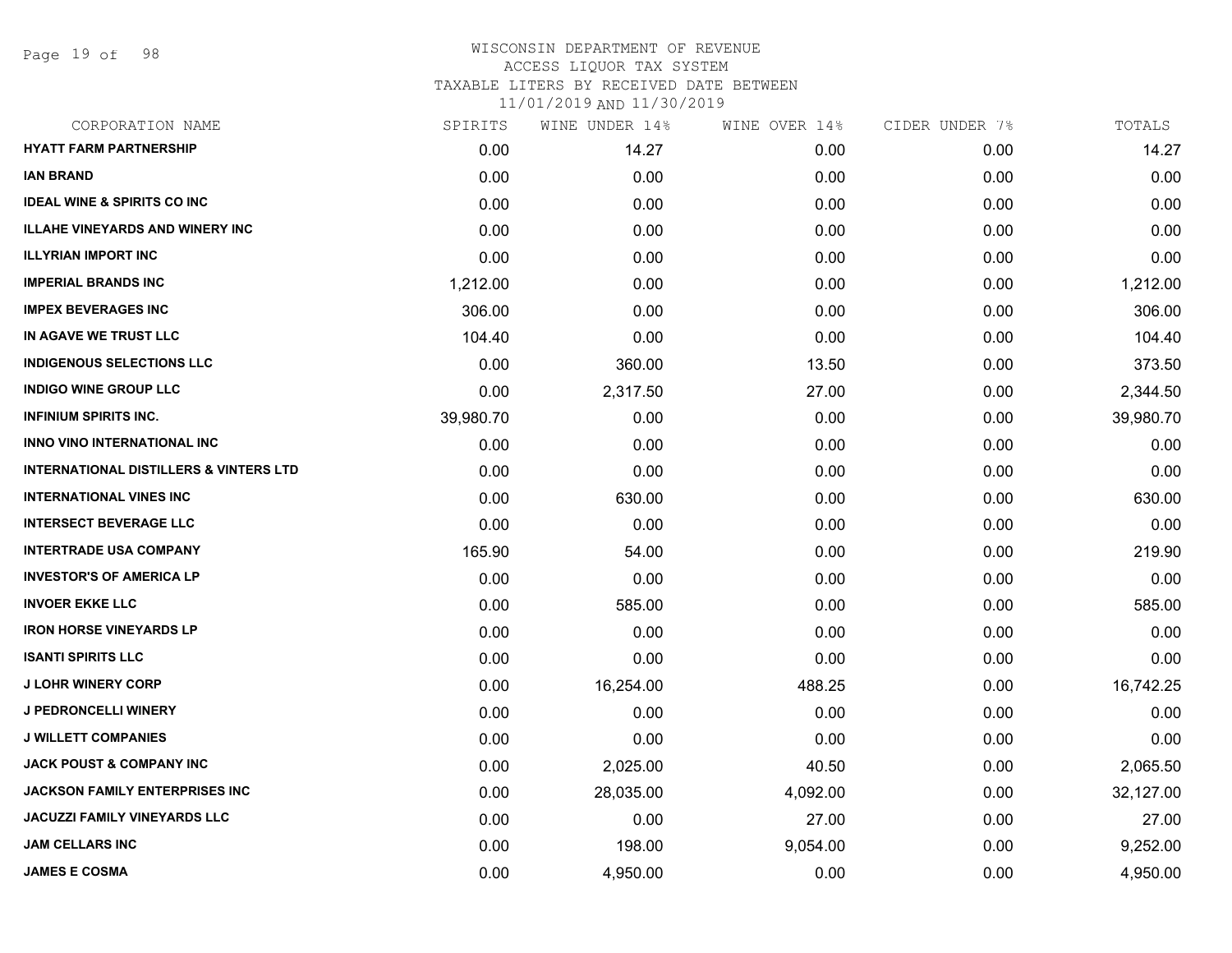# WISCONSIN DEPARTMENT OF REVENUE
## ACCESS LIQUOR TAX SYSTEM
### TAXABLE LITERS BY RECEIVED DATE BETWEEN 11/01/2019 AND 11/30/2019

| CORPORATION NAME | SPIRITS | WINE UNDER 14% | WINE OVER 14% | CIDER UNDER 7% | TOTALS |
|---|---|---|---|---|---|
| HYATT FARM PARTNERSHIP | 0.00 | 14.27 | 0.00 | 0.00 | 14.27 |
| IAN BRAND | 0.00 | 0.00 | 0.00 | 0.00 | 0.00 |
| IDEAL WINE & SPIRITS CO INC | 0.00 | 0.00 | 0.00 | 0.00 | 0.00 |
| ILLAHE VINEYARDS AND WINERY INC | 0.00 | 0.00 | 0.00 | 0.00 | 0.00 |
| ILLYRIAN IMPORT INC | 0.00 | 0.00 | 0.00 | 0.00 | 0.00 |
| IMPERIAL BRANDS INC | 1,212.00 | 0.00 | 0.00 | 0.00 | 1,212.00 |
| IMPEX BEVERAGES INC | 306.00 | 0.00 | 0.00 | 0.00 | 306.00 |
| IN AGAVE WE TRUST LLC | 104.40 | 0.00 | 0.00 | 0.00 | 104.40 |
| INDIGENOUS SELECTIONS LLC | 0.00 | 360.00 | 13.50 | 0.00 | 373.50 |
| INDIGO WINE GROUP LLC | 0.00 | 2,317.50 | 27.00 | 0.00 | 2,344.50 |
| INFINIUM SPIRITS INC. | 39,980.70 | 0.00 | 0.00 | 0.00 | 39,980.70 |
| INNO VINO INTERNATIONAL INC | 0.00 | 0.00 | 0.00 | 0.00 | 0.00 |
| INTERNATIONAL DISTILLERS & VINTERS LTD | 0.00 | 0.00 | 0.00 | 0.00 | 0.00 |
| INTERNATIONAL VINES INC | 0.00 | 630.00 | 0.00 | 0.00 | 630.00 |
| INTERSECT BEVERAGE LLC | 0.00 | 0.00 | 0.00 | 0.00 | 0.00 |
| INTERTRADE USA COMPANY | 165.90 | 54.00 | 0.00 | 0.00 | 219.90 |
| INVESTOR'S OF AMERICA LP | 0.00 | 0.00 | 0.00 | 0.00 | 0.00 |
| INVOER EKKE LLC | 0.00 | 585.00 | 0.00 | 0.00 | 585.00 |
| IRON HORSE VINEYARDS LP | 0.00 | 0.00 | 0.00 | 0.00 | 0.00 |
| ISANTI SPIRITS LLC | 0.00 | 0.00 | 0.00 | 0.00 | 0.00 |
| J LOHR WINERY CORP | 0.00 | 16,254.00 | 488.25 | 0.00 | 16,742.25 |
| J PEDRONCELLI WINERY | 0.00 | 0.00 | 0.00 | 0.00 | 0.00 |
| J WILLETT COMPANIES | 0.00 | 0.00 | 0.00 | 0.00 | 0.00 |
| JACK POUST & COMPANY INC | 0.00 | 2,025.00 | 40.50 | 0.00 | 2,065.50 |
| JACKSON FAMILY ENTERPRISES INC | 0.00 | 28,035.00 | 4,092.00 | 0.00 | 32,127.00 |
| JACUZZI FAMILY VINEYARDS LLC | 0.00 | 0.00 | 27.00 | 0.00 | 27.00 |
| JAM CELLARS INC | 0.00 | 198.00 | 9,054.00 | 0.00 | 9,252.00 |
| JAMES E COSMA | 0.00 | 4,950.00 | 0.00 | 0.00 | 4,950.00 |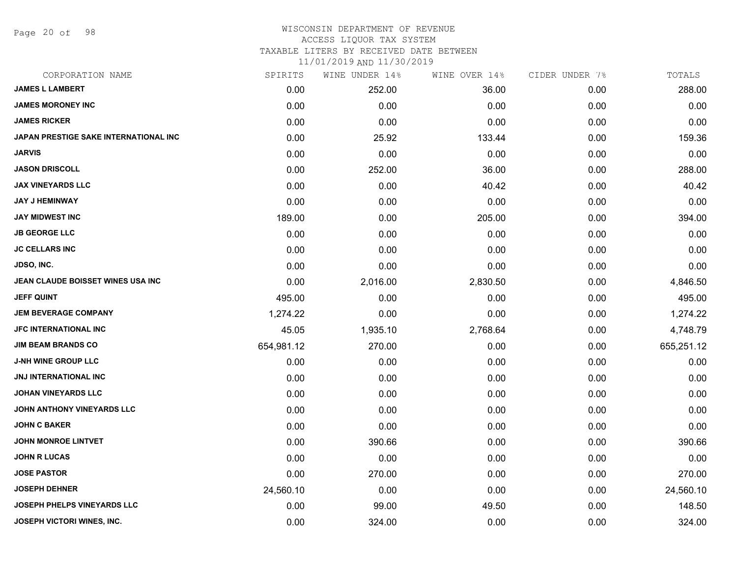# WISCONSIN DEPARTMENT OF REVENUE

ACCESS LIQUOR TAX SYSTEM

TAXABLE LITERS BY RECEIVED DATE BETWEEN

11/01/2019 AND 11/30/2019

| CORPORATION NAME | SPIRITS | WINE UNDER 14% | WINE OVER 14% | CIDER UNDER 7% | TOTALS |
|---|---|---|---|---|---|
| JAMES L LAMBERT | 0.00 | 252.00 | 36.00 | 0.00 | 288.00 |
| JAMES MORONEY INC | 0.00 | 0.00 | 0.00 | 0.00 | 0.00 |
| JAMES RICKER | 0.00 | 0.00 | 0.00 | 0.00 | 0.00 |
| JAPAN PRESTIGE SAKE INTERNATIONAL INC | 0.00 | 25.92 | 133.44 | 0.00 | 159.36 |
| JARVIS | 0.00 | 0.00 | 0.00 | 0.00 | 0.00 |
| JASON DRISCOLL | 0.00 | 252.00 | 36.00 | 0.00 | 288.00 |
| JAX VINEYARDS LLC | 0.00 | 0.00 | 40.42 | 0.00 | 40.42 |
| JAY J HEMINWAY | 0.00 | 0.00 | 0.00 | 0.00 | 0.00 |
| JAY MIDWEST INC | 189.00 | 0.00 | 205.00 | 0.00 | 394.00 |
| JB GEORGE LLC | 0.00 | 0.00 | 0.00 | 0.00 | 0.00 |
| JC CELLARS INC | 0.00 | 0.00 | 0.00 | 0.00 | 0.00 |
| JDSO, INC. | 0.00 | 0.00 | 0.00 | 0.00 | 0.00 |
| JEAN CLAUDE BOISSET WINES USA INC | 0.00 | 2,016.00 | 2,830.50 | 0.00 | 4,846.50 |
| JEFF QUINT | 495.00 | 0.00 | 0.00 | 0.00 | 495.00 |
| JEM BEVERAGE COMPANY | 1,274.22 | 0.00 | 0.00 | 0.00 | 1,274.22 |
| JFC INTERNATIONAL INC | 45.05 | 1,935.10 | 2,768.64 | 0.00 | 4,748.79 |
| JIM BEAM BRANDS CO | 654,981.12 | 270.00 | 0.00 | 0.00 | 655,251.12 |
| J-NH WINE GROUP LLC | 0.00 | 0.00 | 0.00 | 0.00 | 0.00 |
| JNJ INTERNATIONAL INC | 0.00 | 0.00 | 0.00 | 0.00 | 0.00 |
| JOHAN VINEYARDS LLC | 0.00 | 0.00 | 0.00 | 0.00 | 0.00 |
| JOHN ANTHONY VINEYARDS LLC | 0.00 | 0.00 | 0.00 | 0.00 | 0.00 |
| JOHN C BAKER | 0.00 | 0.00 | 0.00 | 0.00 | 0.00 |
| JOHN MONROE LINTVET | 0.00 | 390.66 | 0.00 | 0.00 | 390.66 |
| JOHN R LUCAS | 0.00 | 0.00 | 0.00 | 0.00 | 0.00 |
| JOSE PASTOR | 0.00 | 270.00 | 0.00 | 0.00 | 270.00 |
| JOSEPH DEHNER | 24,560.10 | 0.00 | 0.00 | 0.00 | 24,560.10 |
| JOSEPH PHELPS VINEYARDS LLC | 0.00 | 99.00 | 49.50 | 0.00 | 148.50 |
| JOSEPH VICTORI WINES, INC. | 0.00 | 324.00 | 0.00 | 0.00 | 324.00 |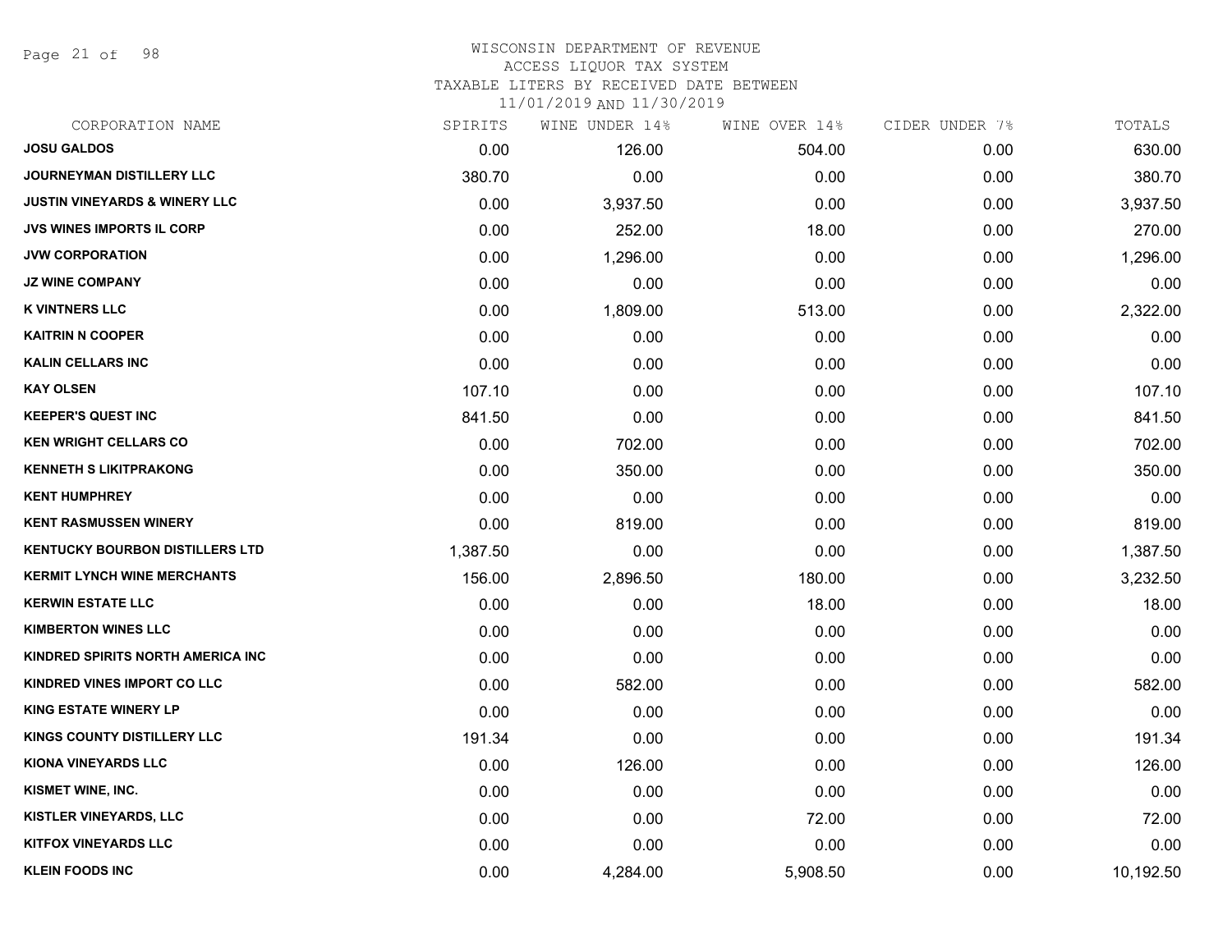WISCONSIN DEPARTMENT OF REVENUE
ACCESS LIQUOR TAX SYSTEM
TAXABLE LITERS BY RECEIVED DATE BETWEEN
11/01/2019 AND 11/30/2019

| CORPORATION NAME | SPIRITS | WINE UNDER 14% | WINE OVER 14% | CIDER UNDER 7% | TOTALS |
|---|---|---|---|---|---|
| JOSU GALDOS | 0.00 | 126.00 | 504.00 | 0.00 | 630.00 |
| JOURNEYMAN DISTILLERY LLC | 380.70 | 0.00 | 0.00 | 0.00 | 380.70 |
| JUSTIN VINEYARDS & WINERY LLC | 0.00 | 3,937.50 | 0.00 | 0.00 | 3,937.50 |
| JVS WINES IMPORTS IL CORP | 0.00 | 252.00 | 18.00 | 0.00 | 270.00 |
| JVW CORPORATION | 0.00 | 1,296.00 | 0.00 | 0.00 | 1,296.00 |
| JZ WINE COMPANY | 0.00 | 0.00 | 0.00 | 0.00 | 0.00 |
| K VINTNERS LLC | 0.00 | 1,809.00 | 513.00 | 0.00 | 2,322.00 |
| KAITRIN N COOPER | 0.00 | 0.00 | 0.00 | 0.00 | 0.00 |
| KALIN CELLARS INC | 0.00 | 0.00 | 0.00 | 0.00 | 0.00 |
| KAY OLSEN | 107.10 | 0.00 | 0.00 | 0.00 | 107.10 |
| KEEPER'S QUEST INC | 841.50 | 0.00 | 0.00 | 0.00 | 841.50 |
| KEN WRIGHT CELLARS CO | 0.00 | 702.00 | 0.00 | 0.00 | 702.00 |
| KENNETH S LIKITPRAKONG | 0.00 | 350.00 | 0.00 | 0.00 | 350.00 |
| KENT HUMPHREY | 0.00 | 0.00 | 0.00 | 0.00 | 0.00 |
| KENT RASMUSSEN WINERY | 0.00 | 819.00 | 0.00 | 0.00 | 819.00 |
| KENTUCKY BOURBON DISTILLERS LTD | 1,387.50 | 0.00 | 0.00 | 0.00 | 1,387.50 |
| KERMIT LYNCH WINE MERCHANTS | 156.00 | 2,896.50 | 180.00 | 0.00 | 3,232.50 |
| KERWIN ESTATE LLC | 0.00 | 0.00 | 18.00 | 0.00 | 18.00 |
| KIMBERTON WINES LLC | 0.00 | 0.00 | 0.00 | 0.00 | 0.00 |
| KINDRED SPIRITS NORTH AMERICA INC | 0.00 | 0.00 | 0.00 | 0.00 | 0.00 |
| KINDRED VINES IMPORT CO LLC | 0.00 | 582.00 | 0.00 | 0.00 | 582.00 |
| KING ESTATE WINERY LP | 0.00 | 0.00 | 0.00 | 0.00 | 0.00 |
| KINGS COUNTY DISTILLERY LLC | 191.34 | 0.00 | 0.00 | 0.00 | 191.34 |
| KIONA VINEYARDS LLC | 0.00 | 126.00 | 0.00 | 0.00 | 126.00 |
| KISMET WINE, INC. | 0.00 | 0.00 | 0.00 | 0.00 | 0.00 |
| KISTLER VINEYARDS, LLC | 0.00 | 0.00 | 72.00 | 0.00 | 72.00 |
| KITFOX VINEYARDS LLC | 0.00 | 0.00 | 0.00 | 0.00 | 0.00 |
| KLEIN FOODS INC | 0.00 | 4,284.00 | 5,908.50 | 0.00 | 10,192.50 |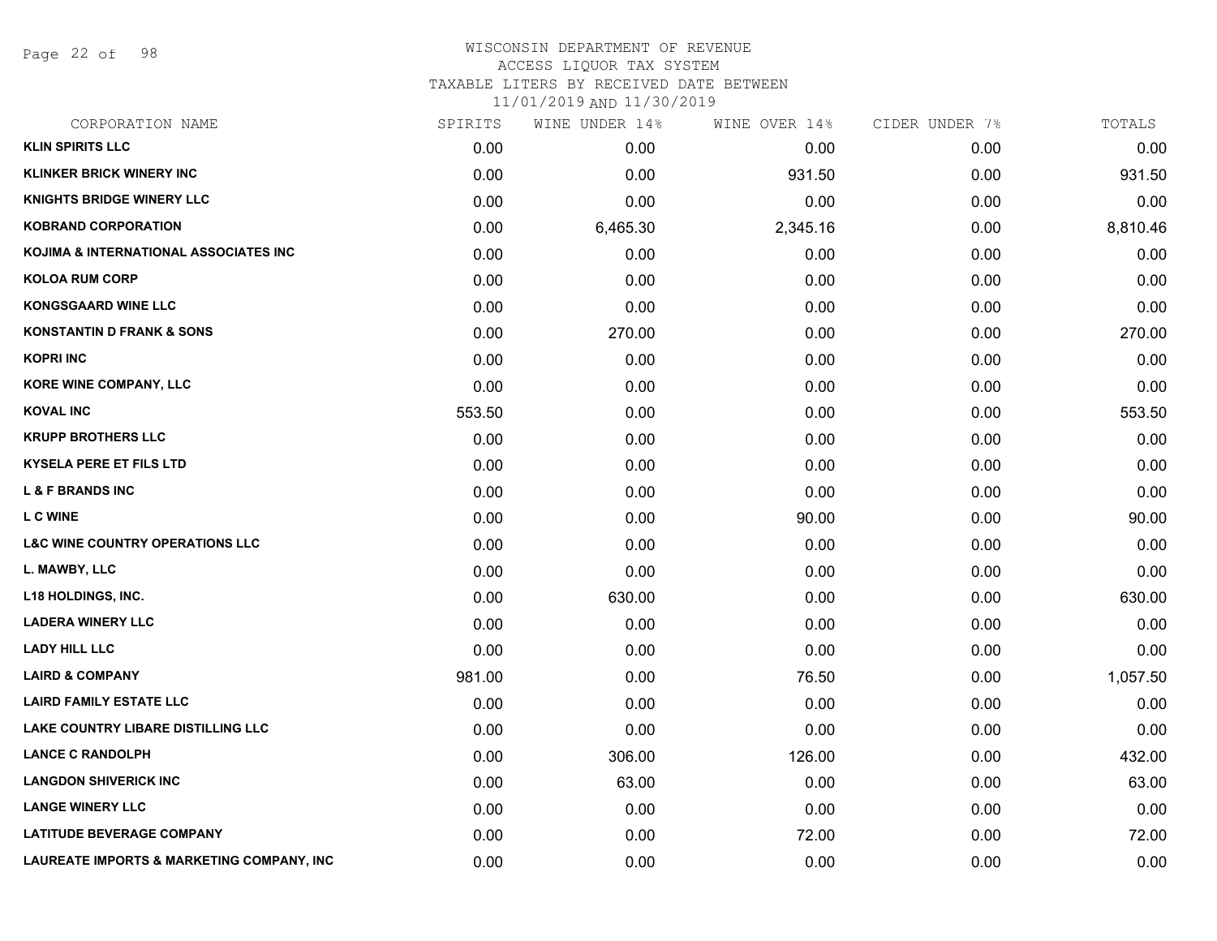WISCONSIN DEPARTMENT OF REVENUE
ACCESS LIQUOR TAX SYSTEM
TAXABLE LITERS BY RECEIVED DATE BETWEEN
11/01/2019 AND 11/30/2019

| CORPORATION NAME | SPIRITS | WINE UNDER 14% | WINE OVER 14% | CIDER UNDER 7% | TOTALS |
|---|---|---|---|---|---|
| KLIN SPIRITS LLC | 0.00 | 0.00 | 0.00 | 0.00 | 0.00 |
| KLINKER BRICK WINERY INC | 0.00 | 0.00 | 931.50 | 0.00 | 931.50 |
| KNIGHTS BRIDGE WINERY LLC | 0.00 | 0.00 | 0.00 | 0.00 | 0.00 |
| KOBRAND CORPORATION | 0.00 | 6,465.30 | 2,345.16 | 0.00 | 8,810.46 |
| KOJIMA & INTERNATIONAL ASSOCIATES INC | 0.00 | 0.00 | 0.00 | 0.00 | 0.00 |
| KOLOA RUM CORP | 0.00 | 0.00 | 0.00 | 0.00 | 0.00 |
| KONGSGAARD WINE LLC | 0.00 | 0.00 | 0.00 | 0.00 | 0.00 |
| KONSTANTIN D FRANK & SONS | 0.00 | 270.00 | 0.00 | 0.00 | 270.00 |
| KOPRI INC | 0.00 | 0.00 | 0.00 | 0.00 | 0.00 |
| KORE WINE COMPANY, LLC | 0.00 | 0.00 | 0.00 | 0.00 | 0.00 |
| KOVAL INC | 553.50 | 0.00 | 0.00 | 0.00 | 553.50 |
| KRUPP BROTHERS LLC | 0.00 | 0.00 | 0.00 | 0.00 | 0.00 |
| KYSELA PERE ET FILS LTD | 0.00 | 0.00 | 0.00 | 0.00 | 0.00 |
| L & F BRANDS INC | 0.00 | 0.00 | 0.00 | 0.00 | 0.00 |
| L C WINE | 0.00 | 0.00 | 90.00 | 0.00 | 90.00 |
| L&C WINE COUNTRY OPERATIONS LLC | 0.00 | 0.00 | 0.00 | 0.00 | 0.00 |
| L. MAWBY, LLC | 0.00 | 0.00 | 0.00 | 0.00 | 0.00 |
| L18 HOLDINGS, INC. | 0.00 | 630.00 | 0.00 | 0.00 | 630.00 |
| LADERA WINERY LLC | 0.00 | 0.00 | 0.00 | 0.00 | 0.00 |
| LADY HILL LLC | 0.00 | 0.00 | 0.00 | 0.00 | 0.00 |
| LAIRD & COMPANY | 981.00 | 0.00 | 76.50 | 0.00 | 1,057.50 |
| LAIRD FAMILY ESTATE LLC | 0.00 | 0.00 | 0.00 | 0.00 | 0.00 |
| LAKE COUNTRY LIBARE DISTILLING LLC | 0.00 | 0.00 | 0.00 | 0.00 | 0.00 |
| LANCE C RANDOLPH | 0.00 | 306.00 | 126.00 | 0.00 | 432.00 |
| LANGDON SHIVERICK INC | 0.00 | 63.00 | 0.00 | 0.00 | 63.00 |
| LANGE WINERY LLC | 0.00 | 0.00 | 0.00 | 0.00 | 0.00 |
| LATITUDE BEVERAGE COMPANY | 0.00 | 0.00 | 72.00 | 0.00 | 72.00 |
| LAUREATE IMPORTS & MARKETING COMPANY, INC | 0.00 | 0.00 | 0.00 | 0.00 | 0.00 |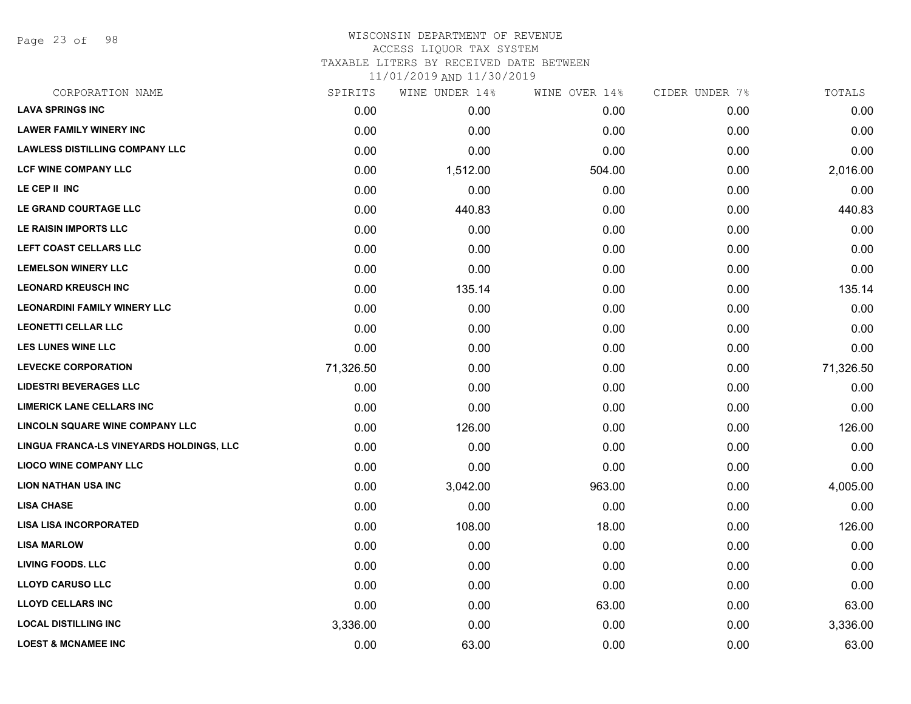WISCONSIN DEPARTMENT OF REVENUE
ACCESS LIQUOR TAX SYSTEM
TAXABLE LITERS BY RECEIVED DATE BETWEEN
11/01/2019 AND 11/30/2019

| CORPORATION NAME | SPIRITS | WINE UNDER 14% | WINE OVER 14% | CIDER UNDER 7% | TOTALS |
|---|---|---|---|---|---|
| LAVA SPRINGS INC | 0.00 | 0.00 | 0.00 | 0.00 | 0.00 |
| LAWER FAMILY WINERY INC | 0.00 | 0.00 | 0.00 | 0.00 | 0.00 |
| LAWLESS DISTILLING COMPANY LLC | 0.00 | 0.00 | 0.00 | 0.00 | 0.00 |
| LCF WINE COMPANY LLC | 0.00 | 1,512.00 | 504.00 | 0.00 | 2,016.00 |
| LE CEP II INC | 0.00 | 0.00 | 0.00 | 0.00 | 0.00 |
| LE GRAND COURTAGE LLC | 0.00 | 440.83 | 0.00 | 0.00 | 440.83 |
| LE RAISIN IMPORTS LLC | 0.00 | 0.00 | 0.00 | 0.00 | 0.00 |
| LEFT COAST CELLARS LLC | 0.00 | 0.00 | 0.00 | 0.00 | 0.00 |
| LEMELSON WINERY LLC | 0.00 | 0.00 | 0.00 | 0.00 | 0.00 |
| LEONARD KREUSCH INC | 0.00 | 135.14 | 0.00 | 0.00 | 135.14 |
| LEONARDINI FAMILY WINERY LLC | 0.00 | 0.00 | 0.00 | 0.00 | 0.00 |
| LEONETTI CELLAR LLC | 0.00 | 0.00 | 0.00 | 0.00 | 0.00 |
| LES LUNES WINE LLC | 0.00 | 0.00 | 0.00 | 0.00 | 0.00 |
| LEVECKE CORPORATION | 71,326.50 | 0.00 | 0.00 | 0.00 | 71,326.50 |
| LIDESTRI BEVERAGES LLC | 0.00 | 0.00 | 0.00 | 0.00 | 0.00 |
| LIMERICK LANE CELLARS INC | 0.00 | 0.00 | 0.00 | 0.00 | 0.00 |
| LINCOLN SQUARE WINE COMPANY LLC | 0.00 | 126.00 | 0.00 | 0.00 | 126.00 |
| LINGUA FRANCA-LS VINEYARDS HOLDINGS, LLC | 0.00 | 0.00 | 0.00 | 0.00 | 0.00 |
| LIOCO WINE COMPANY LLC | 0.00 | 0.00 | 0.00 | 0.00 | 0.00 |
| LION NATHAN USA INC | 0.00 | 3,042.00 | 963.00 | 0.00 | 4,005.00 |
| LISA CHASE | 0.00 | 0.00 | 0.00 | 0.00 | 0.00 |
| LISA LISA INCORPORATED | 0.00 | 108.00 | 18.00 | 0.00 | 126.00 |
| LISA MARLOW | 0.00 | 0.00 | 0.00 | 0.00 | 0.00 |
| LIVING FOODS. LLC | 0.00 | 0.00 | 0.00 | 0.00 | 0.00 |
| LLOYD CARUSO LLC | 0.00 | 0.00 | 0.00 | 0.00 | 0.00 |
| LLOYD CELLARS INC | 0.00 | 0.00 | 63.00 | 0.00 | 63.00 |
| LOCAL DISTILLING INC | 3,336.00 | 0.00 | 0.00 | 0.00 | 3,336.00 |
| LOEST & MCNAMEE INC | 0.00 | 63.00 | 0.00 | 0.00 | 63.00 |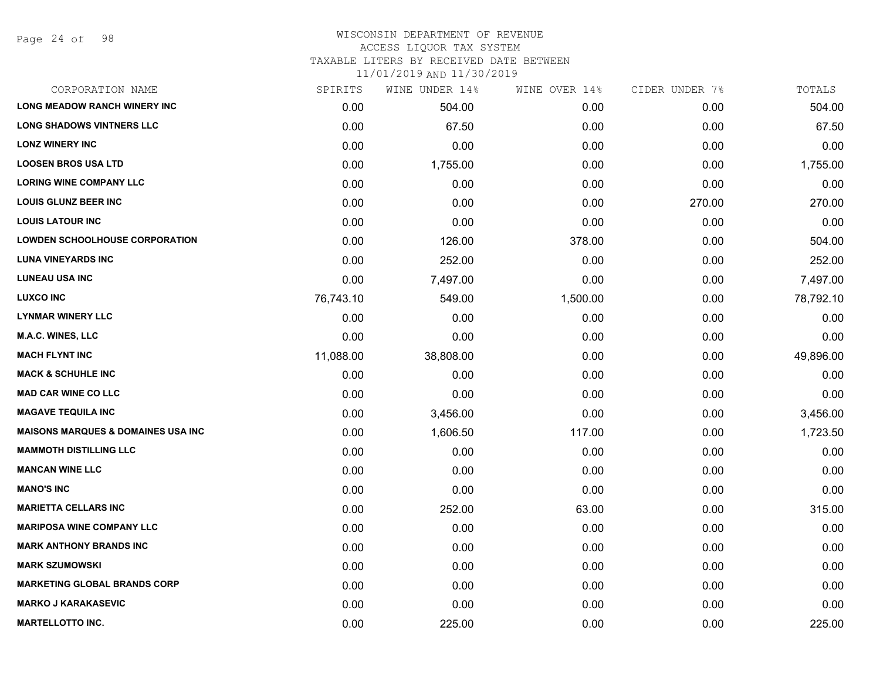# WISCONSIN DEPARTMENT OF REVENUE
## ACCESS LIQUOR TAX SYSTEM
### TAXABLE LITERS BY RECEIVED DATE BETWEEN 11/01/2019 AND 11/30/2019

| CORPORATION NAME | SPIRITS | WINE UNDER 14% | WINE OVER 14% | CIDER UNDER 7% | TOTALS |
|---|---|---|---|---|---|
| LONG MEADOW RANCH WINERY INC | 0.00 | 504.00 | 0.00 | 0.00 | 504.00 |
| LONG SHADOWS VINTNERS LLC | 0.00 | 67.50 | 0.00 | 0.00 | 67.50 |
| LONZ WINERY INC | 0.00 | 0.00 | 0.00 | 0.00 | 0.00 |
| LOOSEN BROS USA LTD | 0.00 | 1,755.00 | 0.00 | 0.00 | 1,755.00 |
| LORING WINE COMPANY LLC | 0.00 | 0.00 | 0.00 | 0.00 | 0.00 |
| LOUIS GLUNZ BEER INC | 0.00 | 0.00 | 0.00 | 270.00 | 270.00 |
| LOUIS LATOUR INC | 0.00 | 0.00 | 0.00 | 0.00 | 0.00 |
| LOWDEN SCHOOLHOUSE CORPORATION | 0.00 | 126.00 | 378.00 | 0.00 | 504.00 |
| LUNA VINEYARDS INC | 0.00 | 252.00 | 0.00 | 0.00 | 252.00 |
| LUNEAU USA INC | 0.00 | 7,497.00 | 0.00 | 0.00 | 7,497.00 |
| LUXCO INC | 76,743.10 | 549.00 | 1,500.00 | 0.00 | 78,792.10 |
| LYNMAR WINERY LLC | 0.00 | 0.00 | 0.00 | 0.00 | 0.00 |
| M.A.C. WINES, LLC | 0.00 | 0.00 | 0.00 | 0.00 | 0.00 |
| MACH FLYNT INC | 11,088.00 | 38,808.00 | 0.00 | 0.00 | 49,896.00 |
| MACK & SCHUHLE INC | 0.00 | 0.00 | 0.00 | 0.00 | 0.00 |
| MAD CAR WINE CO LLC | 0.00 | 0.00 | 0.00 | 0.00 | 0.00 |
| MAGAVE TEQUILA INC | 0.00 | 3,456.00 | 0.00 | 0.00 | 3,456.00 |
| MAISONS MARQUES & DOMAINES USA INC | 0.00 | 1,606.50 | 117.00 | 0.00 | 1,723.50 |
| MAMMOTH DISTILLING LLC | 0.00 | 0.00 | 0.00 | 0.00 | 0.00 |
| MANCAN WINE LLC | 0.00 | 0.00 | 0.00 | 0.00 | 0.00 |
| MANO'S INC | 0.00 | 0.00 | 0.00 | 0.00 | 0.00 |
| MARIETTA CELLARS INC | 0.00 | 252.00 | 63.00 | 0.00 | 315.00 |
| MARIPOSA WINE COMPANY LLC | 0.00 | 0.00 | 0.00 | 0.00 | 0.00 |
| MARK ANTHONY BRANDS INC | 0.00 | 0.00 | 0.00 | 0.00 | 0.00 |
| MARK SZUMOWSKI | 0.00 | 0.00 | 0.00 | 0.00 | 0.00 |
| MARKETING GLOBAL BRANDS CORP | 0.00 | 0.00 | 0.00 | 0.00 | 0.00 |
| MARKO J KARAKASEVIC | 0.00 | 0.00 | 0.00 | 0.00 | 0.00 |
| MARTELLOTTO INC. | 0.00 | 225.00 | 0.00 | 0.00 | 225.00 |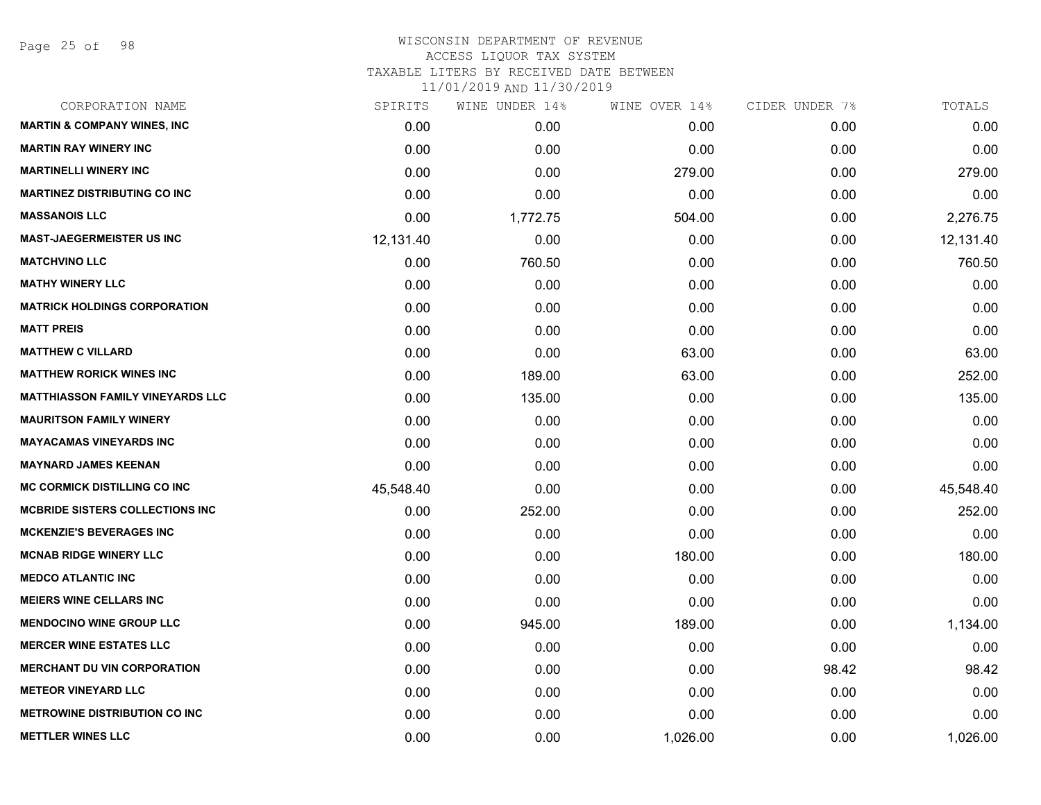WISCONSIN DEPARTMENT OF REVENUE
ACCESS LIQUOR TAX SYSTEM
TAXABLE LITERS BY RECEIVED DATE BETWEEN
11/01/2019 AND 11/30/2019

| CORPORATION NAME | SPIRITS | WINE UNDER 14% | WINE OVER 14% | CIDER UNDER 7% | TOTALS |
|---|---|---|---|---|---|
| MARTIN & COMPANY WINES, INC | 0.00 | 0.00 | 0.00 | 0.00 | 0.00 |
| MARTIN RAY WINERY INC | 0.00 | 0.00 | 0.00 | 0.00 | 0.00 |
| MARTINELLI WINERY INC | 0.00 | 0.00 | 279.00 | 0.00 | 279.00 |
| MARTINEZ DISTRIBUTING CO INC | 0.00 | 0.00 | 0.00 | 0.00 | 0.00 |
| MASSANOIS LLC | 0.00 | 1,772.75 | 504.00 | 0.00 | 2,276.75 |
| MAST-JAEGERMEISTER US INC | 12,131.40 | 0.00 | 0.00 | 0.00 | 12,131.40 |
| MATCHVINO LLC | 0.00 | 760.50 | 0.00 | 0.00 | 760.50 |
| MATHY WINERY LLC | 0.00 | 0.00 | 0.00 | 0.00 | 0.00 |
| MATRICK HOLDINGS CORPORATION | 0.00 | 0.00 | 0.00 | 0.00 | 0.00 |
| MATT PREIS | 0.00 | 0.00 | 0.00 | 0.00 | 0.00 |
| MATTHEW C VILLARD | 0.00 | 0.00 | 63.00 | 0.00 | 63.00 |
| MATTHEW RORICK WINES INC | 0.00 | 189.00 | 63.00 | 0.00 | 252.00 |
| MATTHIASSON FAMILY VINEYARDS LLC | 0.00 | 135.00 | 0.00 | 0.00 | 135.00 |
| MAURITSON FAMILY WINERY | 0.00 | 0.00 | 0.00 | 0.00 | 0.00 |
| MAYACAMAS VINEYARDS INC | 0.00 | 0.00 | 0.00 | 0.00 | 0.00 |
| MAYNARD JAMES KEENAN | 0.00 | 0.00 | 0.00 | 0.00 | 0.00 |
| MC CORMICK DISTILLING CO INC | 45,548.40 | 0.00 | 0.00 | 0.00 | 45,548.40 |
| MCBRIDE SISTERS COLLECTIONS INC | 0.00 | 252.00 | 0.00 | 0.00 | 252.00 |
| MCKENZIE'S BEVERAGES INC | 0.00 | 0.00 | 0.00 | 0.00 | 0.00 |
| MCNAB RIDGE WINERY LLC | 0.00 | 0.00 | 180.00 | 0.00 | 180.00 |
| MEDCO ATLANTIC INC | 0.00 | 0.00 | 0.00 | 0.00 | 0.00 |
| MEIERS WINE CELLARS INC | 0.00 | 0.00 | 0.00 | 0.00 | 0.00 |
| MENDOCINO WINE GROUP LLC | 0.00 | 945.00 | 189.00 | 0.00 | 1,134.00 |
| MERCER WINE ESTATES LLC | 0.00 | 0.00 | 0.00 | 0.00 | 0.00 |
| MERCHANT DU VIN CORPORATION | 0.00 | 0.00 | 0.00 | 98.42 | 98.42 |
| METEOR VINEYARD LLC | 0.00 | 0.00 | 0.00 | 0.00 | 0.00 |
| METROWINE DISTRIBUTION CO INC | 0.00 | 0.00 | 0.00 | 0.00 | 0.00 |
| METTLER WINES LLC | 0.00 | 0.00 | 1,026.00 | 0.00 | 1,026.00 |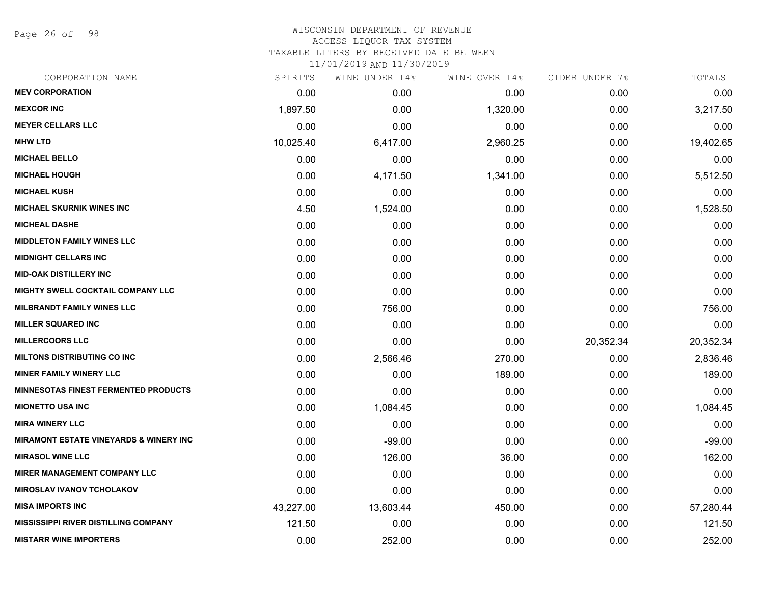WISCONSIN DEPARTMENT OF REVENUE
ACCESS LIQUOR TAX SYSTEM
TAXABLE LITERS BY RECEIVED DATE BETWEEN
11/01/2019 AND 11/30/2019

| CORPORATION NAME | SPIRITS | WINE UNDER 14% | WINE OVER 14% | CIDER UNDER 7% | TOTALS |
|---|---|---|---|---|---|
| **MEV CORPORATION** | 0.00 | 0.00 | 0.00 | 0.00 | 0.00 |
| **MEXCOR INC** | 1,897.50 | 0.00 | 1,320.00 | 0.00 | 3,217.50 |
| **MEYER CELLARS LLC** | 0.00 | 0.00 | 0.00 | 0.00 | 0.00 |
| **MHW LTD** | 10,025.40 | 6,417.00 | 2,960.25 | 0.00 | 19,402.65 |
| **MICHAEL BELLO** | 0.00 | 0.00 | 0.00 | 0.00 | 0.00 |
| **MICHAEL HOUGH** | 0.00 | 4,171.50 | 1,341.00 | 0.00 | 5,512.50 |
| **MICHAEL KUSH** | 0.00 | 0.00 | 0.00 | 0.00 | 0.00 |
| **MICHAEL SKURNIK WINES INC** | 4.50 | 1,524.00 | 0.00 | 0.00 | 1,528.50 |
| **MICHEAL DASHE** | 0.00 | 0.00 | 0.00 | 0.00 | 0.00 |
| **MIDDLETON FAMILY WINES LLC** | 0.00 | 0.00 | 0.00 | 0.00 | 0.00 |
| **MIDNIGHT CELLARS INC** | 0.00 | 0.00 | 0.00 | 0.00 | 0.00 |
| **MID-OAK DISTILLERY INC** | 0.00 | 0.00 | 0.00 | 0.00 | 0.00 |
| **MIGHTY SWELL COCKTAIL COMPANY LLC** | 0.00 | 0.00 | 0.00 | 0.00 | 0.00 |
| **MILBRANDT FAMILY WINES LLC** | 0.00 | 756.00 | 0.00 | 0.00 | 756.00 |
| **MILLER SQUARED INC** | 0.00 | 0.00 | 0.00 | 0.00 | 0.00 |
| **MILLERCOORS LLC** | 0.00 | 0.00 | 0.00 | 20,352.34 | 20,352.34 |
| **MILTONS DISTRIBUTING CO INC** | 0.00 | 2,566.46 | 270.00 | 0.00 | 2,836.46 |
| **MINER FAMILY WINERY LLC** | 0.00 | 0.00 | 189.00 | 0.00 | 189.00 |
| **MINNESOTAS FINEST FERMENTED PRODUCTS** | 0.00 | 0.00 | 0.00 | 0.00 | 0.00 |
| **MIONETTO USA INC** | 0.00 | 1,084.45 | 0.00 | 0.00 | 1,084.45 |
| **MIRA WINERY LLC** | 0.00 | 0.00 | 0.00 | 0.00 | 0.00 |
| **MIRAMONT ESTATE VINEYARDS & WINERY INC** | 0.00 | -99.00 | 0.00 | 0.00 | -99.00 |
| **MIRASOL WINE LLC** | 0.00 | 126.00 | 36.00 | 0.00 | 162.00 |
| **MIRER MANAGEMENT COMPANY LLC** | 0.00 | 0.00 | 0.00 | 0.00 | 0.00 |
| **MIROSLAV IVANOV TCHOLAKOV** | 0.00 | 0.00 | 0.00 | 0.00 | 0.00 |
| **MISA IMPORTS INC** | 43,227.00 | 13,603.44 | 450.00 | 0.00 | 57,280.44 |
| **MISSISSIPPI RIVER DISTILLING COMPANY** | 121.50 | 0.00 | 0.00 | 0.00 | 121.50 |
| **MISTARR WINE IMPORTERS** | 0.00 | 252.00 | 0.00 | 0.00 | 252.00 |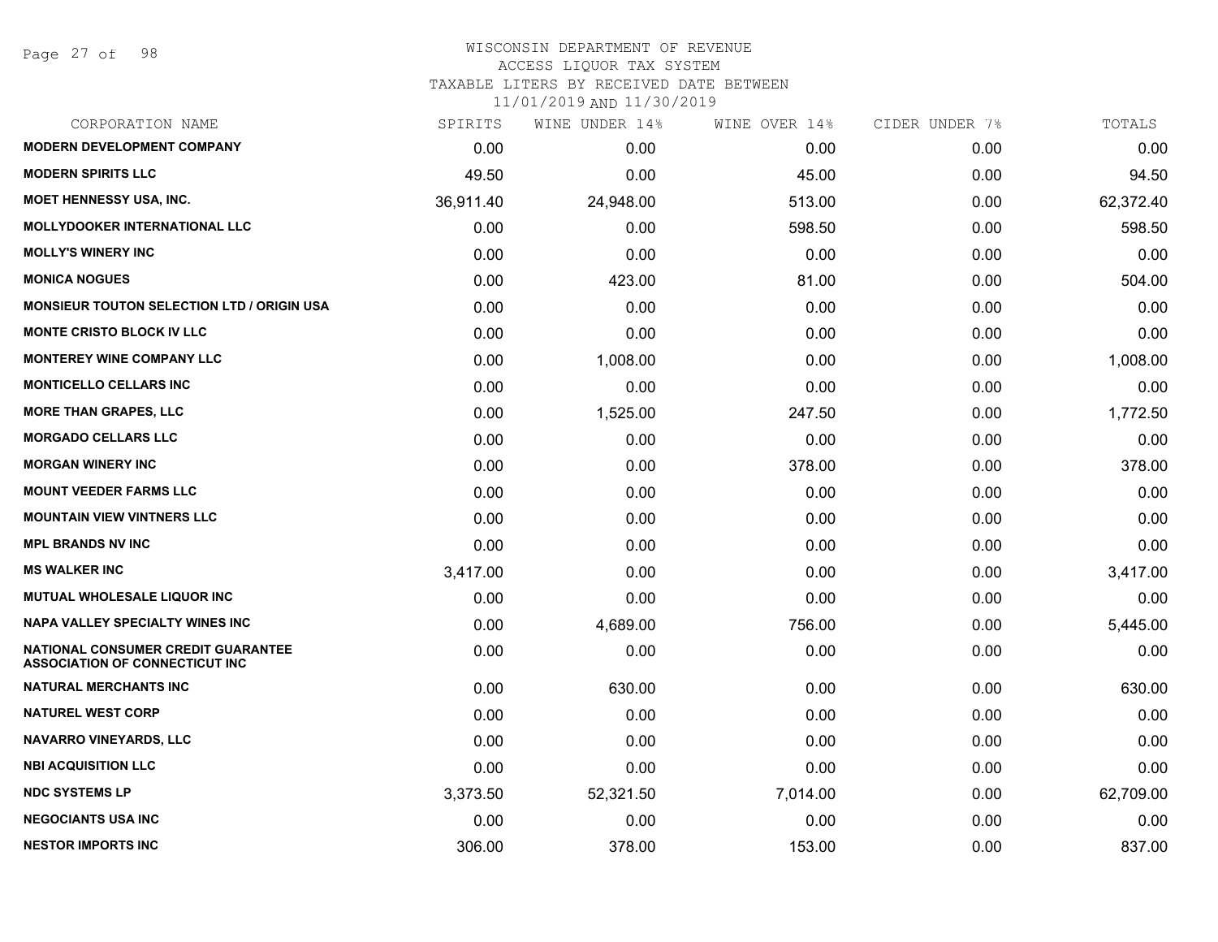WISCONSIN DEPARTMENT OF REVENUE
ACCESS LIQUOR TAX SYSTEM
TAXABLE LITERS BY RECEIVED DATE BETWEEN
11/01/2019 AND 11/30/2019

| CORPORATION NAME | SPIRITS | WINE UNDER 14% | WINE OVER 14% | CIDER UNDER 7% | TOTALS |
|---|---|---|---|---|---|
| MODERN DEVELOPMENT COMPANY | 0.00 | 0.00 | 0.00 | 0.00 | 0.00 |
| MODERN SPIRITS LLC | 49.50 | 0.00 | 45.00 | 0.00 | 94.50 |
| MOET HENNESSY USA, INC. | 36,911.40 | 24,948.00 | 513.00 | 0.00 | 62,372.40 |
| MOLLYDOOKER INTERNATIONAL LLC | 0.00 | 0.00 | 598.50 | 0.00 | 598.50 |
| MOLLY'S WINERY INC | 0.00 | 0.00 | 0.00 | 0.00 | 0.00 |
| MONICA NOGUES | 0.00 | 423.00 | 81.00 | 0.00 | 504.00 |
| MONSIEUR TOUTON SELECTION LTD / ORIGIN USA | 0.00 | 0.00 | 0.00 | 0.00 | 0.00 |
| MONTE CRISTO BLOCK IV LLC | 0.00 | 0.00 | 0.00 | 0.00 | 0.00 |
| MONTEREY WINE COMPANY LLC | 0.00 | 1,008.00 | 0.00 | 0.00 | 1,008.00 |
| MONTICELLO CELLARS INC | 0.00 | 0.00 | 0.00 | 0.00 | 0.00 |
| MORE THAN GRAPES, LLC | 0.00 | 1,525.00 | 247.50 | 0.00 | 1,772.50 |
| MORGADO CELLARS LLC | 0.00 | 0.00 | 0.00 | 0.00 | 0.00 |
| MORGAN WINERY INC | 0.00 | 0.00 | 378.00 | 0.00 | 378.00 |
| MOUNT VEEDER FARMS LLC | 0.00 | 0.00 | 0.00 | 0.00 | 0.00 |
| MOUNTAIN VIEW VINTNERS LLC | 0.00 | 0.00 | 0.00 | 0.00 | 0.00 |
| MPL BRANDS NV INC | 0.00 | 0.00 | 0.00 | 0.00 | 0.00 |
| MS WALKER INC | 3,417.00 | 0.00 | 0.00 | 0.00 | 3,417.00 |
| MUTUAL WHOLESALE LIQUOR INC | 0.00 | 0.00 | 0.00 | 0.00 | 0.00 |
| NAPA VALLEY SPECIALTY WINES INC | 0.00 | 4,689.00 | 756.00 | 0.00 | 5,445.00 |
| NATIONAL CONSUMER CREDIT GUARANTEE ASSOCIATION OF CONNECTICUT INC | 0.00 | 0.00 | 0.00 | 0.00 | 0.00 |
| NATURAL MERCHANTS INC | 0.00 | 630.00 | 0.00 | 0.00 | 630.00 |
| NATUREL WEST CORP | 0.00 | 0.00 | 0.00 | 0.00 | 0.00 |
| NAVARRO VINEYARDS, LLC | 0.00 | 0.00 | 0.00 | 0.00 | 0.00 |
| NBI ACQUISITION LLC | 0.00 | 0.00 | 0.00 | 0.00 | 0.00 |
| NDC SYSTEMS LP | 3,373.50 | 52,321.50 | 7,014.00 | 0.00 | 62,709.00 |
| NEGOCIANTS USA INC | 0.00 | 0.00 | 0.00 | 0.00 | 0.00 |
| NESTOR IMPORTS INC | 306.00 | 378.00 | 153.00 | 0.00 | 837.00 |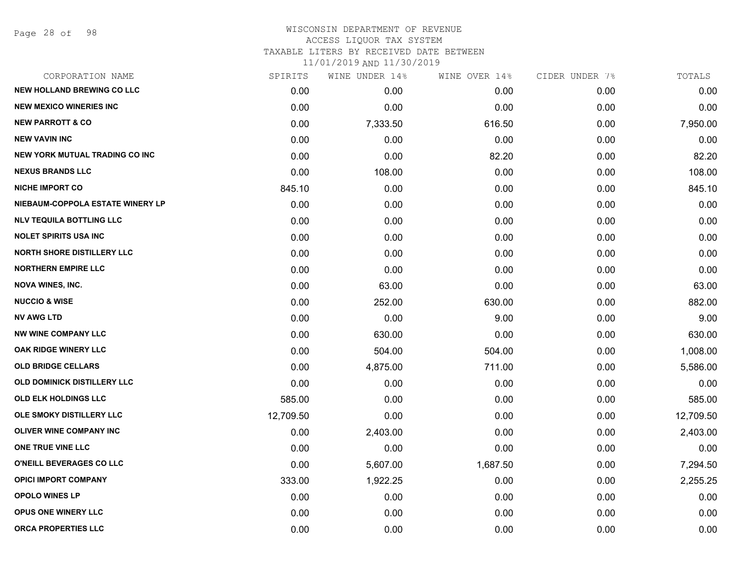WISCONSIN DEPARTMENT OF REVENUE
ACCESS LIQUOR TAX SYSTEM
TAXABLE LITERS BY RECEIVED DATE BETWEEN
11/01/2019 AND 11/30/2019

| CORPORATION NAME | SPIRITS | WINE UNDER 14% | WINE OVER 14% | CIDER UNDER 7% | TOTALS |
|---|---|---|---|---|---|
| NEW HOLLAND BREWING CO LLC | 0.00 | 0.00 | 0.00 | 0.00 | 0.00 |
| NEW MEXICO WINERIES INC | 0.00 | 0.00 | 0.00 | 0.00 | 0.00 |
| NEW PARROTT & CO | 0.00 | 7,333.50 | 616.50 | 0.00 | 7,950.00 |
| NEW VAVIN INC | 0.00 | 0.00 | 0.00 | 0.00 | 0.00 |
| NEW YORK MUTUAL TRADING CO INC | 0.00 | 0.00 | 82.20 | 0.00 | 82.20 |
| NEXUS BRANDS LLC | 0.00 | 108.00 | 0.00 | 0.00 | 108.00 |
| NICHE IMPORT CO | 845.10 | 0.00 | 0.00 | 0.00 | 845.10 |
| NIEBAUM-COPPOLA ESTATE WINERY LP | 0.00 | 0.00 | 0.00 | 0.00 | 0.00 |
| NLV TEQUILA BOTTLING LLC | 0.00 | 0.00 | 0.00 | 0.00 | 0.00 |
| NOLET SPIRITS USA INC | 0.00 | 0.00 | 0.00 | 0.00 | 0.00 |
| NORTH SHORE DISTILLERY LLC | 0.00 | 0.00 | 0.00 | 0.00 | 0.00 |
| NORTHERN EMPIRE LLC | 0.00 | 0.00 | 0.00 | 0.00 | 0.00 |
| NOVA WINES, INC. | 0.00 | 63.00 | 0.00 | 0.00 | 63.00 |
| NUCCIO & WISE | 0.00 | 252.00 | 630.00 | 0.00 | 882.00 |
| NV AWG LTD | 0.00 | 0.00 | 9.00 | 0.00 | 9.00 |
| NW WINE COMPANY LLC | 0.00 | 630.00 | 0.00 | 0.00 | 630.00 |
| OAK RIDGE WINERY LLC | 0.00 | 504.00 | 504.00 | 0.00 | 1,008.00 |
| OLD BRIDGE CELLARS | 0.00 | 4,875.00 | 711.00 | 0.00 | 5,586.00 |
| OLD DOMINICK DISTILLERY LLC | 0.00 | 0.00 | 0.00 | 0.00 | 0.00 |
| OLD ELK HOLDINGS LLC | 585.00 | 0.00 | 0.00 | 0.00 | 585.00 |
| OLE SMOKY DISTILLERY LLC | 12,709.50 | 0.00 | 0.00 | 0.00 | 12,709.50 |
| OLIVER WINE COMPANY INC | 0.00 | 2,403.00 | 0.00 | 0.00 | 2,403.00 |
| ONE TRUE VINE LLC | 0.00 | 0.00 | 0.00 | 0.00 | 0.00 |
| O'NEILL BEVERAGES CO LLC | 0.00 | 5,607.00 | 1,687.50 | 0.00 | 7,294.50 |
| OPICI IMPORT COMPANY | 333.00 | 1,922.25 | 0.00 | 0.00 | 2,255.25 |
| OPOLO WINES LP | 0.00 | 0.00 | 0.00 | 0.00 | 0.00 |
| OPUS ONE WINERY LLC | 0.00 | 0.00 | 0.00 | 0.00 | 0.00 |
| ORCA PROPERTIES LLC | 0.00 | 0.00 | 0.00 | 0.00 | 0.00 |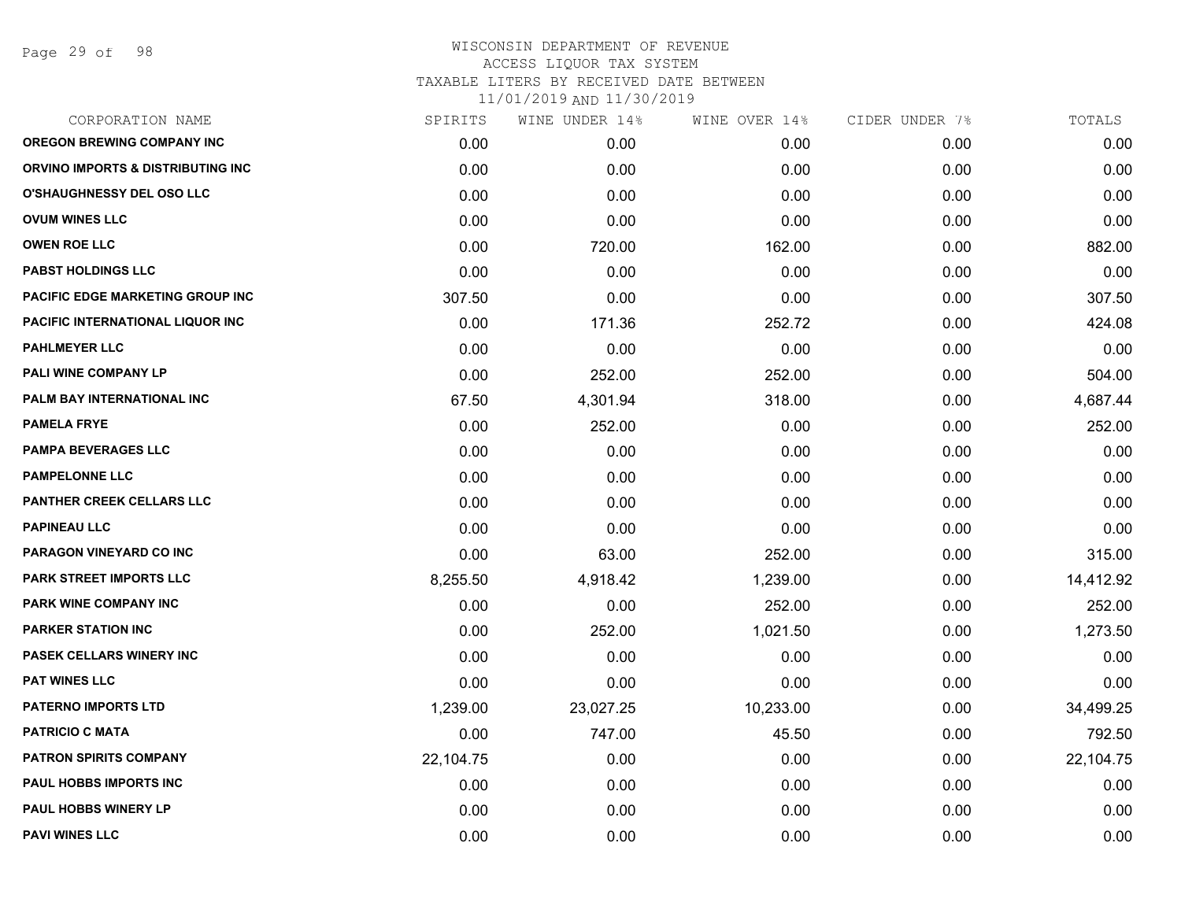# WISCONSIN DEPARTMENT OF REVENUE
## ACCESS LIQUOR TAX SYSTEM
### TAXABLE LITERS BY RECEIVED DATE BETWEEN 11/01/2019 AND 11/30/2019

| CORPORATION NAME | SPIRITS | WINE UNDER 14% | WINE OVER 14% | CIDER UNDER 7% | TOTALS |
|---|---|---|---|---|---|
| OREGON BREWING COMPANY INC | 0.00 | 0.00 | 0.00 | 0.00 | 0.00 |
| ORVINO IMPORTS & DISTRIBUTING INC | 0.00 | 0.00 | 0.00 | 0.00 | 0.00 |
| O'SHAUGHNESSY DEL OSO LLC | 0.00 | 0.00 | 0.00 | 0.00 | 0.00 |
| OVUM WINES LLC | 0.00 | 0.00 | 0.00 | 0.00 | 0.00 |
| OWEN ROE LLC | 0.00 | 720.00 | 162.00 | 0.00 | 882.00 |
| PABST HOLDINGS LLC | 0.00 | 0.00 | 0.00 | 0.00 | 0.00 |
| PACIFIC EDGE MARKETING GROUP INC | 307.50 | 0.00 | 0.00 | 0.00 | 307.50 |
| PACIFIC INTERNATIONAL LIQUOR INC | 0.00 | 171.36 | 252.72 | 0.00 | 424.08 |
| PAHLMEYER LLC | 0.00 | 0.00 | 0.00 | 0.00 | 0.00 |
| PALI WINE COMPANY LP | 0.00 | 252.00 | 252.00 | 0.00 | 504.00 |
| PALM BAY INTERNATIONAL INC | 67.50 | 4,301.94 | 318.00 | 0.00 | 4,687.44 |
| PAMELA FRYE | 0.00 | 252.00 | 0.00 | 0.00 | 252.00 |
| PAMPA BEVERAGES LLC | 0.00 | 0.00 | 0.00 | 0.00 | 0.00 |
| PAMPELONNE LLC | 0.00 | 0.00 | 0.00 | 0.00 | 0.00 |
| PANTHER CREEK CELLARS LLC | 0.00 | 0.00 | 0.00 | 0.00 | 0.00 |
| PAPINEAU LLC | 0.00 | 0.00 | 0.00 | 0.00 | 0.00 |
| PARAGON VINEYARD CO INC | 0.00 | 63.00 | 252.00 | 0.00 | 315.00 |
| PARK STREET IMPORTS LLC | 8,255.50 | 4,918.42 | 1,239.00 | 0.00 | 14,412.92 |
| PARK WINE COMPANY INC | 0.00 | 0.00 | 252.00 | 0.00 | 252.00 |
| PARKER STATION INC | 0.00 | 252.00 | 1,021.50 | 0.00 | 1,273.50 |
| PASEK CELLARS WINERY INC | 0.00 | 0.00 | 0.00 | 0.00 | 0.00 |
| PAT WINES LLC | 0.00 | 0.00 | 0.00 | 0.00 | 0.00 |
| PATERNO IMPORTS LTD | 1,239.00 | 23,027.25 | 10,233.00 | 0.00 | 34,499.25 |
| PATRICIO C MATA | 0.00 | 747.00 | 45.50 | 0.00 | 792.50 |
| PATRON SPIRITS COMPANY | 22,104.75 | 0.00 | 0.00 | 0.00 | 22,104.75 |
| PAUL HOBBS IMPORTS INC | 0.00 | 0.00 | 0.00 | 0.00 | 0.00 |
| PAUL HOBBS WINERY LP | 0.00 | 0.00 | 0.00 | 0.00 | 0.00 |
| PAVI WINES LLC | 0.00 | 0.00 | 0.00 | 0.00 | 0.00 |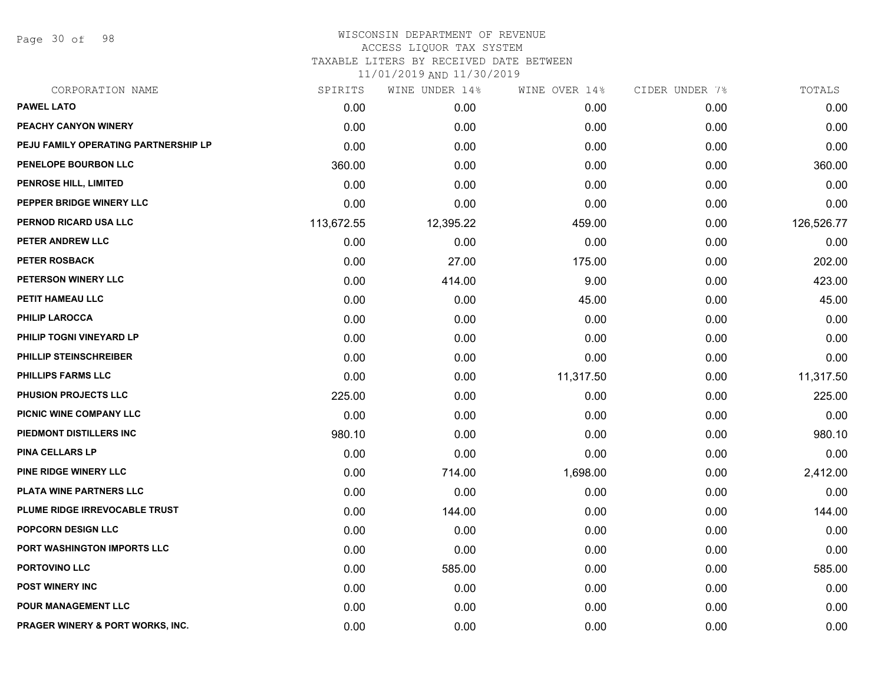WISCONSIN DEPARTMENT OF REVENUE
ACCESS LIQUOR TAX SYSTEM
TAXABLE LITERS BY RECEIVED DATE BETWEEN
11/01/2019 AND 11/30/2019

| CORPORATION NAME | SPIRITS | WINE UNDER 14% | WINE OVER 14% | CIDER UNDER 7% | TOTALS |
|---|---|---|---|---|---|
| PAWEL LATO | 0.00 | 0.00 | 0.00 | 0.00 | 0.00 |
| PEACHY CANYON WINERY | 0.00 | 0.00 | 0.00 | 0.00 | 0.00 |
| PEJU FAMILY OPERATING PARTNERSHIP LP | 0.00 | 0.00 | 0.00 | 0.00 | 0.00 |
| PENELOPE BOURBON LLC | 360.00 | 0.00 | 0.00 | 0.00 | 360.00 |
| PENROSE HILL, LIMITED | 0.00 | 0.00 | 0.00 | 0.00 | 0.00 |
| PEPPER BRIDGE WINERY LLC | 0.00 | 0.00 | 0.00 | 0.00 | 0.00 |
| PERNOD RICARD USA LLC | 113,672.55 | 12,395.22 | 459.00 | 0.00 | 126,526.77 |
| PETER ANDREW LLC | 0.00 | 0.00 | 0.00 | 0.00 | 0.00 |
| PETER ROSBACK | 0.00 | 27.00 | 175.00 | 0.00 | 202.00 |
| PETERSON WINERY LLC | 0.00 | 414.00 | 9.00 | 0.00 | 423.00 |
| PETIT HAMEAU LLC | 0.00 | 0.00 | 45.00 | 0.00 | 45.00 |
| PHILIP LAROCCA | 0.00 | 0.00 | 0.00 | 0.00 | 0.00 |
| PHILIP TOGNI VINEYARD LP | 0.00 | 0.00 | 0.00 | 0.00 | 0.00 |
| PHILLIP STEINSCHREIBER | 0.00 | 0.00 | 0.00 | 0.00 | 0.00 |
| PHILLIPS FARMS LLC | 0.00 | 0.00 | 11,317.50 | 0.00 | 11,317.50 |
| PHUSION PROJECTS LLC | 225.00 | 0.00 | 0.00 | 0.00 | 225.00 |
| PICNIC WINE COMPANY LLC | 0.00 | 0.00 | 0.00 | 0.00 | 0.00 |
| PIEDMONT DISTILLERS INC | 980.10 | 0.00 | 0.00 | 0.00 | 980.10 |
| PINA CELLARS LP | 0.00 | 0.00 | 0.00 | 0.00 | 0.00 |
| PINE RIDGE WINERY LLC | 0.00 | 714.00 | 1,698.00 | 0.00 | 2,412.00 |
| PLATA WINE PARTNERS LLC | 0.00 | 0.00 | 0.00 | 0.00 | 0.00 |
| PLUME RIDGE IRREVOCABLE TRUST | 0.00 | 144.00 | 0.00 | 0.00 | 144.00 |
| POPCORN DESIGN LLC | 0.00 | 0.00 | 0.00 | 0.00 | 0.00 |
| PORT WASHINGTON IMPORTS LLC | 0.00 | 0.00 | 0.00 | 0.00 | 0.00 |
| PORTOVINO LLC | 0.00 | 585.00 | 0.00 | 0.00 | 585.00 |
| POST WINERY INC | 0.00 | 0.00 | 0.00 | 0.00 | 0.00 |
| POUR MANAGEMENT LLC | 0.00 | 0.00 | 0.00 | 0.00 | 0.00 |
| PRAGER WINERY & PORT WORKS, INC. | 0.00 | 0.00 | 0.00 | 0.00 | 0.00 |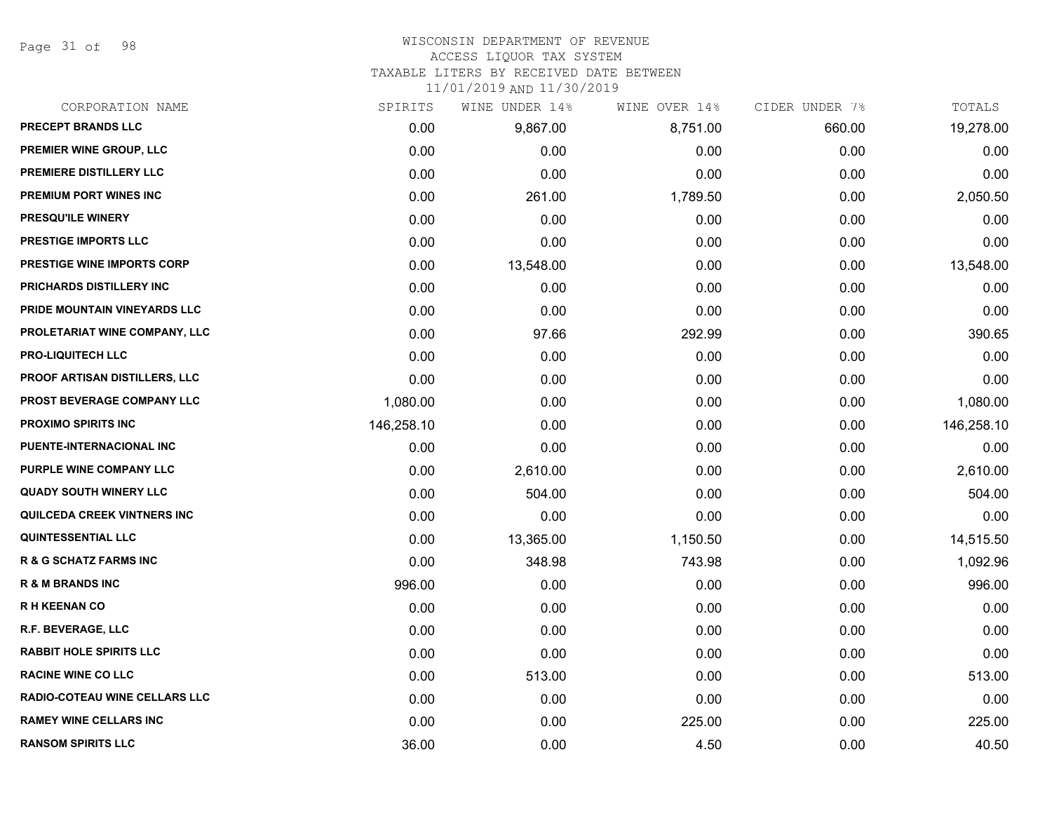# WISCONSIN DEPARTMENT OF REVENUE

ACCESS LIQUOR TAX SYSTEM

TAXABLE LITERS BY RECEIVED DATE BETWEEN

11/01/2019 AND 11/30/2019

| CORPORATION NAME | SPIRITS | WINE UNDER 14% | WINE OVER 14% | CIDER UNDER 7% | TOTALS |
|---|---|---|---|---|---|
| PRECEPT BRANDS LLC | 0.00 | 9,867.00 | 8,751.00 | 660.00 | 19,278.00 |
| PREMIER WINE GROUP, LLC | 0.00 | 0.00 | 0.00 | 0.00 | 0.00 |
| PREMIERE DISTILLERY LLC | 0.00 | 0.00 | 0.00 | 0.00 | 0.00 |
| PREMIUM PORT WINES INC | 0.00 | 261.00 | 1,789.50 | 0.00 | 2,050.50 |
| PRESQU'ILE WINERY | 0.00 | 0.00 | 0.00 | 0.00 | 0.00 |
| PRESTIGE IMPORTS LLC | 0.00 | 0.00 | 0.00 | 0.00 | 0.00 |
| PRESTIGE WINE IMPORTS CORP | 0.00 | 13,548.00 | 0.00 | 0.00 | 13,548.00 |
| PRICHARDS DISTILLERY INC | 0.00 | 0.00 | 0.00 | 0.00 | 0.00 |
| PRIDE MOUNTAIN VINEYARDS LLC | 0.00 | 0.00 | 0.00 | 0.00 | 0.00 |
| PROLETARIAT WINE COMPANY, LLC | 0.00 | 97.66 | 292.99 | 0.00 | 390.65 |
| PRO-LIQUITECH LLC | 0.00 | 0.00 | 0.00 | 0.00 | 0.00 |
| PROOF ARTISAN DISTILLERS, LLC | 0.00 | 0.00 | 0.00 | 0.00 | 0.00 |
| PROST BEVERAGE COMPANY LLC | 1,080.00 | 0.00 | 0.00 | 0.00 | 1,080.00 |
| PROXIMO SPIRITS INC | 146,258.10 | 0.00 | 0.00 | 0.00 | 146,258.10 |
| PUENTE-INTERNACIONAL INC | 0.00 | 0.00 | 0.00 | 0.00 | 0.00 |
| PURPLE WINE COMPANY LLC | 0.00 | 2,610.00 | 0.00 | 0.00 | 2,610.00 |
| QUADY SOUTH WINERY LLC | 0.00 | 504.00 | 0.00 | 0.00 | 504.00 |
| QUILCEDA CREEK VINTNERS INC | 0.00 | 0.00 | 0.00 | 0.00 | 0.00 |
| QUINTESSENTIAL LLC | 0.00 | 13,365.00 | 1,150.50 | 0.00 | 14,515.50 |
| R & G SCHATZ FARMS INC | 0.00 | 348.98 | 743.98 | 0.00 | 1,092.96 |
| R & M BRANDS INC | 996.00 | 0.00 | 0.00 | 0.00 | 996.00 |
| R H KEENAN CO | 0.00 | 0.00 | 0.00 | 0.00 | 0.00 |
| R.F. BEVERAGE, LLC | 0.00 | 0.00 | 0.00 | 0.00 | 0.00 |
| RABBIT HOLE SPIRITS LLC | 0.00 | 0.00 | 0.00 | 0.00 | 0.00 |
| RACINE WINE CO LLC | 0.00 | 513.00 | 0.00 | 0.00 | 513.00 |
| RADIO-COTEAU WINE CELLARS LLC | 0.00 | 0.00 | 0.00 | 0.00 | 0.00 |
| RAMEY WINE CELLARS INC | 0.00 | 0.00 | 225.00 | 0.00 | 225.00 |
| RANSOM SPIRITS LLC | 36.00 | 0.00 | 4.50 | 0.00 | 40.50 |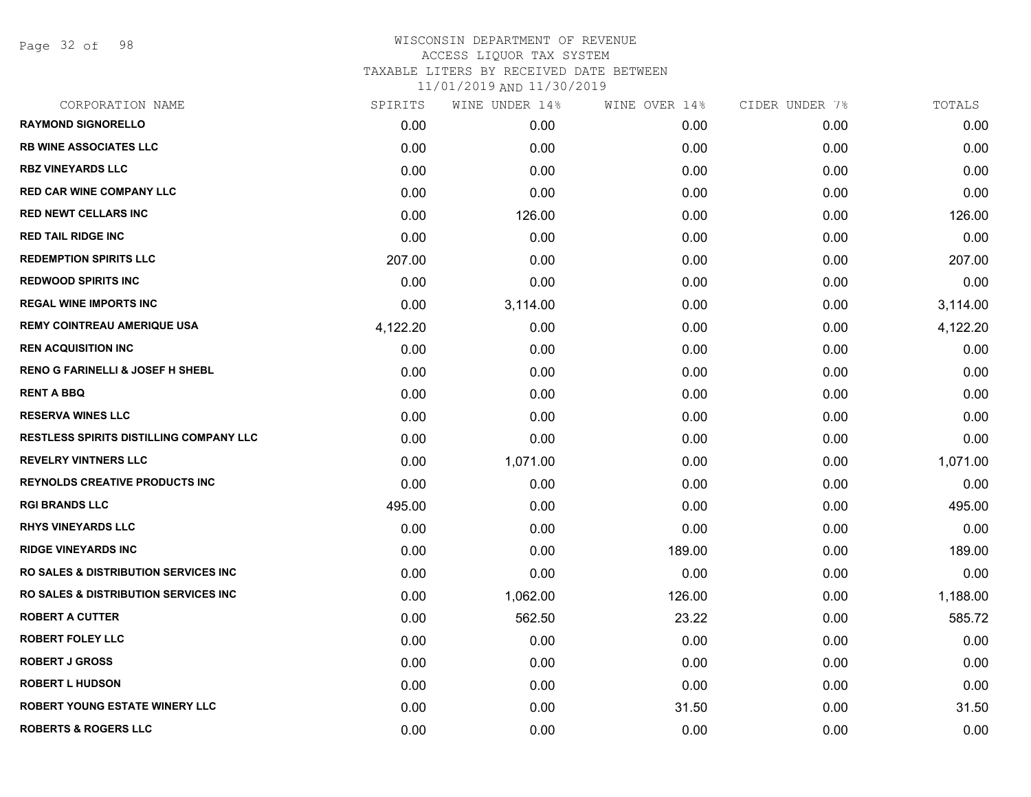WISCONSIN DEPARTMENT OF REVENUE
ACCESS LIQUOR TAX SYSTEM
TAXABLE LITERS BY RECEIVED DATE BETWEEN
11/01/2019 AND 11/30/2019

| CORPORATION NAME | SPIRITS | WINE UNDER 14% | WINE OVER 14% | CIDER UNDER 7% | TOTALS |
|---|---|---|---|---|---|
| RAYMOND SIGNORELLO | 0.00 | 0.00 | 0.00 | 0.00 | 0.00 |
| RB WINE ASSOCIATES LLC | 0.00 | 0.00 | 0.00 | 0.00 | 0.00 |
| RBZ VINEYARDS LLC | 0.00 | 0.00 | 0.00 | 0.00 | 0.00 |
| RED CAR WINE COMPANY LLC | 0.00 | 0.00 | 0.00 | 0.00 | 0.00 |
| RED NEWT CELLARS INC | 0.00 | 126.00 | 0.00 | 0.00 | 126.00 |
| RED TAIL RIDGE INC | 0.00 | 0.00 | 0.00 | 0.00 | 0.00 |
| REDEMPTION SPIRITS LLC | 207.00 | 0.00 | 0.00 | 0.00 | 207.00 |
| REDWOOD SPIRITS INC | 0.00 | 0.00 | 0.00 | 0.00 | 0.00 |
| REGAL WINE IMPORTS INC | 0.00 | 3,114.00 | 0.00 | 0.00 | 3,114.00 |
| REMY COINTREAU AMERIQUE USA | 4,122.20 | 0.00 | 0.00 | 0.00 | 4,122.20 |
| REN ACQUISITION INC | 0.00 | 0.00 | 0.00 | 0.00 | 0.00 |
| RENO G FARINELLI & JOSEF H SHEBL | 0.00 | 0.00 | 0.00 | 0.00 | 0.00 |
| RENT A BBQ | 0.00 | 0.00 | 0.00 | 0.00 | 0.00 |
| RESERVA WINES LLC | 0.00 | 0.00 | 0.00 | 0.00 | 0.00 |
| RESTLESS SPIRITS DISTILLING COMPANY LLC | 0.00 | 0.00 | 0.00 | 0.00 | 0.00 |
| REVELRY VINTNERS LLC | 0.00 | 1,071.00 | 0.00 | 0.00 | 1,071.00 |
| REYNOLDS CREATIVE PRODUCTS INC | 0.00 | 0.00 | 0.00 | 0.00 | 0.00 |
| RGI BRANDS LLC | 495.00 | 0.00 | 0.00 | 0.00 | 495.00 |
| RHYS VINEYARDS LLC | 0.00 | 0.00 | 0.00 | 0.00 | 0.00 |
| RIDGE VINEYARDS INC | 0.00 | 0.00 | 189.00 | 0.00 | 189.00 |
| RO SALES & DISTRIBUTION SERVICES INC | 0.00 | 0.00 | 0.00 | 0.00 | 0.00 |
| RO SALES & DISTRIBUTION SERVICES INC | 0.00 | 1,062.00 | 126.00 | 0.00 | 1,188.00 |
| ROBERT A CUTTER | 0.00 | 562.50 | 23.22 | 0.00 | 585.72 |
| ROBERT FOLEY LLC | 0.00 | 0.00 | 0.00 | 0.00 | 0.00 |
| ROBERT J GROSS | 0.00 | 0.00 | 0.00 | 0.00 | 0.00 |
| ROBERT L HUDSON | 0.00 | 0.00 | 0.00 | 0.00 | 0.00 |
| ROBERT YOUNG ESTATE WINERY LLC | 0.00 | 0.00 | 31.50 | 0.00 | 31.50 |
| ROBERTS & ROGERS LLC | 0.00 | 0.00 | 0.00 | 0.00 | 0.00 |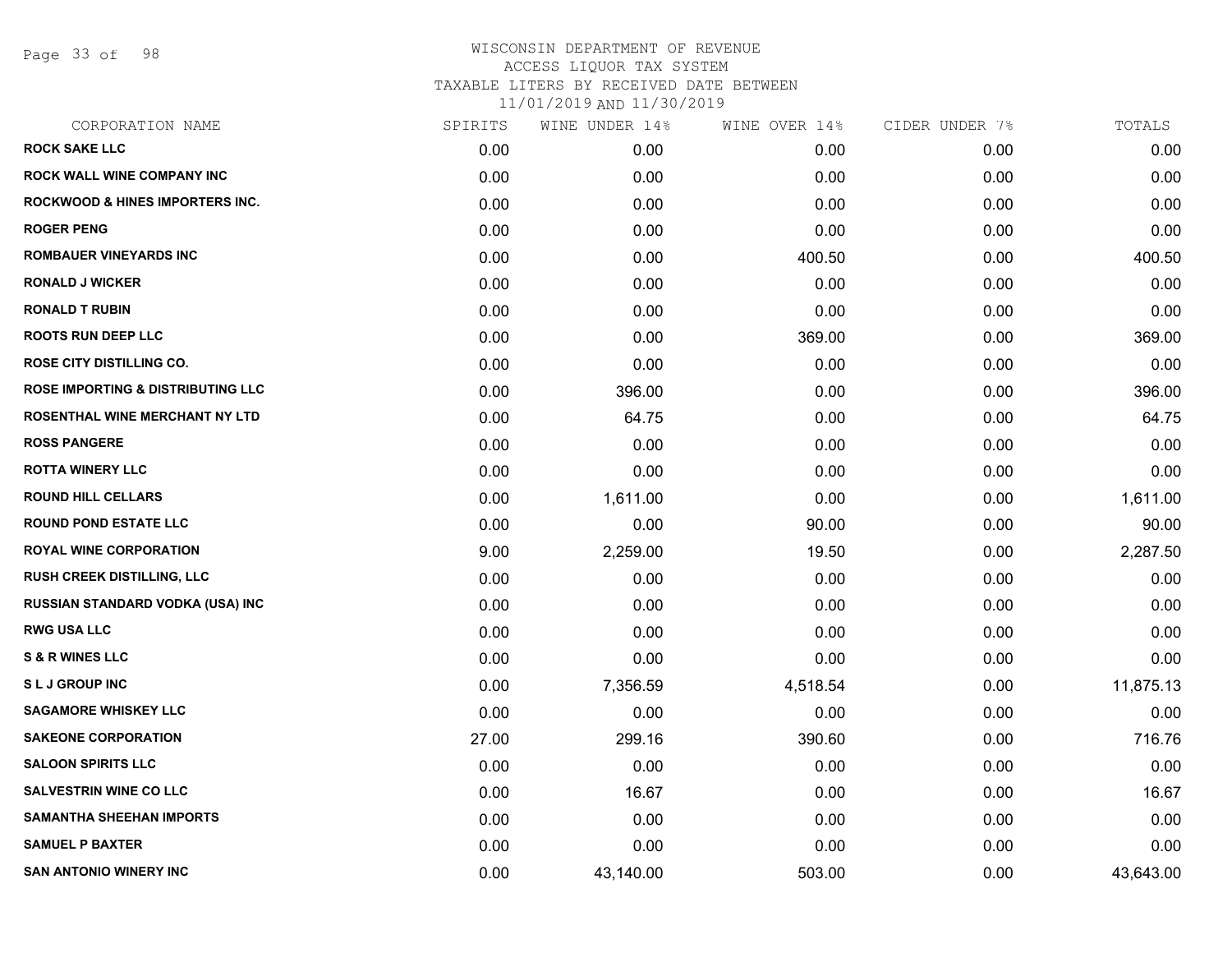WISCONSIN DEPARTMENT OF REVENUE
ACCESS LIQUOR TAX SYSTEM
TAXABLE LITERS BY RECEIVED DATE BETWEEN
11/01/2019 AND 11/30/2019

| CORPORATION NAME | SPIRITS | WINE UNDER 14% | WINE OVER 14% | CIDER UNDER 7% | TOTALS |
|---|---|---|---|---|---|
| ROCK SAKE LLC | 0.00 | 0.00 | 0.00 | 0.00 | 0.00 |
| ROCK WALL WINE COMPANY INC | 0.00 | 0.00 | 0.00 | 0.00 | 0.00 |
| ROCKWOOD & HINES IMPORTERS INC. | 0.00 | 0.00 | 0.00 | 0.00 | 0.00 |
| ROGER PENG | 0.00 | 0.00 | 0.00 | 0.00 | 0.00 |
| ROMBAUER VINEYARDS INC | 0.00 | 0.00 | 400.50 | 0.00 | 400.50 |
| RONALD J WICKER | 0.00 | 0.00 | 0.00 | 0.00 | 0.00 |
| RONALD T RUBIN | 0.00 | 0.00 | 0.00 | 0.00 | 0.00 |
| ROOTS RUN DEEP LLC | 0.00 | 0.00 | 369.00 | 0.00 | 369.00 |
| ROSE CITY DISTILLING CO. | 0.00 | 0.00 | 0.00 | 0.00 | 0.00 |
| ROSE IMPORTING & DISTRIBUTING LLC | 0.00 | 396.00 | 0.00 | 0.00 | 396.00 |
| ROSENTHAL WINE MERCHANT NY LTD | 0.00 | 64.75 | 0.00 | 0.00 | 64.75 |
| ROSS PANGERE | 0.00 | 0.00 | 0.00 | 0.00 | 0.00 |
| ROTTA WINERY LLC | 0.00 | 0.00 | 0.00 | 0.00 | 0.00 |
| ROUND HILL CELLARS | 0.00 | 1,611.00 | 0.00 | 0.00 | 1,611.00 |
| ROUND POND ESTATE LLC | 0.00 | 0.00 | 90.00 | 0.00 | 90.00 |
| ROYAL WINE CORPORATION | 9.00 | 2,259.00 | 19.50 | 0.00 | 2,287.50 |
| RUSH CREEK DISTILLING, LLC | 0.00 | 0.00 | 0.00 | 0.00 | 0.00 |
| RUSSIAN STANDARD VODKA (USA) INC | 0.00 | 0.00 | 0.00 | 0.00 | 0.00 |
| RWG USA LLC | 0.00 | 0.00 | 0.00 | 0.00 | 0.00 |
| S & R WINES LLC | 0.00 | 0.00 | 0.00 | 0.00 | 0.00 |
| S L J GROUP INC | 0.00 | 7,356.59 | 4,518.54 | 0.00 | 11,875.13 |
| SAGAMORE WHISKEY LLC | 0.00 | 0.00 | 0.00 | 0.00 | 0.00 |
| SAKEONE CORPORATION | 27.00 | 299.16 | 390.60 | 0.00 | 716.76 |
| SALOON SPIRITS LLC | 0.00 | 0.00 | 0.00 | 0.00 | 0.00 |
| SALVESTRIN WINE CO LLC | 0.00 | 16.67 | 0.00 | 0.00 | 16.67 |
| SAMANTHA SHEEHAN IMPORTS | 0.00 | 0.00 | 0.00 | 0.00 | 0.00 |
| SAMUEL P BAXTER | 0.00 | 0.00 | 0.00 | 0.00 | 0.00 |
| SAN ANTONIO WINERY INC | 0.00 | 43,140.00 | 503.00 | 0.00 | 43,643.00 |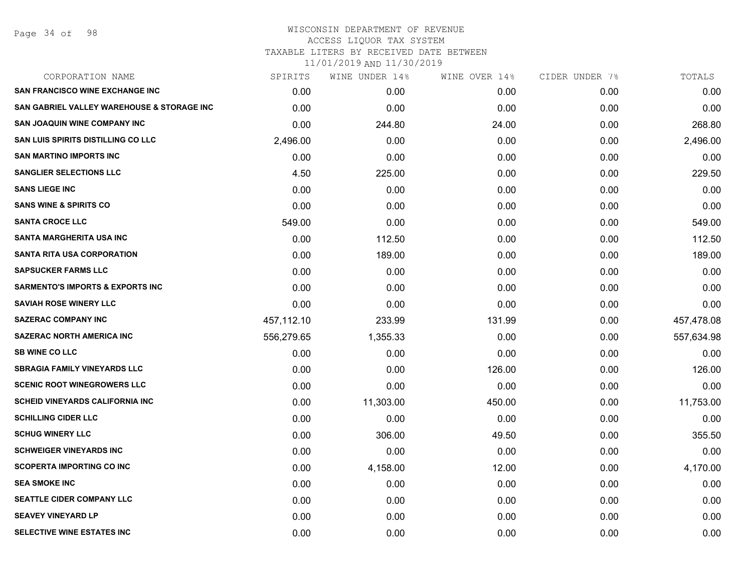WISCONSIN DEPARTMENT OF REVENUE
ACCESS LIQUOR TAX SYSTEM
TAXABLE LITERS BY RECEIVED DATE BETWEEN
11/01/2019 AND 11/30/2019

| CORPORATION NAME | SPIRITS | WINE UNDER 14% | WINE OVER 14% | CIDER UNDER 7% | TOTALS |
|---|---|---|---|---|---|
| SAN FRANCISCO WINE EXCHANGE INC | 0.00 | 0.00 | 0.00 | 0.00 | 0.00 |
| SAN GABRIEL VALLEY WAREHOUSE & STORAGE INC | 0.00 | 0.00 | 0.00 | 0.00 | 0.00 |
| SAN JOAQUIN WINE COMPANY INC | 0.00 | 244.80 | 24.00 | 0.00 | 268.80 |
| SAN LUIS SPIRITS DISTILLING CO LLC | 2,496.00 | 0.00 | 0.00 | 0.00 | 2,496.00 |
| SAN MARTINO IMPORTS INC | 0.00 | 0.00 | 0.00 | 0.00 | 0.00 |
| SANGLIER SELECTIONS LLC | 4.50 | 225.00 | 0.00 | 0.00 | 229.50 |
| SANS LIEGE INC | 0.00 | 0.00 | 0.00 | 0.00 | 0.00 |
| SANS WINE & SPIRITS CO | 0.00 | 0.00 | 0.00 | 0.00 | 0.00 |
| SANTA CROCE LLC | 549.00 | 0.00 | 0.00 | 0.00 | 549.00 |
| SANTA MARGHERITA USA INC | 0.00 | 112.50 | 0.00 | 0.00 | 112.50 |
| SANTA RITA USA CORPORATION | 0.00 | 189.00 | 0.00 | 0.00 | 189.00 |
| SAPSUCKER FARMS LLC | 0.00 | 0.00 | 0.00 | 0.00 | 0.00 |
| SARMENTO'S IMPORTS & EXPORTS INC | 0.00 | 0.00 | 0.00 | 0.00 | 0.00 |
| SAVIAH ROSE WINERY LLC | 0.00 | 0.00 | 0.00 | 0.00 | 0.00 |
| SAZERAC COMPANY INC | 457,112.10 | 233.99 | 131.99 | 0.00 | 457,478.08 |
| SAZERAC NORTH AMERICA INC | 556,279.65 | 1,355.33 | 0.00 | 0.00 | 557,634.98 |
| SB WINE CO LLC | 0.00 | 0.00 | 0.00 | 0.00 | 0.00 |
| SBRAGIA FAMILY VINEYARDS LLC | 0.00 | 0.00 | 126.00 | 0.00 | 126.00 |
| SCENIC ROOT WINEGROWERS LLC | 0.00 | 0.00 | 0.00 | 0.00 | 0.00 |
| SCHEID VINEYARDS CALIFORNIA INC | 0.00 | 11,303.00 | 450.00 | 0.00 | 11,753.00 |
| SCHILLING CIDER LLC | 0.00 | 0.00 | 0.00 | 0.00 | 0.00 |
| SCHUG WINERY LLC | 0.00 | 306.00 | 49.50 | 0.00 | 355.50 |
| SCHWEIGER VINEYARDS INC | 0.00 | 0.00 | 0.00 | 0.00 | 0.00 |
| SCOPERTA IMPORTING CO INC | 0.00 | 4,158.00 | 12.00 | 0.00 | 4,170.00 |
| SEA SMOKE INC | 0.00 | 0.00 | 0.00 | 0.00 | 0.00 |
| SEATTLE CIDER COMPANY LLC | 0.00 | 0.00 | 0.00 | 0.00 | 0.00 |
| SEAVEY VINEYARD LP | 0.00 | 0.00 | 0.00 | 0.00 | 0.00 |
| SELECTIVE WINE ESTATES INC | 0.00 | 0.00 | 0.00 | 0.00 | 0.00 |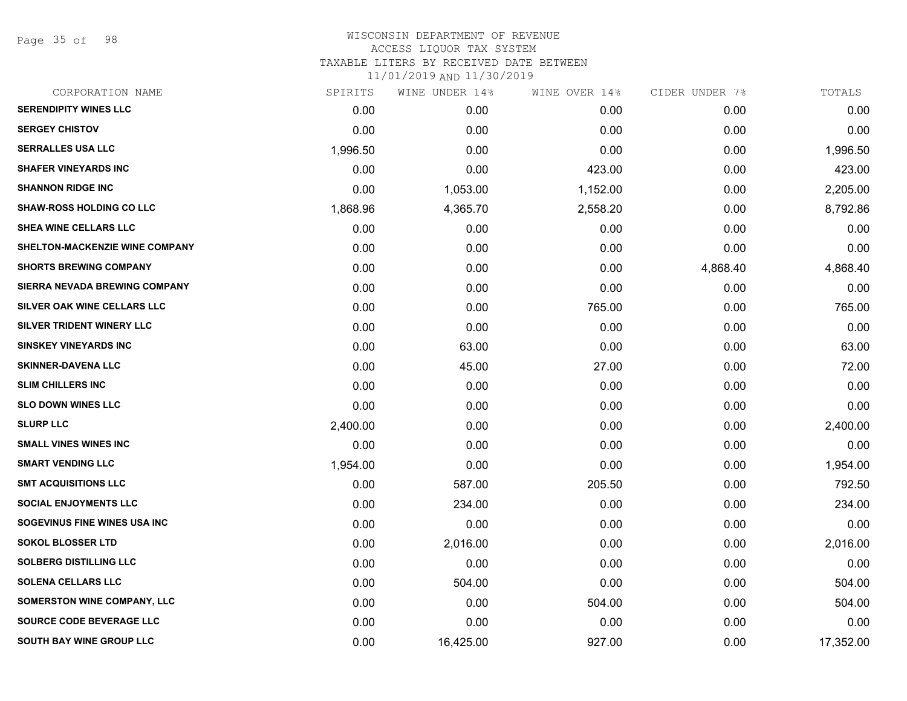WISCONSIN DEPARTMENT OF REVENUE
ACCESS LIQUOR TAX SYSTEM
TAXABLE LITERS BY RECEIVED DATE BETWEEN
11/01/2019 AND 11/30/2019

| CORPORATION NAME | SPIRITS | WINE UNDER 14% | WINE OVER 14% | CIDER UNDER 7% | TOTALS |
|---|---|---|---|---|---|
| SERENDIPITY WINES LLC | 0.00 | 0.00 | 0.00 | 0.00 | 0.00 |
| SERGEY CHISTOV | 0.00 | 0.00 | 0.00 | 0.00 | 0.00 |
| SERRALLES USA LLC | 1,996.50 | 0.00 | 0.00 | 0.00 | 1,996.50 |
| SHAFER VINEYARDS INC | 0.00 | 0.00 | 423.00 | 0.00 | 423.00 |
| SHANNON RIDGE INC | 0.00 | 1,053.00 | 1,152.00 | 0.00 | 2,205.00 |
| SHAW-ROSS HOLDING CO LLC | 1,868.96 | 4,365.70 | 2,558.20 | 0.00 | 8,792.86 |
| SHEA WINE CELLARS LLC | 0.00 | 0.00 | 0.00 | 0.00 | 0.00 |
| SHELTON-MACKENZIE WINE COMPANY | 0.00 | 0.00 | 0.00 | 0.00 | 0.00 |
| SHORTS BREWING COMPANY | 0.00 | 0.00 | 0.00 | 4,868.40 | 4,868.40 |
| SIERRA NEVADA BREWING COMPANY | 0.00 | 0.00 | 0.00 | 0.00 | 0.00 |
| SILVER OAK WINE CELLARS LLC | 0.00 | 0.00 | 765.00 | 0.00 | 765.00 |
| SILVER TRIDENT WINERY LLC | 0.00 | 0.00 | 0.00 | 0.00 | 0.00 |
| SINSKEY VINEYARDS INC | 0.00 | 63.00 | 0.00 | 0.00 | 63.00 |
| SKINNER-DAVENA LLC | 0.00 | 45.00 | 27.00 | 0.00 | 72.00 |
| SLIM CHILLERS INC | 0.00 | 0.00 | 0.00 | 0.00 | 0.00 |
| SLO DOWN WINES LLC | 0.00 | 0.00 | 0.00 | 0.00 | 0.00 |
| SLURP LLC | 2,400.00 | 0.00 | 0.00 | 0.00 | 2,400.00 |
| SMALL VINES WINES INC | 0.00 | 0.00 | 0.00 | 0.00 | 0.00 |
| SMART VENDING LLC | 1,954.00 | 0.00 | 0.00 | 0.00 | 1,954.00 |
| SMT ACQUISITIONS LLC | 0.00 | 587.00 | 205.50 | 0.00 | 792.50 |
| SOCIAL ENJOYMENTS LLC | 0.00 | 234.00 | 0.00 | 0.00 | 234.00 |
| SOGEVINUS FINE WINES USA INC | 0.00 | 0.00 | 0.00 | 0.00 | 0.00 |
| SOKOL BLOSSER LTD | 0.00 | 2,016.00 | 0.00 | 0.00 | 2,016.00 |
| SOLBERG DISTILLING LLC | 0.00 | 0.00 | 0.00 | 0.00 | 0.00 |
| SOLENA CELLARS LLC | 0.00 | 504.00 | 0.00 | 0.00 | 504.00 |
| SOMERSTON WINE COMPANY, LLC | 0.00 | 0.00 | 504.00 | 0.00 | 504.00 |
| SOURCE CODE BEVERAGE LLC | 0.00 | 0.00 | 0.00 | 0.00 | 0.00 |
| SOUTH BAY WINE GROUP LLC | 0.00 | 16,425.00 | 927.00 | 0.00 | 17,352.00 |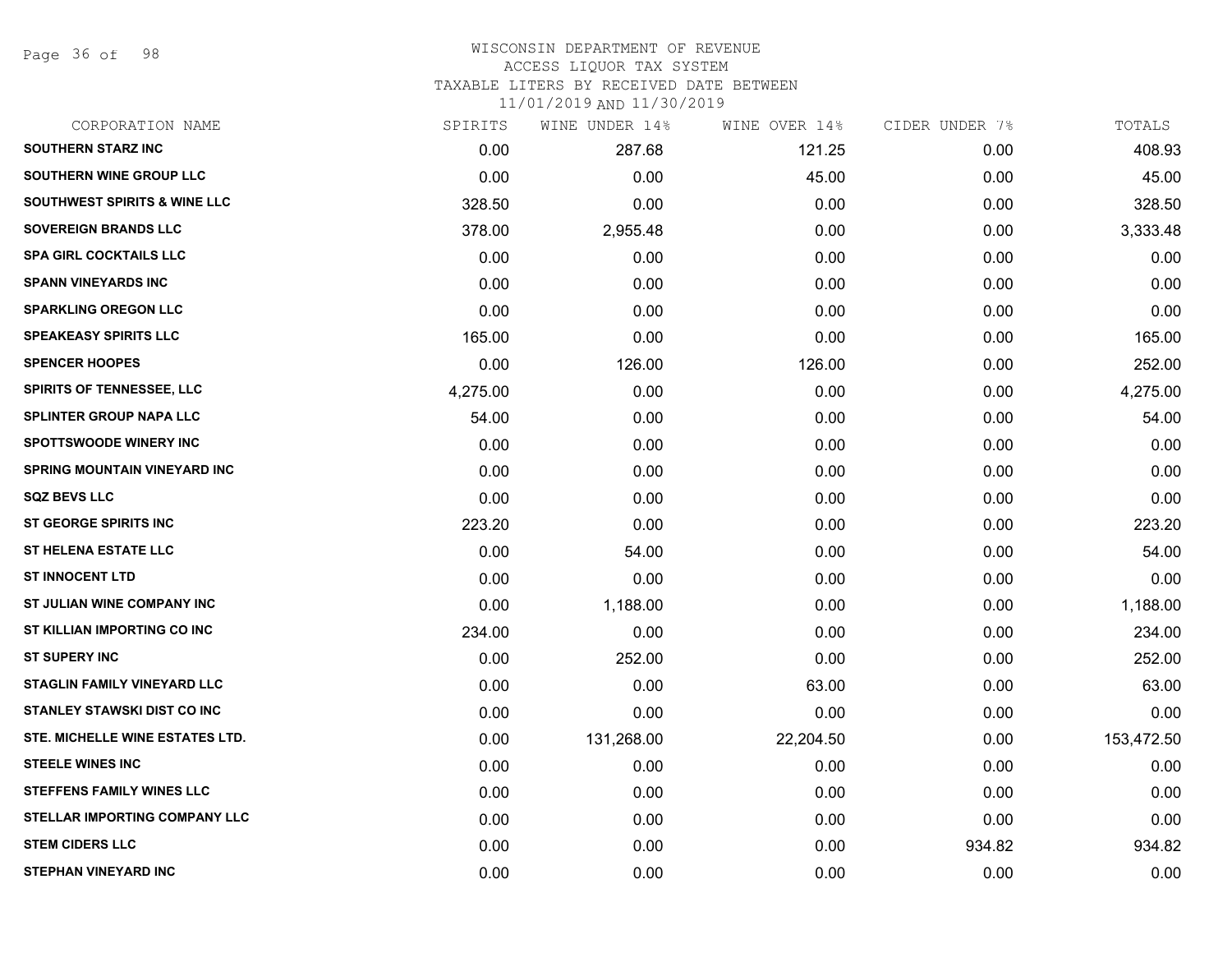# WISCONSIN DEPARTMENT OF REVENUE
## ACCESS LIQUOR TAX SYSTEM
### TAXABLE LITERS BY RECEIVED DATE BETWEEN 11/01/2019 AND 11/30/2019

| CORPORATION NAME | SPIRITS | WINE UNDER 14% | WINE OVER 14% | CIDER UNDER 7% | TOTALS |
|---|---|---|---|---|---|
| SOUTHERN STARZ INC | 0.00 | 287.68 | 121.25 | 0.00 | 408.93 |
| SOUTHERN WINE GROUP LLC | 0.00 | 0.00 | 45.00 | 0.00 | 45.00 |
| SOUTHWEST SPIRITS & WINE LLC | 328.50 | 0.00 | 0.00 | 0.00 | 328.50 |
| SOVEREIGN BRANDS LLC | 378.00 | 2,955.48 | 0.00 | 0.00 | 3,333.48 |
| SPA GIRL COCKTAILS LLC | 0.00 | 0.00 | 0.00 | 0.00 | 0.00 |
| SPANN VINEYARDS INC | 0.00 | 0.00 | 0.00 | 0.00 | 0.00 |
| SPARKLING OREGON LLC | 0.00 | 0.00 | 0.00 | 0.00 | 0.00 |
| SPEAKEASY SPIRITS LLC | 165.00 | 0.00 | 0.00 | 0.00 | 165.00 |
| SPENCER HOOPES | 0.00 | 126.00 | 126.00 | 0.00 | 252.00 |
| SPIRITS OF TENNESSEE, LLC | 4,275.00 | 0.00 | 0.00 | 0.00 | 4,275.00 |
| SPLINTER GROUP NAPA LLC | 54.00 | 0.00 | 0.00 | 0.00 | 54.00 |
| SPOTTSWOODE WINERY INC | 0.00 | 0.00 | 0.00 | 0.00 | 0.00 |
| SPRING MOUNTAIN VINEYARD INC | 0.00 | 0.00 | 0.00 | 0.00 | 0.00 |
| SQZ BEVS LLC | 0.00 | 0.00 | 0.00 | 0.00 | 0.00 |
| ST GEORGE SPIRITS INC | 223.20 | 0.00 | 0.00 | 0.00 | 223.20 |
| ST HELENA ESTATE LLC | 0.00 | 54.00 | 0.00 | 0.00 | 54.00 |
| ST INNOCENT LTD | 0.00 | 0.00 | 0.00 | 0.00 | 0.00 |
| ST JULIAN WINE COMPANY INC | 0.00 | 1,188.00 | 0.00 | 0.00 | 1,188.00 |
| ST KILLIAN IMPORTING CO INC | 234.00 | 0.00 | 0.00 | 0.00 | 234.00 |
| ST SUPERY INC | 0.00 | 252.00 | 0.00 | 0.00 | 252.00 |
| STAGLIN FAMILY VINEYARD LLC | 0.00 | 0.00 | 63.00 | 0.00 | 63.00 |
| STANLEY STAWSKI DIST CO INC | 0.00 | 0.00 | 0.00 | 0.00 | 0.00 |
| STE. MICHELLE WINE ESTATES LTD. | 0.00 | 131,268.00 | 22,204.50 | 0.00 | 153,472.50 |
| STEELE WINES INC | 0.00 | 0.00 | 0.00 | 0.00 | 0.00 |
| STEFFENS FAMILY WINES LLC | 0.00 | 0.00 | 0.00 | 0.00 | 0.00 |
| STELLAR IMPORTING COMPANY LLC | 0.00 | 0.00 | 0.00 | 0.00 | 0.00 |
| STEM CIDERS LLC | 0.00 | 0.00 | 0.00 | 934.82 | 934.82 |
| STEPHAN VINEYARD INC | 0.00 | 0.00 | 0.00 | 0.00 | 0.00 |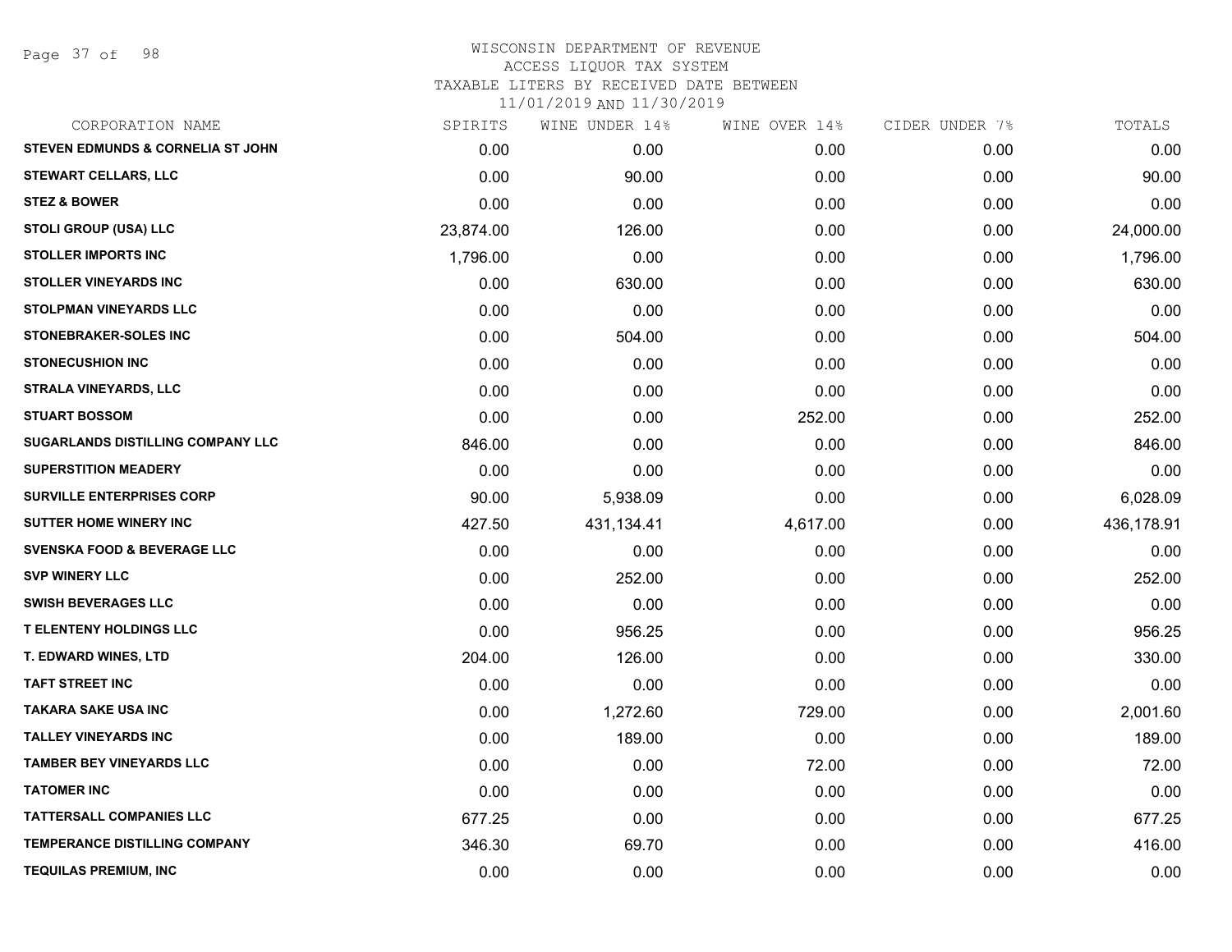WISCONSIN DEPARTMENT OF REVENUE
ACCESS LIQUOR TAX SYSTEM
TAXABLE LITERS BY RECEIVED DATE BETWEEN
11/01/2019 AND 11/30/2019

| CORPORATION NAME | SPIRITS | WINE UNDER 14% | WINE OVER 14% | CIDER UNDER 7% | TOTALS |
|---|---|---|---|---|---|
| STEVEN EDMUNDS & CORNELIA ST JOHN | 0.00 | 0.00 | 0.00 | 0.00 | 0.00 |
| STEWART CELLARS, LLC | 0.00 | 90.00 | 0.00 | 0.00 | 90.00 |
| STEZ & BOWER | 0.00 | 0.00 | 0.00 | 0.00 | 0.00 |
| STOLI GROUP (USA) LLC | 23,874.00 | 126.00 | 0.00 | 0.00 | 24,000.00 |
| STOLLER IMPORTS INC | 1,796.00 | 0.00 | 0.00 | 0.00 | 1,796.00 |
| STOLLER VINEYARDS INC | 0.00 | 630.00 | 0.00 | 0.00 | 630.00 |
| STOLPMAN VINEYARDS LLC | 0.00 | 0.00 | 0.00 | 0.00 | 0.00 |
| STONEBRAKER-SOLES INC | 0.00 | 504.00 | 0.00 | 0.00 | 504.00 |
| STONECUSHION INC | 0.00 | 0.00 | 0.00 | 0.00 | 0.00 |
| STRALA VINEYARDS, LLC | 0.00 | 0.00 | 0.00 | 0.00 | 0.00 |
| STUART BOSSOM | 0.00 | 0.00 | 252.00 | 0.00 | 252.00 |
| SUGARLANDS DISTILLING COMPANY LLC | 846.00 | 0.00 | 0.00 | 0.00 | 846.00 |
| SUPERSTITION MEADERY | 0.00 | 0.00 | 0.00 | 0.00 | 0.00 |
| SURVILLE ENTERPRISES CORP | 90.00 | 5,938.09 | 0.00 | 0.00 | 6,028.09 |
| SUTTER HOME WINERY INC | 427.50 | 431,134.41 | 4,617.00 | 0.00 | 436,178.91 |
| SVENSKA FOOD & BEVERAGE LLC | 0.00 | 0.00 | 0.00 | 0.00 | 0.00 |
| SVP WINERY LLC | 0.00 | 252.00 | 0.00 | 0.00 | 252.00 |
| SWISH BEVERAGES LLC | 0.00 | 0.00 | 0.00 | 0.00 | 0.00 |
| T ELENTENY HOLDINGS LLC | 0.00 | 956.25 | 0.00 | 0.00 | 956.25 |
| T. EDWARD WINES, LTD | 204.00 | 126.00 | 0.00 | 0.00 | 330.00 |
| TAFT STREET INC | 0.00 | 0.00 | 0.00 | 0.00 | 0.00 |
| TAKARA SAKE USA INC | 0.00 | 1,272.60 | 729.00 | 0.00 | 2,001.60 |
| TALLEY VINEYARDS INC | 0.00 | 189.00 | 0.00 | 0.00 | 189.00 |
| TAMBER BEY VINEYARDS LLC | 0.00 | 0.00 | 72.00 | 0.00 | 72.00 |
| TATOMER INC | 0.00 | 0.00 | 0.00 | 0.00 | 0.00 |
| TATTERSALL COMPANIES LLC | 677.25 | 0.00 | 0.00 | 0.00 | 677.25 |
| TEMPERANCE DISTILLING COMPANY | 346.30 | 69.70 | 0.00 | 0.00 | 416.00 |
| TEQUILAS PREMIUM, INC | 0.00 | 0.00 | 0.00 | 0.00 | 0.00 |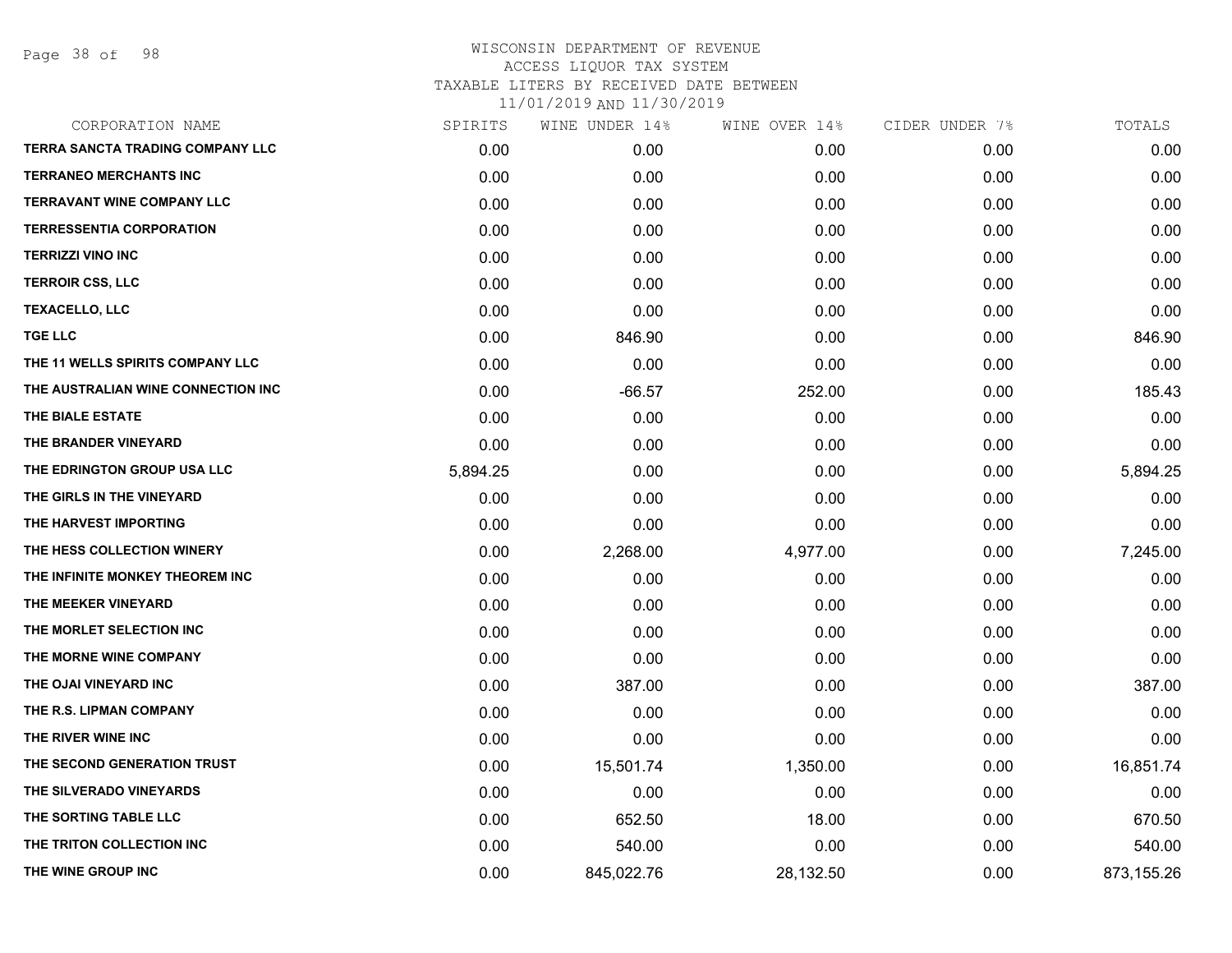WISCONSIN DEPARTMENT OF REVENUE
ACCESS LIQUOR TAX SYSTEM
TAXABLE LITERS BY RECEIVED DATE BETWEEN
11/01/2019 AND 11/30/2019

| CORPORATION NAME | SPIRITS | WINE UNDER 14% | WINE OVER 14% | CIDER UNDER 7% | TOTALS |
|---|---|---|---|---|---|
| TERRA SANCTA TRADING COMPANY LLC | 0.00 | 0.00 | 0.00 | 0.00 | 0.00 |
| TERRANEO MERCHANTS INC | 0.00 | 0.00 | 0.00 | 0.00 | 0.00 |
| TERRAVANT WINE COMPANY LLC | 0.00 | 0.00 | 0.00 | 0.00 | 0.00 |
| TERRESSENTIA CORPORATION | 0.00 | 0.00 | 0.00 | 0.00 | 0.00 |
| TERRIZZI VINO INC | 0.00 | 0.00 | 0.00 | 0.00 | 0.00 |
| TERROIR CSS, LLC | 0.00 | 0.00 | 0.00 | 0.00 | 0.00 |
| TEXACELLO, LLC | 0.00 | 0.00 | 0.00 | 0.00 | 0.00 |
| TGE LLC | 0.00 | 846.90 | 0.00 | 0.00 | 846.90 |
| THE 11 WELLS SPIRITS COMPANY LLC | 0.00 | 0.00 | 0.00 | 0.00 | 0.00 |
| THE AUSTRALIAN WINE CONNECTION INC | 0.00 | -66.57 | 252.00 | 0.00 | 185.43 |
| THE BIALE ESTATE | 0.00 | 0.00 | 0.00 | 0.00 | 0.00 |
| THE BRANDER VINEYARD | 0.00 | 0.00 | 0.00 | 0.00 | 0.00 |
| THE EDRINGTON GROUP USA LLC | 5,894.25 | 0.00 | 0.00 | 0.00 | 5,894.25 |
| THE GIRLS IN THE VINEYARD | 0.00 | 0.00 | 0.00 | 0.00 | 0.00 |
| THE HARVEST IMPORTING | 0.00 | 0.00 | 0.00 | 0.00 | 0.00 |
| THE HESS COLLECTION WINERY | 0.00 | 2,268.00 | 4,977.00 | 0.00 | 7,245.00 |
| THE INFINITE MONKEY THEOREM INC | 0.00 | 0.00 | 0.00 | 0.00 | 0.00 |
| THE MEEKER VINEYARD | 0.00 | 0.00 | 0.00 | 0.00 | 0.00 |
| THE MORLET SELECTION INC | 0.00 | 0.00 | 0.00 | 0.00 | 0.00 |
| THE MORNE WINE COMPANY | 0.00 | 0.00 | 0.00 | 0.00 | 0.00 |
| THE OJAI VINEYARD INC | 0.00 | 387.00 | 0.00 | 0.00 | 387.00 |
| THE R.S. LIPMAN COMPANY | 0.00 | 0.00 | 0.00 | 0.00 | 0.00 |
| THE RIVER WINE INC | 0.00 | 0.00 | 0.00 | 0.00 | 0.00 |
| THE SECOND GENERATION TRUST | 0.00 | 15,501.74 | 1,350.00 | 0.00 | 16,851.74 |
| THE SILVERADO VINEYARDS | 0.00 | 0.00 | 0.00 | 0.00 | 0.00 |
| THE SORTING TABLE LLC | 0.00 | 652.50 | 18.00 | 0.00 | 670.50 |
| THE TRITON COLLECTION INC | 0.00 | 540.00 | 0.00 | 0.00 | 540.00 |
| THE WINE GROUP INC | 0.00 | 845,022.76 | 28,132.50 | 0.00 | 873,155.26 |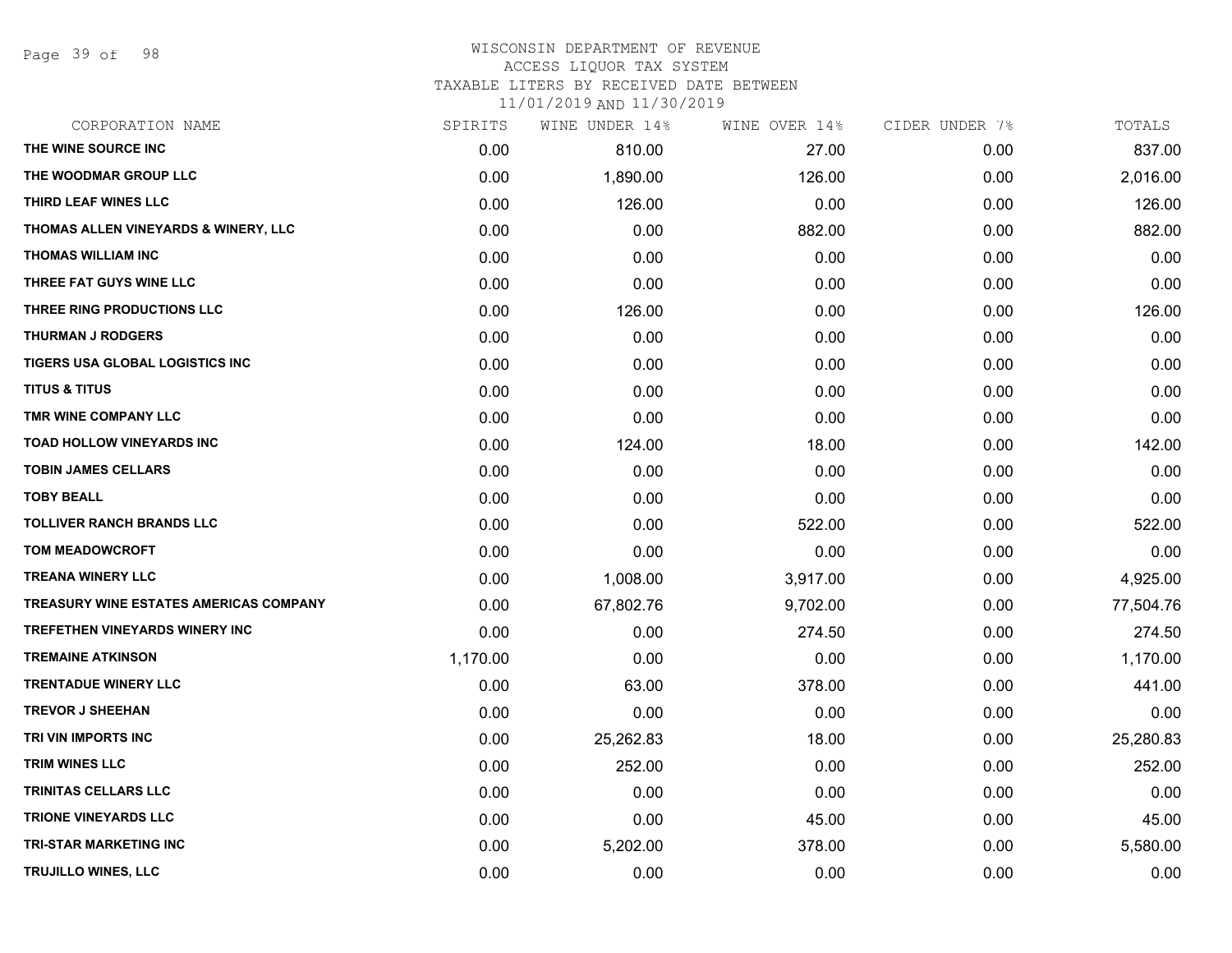WISCONSIN DEPARTMENT OF REVENUE
ACCESS LIQUOR TAX SYSTEM
TAXABLE LITERS BY RECEIVED DATE BETWEEN
11/01/2019 AND 11/30/2019

| CORPORATION NAME | SPIRITS | WINE UNDER 14% | WINE OVER 14% | CIDER UNDER 7% | TOTALS |
|---|---|---|---|---|---|
| THE WINE SOURCE INC | 0.00 | 810.00 | 27.00 | 0.00 | 837.00 |
| THE WOODMAR GROUP LLC | 0.00 | 1,890.00 | 126.00 | 0.00 | 2,016.00 |
| THIRD LEAF WINES LLC | 0.00 | 126.00 | 0.00 | 0.00 | 126.00 |
| THOMAS ALLEN VINEYARDS & WINERY, LLC | 0.00 | 0.00 | 882.00 | 0.00 | 882.00 |
| THOMAS WILLIAM INC | 0.00 | 0.00 | 0.00 | 0.00 | 0.00 |
| THREE FAT GUYS WINE LLC | 0.00 | 0.00 | 0.00 | 0.00 | 0.00 |
| THREE RING PRODUCTIONS LLC | 0.00 | 126.00 | 0.00 | 0.00 | 126.00 |
| THURMAN J RODGERS | 0.00 | 0.00 | 0.00 | 0.00 | 0.00 |
| TIGERS USA GLOBAL LOGISTICS INC | 0.00 | 0.00 | 0.00 | 0.00 | 0.00 |
| TITUS & TITUS | 0.00 | 0.00 | 0.00 | 0.00 | 0.00 |
| TMR WINE COMPANY LLC | 0.00 | 0.00 | 0.00 | 0.00 | 0.00 |
| TOAD HOLLOW VINEYARDS INC | 0.00 | 124.00 | 18.00 | 0.00 | 142.00 |
| TOBIN JAMES CELLARS | 0.00 | 0.00 | 0.00 | 0.00 | 0.00 |
| TOBY BEALL | 0.00 | 0.00 | 0.00 | 0.00 | 0.00 |
| TOLLIVER RANCH BRANDS LLC | 0.00 | 0.00 | 522.00 | 0.00 | 522.00 |
| TOM MEADOWCROFT | 0.00 | 0.00 | 0.00 | 0.00 | 0.00 |
| TREANA WINERY LLC | 0.00 | 1,008.00 | 3,917.00 | 0.00 | 4,925.00 |
| TREASURY WINE ESTATES AMERICAS COMPANY | 0.00 | 67,802.76 | 9,702.00 | 0.00 | 77,504.76 |
| TREFETHEN VINEYARDS WINERY INC | 0.00 | 0.00 | 274.50 | 0.00 | 274.50 |
| TREMAINE ATKINSON | 1,170.00 | 0.00 | 0.00 | 0.00 | 1,170.00 |
| TRENTADUE WINERY LLC | 0.00 | 63.00 | 378.00 | 0.00 | 441.00 |
| TREVOR J SHEEHAN | 0.00 | 0.00 | 0.00 | 0.00 | 0.00 |
| TRI VIN IMPORTS INC | 0.00 | 25,262.83 | 18.00 | 0.00 | 25,280.83 |
| TRIM WINES LLC | 0.00 | 252.00 | 0.00 | 0.00 | 252.00 |
| TRINITAS CELLARS LLC | 0.00 | 0.00 | 0.00 | 0.00 | 0.00 |
| TRIONE VINEYARDS LLC | 0.00 | 0.00 | 45.00 | 0.00 | 45.00 |
| TRI-STAR MARKETING INC | 0.00 | 5,202.00 | 378.00 | 0.00 | 5,580.00 |
| TRUJILLO WINES, LLC | 0.00 | 0.00 | 0.00 | 0.00 | 0.00 |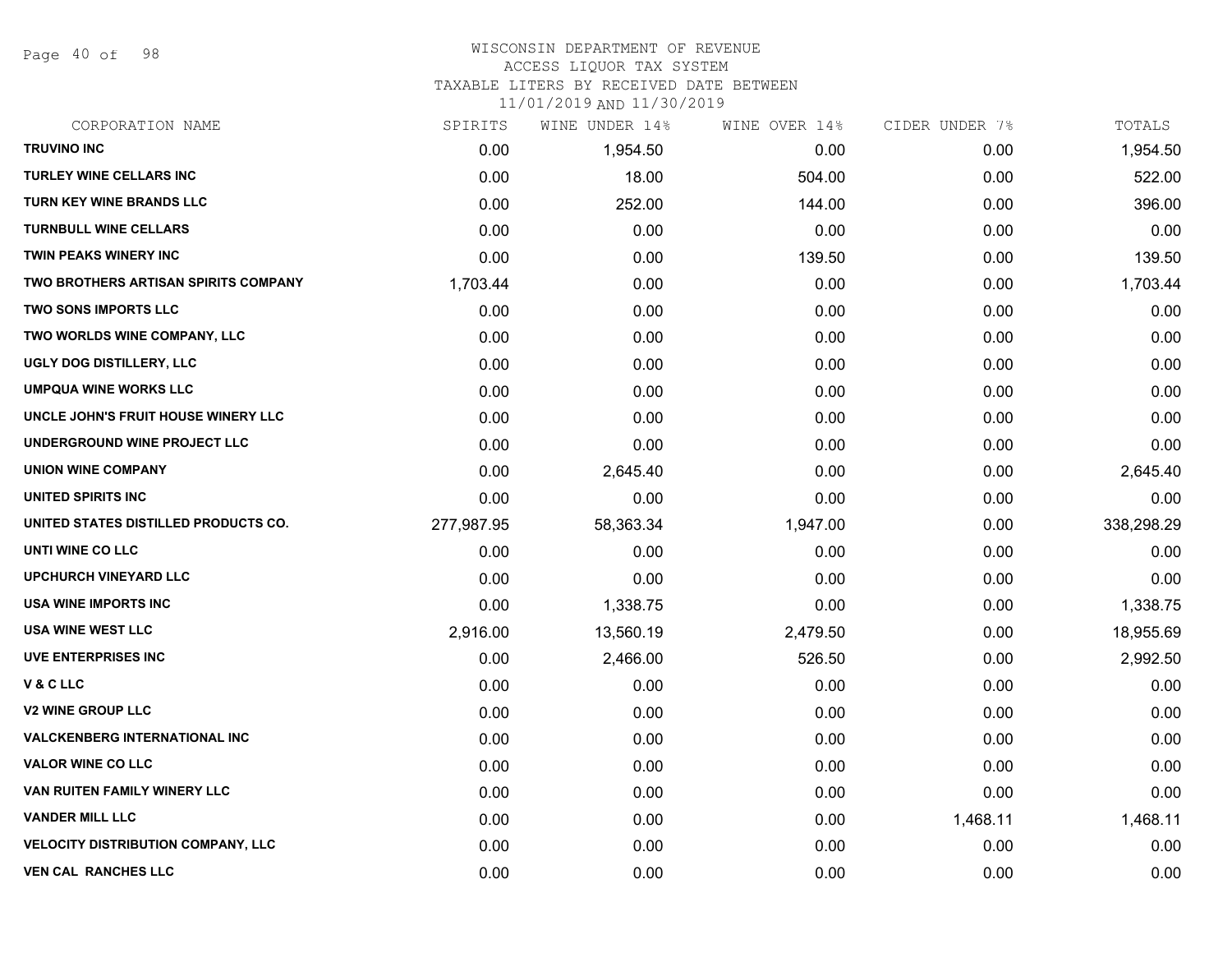WISCONSIN DEPARTMENT OF REVENUE
ACCESS LIQUOR TAX SYSTEM
TAXABLE LITERS BY RECEIVED DATE BETWEEN
11/01/2019 AND 11/30/2019

| CORPORATION NAME | SPIRITS | WINE UNDER 14% | WINE OVER 14% | CIDER UNDER 7% | TOTALS |
|---|---|---|---|---|---|
| TRUVINO INC | 0.00 | 1,954.50 | 0.00 | 0.00 | 1,954.50 |
| TURLEY WINE CELLARS INC | 0.00 | 18.00 | 504.00 | 0.00 | 522.00 |
| TURN KEY WINE BRANDS LLC | 0.00 | 252.00 | 144.00 | 0.00 | 396.00 |
| TURNBULL WINE CELLARS | 0.00 | 0.00 | 0.00 | 0.00 | 0.00 |
| TWIN PEAKS WINERY INC | 0.00 | 0.00 | 139.50 | 0.00 | 139.50 |
| TWO BROTHERS ARTISAN SPIRITS COMPANY | 1,703.44 | 0.00 | 0.00 | 0.00 | 1,703.44 |
| TWO SONS IMPORTS LLC | 0.00 | 0.00 | 0.00 | 0.00 | 0.00 |
| TWO WORLDS WINE COMPANY, LLC | 0.00 | 0.00 | 0.00 | 0.00 | 0.00 |
| UGLY DOG DISTILLERY, LLC | 0.00 | 0.00 | 0.00 | 0.00 | 0.00 |
| UMPQUA WINE WORKS LLC | 0.00 | 0.00 | 0.00 | 0.00 | 0.00 |
| UNCLE JOHN'S FRUIT HOUSE WINERY LLC | 0.00 | 0.00 | 0.00 | 0.00 | 0.00 |
| UNDERGROUND WINE PROJECT LLC | 0.00 | 0.00 | 0.00 | 0.00 | 0.00 |
| UNION WINE COMPANY | 0.00 | 2,645.40 | 0.00 | 0.00 | 2,645.40 |
| UNITED SPIRITS INC | 0.00 | 0.00 | 0.00 | 0.00 | 0.00 |
| UNITED STATES DISTILLED PRODUCTS CO. | 277,987.95 | 58,363.34 | 1,947.00 | 0.00 | 338,298.29 |
| UNTI WINE CO LLC | 0.00 | 0.00 | 0.00 | 0.00 | 0.00 |
| UPCHURCH VINEYARD LLC | 0.00 | 0.00 | 0.00 | 0.00 | 0.00 |
| USA WINE IMPORTS INC | 0.00 | 1,338.75 | 0.00 | 0.00 | 1,338.75 |
| USA WINE WEST LLC | 2,916.00 | 13,560.19 | 2,479.50 | 0.00 | 18,955.69 |
| UVE ENTERPRISES INC | 0.00 | 2,466.00 | 526.50 | 0.00 | 2,992.50 |
| V & C LLC | 0.00 | 0.00 | 0.00 | 0.00 | 0.00 |
| V2 WINE GROUP LLC | 0.00 | 0.00 | 0.00 | 0.00 | 0.00 |
| VALCKENBERG INTERNATIONAL INC | 0.00 | 0.00 | 0.00 | 0.00 | 0.00 |
| VALOR WINE CO LLC | 0.00 | 0.00 | 0.00 | 0.00 | 0.00 |
| VAN RUITEN FAMILY WINERY LLC | 0.00 | 0.00 | 0.00 | 0.00 | 0.00 |
| VANDER MILL LLC | 0.00 | 0.00 | 0.00 | 1,468.11 | 1,468.11 |
| VELOCITY DISTRIBUTION COMPANY, LLC | 0.00 | 0.00 | 0.00 | 0.00 | 0.00 |
| VEN CAL RANCHES LLC | 0.00 | 0.00 | 0.00 | 0.00 | 0.00 |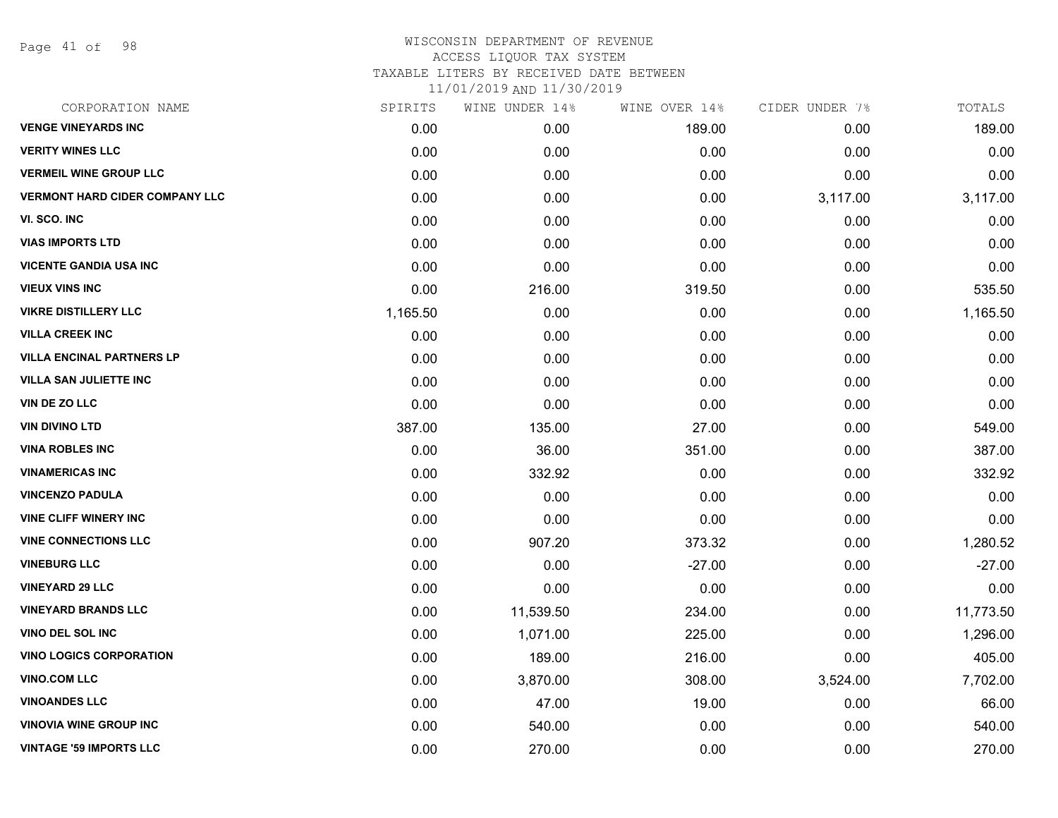WISCONSIN DEPARTMENT OF REVENUE
ACCESS LIQUOR TAX SYSTEM
TAXABLE LITERS BY RECEIVED DATE BETWEEN
11/01/2019 AND 11/30/2019

| CORPORATION NAME | SPIRITS | WINE UNDER 14% | WINE OVER 14% | CIDER UNDER 7% | TOTALS |
|---|---|---|---|---|---|
| VENGE VINEYARDS INC | 0.00 | 0.00 | 189.00 | 0.00 | 189.00 |
| VERITY WINES LLC | 0.00 | 0.00 | 0.00 | 0.00 | 0.00 |
| VERMEIL WINE GROUP LLC | 0.00 | 0.00 | 0.00 | 0.00 | 0.00 |
| VERMONT HARD CIDER COMPANY LLC | 0.00 | 0.00 | 0.00 | 3,117.00 | 3,117.00 |
| VI. SCO. INC | 0.00 | 0.00 | 0.00 | 0.00 | 0.00 |
| VIAS IMPORTS LTD | 0.00 | 0.00 | 0.00 | 0.00 | 0.00 |
| VICENTE GANDIA USA INC | 0.00 | 0.00 | 0.00 | 0.00 | 0.00 |
| VIEUX VINS INC | 0.00 | 216.00 | 319.50 | 0.00 | 535.50 |
| VIKRE DISTILLERY LLC | 1,165.50 | 0.00 | 0.00 | 0.00 | 1,165.50 |
| VILLA CREEK INC | 0.00 | 0.00 | 0.00 | 0.00 | 0.00 |
| VILLA ENCINAL PARTNERS LP | 0.00 | 0.00 | 0.00 | 0.00 | 0.00 |
| VILLA SAN JULIETTE INC | 0.00 | 0.00 | 0.00 | 0.00 | 0.00 |
| VIN DE ZO LLC | 0.00 | 0.00 | 0.00 | 0.00 | 0.00 |
| VIN DIVINO LTD | 387.00 | 135.00 | 27.00 | 0.00 | 549.00 |
| VINA ROBLES INC | 0.00 | 36.00 | 351.00 | 0.00 | 387.00 |
| VINAMERICAS INC | 0.00 | 332.92 | 0.00 | 0.00 | 332.92 |
| VINCENZO PADULA | 0.00 | 0.00 | 0.00 | 0.00 | 0.00 |
| VINE CLIFF WINERY INC | 0.00 | 0.00 | 0.00 | 0.00 | 0.00 |
| VINE CONNECTIONS LLC | 0.00 | 907.20 | 373.32 | 0.00 | 1,280.52 |
| VINEBURG LLC | 0.00 | 0.00 | -27.00 | 0.00 | -27.00 |
| VINEYARD 29 LLC | 0.00 | 0.00 | 0.00 | 0.00 | 0.00 |
| VINEYARD BRANDS LLC | 0.00 | 11,539.50 | 234.00 | 0.00 | 11,773.50 |
| VINO DEL SOL INC | 0.00 | 1,071.00 | 225.00 | 0.00 | 1,296.00 |
| VINO LOGICS CORPORATION | 0.00 | 189.00 | 216.00 | 0.00 | 405.00 |
| VINO.COM LLC | 0.00 | 3,870.00 | 308.00 | 3,524.00 | 7,702.00 |
| VINOANDES LLC | 0.00 | 47.00 | 19.00 | 0.00 | 66.00 |
| VINOVIA WINE GROUP INC | 0.00 | 540.00 | 0.00 | 0.00 | 540.00 |
| VINTAGE '59 IMPORTS LLC | 0.00 | 270.00 | 0.00 | 0.00 | 270.00 |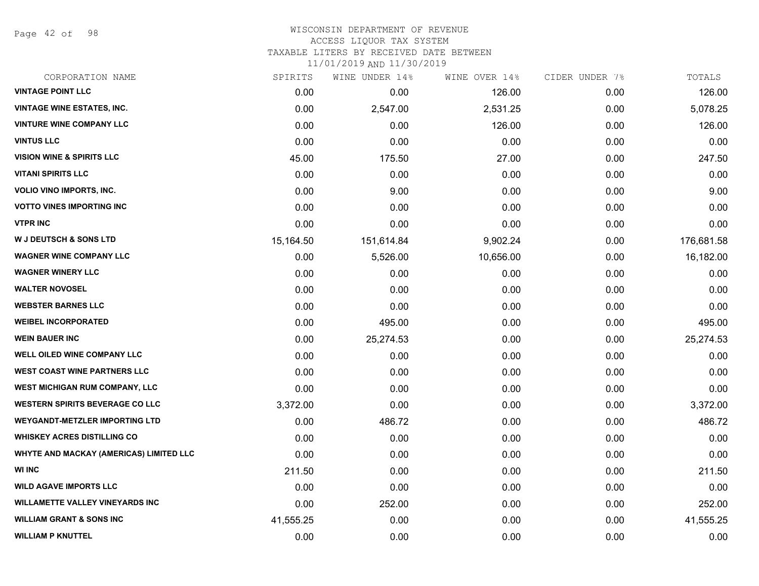# WISCONSIN DEPARTMENT OF REVENUE
## ACCESS LIQUOR TAX SYSTEM
### TAXABLE LITERS BY RECEIVED DATE BETWEEN 11/01/2019 AND 11/30/2019

| CORPORATION NAME | SPIRITS | WINE UNDER 14% | WINE OVER 14% | CIDER UNDER 7% | TOTALS |
|---|---|---|---|---|---|
| VINTAGE POINT LLC | 0.00 | 0.00 | 126.00 | 0.00 | 126.00 |
| VINTAGE WINE ESTATES, INC. | 0.00 | 2,547.00 | 2,531.25 | 0.00 | 5,078.25 |
| VINTURE WINE COMPANY LLC | 0.00 | 0.00 | 126.00 | 0.00 | 126.00 |
| VINTUS LLC | 0.00 | 0.00 | 0.00 | 0.00 | 0.00 |
| VISION WINE & SPIRITS LLC | 45.00 | 175.50 | 27.00 | 0.00 | 247.50 |
| VITANI SPIRITS LLC | 0.00 | 0.00 | 0.00 | 0.00 | 0.00 |
| VOLIO VINO IMPORTS, INC. | 0.00 | 9.00 | 0.00 | 0.00 | 9.00 |
| VOTTO VINES IMPORTING INC | 0.00 | 0.00 | 0.00 | 0.00 | 0.00 |
| VTPR INC | 0.00 | 0.00 | 0.00 | 0.00 | 0.00 |
| W J DEUTSCH & SONS LTD | 15,164.50 | 151,614.84 | 9,902.24 | 0.00 | 176,681.58 |
| WAGNER WINE COMPANY LLC | 0.00 | 5,526.00 | 10,656.00 | 0.00 | 16,182.00 |
| WAGNER WINERY LLC | 0.00 | 0.00 | 0.00 | 0.00 | 0.00 |
| WALTER NOVOSEL | 0.00 | 0.00 | 0.00 | 0.00 | 0.00 |
| WEBSTER BARNES LLC | 0.00 | 0.00 | 0.00 | 0.00 | 0.00 |
| WEIBEL INCORPORATED | 0.00 | 495.00 | 0.00 | 0.00 | 495.00 |
| WEIN BAUER INC | 0.00 | 25,274.53 | 0.00 | 0.00 | 25,274.53 |
| WELL OILED WINE COMPANY LLC | 0.00 | 0.00 | 0.00 | 0.00 | 0.00 |
| WEST COAST WINE PARTNERS LLC | 0.00 | 0.00 | 0.00 | 0.00 | 0.00 |
| WEST MICHIGAN RUM COMPANY, LLC | 0.00 | 0.00 | 0.00 | 0.00 | 0.00 |
| WESTERN SPIRITS BEVERAGE CO LLC | 3,372.00 | 0.00 | 0.00 | 0.00 | 3,372.00 |
| WEYGANDT-METZLER IMPORTING LTD | 0.00 | 486.72 | 0.00 | 0.00 | 486.72 |
| WHISKEY ACRES DISTILLING CO | 0.00 | 0.00 | 0.00 | 0.00 | 0.00 |
| WHYTE AND MACKAY (AMERICAS) LIMITED LLC | 0.00 | 0.00 | 0.00 | 0.00 | 0.00 |
| WI INC | 211.50 | 0.00 | 0.00 | 0.00 | 211.50 |
| WILD AGAVE IMPORTS LLC | 0.00 | 0.00 | 0.00 | 0.00 | 0.00 |
| WILLAMETTE VALLEY VINEYARDS INC | 0.00 | 252.00 | 0.00 | 0.00 | 252.00 |
| WILLIAM GRANT & SONS INC | 41,555.25 | 0.00 | 0.00 | 0.00 | 41,555.25 |
| WILLIAM P KNUTTEL | 0.00 | 0.00 | 0.00 | 0.00 | 0.00 |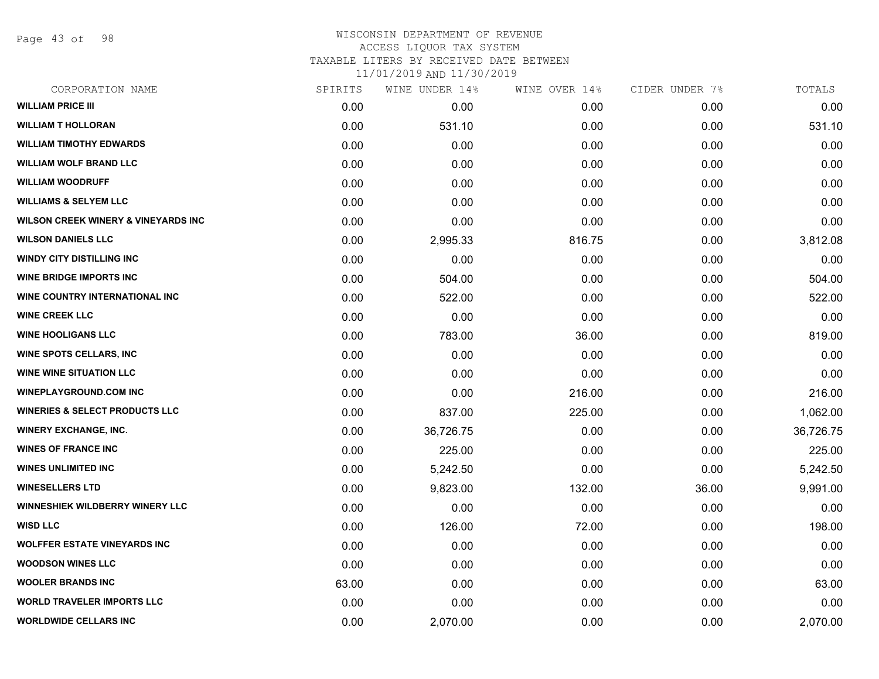WISCONSIN DEPARTMENT OF REVENUE
ACCESS LIQUOR TAX SYSTEM
TAXABLE LITERS BY RECEIVED DATE BETWEEN
11/01/2019 AND 11/30/2019

| CORPORATION NAME | SPIRITS | WINE UNDER 14% | WINE OVER 14% | CIDER UNDER 7% | TOTALS |
|---|---|---|---|---|---|
| WILLIAM PRICE III | 0.00 | 0.00 | 0.00 | 0.00 | 0.00 |
| WILLIAM T HOLLORAN | 0.00 | 531.10 | 0.00 | 0.00 | 531.10 |
| WILLIAM TIMOTHY EDWARDS | 0.00 | 0.00 | 0.00 | 0.00 | 0.00 |
| WILLIAM WOLF BRAND LLC | 0.00 | 0.00 | 0.00 | 0.00 | 0.00 |
| WILLIAM WOODRUFF | 0.00 | 0.00 | 0.00 | 0.00 | 0.00 |
| WILLIAMS & SELYEM LLC | 0.00 | 0.00 | 0.00 | 0.00 | 0.00 |
| WILSON CREEK WINERY & VINEYARDS INC | 0.00 | 0.00 | 0.00 | 0.00 | 0.00 |
| WILSON DANIELS LLC | 0.00 | 2,995.33 | 816.75 | 0.00 | 3,812.08 |
| WINDY CITY DISTILLING INC | 0.00 | 0.00 | 0.00 | 0.00 | 0.00 |
| WINE BRIDGE IMPORTS INC | 0.00 | 504.00 | 0.00 | 0.00 | 504.00 |
| WINE COUNTRY INTERNATIONAL INC | 0.00 | 522.00 | 0.00 | 0.00 | 522.00 |
| WINE CREEK LLC | 0.00 | 0.00 | 0.00 | 0.00 | 0.00 |
| WINE HOOLIGANS LLC | 0.00 | 783.00 | 36.00 | 0.00 | 819.00 |
| WINE SPOTS CELLARS, INC | 0.00 | 0.00 | 0.00 | 0.00 | 0.00 |
| WINE WINE SITUATION LLC | 0.00 | 0.00 | 0.00 | 0.00 | 0.00 |
| WINEPLAYGROUND.COM INC | 0.00 | 0.00 | 216.00 | 0.00 | 216.00 |
| WINERIES & SELECT PRODUCTS LLC | 0.00 | 837.00 | 225.00 | 0.00 | 1,062.00 |
| WINERY EXCHANGE, INC. | 0.00 | 36,726.75 | 0.00 | 0.00 | 36,726.75 |
| WINES OF FRANCE INC | 0.00 | 225.00 | 0.00 | 0.00 | 225.00 |
| WINES UNLIMITED INC | 0.00 | 5,242.50 | 0.00 | 0.00 | 5,242.50 |
| WINESELLERS LTD | 0.00 | 9,823.00 | 132.00 | 36.00 | 9,991.00 |
| WINNESHIEK WILDBERRY WINERY LLC | 0.00 | 0.00 | 0.00 | 0.00 | 0.00 |
| WISD LLC | 0.00 | 126.00 | 72.00 | 0.00 | 198.00 |
| WOLFFER ESTATE VINEYARDS INC | 0.00 | 0.00 | 0.00 | 0.00 | 0.00 |
| WOODSON WINES LLC | 0.00 | 0.00 | 0.00 | 0.00 | 0.00 |
| WOOLER BRANDS INC | 63.00 | 0.00 | 0.00 | 0.00 | 63.00 |
| WORLD TRAVELER IMPORTS LLC | 0.00 | 0.00 | 0.00 | 0.00 | 0.00 |
| WORLDWIDE CELLARS INC | 0.00 | 2,070.00 | 0.00 | 0.00 | 2,070.00 |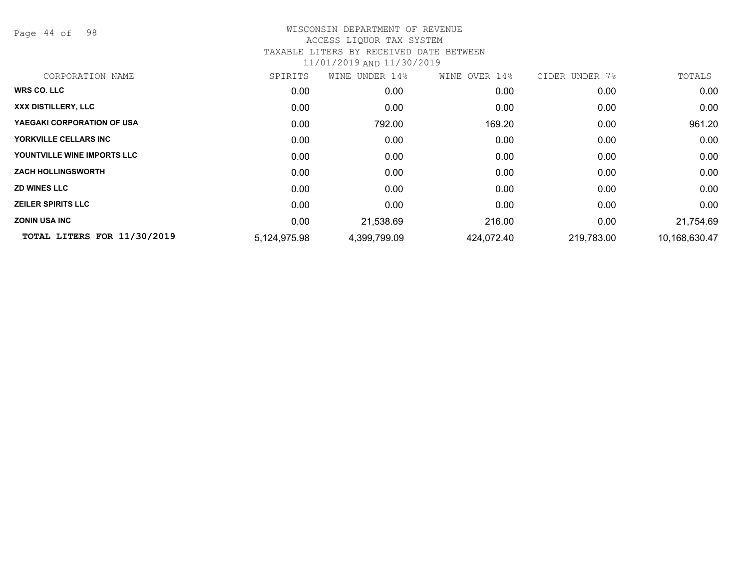WISCONSIN DEPARTMENT OF REVENUE
ACCESS LIQUOR TAX SYSTEM
TAXABLE LITERS BY RECEIVED DATE BETWEEN
11/01/2019 AND 11/30/2019

| CORPORATION NAME | SPIRITS | WINE UNDER 14% | WINE OVER 14% | CIDER UNDER 7% | TOTALS |
|---|---|---|---|---|---|
| **WRS CO. LLC** | 0.00 | 0.00 | 0.00 | 0.00 | 0.00 |
| **XXX DISTILLERY, LLC** | 0.00 | 0.00 | 0.00 | 0.00 | 0.00 |
| **YAEGAKI CORPORATION OF USA** | 0.00 | 792.00 | 169.20 | 0.00 | 961.20 |
| **YORKVILLE CELLARS INC** | 0.00 | 0.00 | 0.00 | 0.00 | 0.00 |
| **YOUNTVILLE WINE IMPORTS LLC** | 0.00 | 0.00 | 0.00 | 0.00 | 0.00 |
| **ZACH HOLLINGSWORTH** | 0.00 | 0.00 | 0.00 | 0.00 | 0.00 |
| **ZD WINES LLC** | 0.00 | 0.00 | 0.00 | 0.00 | 0.00 |
| **ZEILER SPIRITS LLC** | 0.00 | 0.00 | 0.00 | 0.00 | 0.00 |
| **ZONIN USA INC** | 0.00 | 21,538.69 | 216.00 | 0.00 | 21,754.69 |
| **TOTAL LITERS FOR 11/30/2019** | 5,124,975.98 | 4,399,799.09 | 424,072.40 | 219,783.00 | 10,168,630.47 |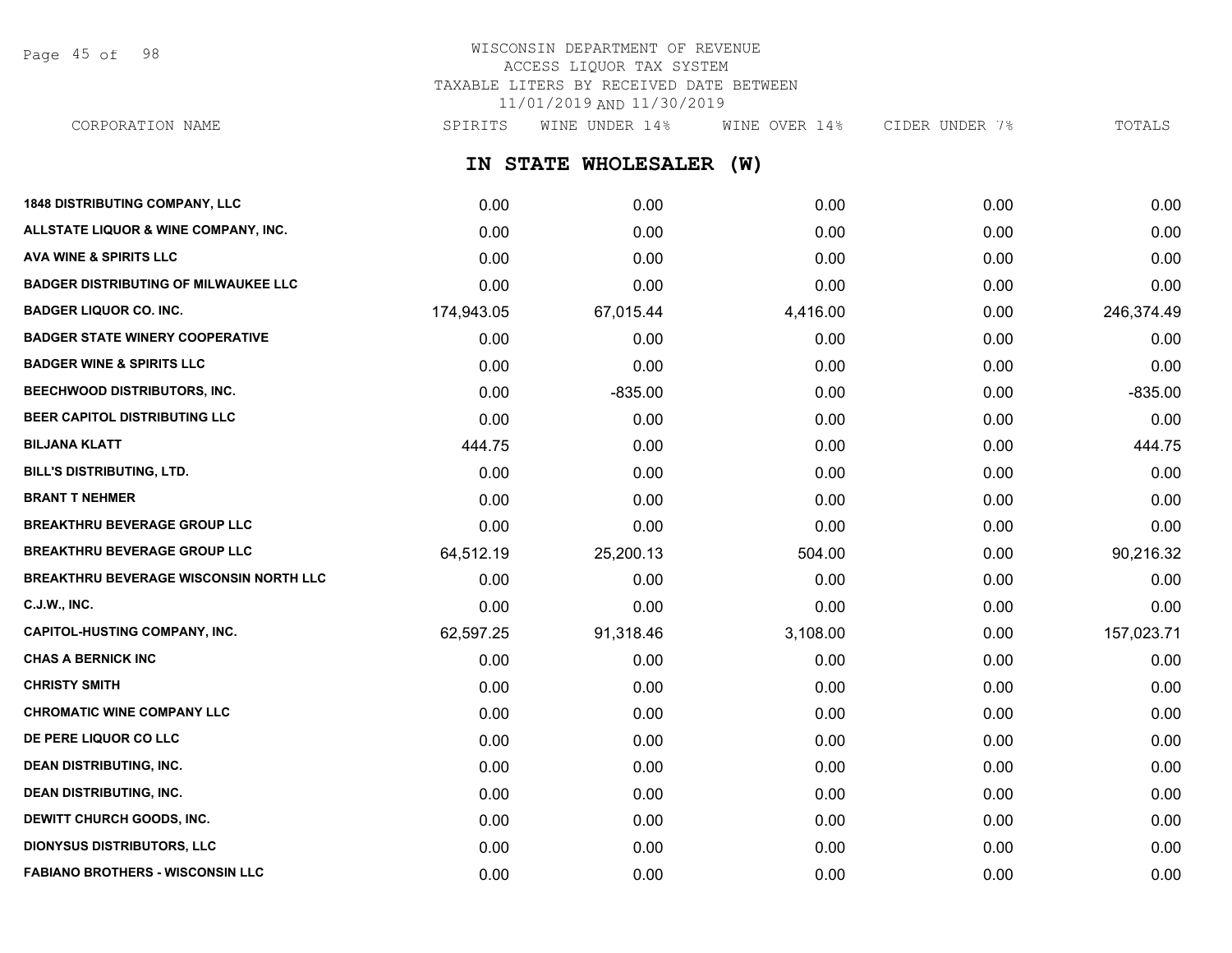WISCONSIN DEPARTMENT OF REVENUE
ACCESS LIQUOR TAX SYSTEM
TAXABLE LITERS BY RECEIVED DATE BETWEEN
11/01/2019 AND 11/30/2019

## IN STATE WHOLESALER (W)

| CORPORATION NAME | SPIRITS | WINE UNDER 14% | WINE OVER 14% | CIDER UNDER 7% | TOTALS |
|---|---|---|---|---|---|
| 1848 DISTRIBUTING COMPANY, LLC | 0.00 | 0.00 | 0.00 | 0.00 | 0.00 |
| ALLSTATE LIQUOR & WINE COMPANY, INC. | 0.00 | 0.00 | 0.00 | 0.00 | 0.00 |
| AVA WINE & SPIRITS LLC | 0.00 | 0.00 | 0.00 | 0.00 | 0.00 |
| BADGER DISTRIBUTING OF MILWAUKEE LLC | 0.00 | 0.00 | 0.00 | 0.00 | 0.00 |
| BADGER LIQUOR CO. INC. | 174,943.05 | 67,015.44 | 4,416.00 | 0.00 | 246,374.49 |
| BADGER STATE WINERY COOPERATIVE | 0.00 | 0.00 | 0.00 | 0.00 | 0.00 |
| BADGER WINE & SPIRITS LLC | 0.00 | 0.00 | 0.00 | 0.00 | 0.00 |
| BEECHWOOD DISTRIBUTORS, INC. | 0.00 | -835.00 | 0.00 | 0.00 | -835.00 |
| BEER CAPITOL DISTRIBUTING LLC | 0.00 | 0.00 | 0.00 | 0.00 | 0.00 |
| BILJANA KLATT | 444.75 | 0.00 | 0.00 | 0.00 | 444.75 |
| BILL'S DISTRIBUTING, LTD. | 0.00 | 0.00 | 0.00 | 0.00 | 0.00 |
| BRANT T NEHMER | 0.00 | 0.00 | 0.00 | 0.00 | 0.00 |
| BREAKTHRU BEVERAGE GROUP LLC | 0.00 | 0.00 | 0.00 | 0.00 | 0.00 |
| BREAKTHRU BEVERAGE GROUP LLC | 64,512.19 | 25,200.13 | 504.00 | 0.00 | 90,216.32 |
| BREAKTHRU BEVERAGE WISCONSIN NORTH LLC | 0.00 | 0.00 | 0.00 | 0.00 | 0.00 |
| C.J.W., INC. | 0.00 | 0.00 | 0.00 | 0.00 | 0.00 |
| CAPITOL-HUSTING COMPANY, INC. | 62,597.25 | 91,318.46 | 3,108.00 | 0.00 | 157,023.71 |
| CHAS A BERNICK INC | 0.00 | 0.00 | 0.00 | 0.00 | 0.00 |
| CHRISTY SMITH | 0.00 | 0.00 | 0.00 | 0.00 | 0.00 |
| CHROMATIC WINE COMPANY LLC | 0.00 | 0.00 | 0.00 | 0.00 | 0.00 |
| DE PERE LIQUOR CO LLC | 0.00 | 0.00 | 0.00 | 0.00 | 0.00 |
| DEAN DISTRIBUTING, INC. | 0.00 | 0.00 | 0.00 | 0.00 | 0.00 |
| DEAN DISTRIBUTING, INC. | 0.00 | 0.00 | 0.00 | 0.00 | 0.00 |
| DEWITT CHURCH GOODS, INC. | 0.00 | 0.00 | 0.00 | 0.00 | 0.00 |
| DIONYSUS DISTRIBUTORS, LLC | 0.00 | 0.00 | 0.00 | 0.00 | 0.00 |
| FABIANO BROTHERS - WISCONSIN LLC | 0.00 | 0.00 | 0.00 | 0.00 | 0.00 |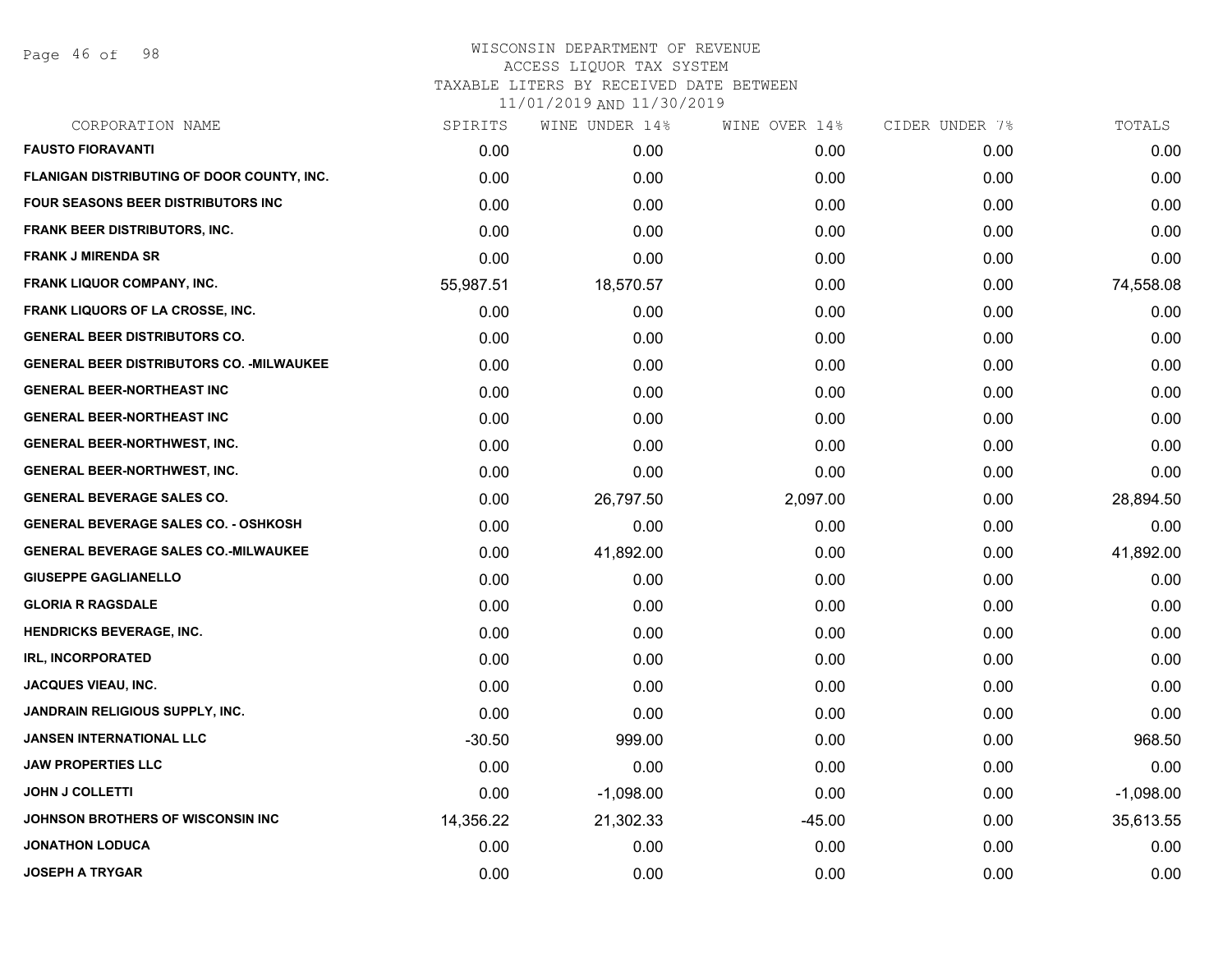# WISCONSIN DEPARTMENT OF REVENUE
## ACCESS LIQUOR TAX SYSTEM
### TAXABLE LITERS BY RECEIVED DATE BETWEEN 11/01/2019 AND 11/30/2019

| CORPORATION NAME | SPIRITS | WINE UNDER 14% | WINE OVER 14% | CIDER UNDER 7% | TOTALS |
|---|---|---|---|---|---|
| FAUSTO FIORAVANTI | 0.00 | 0.00 | 0.00 | 0.00 | 0.00 |
| FLANIGAN DISTRIBUTING OF DOOR COUNTY, INC. | 0.00 | 0.00 | 0.00 | 0.00 | 0.00 |
| FOUR SEASONS BEER DISTRIBUTORS INC | 0.00 | 0.00 | 0.00 | 0.00 | 0.00 |
| FRANK BEER DISTRIBUTORS, INC. | 0.00 | 0.00 | 0.00 | 0.00 | 0.00 |
| FRANK J MIRENDA SR | 0.00 | 0.00 | 0.00 | 0.00 | 0.00 |
| FRANK LIQUOR COMPANY, INC. | 55,987.51 | 18,570.57 | 0.00 | 0.00 | 74,558.08 |
| FRANK LIQUORS OF LA CROSSE, INC. | 0.00 | 0.00 | 0.00 | 0.00 | 0.00 |
| GENERAL BEER DISTRIBUTORS CO. | 0.00 | 0.00 | 0.00 | 0.00 | 0.00 |
| GENERAL BEER DISTRIBUTORS CO. -MILWAUKEE | 0.00 | 0.00 | 0.00 | 0.00 | 0.00 |
| GENERAL BEER-NORTHEAST INC | 0.00 | 0.00 | 0.00 | 0.00 | 0.00 |
| GENERAL BEER-NORTHEAST INC | 0.00 | 0.00 | 0.00 | 0.00 | 0.00 |
| GENERAL BEER-NORTHWEST, INC. | 0.00 | 0.00 | 0.00 | 0.00 | 0.00 |
| GENERAL BEER-NORTHWEST, INC. | 0.00 | 0.00 | 0.00 | 0.00 | 0.00 |
| GENERAL BEVERAGE SALES CO. | 0.00 | 26,797.50 | 2,097.00 | 0.00 | 28,894.50 |
| GENERAL BEVERAGE SALES CO. - OSHKOSH | 0.00 | 0.00 | 0.00 | 0.00 | 0.00 |
| GENERAL BEVERAGE SALES CO.-MILWAUKEE | 0.00 | 41,892.00 | 0.00 | 0.00 | 41,892.00 |
| GIUSEPPE GAGLIANELLO | 0.00 | 0.00 | 0.00 | 0.00 | 0.00 |
| GLORIA R RAGSDALE | 0.00 | 0.00 | 0.00 | 0.00 | 0.00 |
| HENDRICKS BEVERAGE, INC. | 0.00 | 0.00 | 0.00 | 0.00 | 0.00 |
| IRL, INCORPORATED | 0.00 | 0.00 | 0.00 | 0.00 | 0.00 |
| JACQUES VIEAU, INC. | 0.00 | 0.00 | 0.00 | 0.00 | 0.00 |
| JANDRAIN RELIGIOUS SUPPLY, INC. | 0.00 | 0.00 | 0.00 | 0.00 | 0.00 |
| JANSEN INTERNATIONAL LLC | -30.50 | 999.00 | 0.00 | 0.00 | 968.50 |
| JAW PROPERTIES LLC | 0.00 | 0.00 | 0.00 | 0.00 | 0.00 |
| JOHN J COLLETTI | 0.00 | -1,098.00 | 0.00 | 0.00 | -1,098.00 |
| JOHNSON BROTHERS OF WISCONSIN INC | 14,356.22 | 21,302.33 | -45.00 | 0.00 | 35,613.55 |
| JONATHON LODUCA | 0.00 | 0.00 | 0.00 | 0.00 | 0.00 |
| JOSEPH A TRYGAR | 0.00 | 0.00 | 0.00 | 0.00 | 0.00 |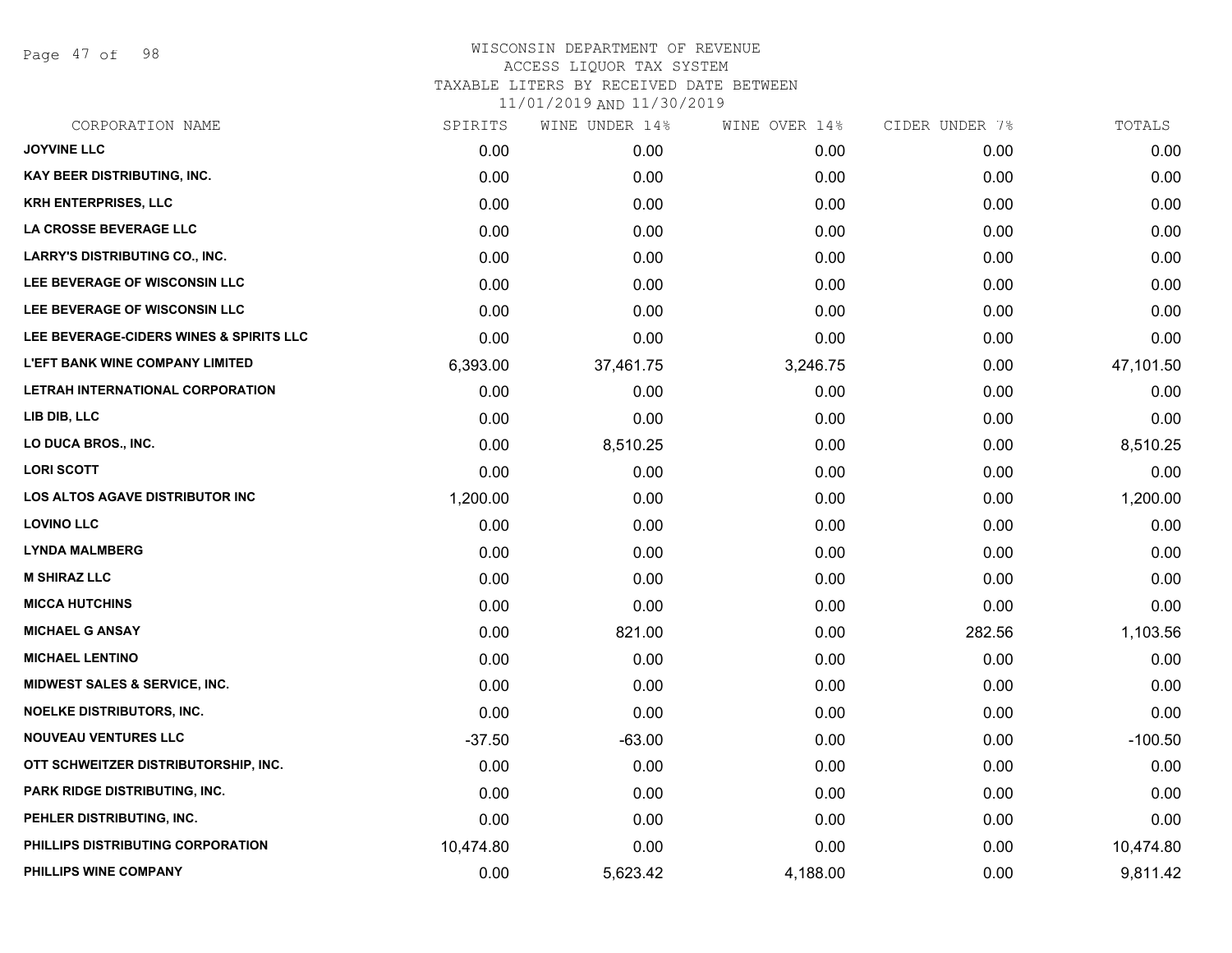# WISCONSIN DEPARTMENT OF REVENUE
## ACCESS LIQUOR TAX SYSTEM
### TAXABLE LITERS BY RECEIVED DATE BETWEEN 11/01/2019 AND 11/30/2019

| CORPORATION NAME | SPIRITS | WINE UNDER 14% | WINE OVER 14% | CIDER UNDER 7% | TOTALS |
|---|---|---|---|---|---|
| JOYVINE LLC | 0.00 | 0.00 | 0.00 | 0.00 | 0.00 |
| KAY BEER DISTRIBUTING, INC. | 0.00 | 0.00 | 0.00 | 0.00 | 0.00 |
| KRH ENTERPRISES, LLC | 0.00 | 0.00 | 0.00 | 0.00 | 0.00 |
| LA CROSSE BEVERAGE LLC | 0.00 | 0.00 | 0.00 | 0.00 | 0.00 |
| LARRY'S DISTRIBUTING CO., INC. | 0.00 | 0.00 | 0.00 | 0.00 | 0.00 |
| LEE BEVERAGE OF WISCONSIN LLC | 0.00 | 0.00 | 0.00 | 0.00 | 0.00 |
| LEE BEVERAGE OF WISCONSIN LLC | 0.00 | 0.00 | 0.00 | 0.00 | 0.00 |
| LEE BEVERAGE-CIDERS WINES & SPIRITS LLC | 0.00 | 0.00 | 0.00 | 0.00 | 0.00 |
| L'EFT BANK WINE COMPANY LIMITED | 6,393.00 | 37,461.75 | 3,246.75 | 0.00 | 47,101.50 |
| LETRAH INTERNATIONAL CORPORATION | 0.00 | 0.00 | 0.00 | 0.00 | 0.00 |
| LIB DIB, LLC | 0.00 | 0.00 | 0.00 | 0.00 | 0.00 |
| LO DUCA BROS., INC. | 0.00 | 8,510.25 | 0.00 | 0.00 | 8,510.25 |
| LORI SCOTT | 0.00 | 0.00 | 0.00 | 0.00 | 0.00 |
| LOS ALTOS AGAVE DISTRIBUTOR INC | 1,200.00 | 0.00 | 0.00 | 0.00 | 1,200.00 |
| LOVINO LLC | 0.00 | 0.00 | 0.00 | 0.00 | 0.00 |
| LYNDA MALMBERG | 0.00 | 0.00 | 0.00 | 0.00 | 0.00 |
| M SHIRAZ LLC | 0.00 | 0.00 | 0.00 | 0.00 | 0.00 |
| MICCA HUTCHINS | 0.00 | 0.00 | 0.00 | 0.00 | 0.00 |
| MICHAEL G ANSAY | 0.00 | 821.00 | 0.00 | 282.56 | 1,103.56 |
| MICHAEL LENTINO | 0.00 | 0.00 | 0.00 | 0.00 | 0.00 |
| MIDWEST SALES & SERVICE, INC. | 0.00 | 0.00 | 0.00 | 0.00 | 0.00 |
| NOELKE DISTRIBUTORS, INC. | 0.00 | 0.00 | 0.00 | 0.00 | 0.00 |
| NOUVEAU VENTURES LLC | -37.50 | -63.00 | 0.00 | 0.00 | -100.50 |
| OTT SCHWEITZER DISTRIBUTORSHIP, INC. | 0.00 | 0.00 | 0.00 | 0.00 | 0.00 |
| PARK RIDGE DISTRIBUTING, INC. | 0.00 | 0.00 | 0.00 | 0.00 | 0.00 |
| PEHLER DISTRIBUTING, INC. | 0.00 | 0.00 | 0.00 | 0.00 | 0.00 |
| PHILLIPS DISTRIBUTING CORPORATION | 10,474.80 | 0.00 | 0.00 | 0.00 | 10,474.80 |
| PHILLIPS WINE COMPANY | 0.00 | 5,623.42 | 4,188.00 | 0.00 | 9,811.42 |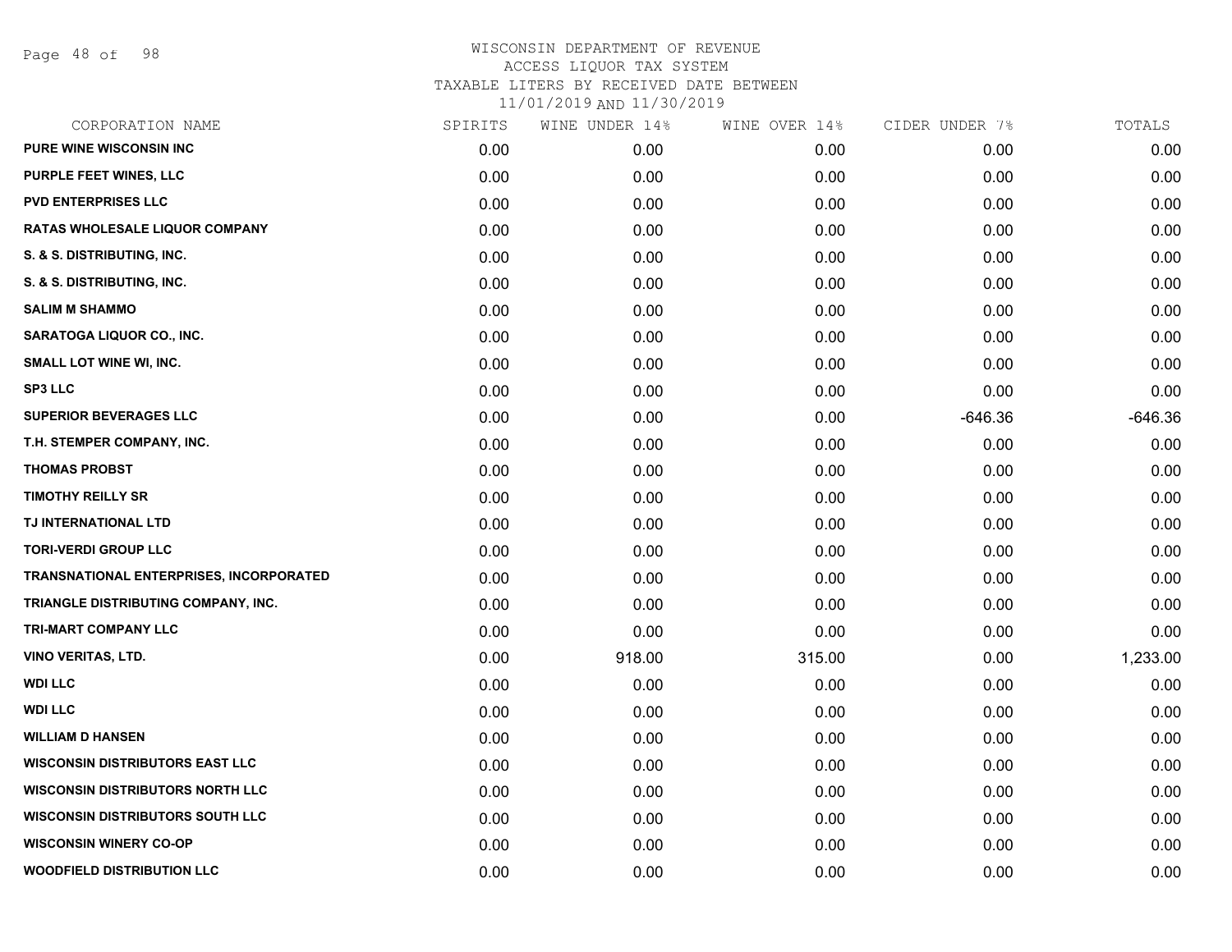WISCONSIN DEPARTMENT OF REVENUE
ACCESS LIQUOR TAX SYSTEM
TAXABLE LITERS BY RECEIVED DATE BETWEEN
11/01/2019 AND 11/30/2019

| CORPORATION NAME | SPIRITS | WINE UNDER 14% | WINE OVER 14% | CIDER UNDER 7% | TOTALS |
|---|---|---|---|---|---|
| PURE WINE WISCONSIN INC | 0.00 | 0.00 | 0.00 | 0.00 | 0.00 |
| PURPLE FEET WINES, LLC | 0.00 | 0.00 | 0.00 | 0.00 | 0.00 |
| PVD ENTERPRISES LLC | 0.00 | 0.00 | 0.00 | 0.00 | 0.00 |
| RATAS WHOLESALE LIQUOR COMPANY | 0.00 | 0.00 | 0.00 | 0.00 | 0.00 |
| S. & S. DISTRIBUTING, INC. | 0.00 | 0.00 | 0.00 | 0.00 | 0.00 |
| S. & S. DISTRIBUTING, INC. | 0.00 | 0.00 | 0.00 | 0.00 | 0.00 |
| SALIM M SHAMMO | 0.00 | 0.00 | 0.00 | 0.00 | 0.00 |
| SARATOGA LIQUOR CO., INC. | 0.00 | 0.00 | 0.00 | 0.00 | 0.00 |
| SMALL LOT WINE WI, INC. | 0.00 | 0.00 | 0.00 | 0.00 | 0.00 |
| SP3 LLC | 0.00 | 0.00 | 0.00 | 0.00 | 0.00 |
| SUPERIOR BEVERAGES LLC | 0.00 | 0.00 | 0.00 | -646.36 | -646.36 |
| T.H. STEMPER COMPANY, INC. | 0.00 | 0.00 | 0.00 | 0.00 | 0.00 |
| THOMAS PROBST | 0.00 | 0.00 | 0.00 | 0.00 | 0.00 |
| TIMOTHY REILLY SR | 0.00 | 0.00 | 0.00 | 0.00 | 0.00 |
| TJ INTERNATIONAL LTD | 0.00 | 0.00 | 0.00 | 0.00 | 0.00 |
| TORI-VERDI GROUP LLC | 0.00 | 0.00 | 0.00 | 0.00 | 0.00 |
| TRANSNATIONAL ENTERPRISES, INCORPORATED | 0.00 | 0.00 | 0.00 | 0.00 | 0.00 |
| TRIANGLE DISTRIBUTING COMPANY, INC. | 0.00 | 0.00 | 0.00 | 0.00 | 0.00 |
| TRI-MART COMPANY LLC | 0.00 | 0.00 | 0.00 | 0.00 | 0.00 |
| VINO VERITAS, LTD. | 0.00 | 918.00 | 315.00 | 0.00 | 1,233.00 |
| WDI LLC | 0.00 | 0.00 | 0.00 | 0.00 | 0.00 |
| WDI LLC | 0.00 | 0.00 | 0.00 | 0.00 | 0.00 |
| WILLIAM D HANSEN | 0.00 | 0.00 | 0.00 | 0.00 | 0.00 |
| WISCONSIN DISTRIBUTORS EAST LLC | 0.00 | 0.00 | 0.00 | 0.00 | 0.00 |
| WISCONSIN DISTRIBUTORS NORTH LLC | 0.00 | 0.00 | 0.00 | 0.00 | 0.00 |
| WISCONSIN DISTRIBUTORS SOUTH LLC | 0.00 | 0.00 | 0.00 | 0.00 | 0.00 |
| WISCONSIN WINERY CO-OP | 0.00 | 0.00 | 0.00 | 0.00 | 0.00 |
| WOODFIELD DISTRIBUTION LLC | 0.00 | 0.00 | 0.00 | 0.00 | 0.00 |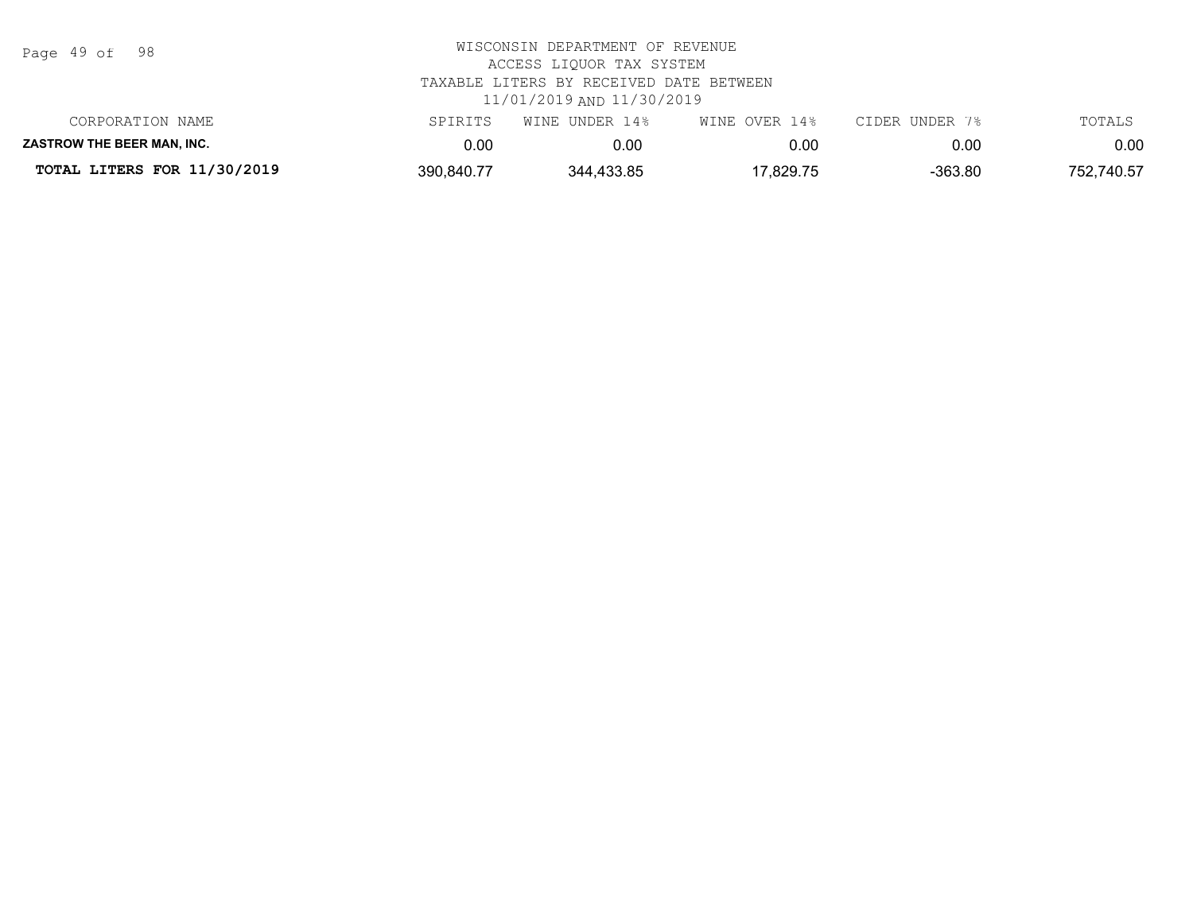WISCONSIN DEPARTMENT OF REVENUE
ACCESS LIQUOR TAX SYSTEM
TAXABLE LITERS BY RECEIVED DATE BETWEEN
11/01/2019 AND 11/30/2019

| CORPORATION NAME | SPIRITS | WINE UNDER 14% | WINE OVER 14% | CIDER UNDER 7% | TOTALS |
|---|---|---|---|---|---|
| **ZASTROW THE BEER MAN, INC.** | 0.00 | 0.00 | 0.00 | 0.00 | 0.00 |
| **TOTAL LITERS FOR 11/30/2019** | 390,840.77 | 344,433.85 | 17,829.75 | -363.80 | 752,740.57 |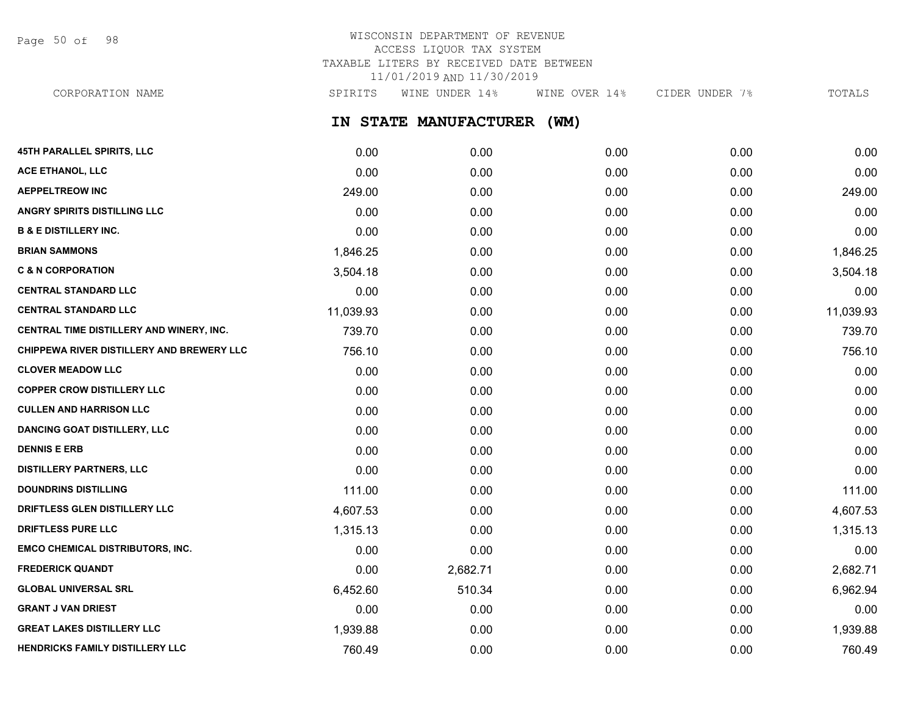# WISCONSIN DEPARTMENT OF REVENUE
## ACCESS LIQUOR TAX SYSTEM
## TAXABLE LITERS BY RECEIVED DATE BETWEEN 11/01/2019 AND 11/30/2019

## IN STATE MANUFACTURER (WM)

| CORPORATION NAME | SPIRITS | WINE UNDER 14% | WINE OVER 14% | CIDER UNDER 7% | TOTALS |
|---|---|---|---|---|---|
| 45TH PARALLEL SPIRITS, LLC | 0.00 | 0.00 | 0.00 | 0.00 | 0.00 |
| ACE ETHANOL, LLC | 0.00 | 0.00 | 0.00 | 0.00 | 0.00 |
| AEPPELTREOW INC | 249.00 | 0.00 | 0.00 | 0.00 | 249.00 |
| ANGRY SPIRITS DISTILLING LLC | 0.00 | 0.00 | 0.00 | 0.00 | 0.00 |
| B & E DISTILLERY INC. | 0.00 | 0.00 | 0.00 | 0.00 | 0.00 |
| BRIAN SAMMONS | 1,846.25 | 0.00 | 0.00 | 0.00 | 1,846.25 |
| C & N CORPORATION | 3,504.18 | 0.00 | 0.00 | 0.00 | 3,504.18 |
| CENTRAL STANDARD LLC | 0.00 | 0.00 | 0.00 | 0.00 | 0.00 |
| CENTRAL STANDARD LLC | 11,039.93 | 0.00 | 0.00 | 0.00 | 11,039.93 |
| CENTRAL TIME DISTILLERY AND WINERY, INC. | 739.70 | 0.00 | 0.00 | 0.00 | 739.70 |
| CHIPPEWA RIVER DISTILLERY AND BREWERY LLC | 756.10 | 0.00 | 0.00 | 0.00 | 756.10 |
| CLOVER MEADOW LLC | 0.00 | 0.00 | 0.00 | 0.00 | 0.00 |
| COPPER CROW DISTILLERY LLC | 0.00 | 0.00 | 0.00 | 0.00 | 0.00 |
| CULLEN AND HARRISON LLC | 0.00 | 0.00 | 0.00 | 0.00 | 0.00 |
| DANCING GOAT DISTILLERY, LLC | 0.00 | 0.00 | 0.00 | 0.00 | 0.00 |
| DENNIS E ERB | 0.00 | 0.00 | 0.00 | 0.00 | 0.00 |
| DISTILLERY PARTNERS, LLC | 0.00 | 0.00 | 0.00 | 0.00 | 0.00 |
| DOUNDRINS DISTILLING | 111.00 | 0.00 | 0.00 | 0.00 | 111.00 |
| DRIFTLESS GLEN DISTILLERY LLC | 4,607.53 | 0.00 | 0.00 | 0.00 | 4,607.53 |
| DRIFTLESS PURE LLC | 1,315.13 | 0.00 | 0.00 | 0.00 | 1,315.13 |
| EMCO CHEMICAL DISTRIBUTORS, INC. | 0.00 | 0.00 | 0.00 | 0.00 | 0.00 |
| FREDERICK QUANDT | 0.00 | 2,682.71 | 0.00 | 0.00 | 2,682.71 |
| GLOBAL UNIVERSAL SRL | 6,452.60 | 510.34 | 0.00 | 0.00 | 6,962.94 |
| GRANT J VAN DRIEST | 0.00 | 0.00 | 0.00 | 0.00 | 0.00 |
| GREAT LAKES DISTILLERY LLC | 1,939.88 | 0.00 | 0.00 | 0.00 | 1,939.88 |
| HENDRICKS FAMILY DISTILLERY LLC | 760.49 | 0.00 | 0.00 | 0.00 | 760.49 |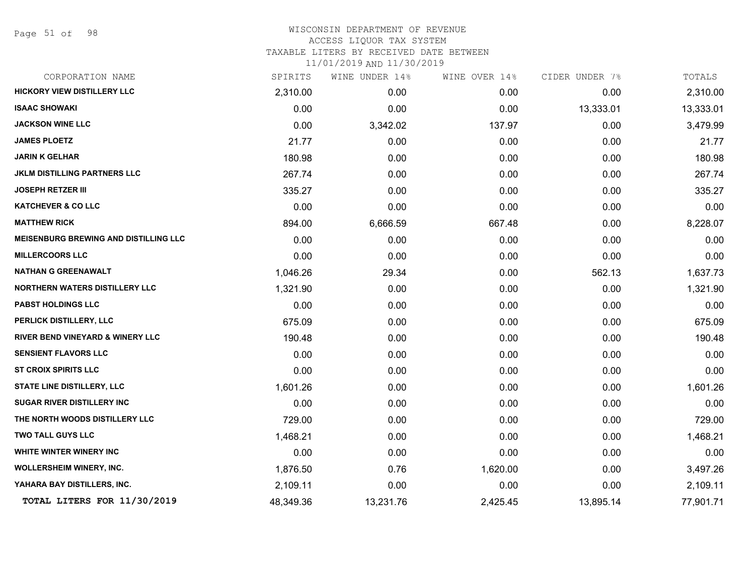# WISCONSIN DEPARTMENT OF REVENUE

ACCESS LIQUOR TAX SYSTEM

TAXABLE LITERS BY RECEIVED DATE BETWEEN

11/01/2019 AND 11/30/2019

| CORPORATION NAME | SPIRITS | WINE UNDER 14% | WINE OVER 14% | CIDER UNDER 7% | TOTALS |
|---|---|---|---|---|---|
| HICKORY VIEW DISTILLERY LLC | 2,310.00 | 0.00 | 0.00 | 0.00 | 2,310.00 |
| ISAAC SHOWAKI | 0.00 | 0.00 | 0.00 | 13,333.01 | 13,333.01 |
| JACKSON WINE LLC | 0.00 | 3,342.02 | 137.97 | 0.00 | 3,479.99 |
| JAMES PLOETZ | 21.77 | 0.00 | 0.00 | 0.00 | 21.77 |
| JARIN K GELHAR | 180.98 | 0.00 | 0.00 | 0.00 | 180.98 |
| JKLM DISTILLING PARTNERS LLC | 267.74 | 0.00 | 0.00 | 0.00 | 267.74 |
| JOSEPH RETZER III | 335.27 | 0.00 | 0.00 | 0.00 | 335.27 |
| KATCHEVER & CO LLC | 0.00 | 0.00 | 0.00 | 0.00 | 0.00 |
| MATTHEW RICK | 894.00 | 6,666.59 | 667.48 | 0.00 | 8,228.07 |
| MEISENBURG BREWING AND DISTILLING LLC | 0.00 | 0.00 | 0.00 | 0.00 | 0.00 |
| MILLERCOORS LLC | 0.00 | 0.00 | 0.00 | 0.00 | 0.00 |
| NATHAN G GREENAWALT | 1,046.26 | 29.34 | 0.00 | 562.13 | 1,637.73 |
| NORTHERN WATERS DISTILLERY LLC | 1,321.90 | 0.00 | 0.00 | 0.00 | 1,321.90 |
| PABST HOLDINGS LLC | 0.00 | 0.00 | 0.00 | 0.00 | 0.00 |
| PERLICK DISTILLERY, LLC | 675.09 | 0.00 | 0.00 | 0.00 | 675.09 |
| RIVER BEND VINEYARD & WINERY LLC | 190.48 | 0.00 | 0.00 | 0.00 | 190.48 |
| SENSIENT FLAVORS LLC | 0.00 | 0.00 | 0.00 | 0.00 | 0.00 |
| ST CROIX SPIRITS LLC | 0.00 | 0.00 | 0.00 | 0.00 | 0.00 |
| STATE LINE DISTILLERY, LLC | 1,601.26 | 0.00 | 0.00 | 0.00 | 1,601.26 |
| SUGAR RIVER DISTILLERY INC | 0.00 | 0.00 | 0.00 | 0.00 | 0.00 |
| THE NORTH WOODS DISTILLERY LLC | 729.00 | 0.00 | 0.00 | 0.00 | 729.00 |
| TWO TALL GUYS LLC | 1,468.21 | 0.00 | 0.00 | 0.00 | 1,468.21 |
| WHITE WINTER WINERY INC | 0.00 | 0.00 | 0.00 | 0.00 | 0.00 |
| WOLLERSHEIM WINERY, INC. | 1,876.50 | 0.76 | 1,620.00 | 0.00 | 3,497.26 |
| YAHARA BAY DISTILLERS, INC. | 2,109.11 | 0.00 | 0.00 | 0.00 | 2,109.11 |
| TOTAL LITERS FOR 11/30/2019 | 48,349.36 | 13,231.76 | 2,425.45 | 13,895.14 | 77,901.71 |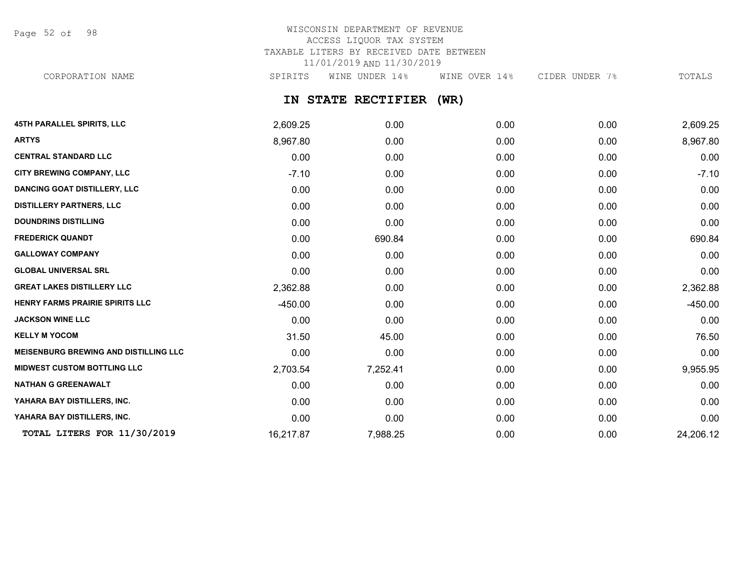# WISCONSIN DEPARTMENT OF REVENUE
## ACCESS LIQUOR TAX SYSTEM
## TAXABLE LITERS BY RECEIVED DATE BETWEEN 11/01/2019 AND 11/30/2019

## IN STATE RECTIFIER (WR)

| CORPORATION NAME | SPIRITS | WINE UNDER 14% | WINE OVER 14% | CIDER UNDER 7% | TOTALS |
|---|---|---|---|---|---|
| 45TH PARALLEL SPIRITS, LLC | 2,609.25 | 0.00 | 0.00 | 0.00 | 2,609.25 |
| ARTYS | 8,967.80 | 0.00 | 0.00 | 0.00 | 8,967.80 |
| CENTRAL STANDARD LLC | 0.00 | 0.00 | 0.00 | 0.00 | 0.00 |
| CITY BREWING COMPANY, LLC | -7.10 | 0.00 | 0.00 | 0.00 | -7.10 |
| DANCING GOAT DISTILLERY, LLC | 0.00 | 0.00 | 0.00 | 0.00 | 0.00 |
| DISTILLERY PARTNERS, LLC | 0.00 | 0.00 | 0.00 | 0.00 | 0.00 |
| DOUNDRINS DISTILLING | 0.00 | 0.00 | 0.00 | 0.00 | 0.00 |
| FREDERICK QUANDT | 0.00 | 690.84 | 0.00 | 0.00 | 690.84 |
| GALLOWAY COMPANY | 0.00 | 0.00 | 0.00 | 0.00 | 0.00 |
| GLOBAL UNIVERSAL SRL | 0.00 | 0.00 | 0.00 | 0.00 | 0.00 |
| GREAT LAKES DISTILLERY LLC | 2,362.88 | 0.00 | 0.00 | 0.00 | 2,362.88 |
| HENRY FARMS PRAIRIE SPIRITS LLC | -450.00 | 0.00 | 0.00 | 0.00 | -450.00 |
| JACKSON WINE LLC | 0.00 | 0.00 | 0.00 | 0.00 | 0.00 |
| KELLY M YOCOM | 31.50 | 45.00 | 0.00 | 0.00 | 76.50 |
| MEISENBURG BREWING AND DISTILLING LLC | 0.00 | 0.00 | 0.00 | 0.00 | 0.00 |
| MIDWEST CUSTOM BOTTLING LLC | 2,703.54 | 7,252.41 | 0.00 | 0.00 | 9,955.95 |
| NATHAN G GREENAWALT | 0.00 | 0.00 | 0.00 | 0.00 | 0.00 |
| YAHARA BAY DISTILLERS, INC. | 0.00 | 0.00 | 0.00 | 0.00 | 0.00 |
| YAHARA BAY DISTILLERS, INC. | 0.00 | 0.00 | 0.00 | 0.00 | 0.00 |
| **TOTAL LITERS FOR 11/30/2019** | 16,217.87 | 7,988.25 | 0.00 | 0.00 | 24,206.12 |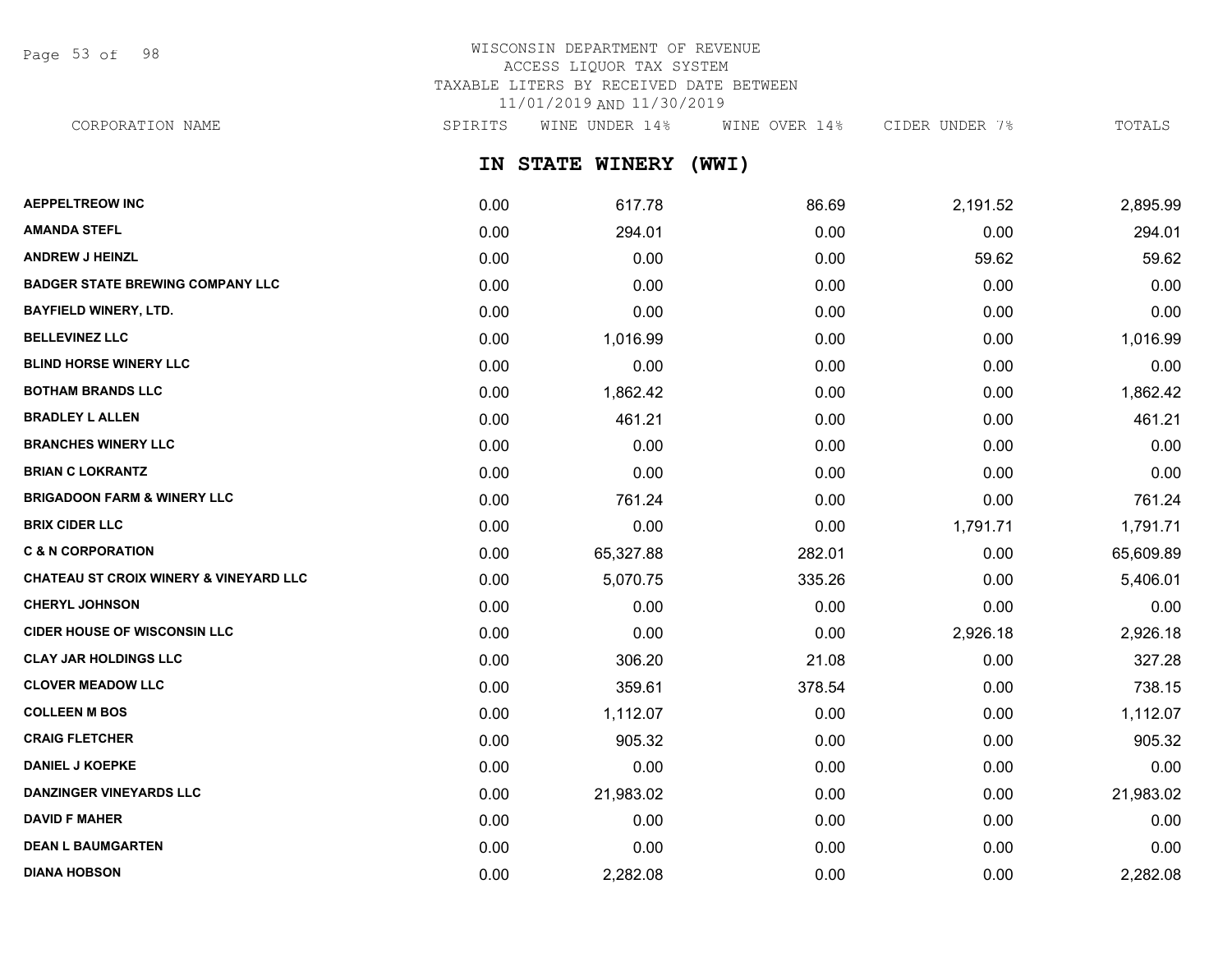WISCONSIN DEPARTMENT OF REVENUE
ACCESS LIQUOR TAX SYSTEM
TAXABLE LITERS BY RECEIVED DATE BETWEEN
11/01/2019 AND 11/30/2019

## IN STATE WINERY (WWI)

| CORPORATION NAME | SPIRITS | WINE UNDER 14% | WINE OVER 14% | CIDER UNDER 7% | TOTALS |
|---|---|---|---|---|---|
| AEPPELTREOW INC | 0.00 | 617.78 | 86.69 | 2,191.52 | 2,895.99 |
| AMANDA STEFL | 0.00 | 294.01 | 0.00 | 0.00 | 294.01 |
| ANDREW J HEINZL | 0.00 | 0.00 | 0.00 | 59.62 | 59.62 |
| BADGER STATE BREWING COMPANY LLC | 0.00 | 0.00 | 0.00 | 0.00 | 0.00 |
| BAYFIELD WINERY, LTD. | 0.00 | 0.00 | 0.00 | 0.00 | 0.00 |
| BELLEVINEZ LLC | 0.00 | 1,016.99 | 0.00 | 0.00 | 1,016.99 |
| BLIND HORSE WINERY LLC | 0.00 | 0.00 | 0.00 | 0.00 | 0.00 |
| BOTHAM BRANDS LLC | 0.00 | 1,862.42 | 0.00 | 0.00 | 1,862.42 |
| BRADLEY L ALLEN | 0.00 | 461.21 | 0.00 | 0.00 | 461.21 |
| BRANCHES WINERY LLC | 0.00 | 0.00 | 0.00 | 0.00 | 0.00 |
| BRIAN C LOKRANTZ | 0.00 | 0.00 | 0.00 | 0.00 | 0.00 |
| BRIGADOON FARM & WINERY LLC | 0.00 | 761.24 | 0.00 | 0.00 | 761.24 |
| BRIX CIDER LLC | 0.00 | 0.00 | 0.00 | 1,791.71 | 1,791.71 |
| C & N CORPORATION | 0.00 | 65,327.88 | 282.01 | 0.00 | 65,609.89 |
| CHATEAU ST CROIX WINERY & VINEYARD LLC | 0.00 | 5,070.75 | 335.26 | 0.00 | 5,406.01 |
| CHERYL JOHNSON | 0.00 | 0.00 | 0.00 | 0.00 | 0.00 |
| CIDER HOUSE OF WISCONSIN LLC | 0.00 | 0.00 | 0.00 | 2,926.18 | 2,926.18 |
| CLAY JAR HOLDINGS LLC | 0.00 | 306.20 | 21.08 | 0.00 | 327.28 |
| CLOVER MEADOW LLC | 0.00 | 359.61 | 378.54 | 0.00 | 738.15 |
| COLLEEN M BOS | 0.00 | 1,112.07 | 0.00 | 0.00 | 1,112.07 |
| CRAIG FLETCHER | 0.00 | 905.32 | 0.00 | 0.00 | 905.32 |
| DANIEL J KOEPKE | 0.00 | 0.00 | 0.00 | 0.00 | 0.00 |
| DANZINGER VINEYARDS LLC | 0.00 | 21,983.02 | 0.00 | 0.00 | 21,983.02 |
| DAVID F MAHER | 0.00 | 0.00 | 0.00 | 0.00 | 0.00 |
| DEAN L BAUMGARTEN | 0.00 | 0.00 | 0.00 | 0.00 | 0.00 |
| DIANA HOBSON | 0.00 | 2,282.08 | 0.00 | 0.00 | 2,282.08 |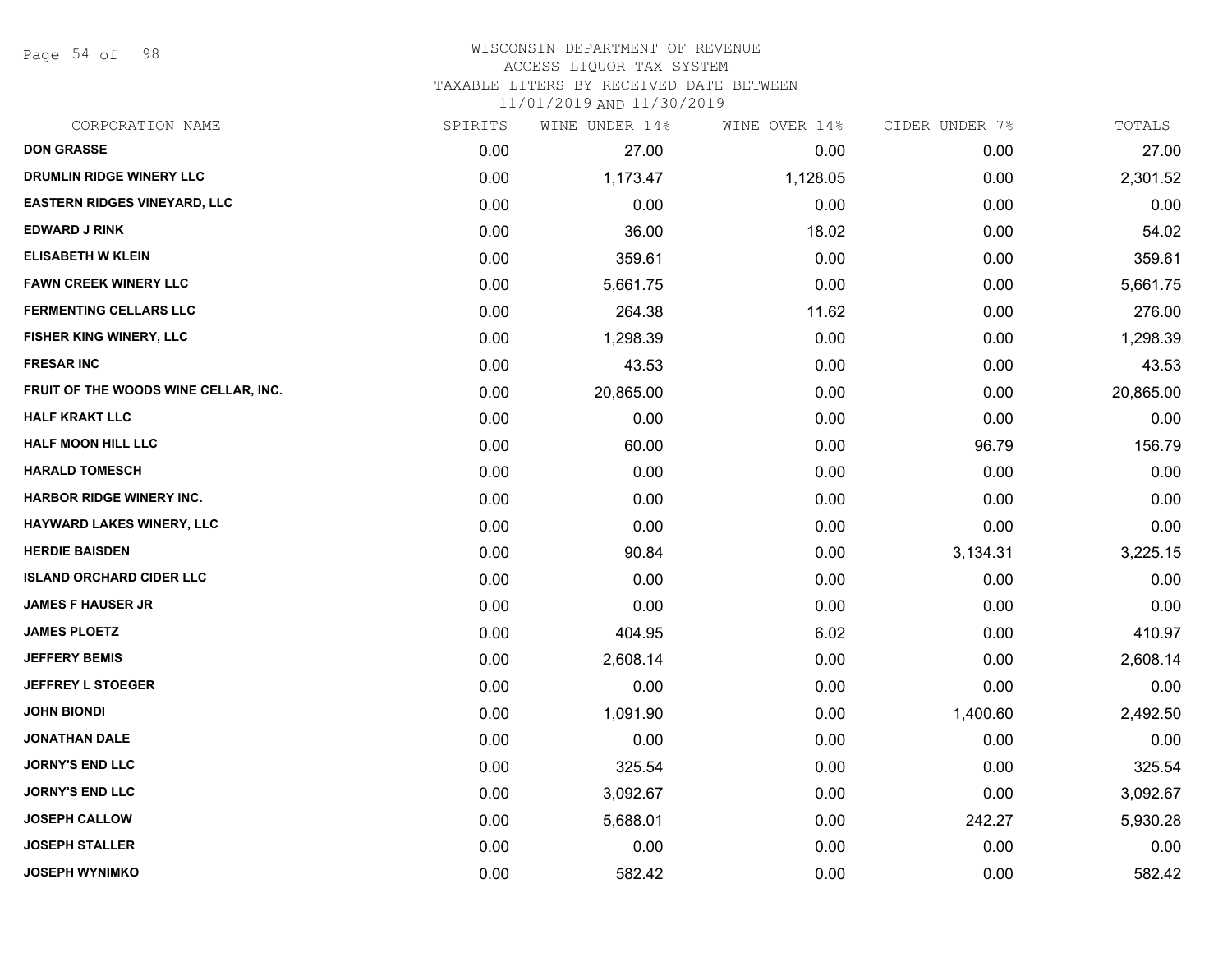WISCONSIN DEPARTMENT OF REVENUE
ACCESS LIQUOR TAX SYSTEM
TAXABLE LITERS BY RECEIVED DATE BETWEEN
11/01/2019 AND 11/30/2019

| CORPORATION NAME | SPIRITS | WINE UNDER 14% | WINE OVER 14% | CIDER UNDER 7% | TOTALS |
|---|---|---|---|---|---|
| DON GRASSE | 0.00 | 27.00 | 0.00 | 0.00 | 27.00 |
| DRUMLIN RIDGE WINERY LLC | 0.00 | 1,173.47 | 1,128.05 | 0.00 | 2,301.52 |
| EASTERN RIDGES VINEYARD, LLC | 0.00 | 0.00 | 0.00 | 0.00 | 0.00 |
| EDWARD J RINK | 0.00 | 36.00 | 18.02 | 0.00 | 54.02 |
| ELISABETH W KLEIN | 0.00 | 359.61 | 0.00 | 0.00 | 359.61 |
| FAWN CREEK WINERY LLC | 0.00 | 5,661.75 | 0.00 | 0.00 | 5,661.75 |
| FERMENTING CELLARS LLC | 0.00 | 264.38 | 11.62 | 0.00 | 276.00 |
| FISHER KING WINERY, LLC | 0.00 | 1,298.39 | 0.00 | 0.00 | 1,298.39 |
| FRESAR INC | 0.00 | 43.53 | 0.00 | 0.00 | 43.53 |
| FRUIT OF THE WOODS WINE CELLAR, INC. | 0.00 | 20,865.00 | 0.00 | 0.00 | 20,865.00 |
| HALF KRAKT LLC | 0.00 | 0.00 | 0.00 | 0.00 | 0.00 |
| HALF MOON HILL LLC | 0.00 | 60.00 | 0.00 | 96.79 | 156.79 |
| HARALD TOMESCH | 0.00 | 0.00 | 0.00 | 0.00 | 0.00 |
| HARBOR RIDGE WINERY INC. | 0.00 | 0.00 | 0.00 | 0.00 | 0.00 |
| HAYWARD LAKES WINERY, LLC | 0.00 | 0.00 | 0.00 | 0.00 | 0.00 |
| HERDIE BAISDEN | 0.00 | 90.84 | 0.00 | 3,134.31 | 3,225.15 |
| ISLAND ORCHARD CIDER LLC | 0.00 | 0.00 | 0.00 | 0.00 | 0.00 |
| JAMES F HAUSER JR | 0.00 | 0.00 | 0.00 | 0.00 | 0.00 |
| JAMES PLOETZ | 0.00 | 404.95 | 6.02 | 0.00 | 410.97 |
| JEFFERY BEMIS | 0.00 | 2,608.14 | 0.00 | 0.00 | 2,608.14 |
| JEFFREY L STOEGER | 0.00 | 0.00 | 0.00 | 0.00 | 0.00 |
| JOHN BIONDI | 0.00 | 1,091.90 | 0.00 | 1,400.60 | 2,492.50 |
| JONATHAN DALE | 0.00 | 0.00 | 0.00 | 0.00 | 0.00 |
| JORNY'S END LLC | 0.00 | 325.54 | 0.00 | 0.00 | 325.54 |
| JORNY'S END LLC | 0.00 | 3,092.67 | 0.00 | 0.00 | 3,092.67 |
| JOSEPH CALLOW | 0.00 | 5,688.01 | 0.00 | 242.27 | 5,930.28 |
| JOSEPH STALLER | 0.00 | 0.00 | 0.00 | 0.00 | 0.00 |
| JOSEPH WYNIMKO | 0.00 | 582.42 | 0.00 | 0.00 | 582.42 |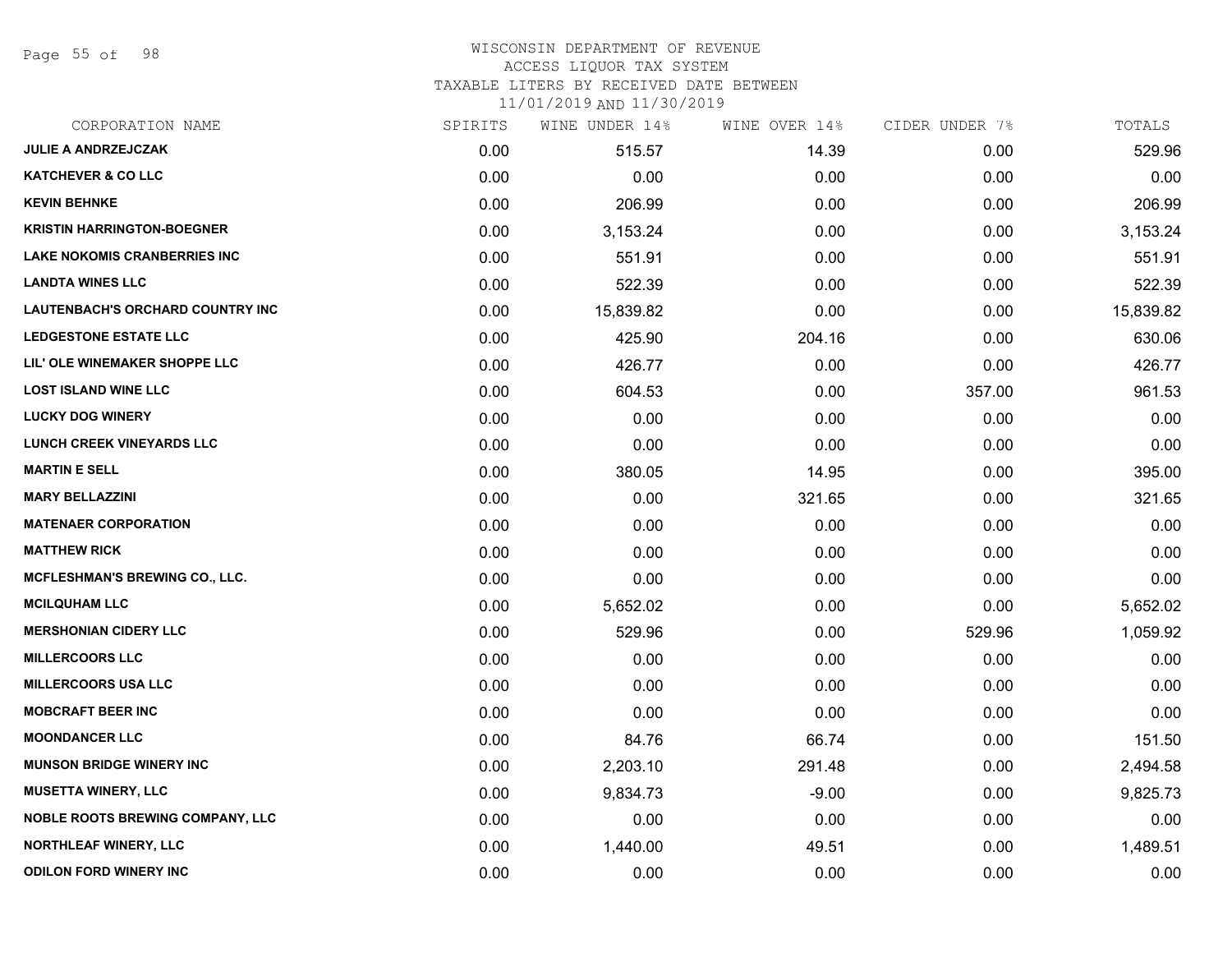# WISCONSIN DEPARTMENT OF REVENUE
## ACCESS LIQUOR TAX SYSTEM
### TAXABLE LITERS BY RECEIVED DATE BETWEEN 11/01/2019 AND 11/30/2019

| CORPORATION NAME | SPIRITS | WINE UNDER 14% | WINE OVER 14% | CIDER UNDER 7% | TOTALS |
|---|---|---|---|---|---|
| JULIE A ANDRZEJCZAK | 0.00 | 515.57 | 14.39 | 0.00 | 529.96 |
| KATCHEVER & CO LLC | 0.00 | 0.00 | 0.00 | 0.00 | 0.00 |
| KEVIN BEHNKE | 0.00 | 206.99 | 0.00 | 0.00 | 206.99 |
| KRISTIN HARRINGTON-BOEGNER | 0.00 | 3,153.24 | 0.00 | 0.00 | 3,153.24 |
| LAKE NOKOMIS CRANBERRIES INC | 0.00 | 551.91 | 0.00 | 0.00 | 551.91 |
| LANDTA WINES LLC | 0.00 | 522.39 | 0.00 | 0.00 | 522.39 |
| LAUTENBACH'S ORCHARD COUNTRY INC | 0.00 | 15,839.82 | 0.00 | 0.00 | 15,839.82 |
| LEDGESTONE ESTATE LLC | 0.00 | 425.90 | 204.16 | 0.00 | 630.06 |
| LIL' OLE WINEMAKER SHOPPE LLC | 0.00 | 426.77 | 0.00 | 0.00 | 426.77 |
| LOST ISLAND WINE LLC | 0.00 | 604.53 | 0.00 | 357.00 | 961.53 |
| LUCKY DOG WINERY | 0.00 | 0.00 | 0.00 | 0.00 | 0.00 |
| LUNCH CREEK VINEYARDS LLC | 0.00 | 0.00 | 0.00 | 0.00 | 0.00 |
| MARTIN E SELL | 0.00 | 380.05 | 14.95 | 0.00 | 395.00 |
| MARY BELLAZZINI | 0.00 | 0.00 | 321.65 | 0.00 | 321.65 |
| MATENAER CORPORATION | 0.00 | 0.00 | 0.00 | 0.00 | 0.00 |
| MATTHEW RICK | 0.00 | 0.00 | 0.00 | 0.00 | 0.00 |
| MCFLESHMAN'S BREWING CO., LLC. | 0.00 | 0.00 | 0.00 | 0.00 | 0.00 |
| MCILQUHAM LLC | 0.00 | 5,652.02 | 0.00 | 0.00 | 5,652.02 |
| MERSHONIAN CIDERY LLC | 0.00 | 529.96 | 0.00 | 529.96 | 1,059.92 |
| MILLERCOORS LLC | 0.00 | 0.00 | 0.00 | 0.00 | 0.00 |
| MILLERCOORS USA LLC | 0.00 | 0.00 | 0.00 | 0.00 | 0.00 |
| MOBCRAFT BEER INC | 0.00 | 0.00 | 0.00 | 0.00 | 0.00 |
| MOONDANCER LLC | 0.00 | 84.76 | 66.74 | 0.00 | 151.50 |
| MUNSON BRIDGE WINERY INC | 0.00 | 2,203.10 | 291.48 | 0.00 | 2,494.58 |
| MUSETTA WINERY, LLC | 0.00 | 9,834.73 | -9.00 | 0.00 | 9,825.73 |
| NOBLE ROOTS BREWING COMPANY, LLC | 0.00 | 0.00 | 0.00 | 0.00 | 0.00 |
| NORTHLEAF WINERY, LLC | 0.00 | 1,440.00 | 49.51 | 0.00 | 1,489.51 |
| ODILON FORD WINERY INC | 0.00 | 0.00 | 0.00 | 0.00 | 0.00 |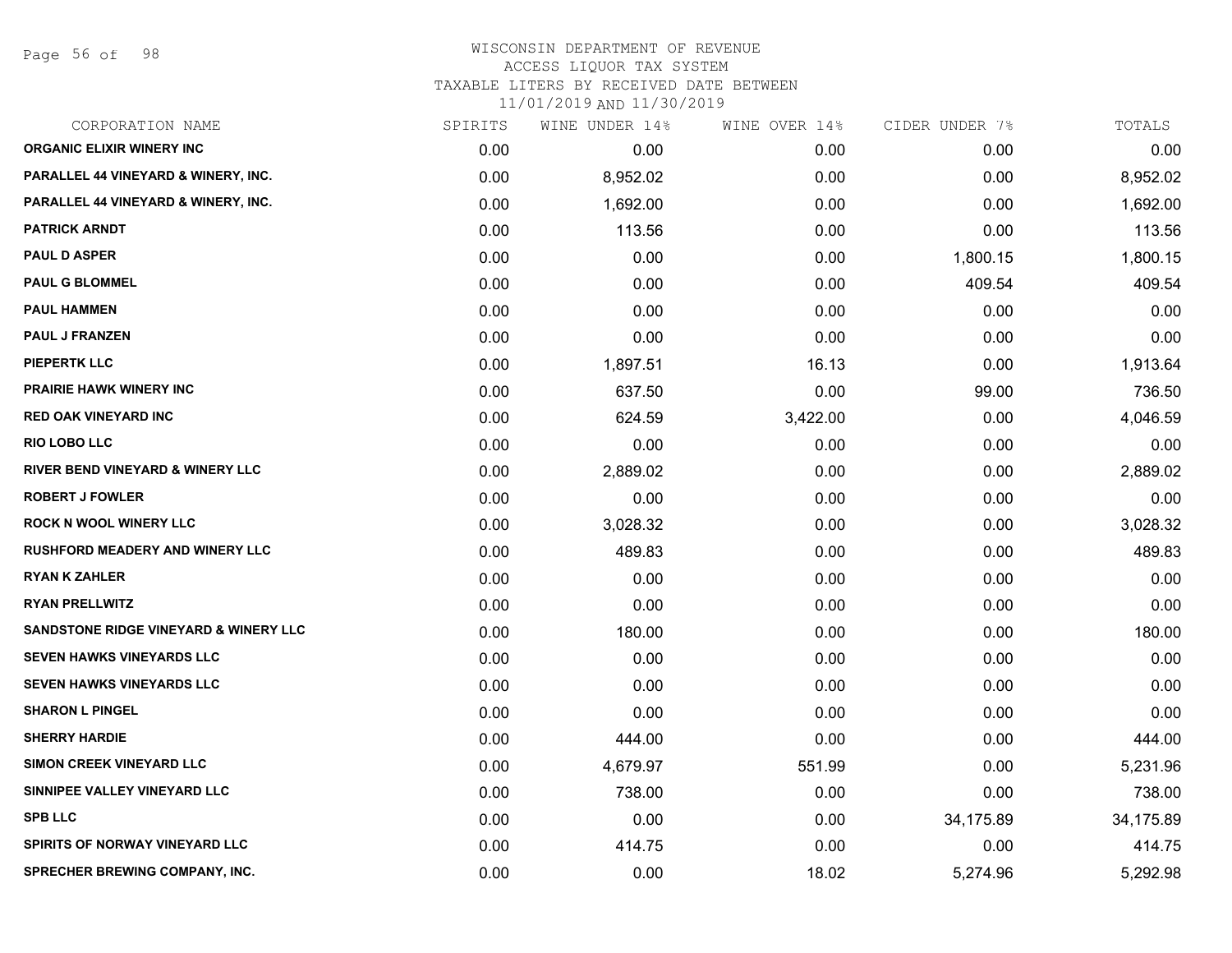WISCONSIN DEPARTMENT OF REVENUE
ACCESS LIQUOR TAX SYSTEM
TAXABLE LITERS BY RECEIVED DATE BETWEEN
11/01/2019 AND 11/30/2019

| CORPORATION NAME | SPIRITS | WINE UNDER 14% | WINE OVER 14% | CIDER UNDER 7% | TOTALS |
|---|---|---|---|---|---|
| ORGANIC ELIXIR WINERY INC | 0.00 | 0.00 | 0.00 | 0.00 | 0.00 |
| PARALLEL 44 VINEYARD & WINERY, INC. | 0.00 | 8,952.02 | 0.00 | 0.00 | 8,952.02 |
| PARALLEL 44 VINEYARD & WINERY, INC. | 0.00 | 1,692.00 | 0.00 | 0.00 | 1,692.00 |
| PATRICK ARNDT | 0.00 | 113.56 | 0.00 | 0.00 | 113.56 |
| PAUL D ASPER | 0.00 | 0.00 | 0.00 | 1,800.15 | 1,800.15 |
| PAUL G BLOMMEL | 0.00 | 0.00 | 0.00 | 409.54 | 409.54 |
| PAUL HAMMEN | 0.00 | 0.00 | 0.00 | 0.00 | 0.00 |
| PAUL J FRANZEN | 0.00 | 0.00 | 0.00 | 0.00 | 0.00 |
| PIEPERTK LLC | 0.00 | 1,897.51 | 16.13 | 0.00 | 1,913.64 |
| PRAIRIE HAWK WINERY INC | 0.00 | 637.50 | 0.00 | 99.00 | 736.50 |
| RED OAK VINEYARD INC | 0.00 | 624.59 | 3,422.00 | 0.00 | 4,046.59 |
| RIO LOBO LLC | 0.00 | 0.00 | 0.00 | 0.00 | 0.00 |
| RIVER BEND VINEYARD & WINERY LLC | 0.00 | 2,889.02 | 0.00 | 0.00 | 2,889.02 |
| ROBERT J FOWLER | 0.00 | 0.00 | 0.00 | 0.00 | 0.00 |
| ROCK N WOOL WINERY LLC | 0.00 | 3,028.32 | 0.00 | 0.00 | 3,028.32 |
| RUSHFORD MEADERY AND WINERY LLC | 0.00 | 489.83 | 0.00 | 0.00 | 489.83 |
| RYAN K ZAHLER | 0.00 | 0.00 | 0.00 | 0.00 | 0.00 |
| RYAN PRELLWITZ | 0.00 | 0.00 | 0.00 | 0.00 | 0.00 |
| SANDSTONE RIDGE VINEYARD & WINERY LLC | 0.00 | 180.00 | 0.00 | 0.00 | 180.00 |
| SEVEN HAWKS VINEYARDS LLC | 0.00 | 0.00 | 0.00 | 0.00 | 0.00 |
| SEVEN HAWKS VINEYARDS LLC | 0.00 | 0.00 | 0.00 | 0.00 | 0.00 |
| SHARON L PINGEL | 0.00 | 0.00 | 0.00 | 0.00 | 0.00 |
| SHERRY HARDIE | 0.00 | 444.00 | 0.00 | 0.00 | 444.00 |
| SIMON CREEK VINEYARD LLC | 0.00 | 4,679.97 | 551.99 | 0.00 | 5,231.96 |
| SINNIPEE VALLEY VINEYARD LLC | 0.00 | 738.00 | 0.00 | 0.00 | 738.00 |
| SPB LLC | 0.00 | 0.00 | 0.00 | 34,175.89 | 34,175.89 |
| SPIRITS OF NORWAY VINEYARD LLC | 0.00 | 414.75 | 0.00 | 0.00 | 414.75 |
| SPRECHER BREWING COMPANY, INC. | 0.00 | 0.00 | 18.02 | 5,274.96 | 5,292.98 |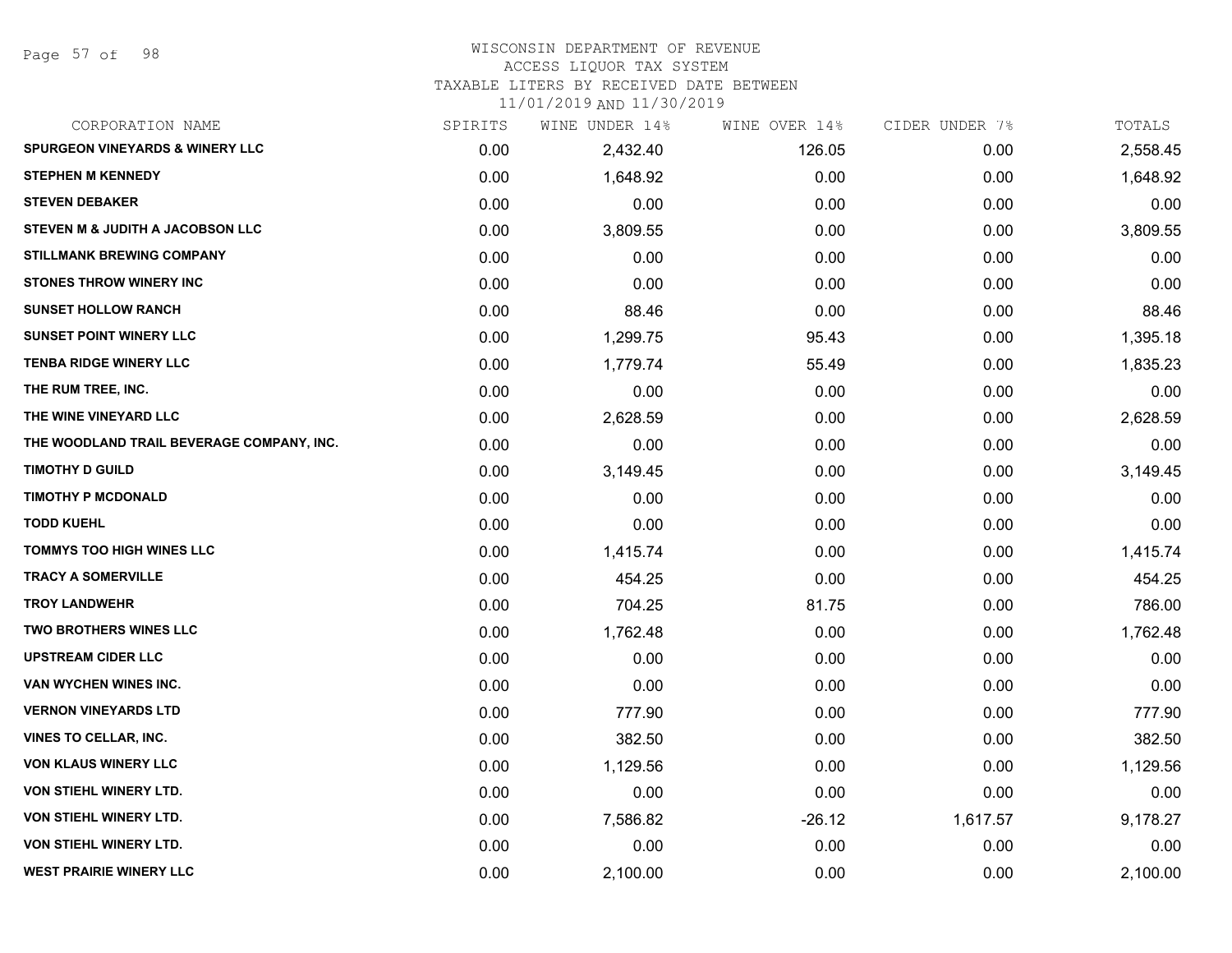WISCONSIN DEPARTMENT OF REVENUE
ACCESS LIQUOR TAX SYSTEM
TAXABLE LITERS BY RECEIVED DATE BETWEEN
11/01/2019 AND 11/30/2019

| CORPORATION NAME | SPIRITS | WINE UNDER 14% | WINE OVER 14% | CIDER UNDER 7% | TOTALS |
|---|---|---|---|---|---|
| SPURGEON VINEYARDS & WINERY LLC | 0.00 | 2,432.40 | 126.05 | 0.00 | 2,558.45 |
| STEPHEN M KENNEDY | 0.00 | 1,648.92 | 0.00 | 0.00 | 1,648.92 |
| STEVEN DEBAKER | 0.00 | 0.00 | 0.00 | 0.00 | 0.00 |
| STEVEN M & JUDITH A JACOBSON LLC | 0.00 | 3,809.55 | 0.00 | 0.00 | 3,809.55 |
| STILLMANK BREWING COMPANY | 0.00 | 0.00 | 0.00 | 0.00 | 0.00 |
| STONES THROW WINERY INC | 0.00 | 0.00 | 0.00 | 0.00 | 0.00 |
| SUNSET HOLLOW RANCH | 0.00 | 88.46 | 0.00 | 0.00 | 88.46 |
| SUNSET POINT WINERY LLC | 0.00 | 1,299.75 | 95.43 | 0.00 | 1,395.18 |
| TENBA RIDGE WINERY LLC | 0.00 | 1,779.74 | 55.49 | 0.00 | 1,835.23 |
| THE RUM TREE, INC. | 0.00 | 0.00 | 0.00 | 0.00 | 0.00 |
| THE WINE VINEYARD LLC | 0.00 | 2,628.59 | 0.00 | 0.00 | 2,628.59 |
| THE WOODLAND TRAIL BEVERAGE COMPANY, INC. | 0.00 | 0.00 | 0.00 | 0.00 | 0.00 |
| TIMOTHY D GUILD | 0.00 | 3,149.45 | 0.00 | 0.00 | 3,149.45 |
| TIMOTHY P MCDONALD | 0.00 | 0.00 | 0.00 | 0.00 | 0.00 |
| TODD KUEHL | 0.00 | 0.00 | 0.00 | 0.00 | 0.00 |
| TOMMYS TOO HIGH WINES LLC | 0.00 | 1,415.74 | 0.00 | 0.00 | 1,415.74 |
| TRACY A SOMERVILLE | 0.00 | 454.25 | 0.00 | 0.00 | 454.25 |
| TROY LANDWEHR | 0.00 | 704.25 | 81.75 | 0.00 | 786.00 |
| TWO BROTHERS WINES LLC | 0.00 | 1,762.48 | 0.00 | 0.00 | 1,762.48 |
| UPSTREAM CIDER LLC | 0.00 | 0.00 | 0.00 | 0.00 | 0.00 |
| VAN WYCHEN WINES INC. | 0.00 | 0.00 | 0.00 | 0.00 | 0.00 |
| VERNON VINEYARDS LTD | 0.00 | 777.90 | 0.00 | 0.00 | 777.90 |
| VINES TO CELLAR, INC. | 0.00 | 382.50 | 0.00 | 0.00 | 382.50 |
| VON KLAUS WINERY LLC | 0.00 | 1,129.56 | 0.00 | 0.00 | 1,129.56 |
| VON STIEHL WINERY LTD. | 0.00 | 0.00 | 0.00 | 0.00 | 0.00 |
| VON STIEHL WINERY LTD. | 0.00 | 7,586.82 | -26.12 | 1,617.57 | 9,178.27 |
| VON STIEHL WINERY LTD. | 0.00 | 0.00 | 0.00 | 0.00 | 0.00 |
| WEST PRAIRIE WINERY LLC | 0.00 | 2,100.00 | 0.00 | 0.00 | 2,100.00 |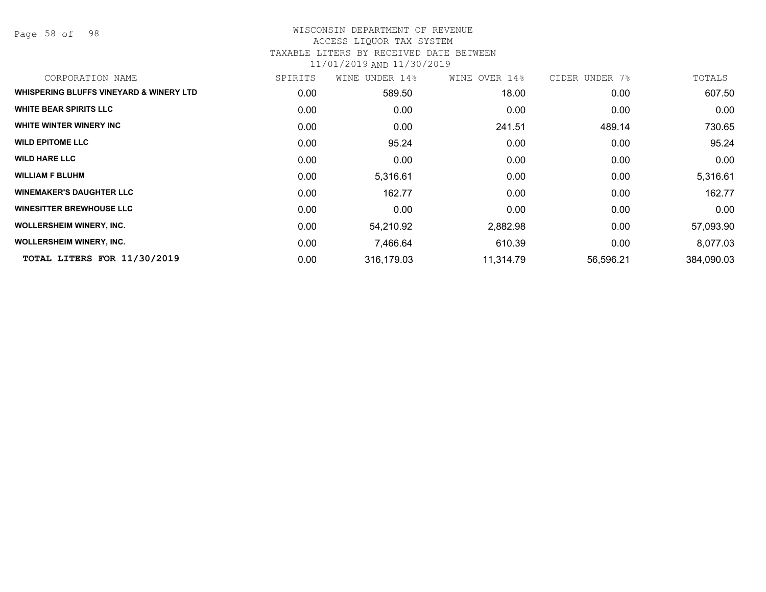WISCONSIN DEPARTMENT OF REVENUE
ACCESS LIQUOR TAX SYSTEM
TAXABLE LITERS BY RECEIVED DATE BETWEEN
11/01/2019 AND 11/30/2019

| CORPORATION NAME | SPIRITS | WINE UNDER 14% | WINE OVER 14% | CIDER UNDER 7% | TOTALS |
|---|---|---|---|---|---|
| **WHISPERING BLUFFS VINEYARD & WINERY LTD** | 0.00 | 589.50 | 18.00 | 0.00 | 607.50 |
| **WHITE BEAR SPIRITS LLC** | 0.00 | 0.00 | 0.00 | 0.00 | 0.00 |
| **WHITE WINTER WINERY INC** | 0.00 | 0.00 | 241.51 | 489.14 | 730.65 |
| **WILD EPITOME LLC** | 0.00 | 95.24 | 0.00 | 0.00 | 95.24 |
| **WILD HARE LLC** | 0.00 | 0.00 | 0.00 | 0.00 | 0.00 |
| **WILLIAM F BLUHM** | 0.00 | 5,316.61 | 0.00 | 0.00 | 5,316.61 |
| **WINEMAKER'S DAUGHTER LLC** | 0.00 | 162.77 | 0.00 | 0.00 | 162.77 |
| **WINESITTER BREWHOUSE LLC** | 0.00 | 0.00 | 0.00 | 0.00 | 0.00 |
| **WOLLERSHEIM WINERY, INC.** | 0.00 | 54,210.92 | 2,882.98 | 0.00 | 57,093.90 |
| **WOLLERSHEIM WINERY, INC.** | 0.00 | 7,466.64 | 610.39 | 0.00 | 8,077.03 |
| **TOTAL LITERS FOR 11/30/2019** | 0.00 | 316,179.03 | 11,314.79 | 56,596.21 | 384,090.03 |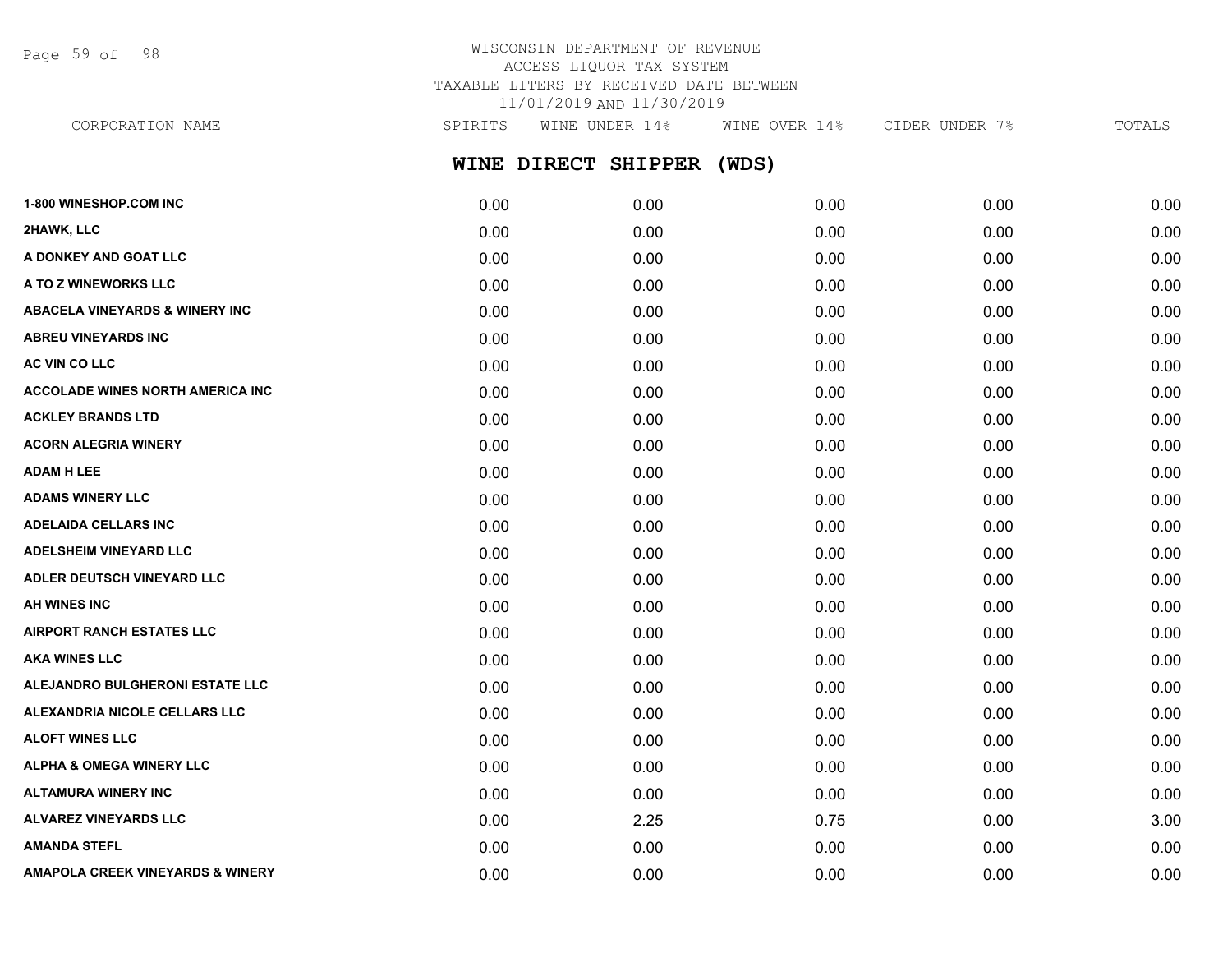WISCONSIN DEPARTMENT OF REVENUE
ACCESS LIQUOR TAX SYSTEM
TAXABLE LITERS BY RECEIVED DATE BETWEEN
11/01/2019 AND 11/30/2019

## WINE DIRECT SHIPPER (WDS)

| CORPORATION NAME | SPIRITS | WINE UNDER 14% | WINE OVER 14% | CIDER UNDER 7% | TOTALS |
|---|---|---|---|---|---|
| 1-800 WINESHOP.COM INC | 0.00 | 0.00 | 0.00 | 0.00 | 0.00 |
| 2HAWK, LLC | 0.00 | 0.00 | 0.00 | 0.00 | 0.00 |
| A DONKEY AND GOAT LLC | 0.00 | 0.00 | 0.00 | 0.00 | 0.00 |
| A TO Z WINEWORKS LLC | 0.00 | 0.00 | 0.00 | 0.00 | 0.00 |
| ABACELA VINEYARDS & WINERY INC | 0.00 | 0.00 | 0.00 | 0.00 | 0.00 |
| ABREU VINEYARDS INC | 0.00 | 0.00 | 0.00 | 0.00 | 0.00 |
| AC VIN CO LLC | 0.00 | 0.00 | 0.00 | 0.00 | 0.00 |
| ACCOLADE WINES NORTH AMERICA INC | 0.00 | 0.00 | 0.00 | 0.00 | 0.00 |
| ACKLEY BRANDS LTD | 0.00 | 0.00 | 0.00 | 0.00 | 0.00 |
| ACORN ALEGRIA WINERY | 0.00 | 0.00 | 0.00 | 0.00 | 0.00 |
| ADAM H LEE | 0.00 | 0.00 | 0.00 | 0.00 | 0.00 |
| ADAMS WINERY LLC | 0.00 | 0.00 | 0.00 | 0.00 | 0.00 |
| ADELAIDA CELLARS INC | 0.00 | 0.00 | 0.00 | 0.00 | 0.00 |
| ADELSHEIM VINEYARD LLC | 0.00 | 0.00 | 0.00 | 0.00 | 0.00 |
| ADLER DEUTSCH VINEYARD LLC | 0.00 | 0.00 | 0.00 | 0.00 | 0.00 |
| AH WINES INC | 0.00 | 0.00 | 0.00 | 0.00 | 0.00 |
| AIRPORT RANCH ESTATES LLC | 0.00 | 0.00 | 0.00 | 0.00 | 0.00 |
| AKA WINES LLC | 0.00 | 0.00 | 0.00 | 0.00 | 0.00 |
| ALEJANDRO BULGHERONI ESTATE LLC | 0.00 | 0.00 | 0.00 | 0.00 | 0.00 |
| ALEXANDRIA NICOLE CELLARS LLC | 0.00 | 0.00 | 0.00 | 0.00 | 0.00 |
| ALOFT WINES LLC | 0.00 | 0.00 | 0.00 | 0.00 | 0.00 |
| ALPHA & OMEGA WINERY LLC | 0.00 | 0.00 | 0.00 | 0.00 | 0.00 |
| ALTAMURA WINERY INC | 0.00 | 0.00 | 0.00 | 0.00 | 0.00 |
| ALVAREZ VINEYARDS LLC | 0.00 | 2.25 | 0.75 | 0.00 | 3.00 |
| AMANDA STEFL | 0.00 | 0.00 | 0.00 | 0.00 | 0.00 |
| AMAPOLA CREEK VINEYARDS & WINERY | 0.00 | 0.00 | 0.00 | 0.00 | 0.00 |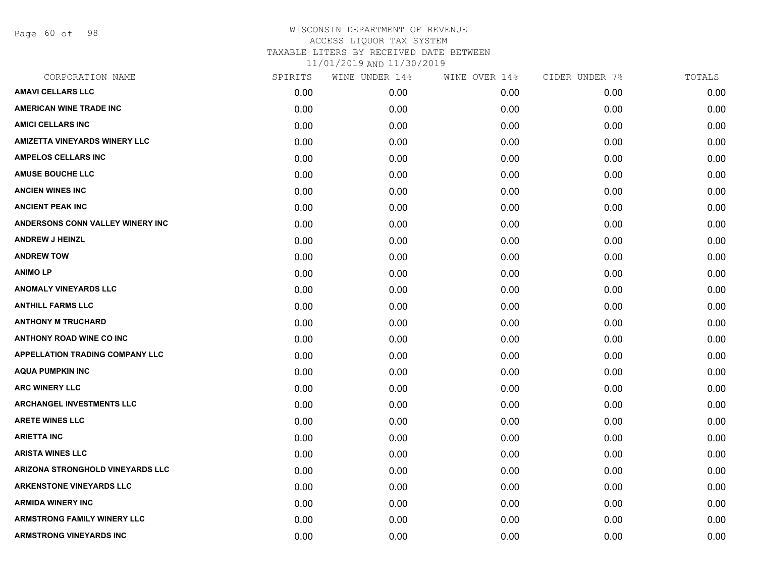# WISCONSIN DEPARTMENT OF REVENUE
## ACCESS LIQUOR TAX SYSTEM
### TAXABLE LITERS BY RECEIVED DATE BETWEEN 11/01/2019 AND 11/30/2019

| CORPORATION NAME | SPIRITS | WINE UNDER 14% | WINE OVER 14% | CIDER UNDER 7% | TOTALS |
|---|---|---|---|---|---|
| AMAVI CELLARS LLC | 0.00 | 0.00 | 0.00 | 0.00 | 0.00 |
| AMERICAN WINE TRADE INC | 0.00 | 0.00 | 0.00 | 0.00 | 0.00 |
| AMICI CELLARS INC | 0.00 | 0.00 | 0.00 | 0.00 | 0.00 |
| AMIZETTA VINEYARDS WINERY LLC | 0.00 | 0.00 | 0.00 | 0.00 | 0.00 |
| AMPELOS CELLARS INC | 0.00 | 0.00 | 0.00 | 0.00 | 0.00 |
| AMUSE BOUCHE LLC | 0.00 | 0.00 | 0.00 | 0.00 | 0.00 |
| ANCIEN WINES INC | 0.00 | 0.00 | 0.00 | 0.00 | 0.00 |
| ANCIENT PEAK INC | 0.00 | 0.00 | 0.00 | 0.00 | 0.00 |
| ANDERSONS CONN VALLEY WINERY INC | 0.00 | 0.00 | 0.00 | 0.00 | 0.00 |
| ANDREW J HEINZL | 0.00 | 0.00 | 0.00 | 0.00 | 0.00 |
| ANDREW TOW | 0.00 | 0.00 | 0.00 | 0.00 | 0.00 |
| ANIMO LP | 0.00 | 0.00 | 0.00 | 0.00 | 0.00 |
| ANOMALY VINEYARDS LLC | 0.00 | 0.00 | 0.00 | 0.00 | 0.00 |
| ANTHILL FARMS LLC | 0.00 | 0.00 | 0.00 | 0.00 | 0.00 |
| ANTHONY M TRUCHARD | 0.00 | 0.00 | 0.00 | 0.00 | 0.00 |
| ANTHONY ROAD WINE CO INC | 0.00 | 0.00 | 0.00 | 0.00 | 0.00 |
| APPELLATION TRADING COMPANY LLC | 0.00 | 0.00 | 0.00 | 0.00 | 0.00 |
| AQUA PUMPKIN INC | 0.00 | 0.00 | 0.00 | 0.00 | 0.00 |
| ARC WINERY LLC | 0.00 | 0.00 | 0.00 | 0.00 | 0.00 |
| ARCHANGEL INVESTMENTS LLC | 0.00 | 0.00 | 0.00 | 0.00 | 0.00 |
| ARETE WINES LLC | 0.00 | 0.00 | 0.00 | 0.00 | 0.00 |
| ARIETTA INC | 0.00 | 0.00 | 0.00 | 0.00 | 0.00 |
| ARISTA WINES LLC | 0.00 | 0.00 | 0.00 | 0.00 | 0.00 |
| ARIZONA STRONGHOLD VINEYARDS LLC | 0.00 | 0.00 | 0.00 | 0.00 | 0.00 |
| ARKENSTONE VINEYARDS LLC | 0.00 | 0.00 | 0.00 | 0.00 | 0.00 |
| ARMIDA WINERY INC | 0.00 | 0.00 | 0.00 | 0.00 | 0.00 |
| ARMSTRONG FAMILY WINERY LLC | 0.00 | 0.00 | 0.00 | 0.00 | 0.00 |
| ARMSTRONG VINEYARDS INC | 0.00 | 0.00 | 0.00 | 0.00 | 0.00 |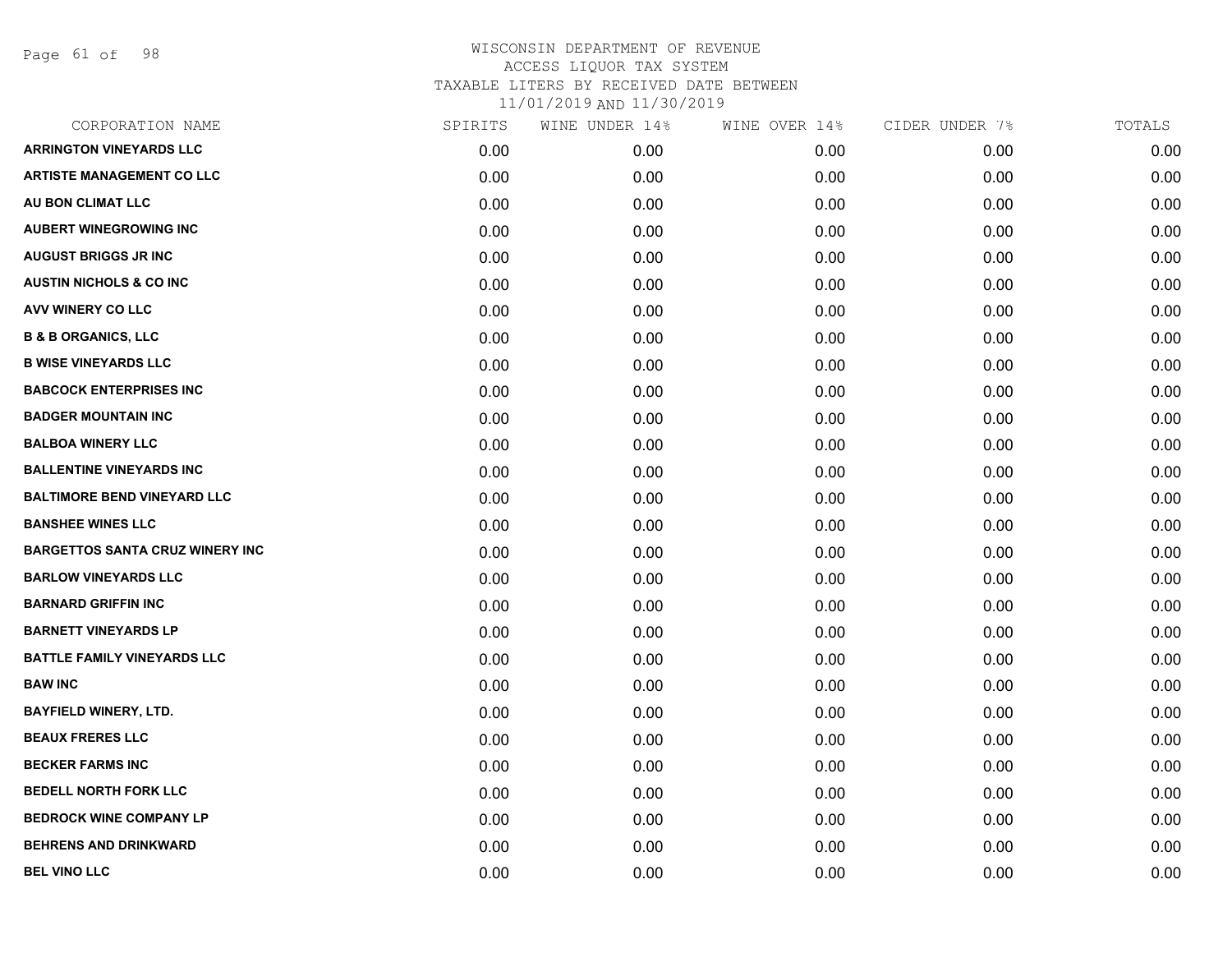WISCONSIN DEPARTMENT OF REVENUE
ACCESS LIQUOR TAX SYSTEM
TAXABLE LITERS BY RECEIVED DATE BETWEEN
11/01/2019 AND 11/30/2019

| CORPORATION NAME | SPIRITS | WINE UNDER 14% | WINE OVER 14% | CIDER UNDER 7% | TOTALS |
|---|---|---|---|---|---|
| ARRINGTON VINEYARDS LLC | 0.00 | 0.00 | 0.00 | 0.00 | 0.00 |
| ARTISTE MANAGEMENT CO LLC | 0.00 | 0.00 | 0.00 | 0.00 | 0.00 |
| AU BON CLIMAT LLC | 0.00 | 0.00 | 0.00 | 0.00 | 0.00 |
| AUBERT WINEGROWING INC | 0.00 | 0.00 | 0.00 | 0.00 | 0.00 |
| AUGUST BRIGGS JR INC | 0.00 | 0.00 | 0.00 | 0.00 | 0.00 |
| AUSTIN NICHOLS & CO INC | 0.00 | 0.00 | 0.00 | 0.00 | 0.00 |
| AVV WINERY CO LLC | 0.00 | 0.00 | 0.00 | 0.00 | 0.00 |
| B & B ORGANICS, LLC | 0.00 | 0.00 | 0.00 | 0.00 | 0.00 |
| B WISE VINEYARDS LLC | 0.00 | 0.00 | 0.00 | 0.00 | 0.00 |
| BABCOCK ENTERPRISES INC | 0.00 | 0.00 | 0.00 | 0.00 | 0.00 |
| BADGER MOUNTAIN INC | 0.00 | 0.00 | 0.00 | 0.00 | 0.00 |
| BALBOA WINERY LLC | 0.00 | 0.00 | 0.00 | 0.00 | 0.00 |
| BALLENTINE VINEYARDS INC | 0.00 | 0.00 | 0.00 | 0.00 | 0.00 |
| BALTIMORE BEND VINEYARD LLC | 0.00 | 0.00 | 0.00 | 0.00 | 0.00 |
| BANSHEE WINES LLC | 0.00 | 0.00 | 0.00 | 0.00 | 0.00 |
| BARGETTOS SANTA CRUZ WINERY INC | 0.00 | 0.00 | 0.00 | 0.00 | 0.00 |
| BARLOW VINEYARDS LLC | 0.00 | 0.00 | 0.00 | 0.00 | 0.00 |
| BARNARD GRIFFIN INC | 0.00 | 0.00 | 0.00 | 0.00 | 0.00 |
| BARNETT VINEYARDS LP | 0.00 | 0.00 | 0.00 | 0.00 | 0.00 |
| BATTLE FAMILY VINEYARDS LLC | 0.00 | 0.00 | 0.00 | 0.00 | 0.00 |
| BAW INC | 0.00 | 0.00 | 0.00 | 0.00 | 0.00 |
| BAYFIELD WINERY, LTD. | 0.00 | 0.00 | 0.00 | 0.00 | 0.00 |
| BEAUX FRERES LLC | 0.00 | 0.00 | 0.00 | 0.00 | 0.00 |
| BECKER FARMS INC | 0.00 | 0.00 | 0.00 | 0.00 | 0.00 |
| BEDELL NORTH FORK LLC | 0.00 | 0.00 | 0.00 | 0.00 | 0.00 |
| BEDROCK WINE COMPANY LP | 0.00 | 0.00 | 0.00 | 0.00 | 0.00 |
| BEHRENS AND DRINKWARD | 0.00 | 0.00 | 0.00 | 0.00 | 0.00 |
| BEL VINO LLC | 0.00 | 0.00 | 0.00 | 0.00 | 0.00 |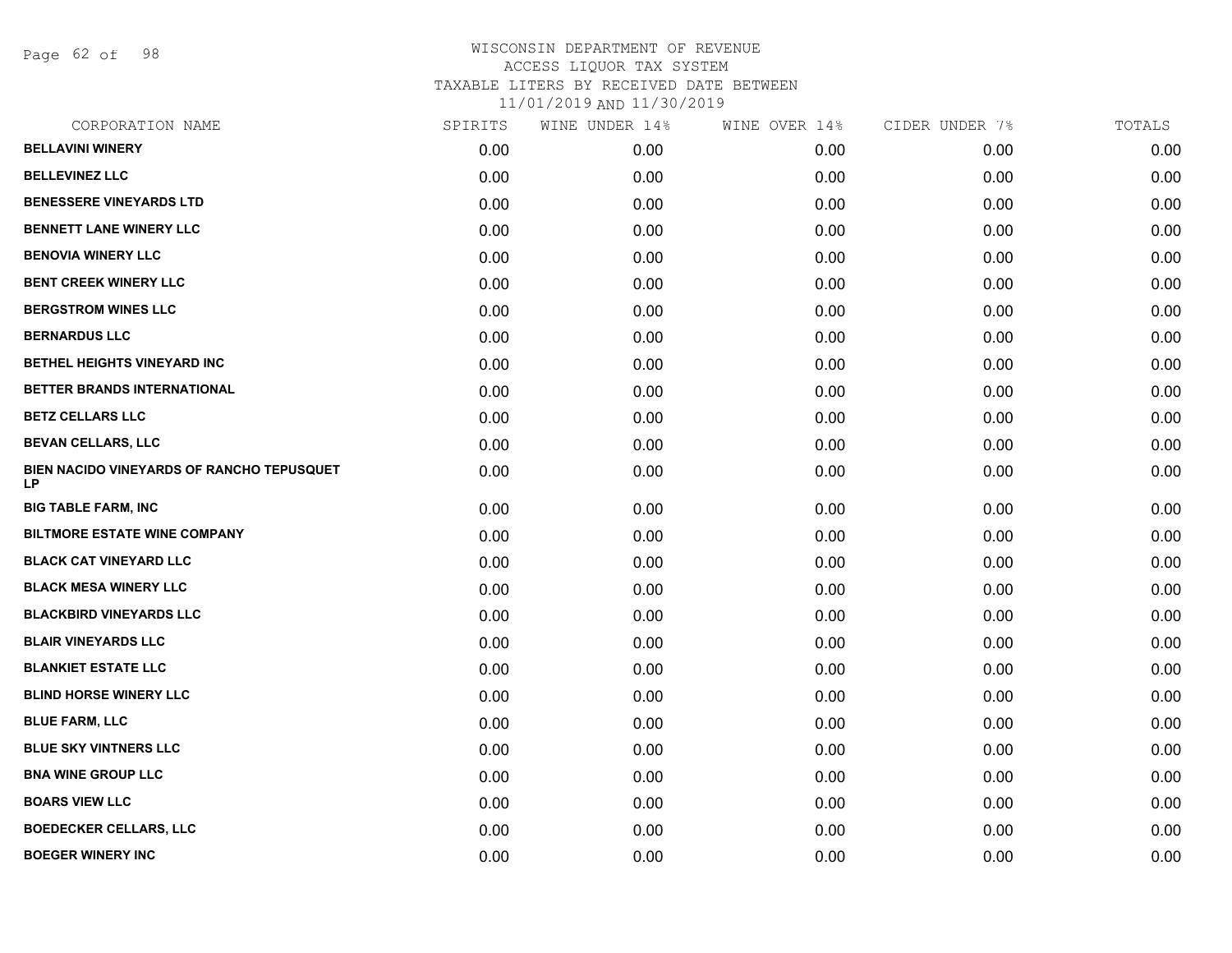WISCONSIN DEPARTMENT OF REVENUE
ACCESS LIQUOR TAX SYSTEM
TAXABLE LITERS BY RECEIVED DATE BETWEEN
11/01/2019 AND 11/30/2019

| CORPORATION NAME | SPIRITS | WINE UNDER 14% | WINE OVER 14% | CIDER UNDER 7% | TOTALS |
|---|---|---|---|---|---|
| BELLAVINI WINERY | 0.00 | 0.00 | 0.00 | 0.00 | 0.00 |
| BELLEVINEZ LLC | 0.00 | 0.00 | 0.00 | 0.00 | 0.00 |
| BENESSERE VINEYARDS LTD | 0.00 | 0.00 | 0.00 | 0.00 | 0.00 |
| BENNETT LANE WINERY LLC | 0.00 | 0.00 | 0.00 | 0.00 | 0.00 |
| BENOVIA WINERY LLC | 0.00 | 0.00 | 0.00 | 0.00 | 0.00 |
| BENT CREEK WINERY LLC | 0.00 | 0.00 | 0.00 | 0.00 | 0.00 |
| BERGSTROM WINES LLC | 0.00 | 0.00 | 0.00 | 0.00 | 0.00 |
| BERNARDUS LLC | 0.00 | 0.00 | 0.00 | 0.00 | 0.00 |
| BETHEL HEIGHTS VINEYARD INC | 0.00 | 0.00 | 0.00 | 0.00 | 0.00 |
| BETTER BRANDS INTERNATIONAL | 0.00 | 0.00 | 0.00 | 0.00 | 0.00 |
| BETZ CELLARS LLC | 0.00 | 0.00 | 0.00 | 0.00 | 0.00 |
| BEVAN CELLARS, LLC | 0.00 | 0.00 | 0.00 | 0.00 | 0.00 |
| BIEN NACIDO VINEYARDS OF RANCHO TEPUSQUET LP | 0.00 | 0.00 | 0.00 | 0.00 | 0.00 |
| BIG TABLE FARM, INC | 0.00 | 0.00 | 0.00 | 0.00 | 0.00 |
| BILTMORE ESTATE WINE COMPANY | 0.00 | 0.00 | 0.00 | 0.00 | 0.00 |
| BLACK CAT VINEYARD LLC | 0.00 | 0.00 | 0.00 | 0.00 | 0.00 |
| BLACK MESA WINERY LLC | 0.00 | 0.00 | 0.00 | 0.00 | 0.00 |
| BLACKBIRD VINEYARDS LLC | 0.00 | 0.00 | 0.00 | 0.00 | 0.00 |
| BLAIR VINEYARDS LLC | 0.00 | 0.00 | 0.00 | 0.00 | 0.00 |
| BLANKIET ESTATE LLC | 0.00 | 0.00 | 0.00 | 0.00 | 0.00 |
| BLIND HORSE WINERY LLC | 0.00 | 0.00 | 0.00 | 0.00 | 0.00 |
| BLUE FARM, LLC | 0.00 | 0.00 | 0.00 | 0.00 | 0.00 |
| BLUE SKY VINTNERS LLC | 0.00 | 0.00 | 0.00 | 0.00 | 0.00 |
| BNA WINE GROUP LLC | 0.00 | 0.00 | 0.00 | 0.00 | 0.00 |
| BOARS VIEW LLC | 0.00 | 0.00 | 0.00 | 0.00 | 0.00 |
| BOEDECKER CELLARS, LLC | 0.00 | 0.00 | 0.00 | 0.00 | 0.00 |
| BOEGER WINERY INC | 0.00 | 0.00 | 0.00 | 0.00 | 0.00 |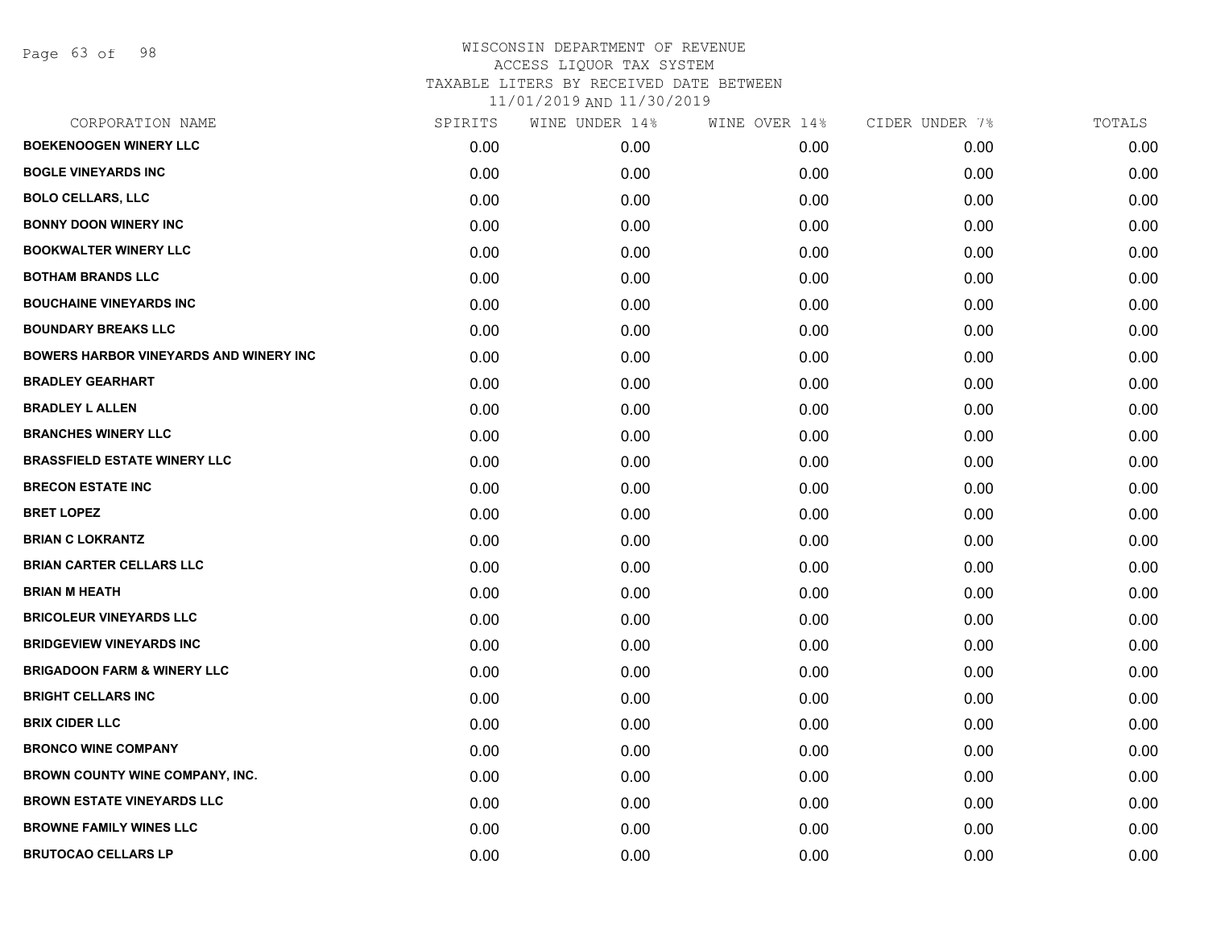WISCONSIN DEPARTMENT OF REVENUE
ACCESS LIQUOR TAX SYSTEM
TAXABLE LITERS BY RECEIVED DATE BETWEEN
11/01/2019 AND 11/30/2019

| CORPORATION NAME | SPIRITS | WINE UNDER 14% | WINE OVER 14% | CIDER UNDER 7% | TOTALS |
|---|---|---|---|---|---|
| **BOEKENOOGEN WINERY LLC** | 0.00 | 0.00 | 0.00 | 0.00 | 0.00 |
| **BOGLE VINEYARDS INC** | 0.00 | 0.00 | 0.00 | 0.00 | 0.00 |
| **BOLO CELLARS, LLC** | 0.00 | 0.00 | 0.00 | 0.00 | 0.00 |
| **BONNY DOON WINERY INC** | 0.00 | 0.00 | 0.00 | 0.00 | 0.00 |
| **BOOKWALTER WINERY LLC** | 0.00 | 0.00 | 0.00 | 0.00 | 0.00 |
| **BOTHAM BRANDS LLC** | 0.00 | 0.00 | 0.00 | 0.00 | 0.00 |
| **BOUCHAINE VINEYARDS INC** | 0.00 | 0.00 | 0.00 | 0.00 | 0.00 |
| **BOUNDARY BREAKS LLC** | 0.00 | 0.00 | 0.00 | 0.00 | 0.00 |
| **BOWERS HARBOR VINEYARDS AND WINERY INC** | 0.00 | 0.00 | 0.00 | 0.00 | 0.00 |
| **BRADLEY GEARHART** | 0.00 | 0.00 | 0.00 | 0.00 | 0.00 |
| **BRADLEY L ALLEN** | 0.00 | 0.00 | 0.00 | 0.00 | 0.00 |
| **BRANCHES WINERY LLC** | 0.00 | 0.00 | 0.00 | 0.00 | 0.00 |
| **BRASSFIELD ESTATE WINERY LLC** | 0.00 | 0.00 | 0.00 | 0.00 | 0.00 |
| **BRECON ESTATE INC** | 0.00 | 0.00 | 0.00 | 0.00 | 0.00 |
| **BRET LOPEZ** | 0.00 | 0.00 | 0.00 | 0.00 | 0.00 |
| **BRIAN C LOKRANTZ** | 0.00 | 0.00 | 0.00 | 0.00 | 0.00 |
| **BRIAN CARTER CELLARS LLC** | 0.00 | 0.00 | 0.00 | 0.00 | 0.00 |
| **BRIAN M HEATH** | 0.00 | 0.00 | 0.00 | 0.00 | 0.00 |
| **BRICOLEUR VINEYARDS LLC** | 0.00 | 0.00 | 0.00 | 0.00 | 0.00 |
| **BRIDGEVIEW VINEYARDS INC** | 0.00 | 0.00 | 0.00 | 0.00 | 0.00 |
| **BRIGADOON FARM & WINERY LLC** | 0.00 | 0.00 | 0.00 | 0.00 | 0.00 |
| **BRIGHT CELLARS INC** | 0.00 | 0.00 | 0.00 | 0.00 | 0.00 |
| **BRIX CIDER LLC** | 0.00 | 0.00 | 0.00 | 0.00 | 0.00 |
| **BRONCO WINE COMPANY** | 0.00 | 0.00 | 0.00 | 0.00 | 0.00 |
| **BROWN COUNTY WINE COMPANY, INC.** | 0.00 | 0.00 | 0.00 | 0.00 | 0.00 |
| **BROWN ESTATE VINEYARDS LLC** | 0.00 | 0.00 | 0.00 | 0.00 | 0.00 |
| **BROWNE FAMILY WINES LLC** | 0.00 | 0.00 | 0.00 | 0.00 | 0.00 |
| **BRUTOCAO CELLARS LP** | 0.00 | 0.00 | 0.00 | 0.00 | 0.00 |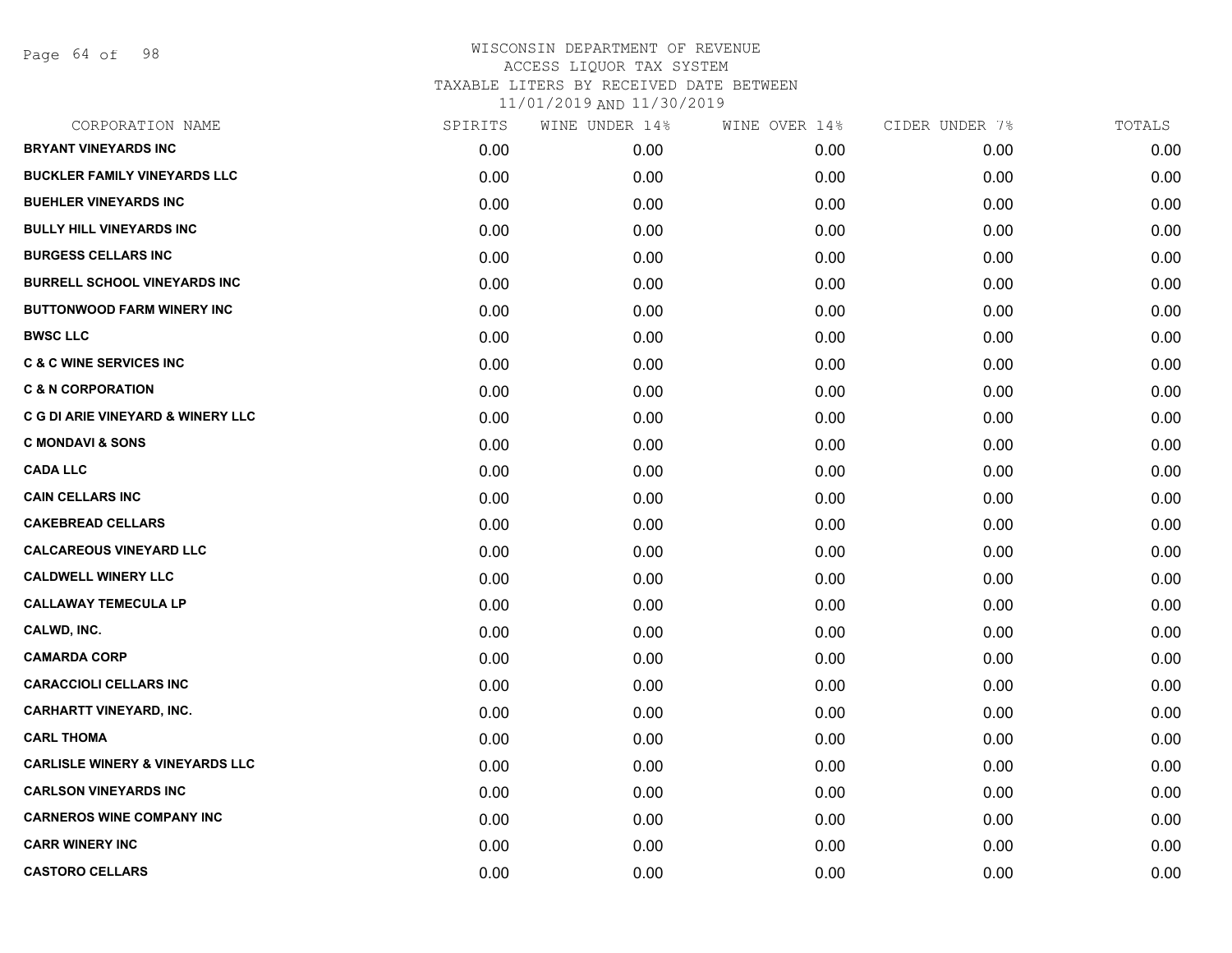WISCONSIN DEPARTMENT OF REVENUE
ACCESS LIQUOR TAX SYSTEM
TAXABLE LITERS BY RECEIVED DATE BETWEEN
11/01/2019 AND 11/30/2019

| CORPORATION NAME | SPIRITS | WINE UNDER 14% | WINE OVER 14% | CIDER UNDER 7% | TOTALS |
|---|---|---|---|---|---|
| BRYANT VINEYARDS INC | 0.00 | 0.00 | 0.00 | 0.00 | 0.00 |
| BUCKLER FAMILY VINEYARDS LLC | 0.00 | 0.00 | 0.00 | 0.00 | 0.00 |
| BUEHLER VINEYARDS INC | 0.00 | 0.00 | 0.00 | 0.00 | 0.00 |
| BULLY HILL VINEYARDS INC | 0.00 | 0.00 | 0.00 | 0.00 | 0.00 |
| BURGESS CELLARS INC | 0.00 | 0.00 | 0.00 | 0.00 | 0.00 |
| BURRELL SCHOOL VINEYARDS INC | 0.00 | 0.00 | 0.00 | 0.00 | 0.00 |
| BUTTONWOOD FARM WINERY INC | 0.00 | 0.00 | 0.00 | 0.00 | 0.00 |
| BWSC LLC | 0.00 | 0.00 | 0.00 | 0.00 | 0.00 |
| C & C WINE SERVICES INC | 0.00 | 0.00 | 0.00 | 0.00 | 0.00 |
| C & N CORPORATION | 0.00 | 0.00 | 0.00 | 0.00 | 0.00 |
| C G DI ARIE VINEYARD & WINERY LLC | 0.00 | 0.00 | 0.00 | 0.00 | 0.00 |
| C MONDAVI & SONS | 0.00 | 0.00 | 0.00 | 0.00 | 0.00 |
| CADA LLC | 0.00 | 0.00 | 0.00 | 0.00 | 0.00 |
| CAIN CELLARS INC | 0.00 | 0.00 | 0.00 | 0.00 | 0.00 |
| CAKEBREAD CELLARS | 0.00 | 0.00 | 0.00 | 0.00 | 0.00 |
| CALCAREOUS VINEYARD LLC | 0.00 | 0.00 | 0.00 | 0.00 | 0.00 |
| CALDWELL WINERY LLC | 0.00 | 0.00 | 0.00 | 0.00 | 0.00 |
| CALLAWAY TEMECULA LP | 0.00 | 0.00 | 0.00 | 0.00 | 0.00 |
| CALWD, INC. | 0.00 | 0.00 | 0.00 | 0.00 | 0.00 |
| CAMARDA CORP | 0.00 | 0.00 | 0.00 | 0.00 | 0.00 |
| CARACCIOLI CELLARS INC | 0.00 | 0.00 | 0.00 | 0.00 | 0.00 |
| CARHARTT VINEYARD, INC. | 0.00 | 0.00 | 0.00 | 0.00 | 0.00 |
| CARL THOMA | 0.00 | 0.00 | 0.00 | 0.00 | 0.00 |
| CARLISLE WINERY & VINEYARDS LLC | 0.00 | 0.00 | 0.00 | 0.00 | 0.00 |
| CARLSON VINEYARDS INC | 0.00 | 0.00 | 0.00 | 0.00 | 0.00 |
| CARNEROS WINE COMPANY INC | 0.00 | 0.00 | 0.00 | 0.00 | 0.00 |
| CARR WINERY INC | 0.00 | 0.00 | 0.00 | 0.00 | 0.00 |
| CASTORO CELLARS | 0.00 | 0.00 | 0.00 | 0.00 | 0.00 |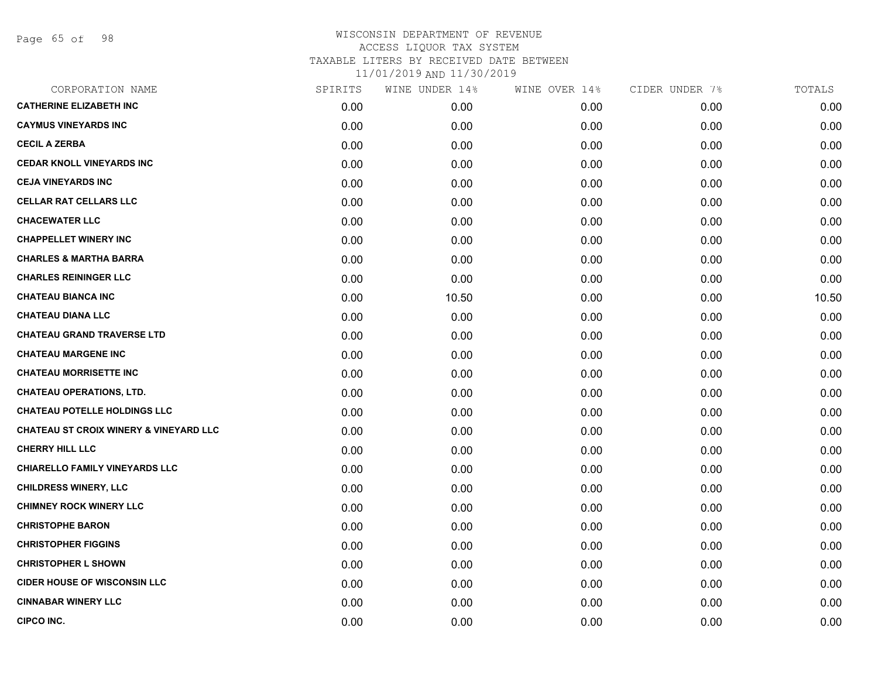WISCONSIN DEPARTMENT OF REVENUE
ACCESS LIQUOR TAX SYSTEM
TAXABLE LITERS BY RECEIVED DATE BETWEEN
11/01/2019 AND 11/30/2019

| CORPORATION NAME | SPIRITS | WINE UNDER 14% | WINE OVER 14% | CIDER UNDER 7% | TOTALS |
|---|---|---|---|---|---|
| CATHERINE ELIZABETH INC | 0.00 | 0.00 | 0.00 | 0.00 | 0.00 |
| CAYMUS VINEYARDS INC | 0.00 | 0.00 | 0.00 | 0.00 | 0.00 |
| CECIL A ZERBA | 0.00 | 0.00 | 0.00 | 0.00 | 0.00 |
| CEDAR KNOLL VINEYARDS INC | 0.00 | 0.00 | 0.00 | 0.00 | 0.00 |
| CEJA VINEYARDS INC | 0.00 | 0.00 | 0.00 | 0.00 | 0.00 |
| CELLAR RAT CELLARS LLC | 0.00 | 0.00 | 0.00 | 0.00 | 0.00 |
| CHACEWATER LLC | 0.00 | 0.00 | 0.00 | 0.00 | 0.00 |
| CHAPPELLET WINERY INC | 0.00 | 0.00 | 0.00 | 0.00 | 0.00 |
| CHARLES & MARTHA BARRA | 0.00 | 0.00 | 0.00 | 0.00 | 0.00 |
| CHARLES REININGER LLC | 0.00 | 0.00 | 0.00 | 0.00 | 0.00 |
| CHATEAU BIANCA INC | 0.00 | 10.50 | 0.00 | 0.00 | 10.50 |
| CHATEAU DIANA LLC | 0.00 | 0.00 | 0.00 | 0.00 | 0.00 |
| CHATEAU GRAND TRAVERSE LTD | 0.00 | 0.00 | 0.00 | 0.00 | 0.00 |
| CHATEAU MARGENE INC | 0.00 | 0.00 | 0.00 | 0.00 | 0.00 |
| CHATEAU MORRISETTE INC | 0.00 | 0.00 | 0.00 | 0.00 | 0.00 |
| CHATEAU OPERATIONS, LTD. | 0.00 | 0.00 | 0.00 | 0.00 | 0.00 |
| CHATEAU POTELLE HOLDINGS LLC | 0.00 | 0.00 | 0.00 | 0.00 | 0.00 |
| CHATEAU ST CROIX WINERY & VINEYARD LLC | 0.00 | 0.00 | 0.00 | 0.00 | 0.00 |
| CHERRY HILL LLC | 0.00 | 0.00 | 0.00 | 0.00 | 0.00 |
| CHIARELLO FAMILY VINEYARDS LLC | 0.00 | 0.00 | 0.00 | 0.00 | 0.00 |
| CHILDRESS WINERY, LLC | 0.00 | 0.00 | 0.00 | 0.00 | 0.00 |
| CHIMNEY ROCK WINERY LLC | 0.00 | 0.00 | 0.00 | 0.00 | 0.00 |
| CHRISTOPHE BARON | 0.00 | 0.00 | 0.00 | 0.00 | 0.00 |
| CHRISTOPHER FIGGINS | 0.00 | 0.00 | 0.00 | 0.00 | 0.00 |
| CHRISTOPHER L SHOWN | 0.00 | 0.00 | 0.00 | 0.00 | 0.00 |
| CIDER HOUSE OF WISCONSIN LLC | 0.00 | 0.00 | 0.00 | 0.00 | 0.00 |
| CINNABAR WINERY LLC | 0.00 | 0.00 | 0.00 | 0.00 | 0.00 |
| CIPCO INC. | 0.00 | 0.00 | 0.00 | 0.00 | 0.00 |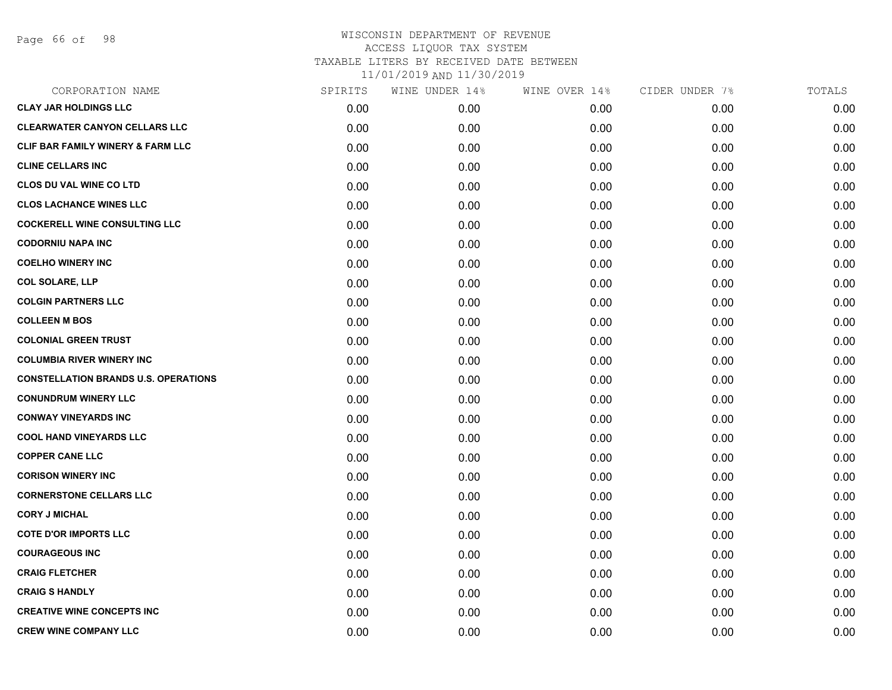# WISCONSIN DEPARTMENT OF REVENUE
## ACCESS LIQUOR TAX SYSTEM
### TAXABLE LITERS BY RECEIVED DATE BETWEEN 11/01/2019 AND 11/30/2019

| CORPORATION NAME | SPIRITS | WINE UNDER 14% | WINE OVER 14% | CIDER UNDER 7% | TOTALS |
|---|---|---|---|---|---|
| CLAY JAR HOLDINGS LLC | 0.00 | 0.00 | 0.00 | 0.00 | 0.00 |
| CLEARWATER CANYON CELLARS LLC | 0.00 | 0.00 | 0.00 | 0.00 | 0.00 |
| CLIF BAR FAMILY WINERY & FARM LLC | 0.00 | 0.00 | 0.00 | 0.00 | 0.00 |
| CLINE CELLARS INC | 0.00 | 0.00 | 0.00 | 0.00 | 0.00 |
| CLOS DU VAL WINE CO LTD | 0.00 | 0.00 | 0.00 | 0.00 | 0.00 |
| CLOS LACHANCE WINES LLC | 0.00 | 0.00 | 0.00 | 0.00 | 0.00 |
| COCKERELL WINE CONSULTING LLC | 0.00 | 0.00 | 0.00 | 0.00 | 0.00 |
| CODORNIU NAPA INC | 0.00 | 0.00 | 0.00 | 0.00 | 0.00 |
| COELHO WINERY INC | 0.00 | 0.00 | 0.00 | 0.00 | 0.00 |
| COL SOLARE, LLP | 0.00 | 0.00 | 0.00 | 0.00 | 0.00 |
| COLGIN PARTNERS LLC | 0.00 | 0.00 | 0.00 | 0.00 | 0.00 |
| COLLEEN M BOS | 0.00 | 0.00 | 0.00 | 0.00 | 0.00 |
| COLONIAL GREEN TRUST | 0.00 | 0.00 | 0.00 | 0.00 | 0.00 |
| COLUMBIA RIVER WINERY INC | 0.00 | 0.00 | 0.00 | 0.00 | 0.00 |
| CONSTELLATION BRANDS U.S. OPERATIONS | 0.00 | 0.00 | 0.00 | 0.00 | 0.00 |
| CONUNDRUM WINERY LLC | 0.00 | 0.00 | 0.00 | 0.00 | 0.00 |
| CONWAY VINEYARDS INC | 0.00 | 0.00 | 0.00 | 0.00 | 0.00 |
| COOL HAND VINEYARDS LLC | 0.00 | 0.00 | 0.00 | 0.00 | 0.00 |
| COPPER CANE LLC | 0.00 | 0.00 | 0.00 | 0.00 | 0.00 |
| CORISON WINERY INC | 0.00 | 0.00 | 0.00 | 0.00 | 0.00 |
| CORNERSTONE CELLARS LLC | 0.00 | 0.00 | 0.00 | 0.00 | 0.00 |
| CORY J MICHAL | 0.00 | 0.00 | 0.00 | 0.00 | 0.00 |
| COTE D'OR IMPORTS LLC | 0.00 | 0.00 | 0.00 | 0.00 | 0.00 |
| COURAGEOUS INC | 0.00 | 0.00 | 0.00 | 0.00 | 0.00 |
| CRAIG FLETCHER | 0.00 | 0.00 | 0.00 | 0.00 | 0.00 |
| CRAIG S HANDLY | 0.00 | 0.00 | 0.00 | 0.00 | 0.00 |
| CREATIVE WINE CONCEPTS INC | 0.00 | 0.00 | 0.00 | 0.00 | 0.00 |
| CREW WINE COMPANY LLC | 0.00 | 0.00 | 0.00 | 0.00 | 0.00 |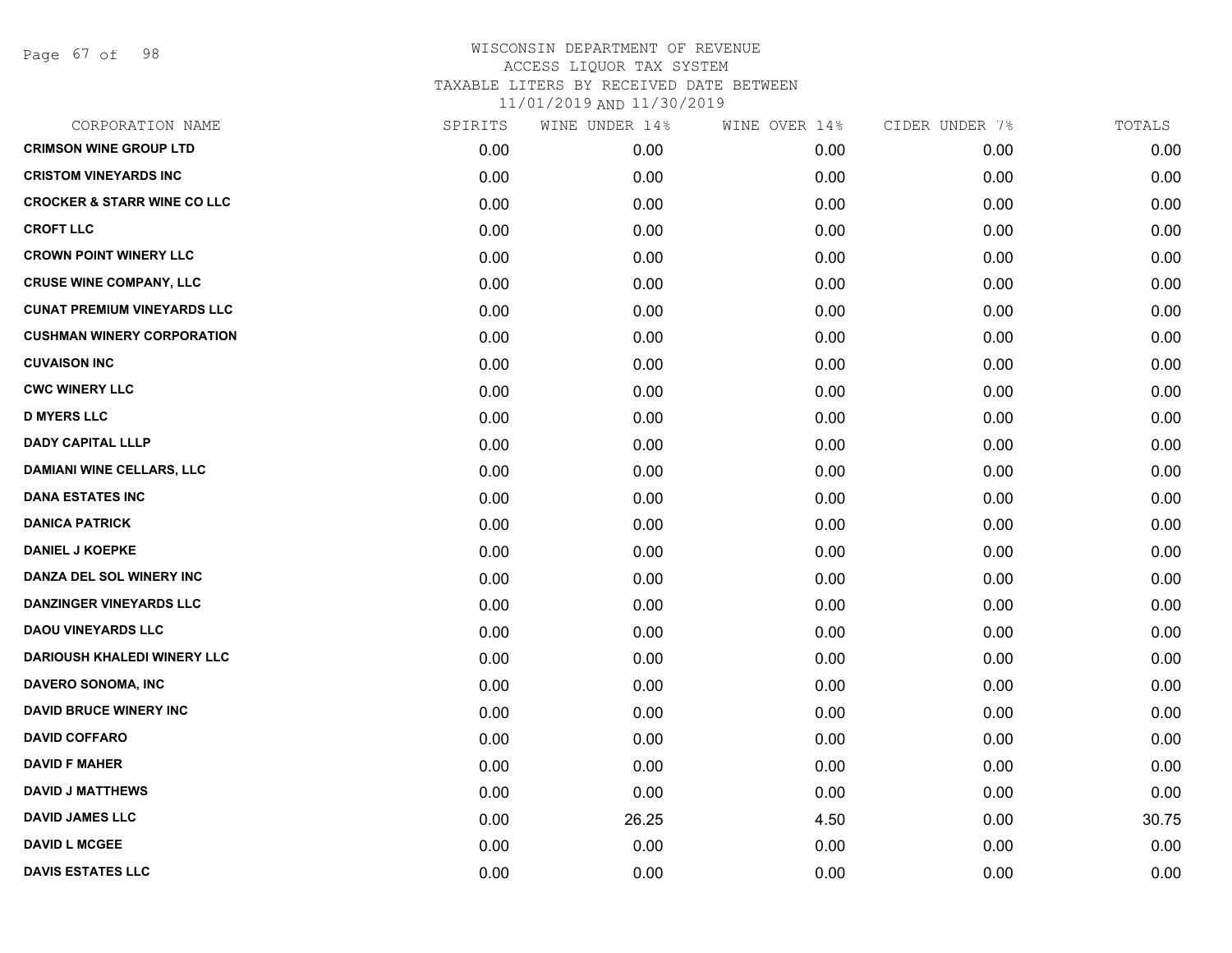WISCONSIN DEPARTMENT OF REVENUE
ACCESS LIQUOR TAX SYSTEM
TAXABLE LITERS BY RECEIVED DATE BETWEEN
11/01/2019 AND 11/30/2019

| CORPORATION NAME | SPIRITS | WINE UNDER 14% | WINE OVER 14% | CIDER UNDER 7% | TOTALS |
|---|---|---|---|---|---|
| CRIMSON WINE GROUP LTD | 0.00 | 0.00 | 0.00 | 0.00 | 0.00 |
| CRISTOM VINEYARDS INC | 0.00 | 0.00 | 0.00 | 0.00 | 0.00 |
| CROCKER & STARR WINE CO LLC | 0.00 | 0.00 | 0.00 | 0.00 | 0.00 |
| CROFT LLC | 0.00 | 0.00 | 0.00 | 0.00 | 0.00 |
| CROWN POINT WINERY LLC | 0.00 | 0.00 | 0.00 | 0.00 | 0.00 |
| CRUSE WINE COMPANY, LLC | 0.00 | 0.00 | 0.00 | 0.00 | 0.00 |
| CUNAT PREMIUM VINEYARDS LLC | 0.00 | 0.00 | 0.00 | 0.00 | 0.00 |
| CUSHMAN WINERY CORPORATION | 0.00 | 0.00 | 0.00 | 0.00 | 0.00 |
| CUVAISON INC | 0.00 | 0.00 | 0.00 | 0.00 | 0.00 |
| CWC WINERY LLC | 0.00 | 0.00 | 0.00 | 0.00 | 0.00 |
| D MYERS LLC | 0.00 | 0.00 | 0.00 | 0.00 | 0.00 |
| DADY CAPITAL LLLP | 0.00 | 0.00 | 0.00 | 0.00 | 0.00 |
| DAMIANI WINE CELLARS, LLC | 0.00 | 0.00 | 0.00 | 0.00 | 0.00 |
| DANA ESTATES INC | 0.00 | 0.00 | 0.00 | 0.00 | 0.00 |
| DANICA PATRICK | 0.00 | 0.00 | 0.00 | 0.00 | 0.00 |
| DANIEL J KOEPKE | 0.00 | 0.00 | 0.00 | 0.00 | 0.00 |
| DANZA DEL SOL WINERY INC | 0.00 | 0.00 | 0.00 | 0.00 | 0.00 |
| DANZINGER VINEYARDS LLC | 0.00 | 0.00 | 0.00 | 0.00 | 0.00 |
| DAOU VINEYARDS LLC | 0.00 | 0.00 | 0.00 | 0.00 | 0.00 |
| DARIOUSH KHALEDI WINERY LLC | 0.00 | 0.00 | 0.00 | 0.00 | 0.00 |
| DAVERO SONOMA, INC | 0.00 | 0.00 | 0.00 | 0.00 | 0.00 |
| DAVID BRUCE WINERY INC | 0.00 | 0.00 | 0.00 | 0.00 | 0.00 |
| DAVID COFFARO | 0.00 | 0.00 | 0.00 | 0.00 | 0.00 |
| DAVID F MAHER | 0.00 | 0.00 | 0.00 | 0.00 | 0.00 |
| DAVID J MATTHEWS | 0.00 | 0.00 | 0.00 | 0.00 | 0.00 |
| DAVID JAMES LLC | 0.00 | 26.25 | 4.50 | 0.00 | 30.75 |
| DAVID L MCGEE | 0.00 | 0.00 | 0.00 | 0.00 | 0.00 |
| DAVIS ESTATES LLC | 0.00 | 0.00 | 0.00 | 0.00 | 0.00 |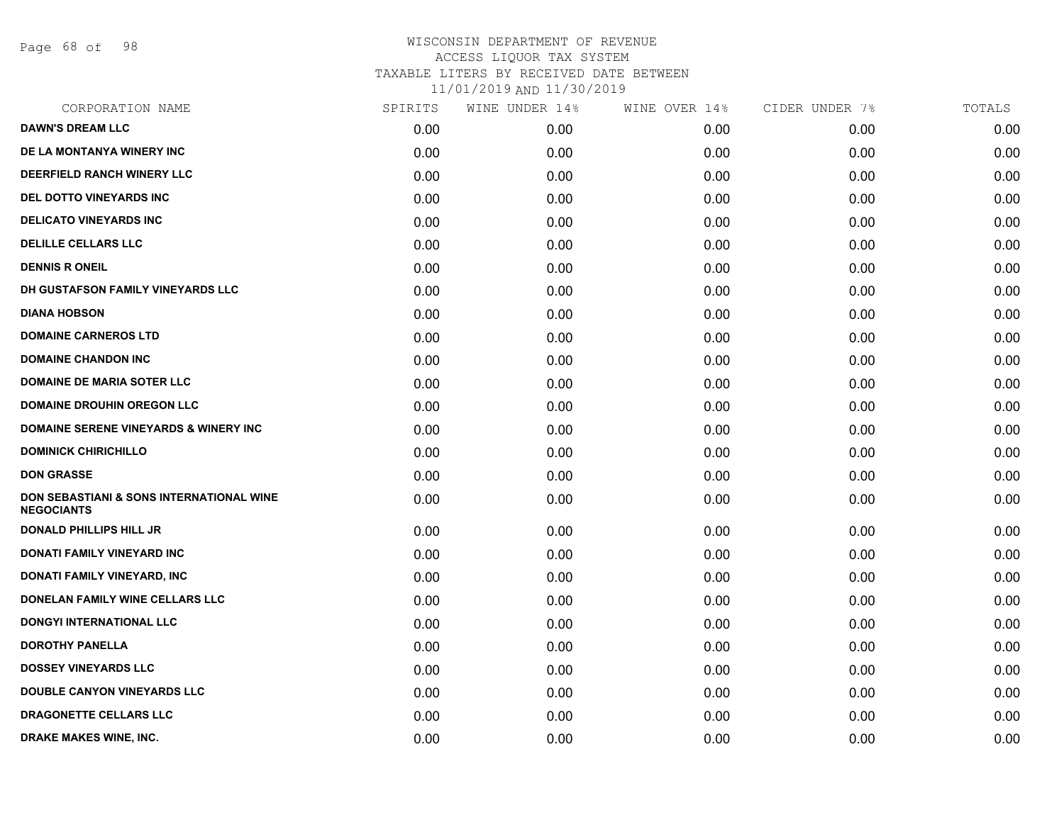WISCONSIN DEPARTMENT OF REVENUE
ACCESS LIQUOR TAX SYSTEM
TAXABLE LITERS BY RECEIVED DATE BETWEEN
11/01/2019 AND 11/30/2019

| CORPORATION NAME | SPIRITS | WINE UNDER 14% | WINE OVER 14% | CIDER UNDER 7% | TOTALS |
|---|---|---|---|---|---|
| DAWN'S DREAM LLC | 0.00 | 0.00 | 0.00 | 0.00 | 0.00 |
| DE LA MONTANYA WINERY INC | 0.00 | 0.00 | 0.00 | 0.00 | 0.00 |
| DEERFIELD RANCH WINERY LLC | 0.00 | 0.00 | 0.00 | 0.00 | 0.00 |
| DEL DOTTO VINEYARDS INC | 0.00 | 0.00 | 0.00 | 0.00 | 0.00 |
| DELICATO VINEYARDS INC | 0.00 | 0.00 | 0.00 | 0.00 | 0.00 |
| DELILLE CELLARS LLC | 0.00 | 0.00 | 0.00 | 0.00 | 0.00 |
| DENNIS R ONEIL | 0.00 | 0.00 | 0.00 | 0.00 | 0.00 |
| DH GUSTAFSON FAMILY VINEYARDS LLC | 0.00 | 0.00 | 0.00 | 0.00 | 0.00 |
| DIANA HOBSON | 0.00 | 0.00 | 0.00 | 0.00 | 0.00 |
| DOMAINE CARNEROS LTD | 0.00 | 0.00 | 0.00 | 0.00 | 0.00 |
| DOMAINE CHANDON INC | 0.00 | 0.00 | 0.00 | 0.00 | 0.00 |
| DOMAINE DE MARIA SOTER LLC | 0.00 | 0.00 | 0.00 | 0.00 | 0.00 |
| DOMAINE DROUHIN OREGON LLC | 0.00 | 0.00 | 0.00 | 0.00 | 0.00 |
| DOMAINE SERENE VINEYARDS & WINERY INC | 0.00 | 0.00 | 0.00 | 0.00 | 0.00 |
| DOMINICK CHIRICHILLO | 0.00 | 0.00 | 0.00 | 0.00 | 0.00 |
| DON GRASSE | 0.00 | 0.00 | 0.00 | 0.00 | 0.00 |
| DON SEBASTIANI & SONS INTERNATIONAL WINE NEGOCIANTS | 0.00 | 0.00 | 0.00 | 0.00 | 0.00 |
| DONALD PHILLIPS HILL JR | 0.00 | 0.00 | 0.00 | 0.00 | 0.00 |
| DONATI FAMILY VINEYARD INC | 0.00 | 0.00 | 0.00 | 0.00 | 0.00 |
| DONATI FAMILY VINEYARD, INC | 0.00 | 0.00 | 0.00 | 0.00 | 0.00 |
| DONELAN FAMILY WINE CELLARS LLC | 0.00 | 0.00 | 0.00 | 0.00 | 0.00 |
| DONGYI INTERNATIONAL LLC | 0.00 | 0.00 | 0.00 | 0.00 | 0.00 |
| DOROTHY PANELLA | 0.00 | 0.00 | 0.00 | 0.00 | 0.00 |
| DOSSEY VINEYARDS LLC | 0.00 | 0.00 | 0.00 | 0.00 | 0.00 |
| DOUBLE CANYON VINEYARDS LLC | 0.00 | 0.00 | 0.00 | 0.00 | 0.00 |
| DRAGONETTE CELLARS LLC | 0.00 | 0.00 | 0.00 | 0.00 | 0.00 |
| DRAKE MAKES WINE, INC. | 0.00 | 0.00 | 0.00 | 0.00 | 0.00 |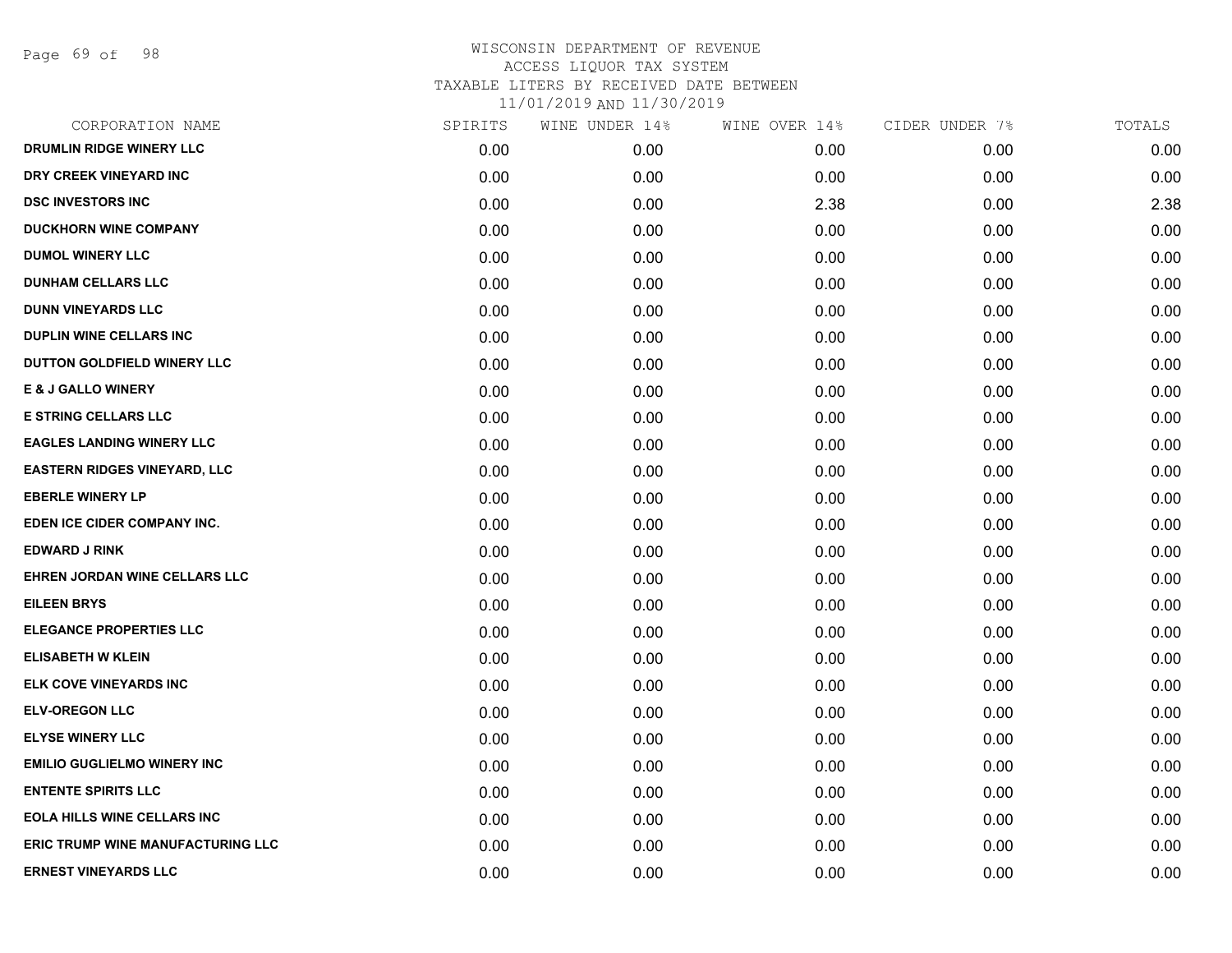# WISCONSIN DEPARTMENT OF REVENUE
ACCESS LIQUOR TAX SYSTEM
TAXABLE LITERS BY RECEIVED DATE BETWEEN
11/01/2019 AND 11/30/2019

| CORPORATION NAME | SPIRITS | WINE UNDER 14% | WINE OVER 14% | CIDER UNDER 7% | TOTALS |
|---|---|---|---|---|---|
| DRUMLIN RIDGE WINERY LLC | 0.00 | 0.00 | 0.00 | 0.00 | 0.00 |
| DRY CREEK VINEYARD INC | 0.00 | 0.00 | 0.00 | 0.00 | 0.00 |
| DSC INVESTORS INC | 0.00 | 0.00 | 2.38 | 0.00 | 2.38 |
| DUCKHORN WINE COMPANY | 0.00 | 0.00 | 0.00 | 0.00 | 0.00 |
| DUMOL WINERY LLC | 0.00 | 0.00 | 0.00 | 0.00 | 0.00 |
| DUNHAM CELLARS LLC | 0.00 | 0.00 | 0.00 | 0.00 | 0.00 |
| DUNN VINEYARDS LLC | 0.00 | 0.00 | 0.00 | 0.00 | 0.00 |
| DUPLIN WINE CELLARS INC | 0.00 | 0.00 | 0.00 | 0.00 | 0.00 |
| DUTTON GOLDFIELD WINERY LLC | 0.00 | 0.00 | 0.00 | 0.00 | 0.00 |
| E & J GALLO WINERY | 0.00 | 0.00 | 0.00 | 0.00 | 0.00 |
| E STRING CELLARS LLC | 0.00 | 0.00 | 0.00 | 0.00 | 0.00 |
| EAGLES LANDING WINERY LLC | 0.00 | 0.00 | 0.00 | 0.00 | 0.00 |
| EASTERN RIDGES VINEYARD, LLC | 0.00 | 0.00 | 0.00 | 0.00 | 0.00 |
| EBERLE WINERY LP | 0.00 | 0.00 | 0.00 | 0.00 | 0.00 |
| EDEN ICE CIDER COMPANY INC. | 0.00 | 0.00 | 0.00 | 0.00 | 0.00 |
| EDWARD J RINK | 0.00 | 0.00 | 0.00 | 0.00 | 0.00 |
| EHREN JORDAN WINE CELLARS LLC | 0.00 | 0.00 | 0.00 | 0.00 | 0.00 |
| EILEEN BRYS | 0.00 | 0.00 | 0.00 | 0.00 | 0.00 |
| ELEGANCE PROPERTIES LLC | 0.00 | 0.00 | 0.00 | 0.00 | 0.00 |
| ELISABETH W KLEIN | 0.00 | 0.00 | 0.00 | 0.00 | 0.00 |
| ELK COVE VINEYARDS INC | 0.00 | 0.00 | 0.00 | 0.00 | 0.00 |
| ELV-OREGON LLC | 0.00 | 0.00 | 0.00 | 0.00 | 0.00 |
| ELYSE WINERY LLC | 0.00 | 0.00 | 0.00 | 0.00 | 0.00 |
| EMILIO GUGLIELMO WINERY INC | 0.00 | 0.00 | 0.00 | 0.00 | 0.00 |
| ENTENTE SPIRITS LLC | 0.00 | 0.00 | 0.00 | 0.00 | 0.00 |
| EOLA HILLS WINE CELLARS INC | 0.00 | 0.00 | 0.00 | 0.00 | 0.00 |
| ERIC TRUMP WINE MANUFACTURING LLC | 0.00 | 0.00 | 0.00 | 0.00 | 0.00 |
| ERNEST VINEYARDS LLC | 0.00 | 0.00 | 0.00 | 0.00 | 0.00 |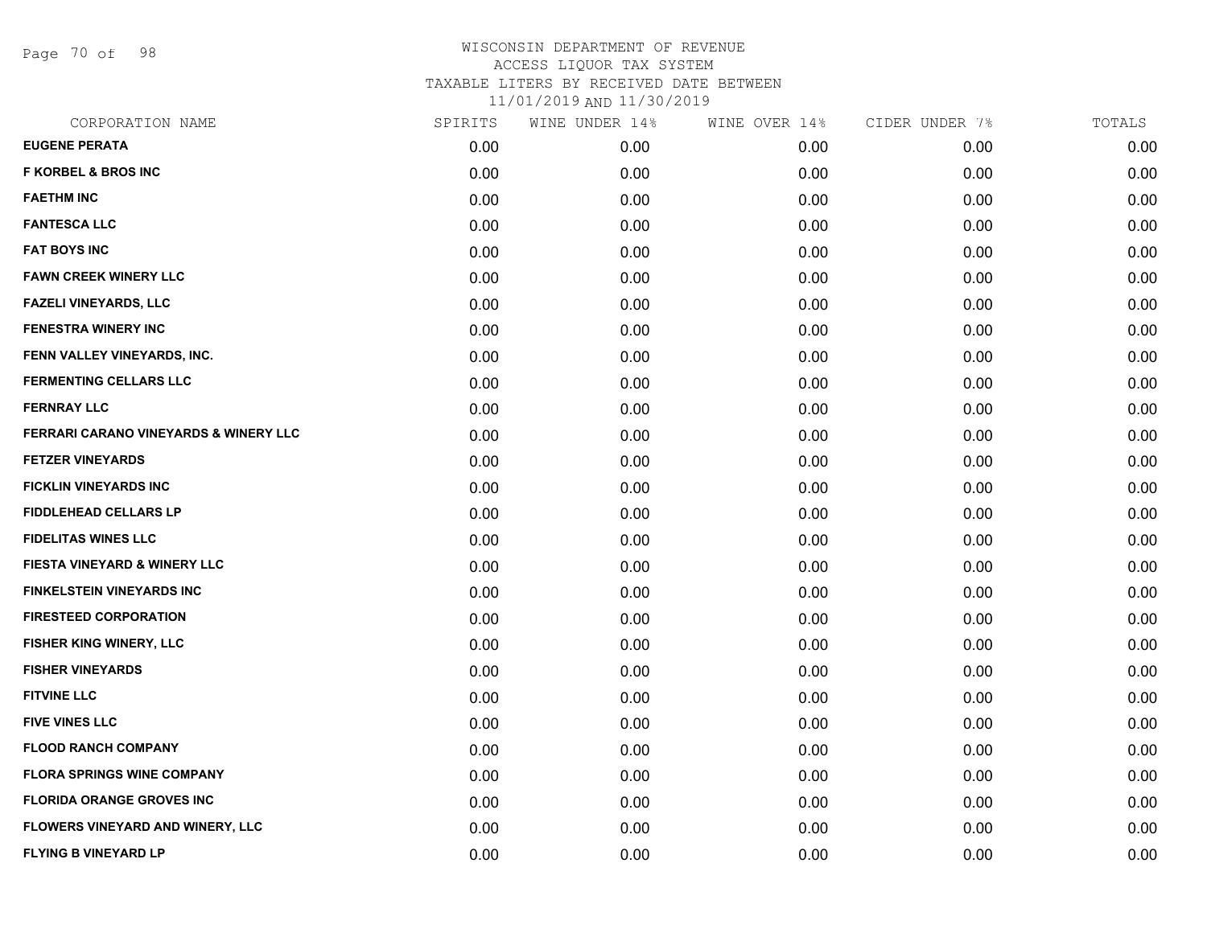WISCONSIN DEPARTMENT OF REVENUE
ACCESS LIQUOR TAX SYSTEM
TAXABLE LITERS BY RECEIVED DATE BETWEEN
11/01/2019 AND 11/30/2019

| CORPORATION NAME | SPIRITS | WINE UNDER 14% | WINE OVER 14% | CIDER UNDER 7% | TOTALS |
|---|---|---|---|---|---|
| EUGENE PERATA | 0.00 | 0.00 | 0.00 | 0.00 | 0.00 |
| F KORBEL & BROS INC | 0.00 | 0.00 | 0.00 | 0.00 | 0.00 |
| FAETHM INC | 0.00 | 0.00 | 0.00 | 0.00 | 0.00 |
| FANTESCA LLC | 0.00 | 0.00 | 0.00 | 0.00 | 0.00 |
| FAT BOYS INC | 0.00 | 0.00 | 0.00 | 0.00 | 0.00 |
| FAWN CREEK WINERY LLC | 0.00 | 0.00 | 0.00 | 0.00 | 0.00 |
| FAZELI VINEYARDS, LLC | 0.00 | 0.00 | 0.00 | 0.00 | 0.00 |
| FENESTRA WINERY INC | 0.00 | 0.00 | 0.00 | 0.00 | 0.00 |
| FENN VALLEY VINEYARDS, INC. | 0.00 | 0.00 | 0.00 | 0.00 | 0.00 |
| FERMENTING CELLARS LLC | 0.00 | 0.00 | 0.00 | 0.00 | 0.00 |
| FERNRAY LLC | 0.00 | 0.00 | 0.00 | 0.00 | 0.00 |
| FERRARI CARANO VINEYARDS & WINERY LLC | 0.00 | 0.00 | 0.00 | 0.00 | 0.00 |
| FETZER VINEYARDS | 0.00 | 0.00 | 0.00 | 0.00 | 0.00 |
| FICKLIN VINEYARDS INC | 0.00 | 0.00 | 0.00 | 0.00 | 0.00 |
| FIDDLEHEAD CELLARS LP | 0.00 | 0.00 | 0.00 | 0.00 | 0.00 |
| FIDELITAS WINES LLC | 0.00 | 0.00 | 0.00 | 0.00 | 0.00 |
| FIESTA VINEYARD & WINERY LLC | 0.00 | 0.00 | 0.00 | 0.00 | 0.00 |
| FINKELSTEIN VINEYARDS INC | 0.00 | 0.00 | 0.00 | 0.00 | 0.00 |
| FIRESTEED CORPORATION | 0.00 | 0.00 | 0.00 | 0.00 | 0.00 |
| FISHER KING WINERY, LLC | 0.00 | 0.00 | 0.00 | 0.00 | 0.00 |
| FISHER VINEYARDS | 0.00 | 0.00 | 0.00 | 0.00 | 0.00 |
| FITVINE LLC | 0.00 | 0.00 | 0.00 | 0.00 | 0.00 |
| FIVE VINES LLC | 0.00 | 0.00 | 0.00 | 0.00 | 0.00 |
| FLOOD RANCH COMPANY | 0.00 | 0.00 | 0.00 | 0.00 | 0.00 |
| FLORA SPRINGS WINE COMPANY | 0.00 | 0.00 | 0.00 | 0.00 | 0.00 |
| FLORIDA ORANGE GROVES INC | 0.00 | 0.00 | 0.00 | 0.00 | 0.00 |
| FLOWERS VINEYARD AND WINERY, LLC | 0.00 | 0.00 | 0.00 | 0.00 | 0.00 |
| FLYING B VINEYARD LP | 0.00 | 0.00 | 0.00 | 0.00 | 0.00 |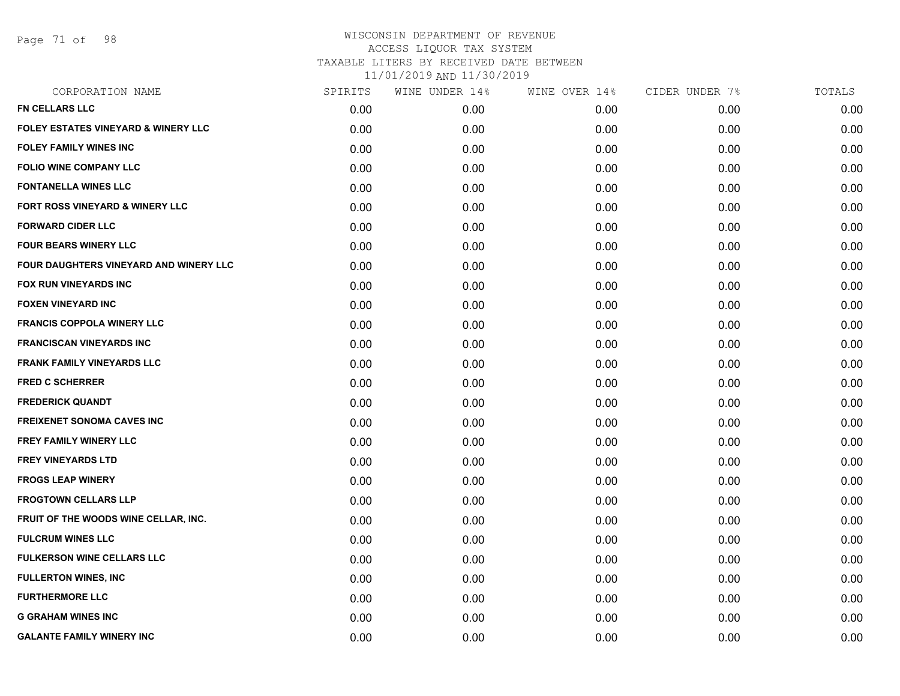# WISCONSIN DEPARTMENT OF REVENUE
ACCESS LIQUOR TAX SYSTEM
TAXABLE LITERS BY RECEIVED DATE BETWEEN
11/01/2019 AND 11/30/2019

| CORPORATION NAME | SPIRITS | WINE UNDER 14% | WINE OVER 14% | CIDER UNDER 7% | TOTALS |
|---|---|---|---|---|---|
| FN CELLARS LLC | 0.00 | 0.00 | 0.00 | 0.00 | 0.00 |
| FOLEY ESTATES VINEYARD & WINERY LLC | 0.00 | 0.00 | 0.00 | 0.00 | 0.00 |
| FOLEY FAMILY WINES INC | 0.00 | 0.00 | 0.00 | 0.00 | 0.00 |
| FOLIO WINE COMPANY LLC | 0.00 | 0.00 | 0.00 | 0.00 | 0.00 |
| FONTANELLA WINES LLC | 0.00 | 0.00 | 0.00 | 0.00 | 0.00 |
| FORT ROSS VINEYARD & WINERY LLC | 0.00 | 0.00 | 0.00 | 0.00 | 0.00 |
| FORWARD CIDER LLC | 0.00 | 0.00 | 0.00 | 0.00 | 0.00 |
| FOUR BEARS WINERY LLC | 0.00 | 0.00 | 0.00 | 0.00 | 0.00 |
| FOUR DAUGHTERS VINEYARD AND WINERY LLC | 0.00 | 0.00 | 0.00 | 0.00 | 0.00 |
| FOX RUN VINEYARDS INC | 0.00 | 0.00 | 0.00 | 0.00 | 0.00 |
| FOXEN VINEYARD INC | 0.00 | 0.00 | 0.00 | 0.00 | 0.00 |
| FRANCIS COPPOLA WINERY LLC | 0.00 | 0.00 | 0.00 | 0.00 | 0.00 |
| FRANCISCAN VINEYARDS INC | 0.00 | 0.00 | 0.00 | 0.00 | 0.00 |
| FRANK FAMILY VINEYARDS LLC | 0.00 | 0.00 | 0.00 | 0.00 | 0.00 |
| FRED C SCHERRER | 0.00 | 0.00 | 0.00 | 0.00 | 0.00 |
| FREDERICK QUANDT | 0.00 | 0.00 | 0.00 | 0.00 | 0.00 |
| FREIXENET SONOMA CAVES INC | 0.00 | 0.00 | 0.00 | 0.00 | 0.00 |
| FREY FAMILY WINERY LLC | 0.00 | 0.00 | 0.00 | 0.00 | 0.00 |
| FREY VINEYARDS LTD | 0.00 | 0.00 | 0.00 | 0.00 | 0.00 |
| FROGS LEAP WINERY | 0.00 | 0.00 | 0.00 | 0.00 | 0.00 |
| FROGTOWN CELLARS LLP | 0.00 | 0.00 | 0.00 | 0.00 | 0.00 |
| FRUIT OF THE WOODS WINE CELLAR, INC. | 0.00 | 0.00 | 0.00 | 0.00 | 0.00 |
| FULCRUM WINES LLC | 0.00 | 0.00 | 0.00 | 0.00 | 0.00 |
| FULKERSON WINE CELLARS LLC | 0.00 | 0.00 | 0.00 | 0.00 | 0.00 |
| FULLERTON WINES, INC | 0.00 | 0.00 | 0.00 | 0.00 | 0.00 |
| FURTHERMORE LLC | 0.00 | 0.00 | 0.00 | 0.00 | 0.00 |
| G GRAHAM WINES INC | 0.00 | 0.00 | 0.00 | 0.00 | 0.00 |
| GALANTE FAMILY WINERY INC | 0.00 | 0.00 | 0.00 | 0.00 | 0.00 |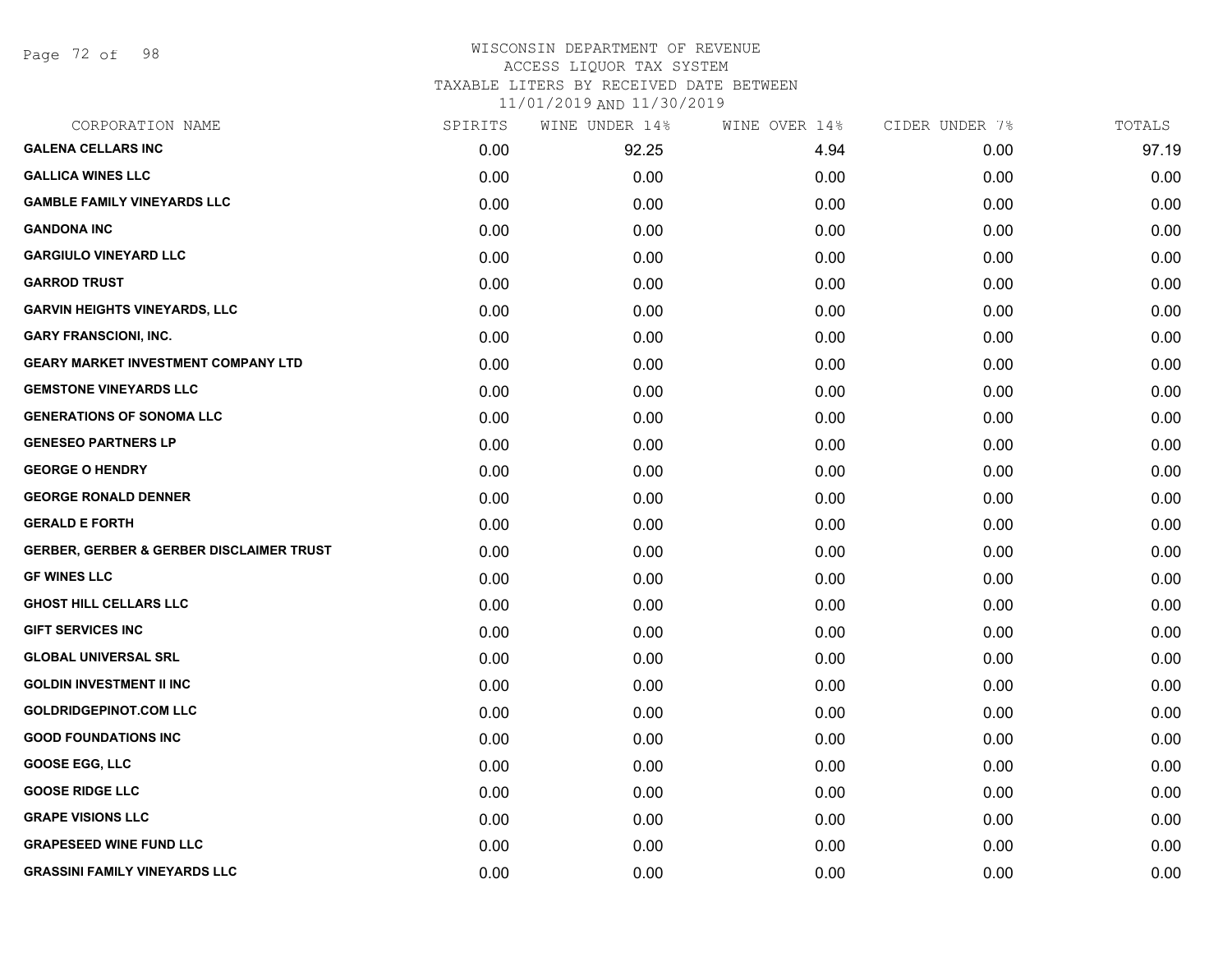# WISCONSIN DEPARTMENT OF REVENUE
## ACCESS LIQUOR TAX SYSTEM
### TAXABLE LITERS BY RECEIVED DATE BETWEEN 11/01/2019 AND 11/30/2019

| CORPORATION NAME | SPIRITS | WINE UNDER 14% | WINE OVER 14% | CIDER UNDER 7% | TOTALS |
|---|---|---|---|---|---|
| GALENA CELLARS INC | 0.00 | 92.25 | 4.94 | 0.00 | 97.19 |
| GALLICA WINES LLC | 0.00 | 0.00 | 0.00 | 0.00 | 0.00 |
| GAMBLE FAMILY VINEYARDS LLC | 0.00 | 0.00 | 0.00 | 0.00 | 0.00 |
| GANDONA INC | 0.00 | 0.00 | 0.00 | 0.00 | 0.00 |
| GARGIULO VINEYARD LLC | 0.00 | 0.00 | 0.00 | 0.00 | 0.00 |
| GARROD TRUST | 0.00 | 0.00 | 0.00 | 0.00 | 0.00 |
| GARVIN HEIGHTS VINEYARDS, LLC | 0.00 | 0.00 | 0.00 | 0.00 | 0.00 |
| GARY FRANSCIONI, INC. | 0.00 | 0.00 | 0.00 | 0.00 | 0.00 |
| GEARY MARKET INVESTMENT COMPANY LTD | 0.00 | 0.00 | 0.00 | 0.00 | 0.00 |
| GEMSTONE VINEYARDS LLC | 0.00 | 0.00 | 0.00 | 0.00 | 0.00 |
| GENERATIONS OF SONOMA LLC | 0.00 | 0.00 | 0.00 | 0.00 | 0.00 |
| GENESEO PARTNERS LP | 0.00 | 0.00 | 0.00 | 0.00 | 0.00 |
| GEORGE O HENDRY | 0.00 | 0.00 | 0.00 | 0.00 | 0.00 |
| GEORGE RONALD DENNER | 0.00 | 0.00 | 0.00 | 0.00 | 0.00 |
| GERALD E FORTH | 0.00 | 0.00 | 0.00 | 0.00 | 0.00 |
| GERBER, GERBER & GERBER DISCLAIMER TRUST | 0.00 | 0.00 | 0.00 | 0.00 | 0.00 |
| GF WINES LLC | 0.00 | 0.00 | 0.00 | 0.00 | 0.00 |
| GHOST HILL CELLARS LLC | 0.00 | 0.00 | 0.00 | 0.00 | 0.00 |
| GIFT SERVICES INC | 0.00 | 0.00 | 0.00 | 0.00 | 0.00 |
| GLOBAL UNIVERSAL SRL | 0.00 | 0.00 | 0.00 | 0.00 | 0.00 |
| GOLDIN INVESTMENT II INC | 0.00 | 0.00 | 0.00 | 0.00 | 0.00 |
| GOLDRIDGEPINOT.COM LLC | 0.00 | 0.00 | 0.00 | 0.00 | 0.00 |
| GOOD FOUNDATIONS INC | 0.00 | 0.00 | 0.00 | 0.00 | 0.00 |
| GOOSE EGG, LLC | 0.00 | 0.00 | 0.00 | 0.00 | 0.00 |
| GOOSE RIDGE LLC | 0.00 | 0.00 | 0.00 | 0.00 | 0.00 |
| GRAPE VISIONS LLC | 0.00 | 0.00 | 0.00 | 0.00 | 0.00 |
| GRAPESEED WINE FUND LLC | 0.00 | 0.00 | 0.00 | 0.00 | 0.00 |
| GRASSINI FAMILY VINEYARDS LLC | 0.00 | 0.00 | 0.00 | 0.00 | 0.00 |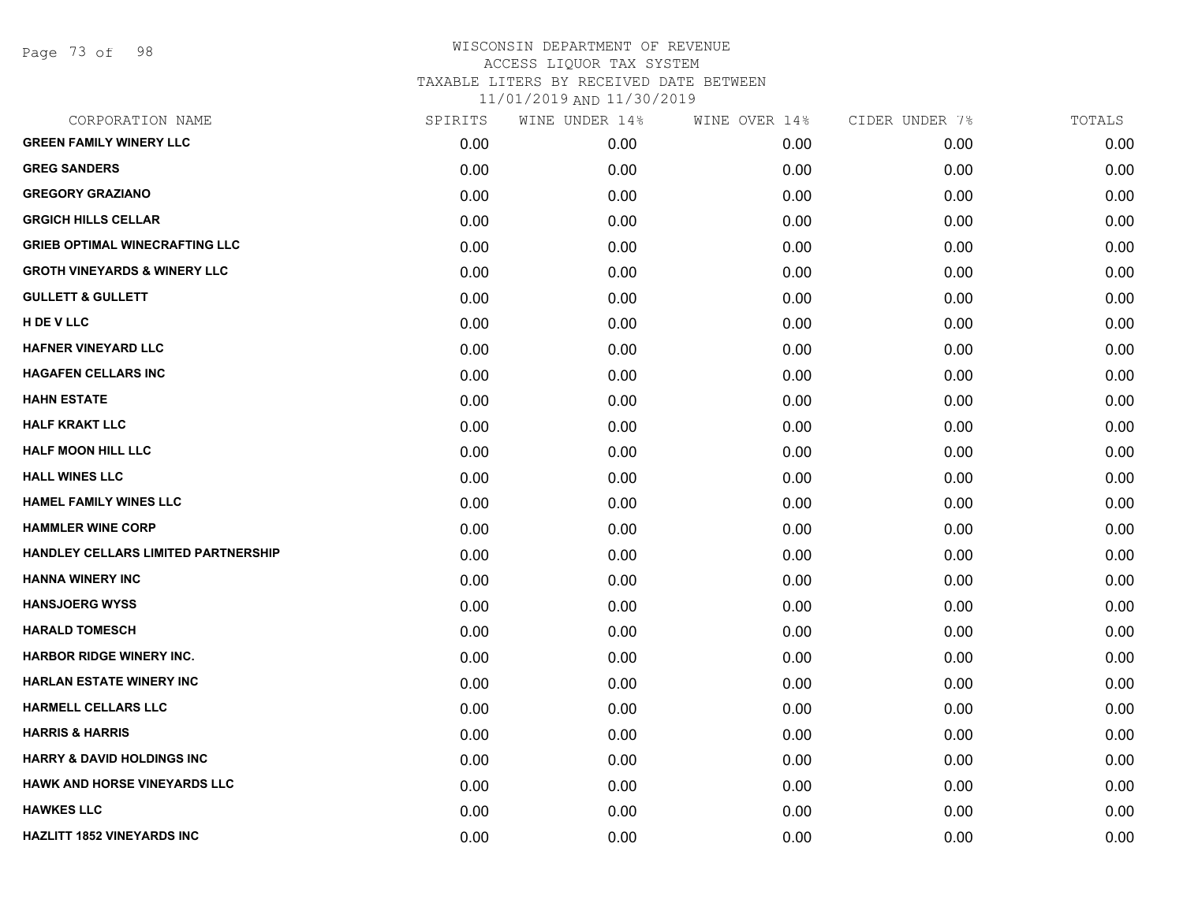WISCONSIN DEPARTMENT OF REVENUE
ACCESS LIQUOR TAX SYSTEM
TAXABLE LITERS BY RECEIVED DATE BETWEEN
11/01/2019 AND 11/30/2019

| CORPORATION NAME | SPIRITS | WINE UNDER 14% | WINE OVER 14% | CIDER UNDER 7% | TOTALS |
|---|---|---|---|---|---|
| GREEN FAMILY WINERY LLC | 0.00 | 0.00 | 0.00 | 0.00 | 0.00 |
| GREG SANDERS | 0.00 | 0.00 | 0.00 | 0.00 | 0.00 |
| GREGORY GRAZIANO | 0.00 | 0.00 | 0.00 | 0.00 | 0.00 |
| GRGICH HILLS CELLAR | 0.00 | 0.00 | 0.00 | 0.00 | 0.00 |
| GRIEB OPTIMAL WINECRAFTING LLC | 0.00 | 0.00 | 0.00 | 0.00 | 0.00 |
| GROTH VINEYARDS & WINERY LLC | 0.00 | 0.00 | 0.00 | 0.00 | 0.00 |
| GULLETT & GULLETT | 0.00 | 0.00 | 0.00 | 0.00 | 0.00 |
| H DE V LLC | 0.00 | 0.00 | 0.00 | 0.00 | 0.00 |
| HAFNER VINEYARD LLC | 0.00 | 0.00 | 0.00 | 0.00 | 0.00 |
| HAGAFEN CELLARS INC | 0.00 | 0.00 | 0.00 | 0.00 | 0.00 |
| HAHN ESTATE | 0.00 | 0.00 | 0.00 | 0.00 | 0.00 |
| HALF KRAKT LLC | 0.00 | 0.00 | 0.00 | 0.00 | 0.00 |
| HALF MOON HILL LLC | 0.00 | 0.00 | 0.00 | 0.00 | 0.00 |
| HALL WINES LLC | 0.00 | 0.00 | 0.00 | 0.00 | 0.00 |
| HAMEL FAMILY WINES LLC | 0.00 | 0.00 | 0.00 | 0.00 | 0.00 |
| HAMMLER WINE CORP | 0.00 | 0.00 | 0.00 | 0.00 | 0.00 |
| HANDLEY CELLARS LIMITED PARTNERSHIP | 0.00 | 0.00 | 0.00 | 0.00 | 0.00 |
| HANNA WINERY INC | 0.00 | 0.00 | 0.00 | 0.00 | 0.00 |
| HANSJOERG WYSS | 0.00 | 0.00 | 0.00 | 0.00 | 0.00 |
| HARALD TOMESCH | 0.00 | 0.00 | 0.00 | 0.00 | 0.00 |
| HARBOR RIDGE WINERY INC. | 0.00 | 0.00 | 0.00 | 0.00 | 0.00 |
| HARLAN ESTATE WINERY INC | 0.00 | 0.00 | 0.00 | 0.00 | 0.00 |
| HARMELL CELLARS LLC | 0.00 | 0.00 | 0.00 | 0.00 | 0.00 |
| HARRIS & HARRIS | 0.00 | 0.00 | 0.00 | 0.00 | 0.00 |
| HARRY & DAVID HOLDINGS INC | 0.00 | 0.00 | 0.00 | 0.00 | 0.00 |
| HAWK AND HORSE VINEYARDS LLC | 0.00 | 0.00 | 0.00 | 0.00 | 0.00 |
| HAWKES LLC | 0.00 | 0.00 | 0.00 | 0.00 | 0.00 |
| HAZLITT 1852 VINEYARDS INC | 0.00 | 0.00 | 0.00 | 0.00 | 0.00 |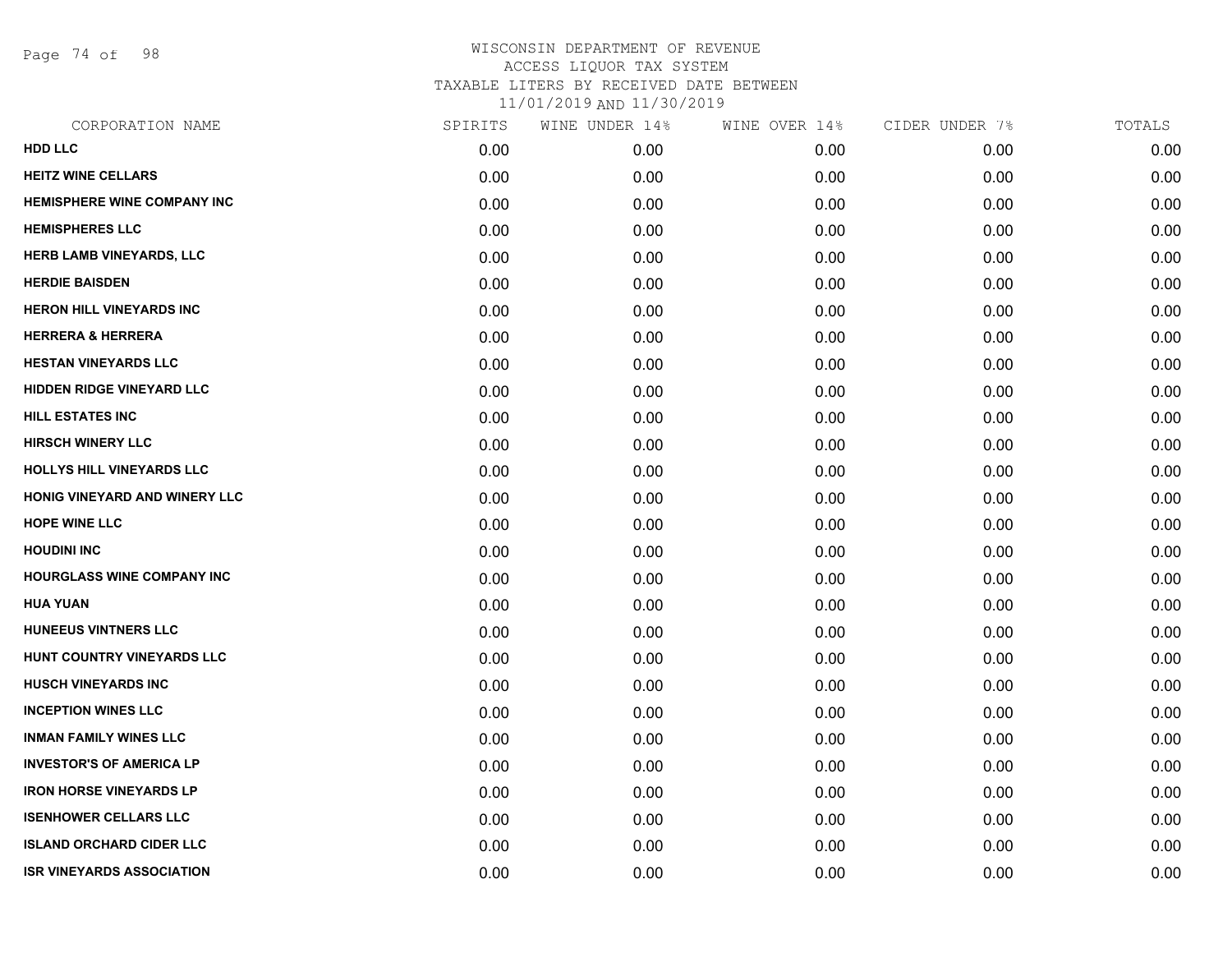WISCONSIN DEPARTMENT OF REVENUE
ACCESS LIQUOR TAX SYSTEM
TAXABLE LITERS BY RECEIVED DATE BETWEEN
11/01/2019 AND 11/30/2019

| CORPORATION NAME | SPIRITS | WINE UNDER 14% | WINE OVER 14% | CIDER UNDER 7% | TOTALS |
|---|---|---|---|---|---|
| HDD LLC | 0.00 | 0.00 | 0.00 | 0.00 | 0.00 |
| HEITZ WINE CELLARS | 0.00 | 0.00 | 0.00 | 0.00 | 0.00 |
| HEMISPHERE WINE COMPANY INC | 0.00 | 0.00 | 0.00 | 0.00 | 0.00 |
| HEMISPHERES LLC | 0.00 | 0.00 | 0.00 | 0.00 | 0.00 |
| HERB LAMB VINEYARDS, LLC | 0.00 | 0.00 | 0.00 | 0.00 | 0.00 |
| HERDIE BAISDEN | 0.00 | 0.00 | 0.00 | 0.00 | 0.00 |
| HERON HILL VINEYARDS INC | 0.00 | 0.00 | 0.00 | 0.00 | 0.00 |
| HERRERA & HERRERA | 0.00 | 0.00 | 0.00 | 0.00 | 0.00 |
| HESTAN VINEYARDS LLC | 0.00 | 0.00 | 0.00 | 0.00 | 0.00 |
| HIDDEN RIDGE VINEYARD LLC | 0.00 | 0.00 | 0.00 | 0.00 | 0.00 |
| HILL ESTATES INC | 0.00 | 0.00 | 0.00 | 0.00 | 0.00 |
| HIRSCH WINERY LLC | 0.00 | 0.00 | 0.00 | 0.00 | 0.00 |
| HOLLYS HILL VINEYARDS LLC | 0.00 | 0.00 | 0.00 | 0.00 | 0.00 |
| HONIG VINEYARD AND WINERY LLC | 0.00 | 0.00 | 0.00 | 0.00 | 0.00 |
| HOPE WINE LLC | 0.00 | 0.00 | 0.00 | 0.00 | 0.00 |
| HOUDINI INC | 0.00 | 0.00 | 0.00 | 0.00 | 0.00 |
| HOURGLASS WINE COMPANY INC | 0.00 | 0.00 | 0.00 | 0.00 | 0.00 |
| HUA YUAN | 0.00 | 0.00 | 0.00 | 0.00 | 0.00 |
| HUNEEUS VINTNERS LLC | 0.00 | 0.00 | 0.00 | 0.00 | 0.00 |
| HUNT COUNTRY VINEYARDS LLC | 0.00 | 0.00 | 0.00 | 0.00 | 0.00 |
| HUSCH VINEYARDS INC | 0.00 | 0.00 | 0.00 | 0.00 | 0.00 |
| INCEPTION WINES LLC | 0.00 | 0.00 | 0.00 | 0.00 | 0.00 |
| INMAN FAMILY WINES LLC | 0.00 | 0.00 | 0.00 | 0.00 | 0.00 |
| INVESTOR'S OF AMERICA LP | 0.00 | 0.00 | 0.00 | 0.00 | 0.00 |
| IRON HORSE VINEYARDS LP | 0.00 | 0.00 | 0.00 | 0.00 | 0.00 |
| ISENHOWER CELLARS LLC | 0.00 | 0.00 | 0.00 | 0.00 | 0.00 |
| ISLAND ORCHARD CIDER LLC | 0.00 | 0.00 | 0.00 | 0.00 | 0.00 |
| ISR VINEYARDS ASSOCIATION | 0.00 | 0.00 | 0.00 | 0.00 | 0.00 |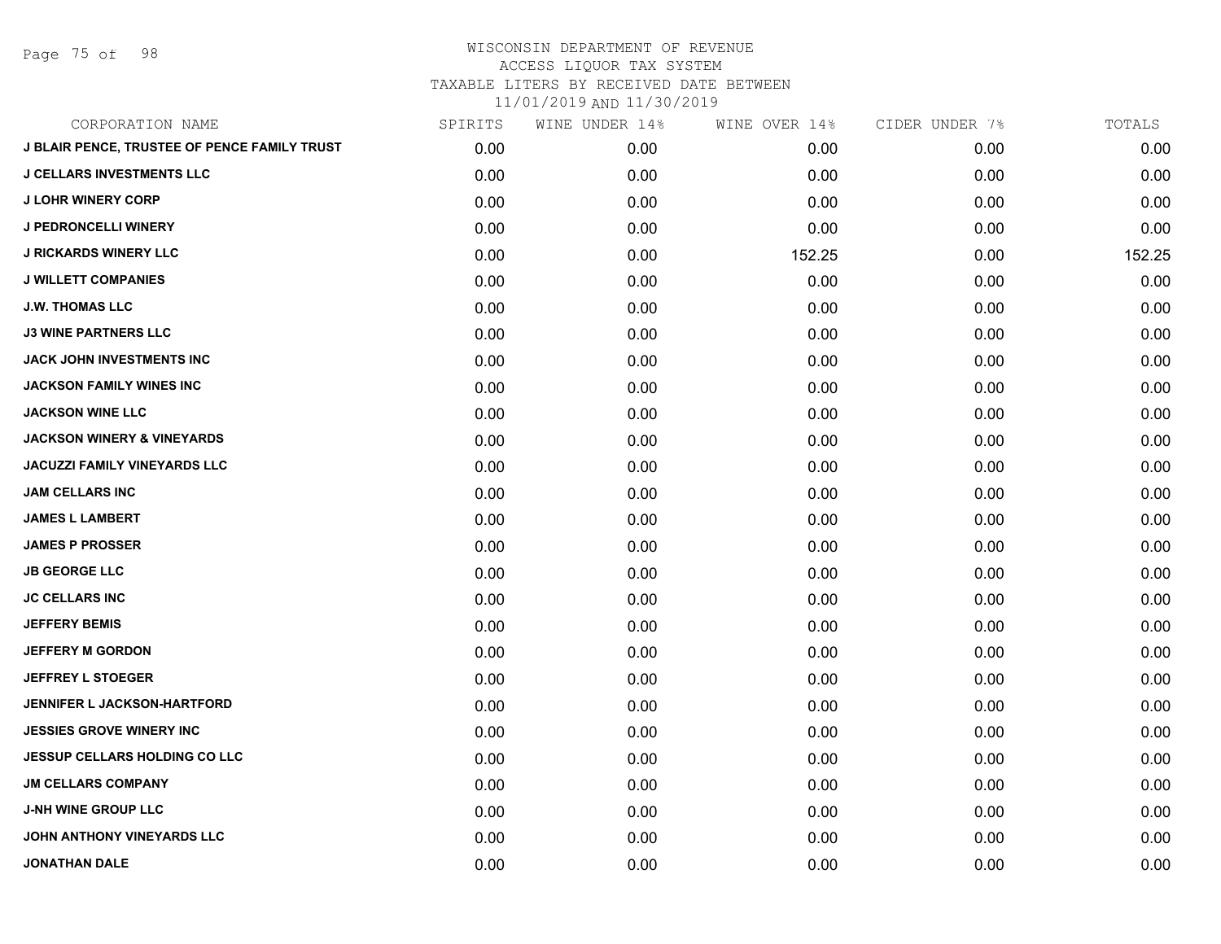WISCONSIN DEPARTMENT OF REVENUE
ACCESS LIQUOR TAX SYSTEM
TAXABLE LITERS BY RECEIVED DATE BETWEEN
11/01/2019 AND 11/30/2019

| CORPORATION NAME | SPIRITS | WINE UNDER 14% | WINE OVER 14% | CIDER UNDER 7% | TOTALS |
|---|---|---|---|---|---|
| J BLAIR PENCE, TRUSTEE OF PENCE FAMILY TRUST | 0.00 | 0.00 | 0.00 | 0.00 | 0.00 |
| J CELLARS INVESTMENTS LLC | 0.00 | 0.00 | 0.00 | 0.00 | 0.00 |
| J LOHR WINERY CORP | 0.00 | 0.00 | 0.00 | 0.00 | 0.00 |
| J PEDRONCELLI WINERY | 0.00 | 0.00 | 0.00 | 0.00 | 0.00 |
| J RICKARDS WINERY LLC | 0.00 | 0.00 | 152.25 | 0.00 | 152.25 |
| J WILLETT COMPANIES | 0.00 | 0.00 | 0.00 | 0.00 | 0.00 |
| J.W. THOMAS LLC | 0.00 | 0.00 | 0.00 | 0.00 | 0.00 |
| J3 WINE PARTNERS LLC | 0.00 | 0.00 | 0.00 | 0.00 | 0.00 |
| JACK JOHN INVESTMENTS INC | 0.00 | 0.00 | 0.00 | 0.00 | 0.00 |
| JACKSON FAMILY WINES INC | 0.00 | 0.00 | 0.00 | 0.00 | 0.00 |
| JACKSON WINE LLC | 0.00 | 0.00 | 0.00 | 0.00 | 0.00 |
| JACKSON WINERY & VINEYARDS | 0.00 | 0.00 | 0.00 | 0.00 | 0.00 |
| JACUZZI FAMILY VINEYARDS LLC | 0.00 | 0.00 | 0.00 | 0.00 | 0.00 |
| JAM CELLARS INC | 0.00 | 0.00 | 0.00 | 0.00 | 0.00 |
| JAMES L LAMBERT | 0.00 | 0.00 | 0.00 | 0.00 | 0.00 |
| JAMES P PROSSER | 0.00 | 0.00 | 0.00 | 0.00 | 0.00 |
| JB GEORGE LLC | 0.00 | 0.00 | 0.00 | 0.00 | 0.00 |
| JC CELLARS INC | 0.00 | 0.00 | 0.00 | 0.00 | 0.00 |
| JEFFERY BEMIS | 0.00 | 0.00 | 0.00 | 0.00 | 0.00 |
| JEFFERY M GORDON | 0.00 | 0.00 | 0.00 | 0.00 | 0.00 |
| JEFFREY L STOEGER | 0.00 | 0.00 | 0.00 | 0.00 | 0.00 |
| JENNIFER L JACKSON-HARTFORD | 0.00 | 0.00 | 0.00 | 0.00 | 0.00 |
| JESSIES GROVE WINERY INC | 0.00 | 0.00 | 0.00 | 0.00 | 0.00 |
| JESSUP CELLARS HOLDING CO LLC | 0.00 | 0.00 | 0.00 | 0.00 | 0.00 |
| JM CELLARS COMPANY | 0.00 | 0.00 | 0.00 | 0.00 | 0.00 |
| J-NH WINE GROUP LLC | 0.00 | 0.00 | 0.00 | 0.00 | 0.00 |
| JOHN ANTHONY VINEYARDS LLC | 0.00 | 0.00 | 0.00 | 0.00 | 0.00 |
| JONATHAN DALE | 0.00 | 0.00 | 0.00 | 0.00 | 0.00 |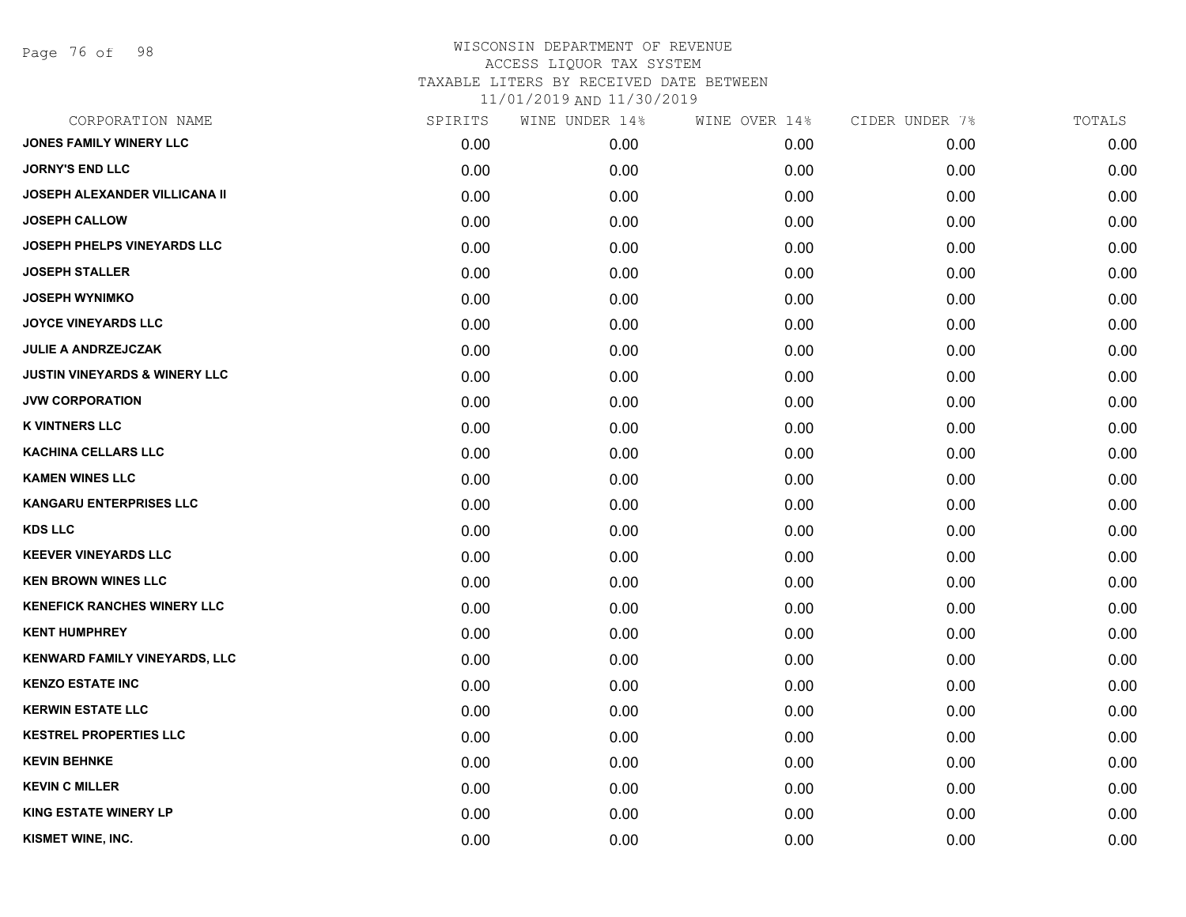WISCONSIN DEPARTMENT OF REVENUE
ACCESS LIQUOR TAX SYSTEM
TAXABLE LITERS BY RECEIVED DATE BETWEEN
11/01/2019 AND 11/30/2019

| CORPORATION NAME | SPIRITS | WINE UNDER 14% | WINE OVER 14% | CIDER UNDER 7% | TOTALS |
|---|---|---|---|---|---|
| JONES FAMILY WINERY LLC | 0.00 | 0.00 | 0.00 | 0.00 | 0.00 |
| JORNY'S END LLC | 0.00 | 0.00 | 0.00 | 0.00 | 0.00 |
| JOSEPH ALEXANDER VILLICANA II | 0.00 | 0.00 | 0.00 | 0.00 | 0.00 |
| JOSEPH CALLOW | 0.00 | 0.00 | 0.00 | 0.00 | 0.00 |
| JOSEPH PHELPS VINEYARDS LLC | 0.00 | 0.00 | 0.00 | 0.00 | 0.00 |
| JOSEPH STALLER | 0.00 | 0.00 | 0.00 | 0.00 | 0.00 |
| JOSEPH WYNIMKO | 0.00 | 0.00 | 0.00 | 0.00 | 0.00 |
| JOYCE VINEYARDS LLC | 0.00 | 0.00 | 0.00 | 0.00 | 0.00 |
| JULIE A ANDRZEJCZAK | 0.00 | 0.00 | 0.00 | 0.00 | 0.00 |
| JUSTIN VINEYARDS & WINERY LLC | 0.00 | 0.00 | 0.00 | 0.00 | 0.00 |
| JVW CORPORATION | 0.00 | 0.00 | 0.00 | 0.00 | 0.00 |
| K VINTNERS LLC | 0.00 | 0.00 | 0.00 | 0.00 | 0.00 |
| KACHINA CELLARS LLC | 0.00 | 0.00 | 0.00 | 0.00 | 0.00 |
| KAMEN WINES LLC | 0.00 | 0.00 | 0.00 | 0.00 | 0.00 |
| KANGARU ENTERPRISES LLC | 0.00 | 0.00 | 0.00 | 0.00 | 0.00 |
| KDS LLC | 0.00 | 0.00 | 0.00 | 0.00 | 0.00 |
| KEEVER VINEYARDS LLC | 0.00 | 0.00 | 0.00 | 0.00 | 0.00 |
| KEN BROWN WINES LLC | 0.00 | 0.00 | 0.00 | 0.00 | 0.00 |
| KENEFICK RANCHES WINERY LLC | 0.00 | 0.00 | 0.00 | 0.00 | 0.00 |
| KENT HUMPHREY | 0.00 | 0.00 | 0.00 | 0.00 | 0.00 |
| KENWARD FAMILY VINEYARDS, LLC | 0.00 | 0.00 | 0.00 | 0.00 | 0.00 |
| KENZO ESTATE INC | 0.00 | 0.00 | 0.00 | 0.00 | 0.00 |
| KERWIN ESTATE LLC | 0.00 | 0.00 | 0.00 | 0.00 | 0.00 |
| KESTREL PROPERTIES LLC | 0.00 | 0.00 | 0.00 | 0.00 | 0.00 |
| KEVIN BEHNKE | 0.00 | 0.00 | 0.00 | 0.00 | 0.00 |
| KEVIN C MILLER | 0.00 | 0.00 | 0.00 | 0.00 | 0.00 |
| KING ESTATE WINERY LP | 0.00 | 0.00 | 0.00 | 0.00 | 0.00 |
| KISMET WINE, INC. | 0.00 | 0.00 | 0.00 | 0.00 | 0.00 |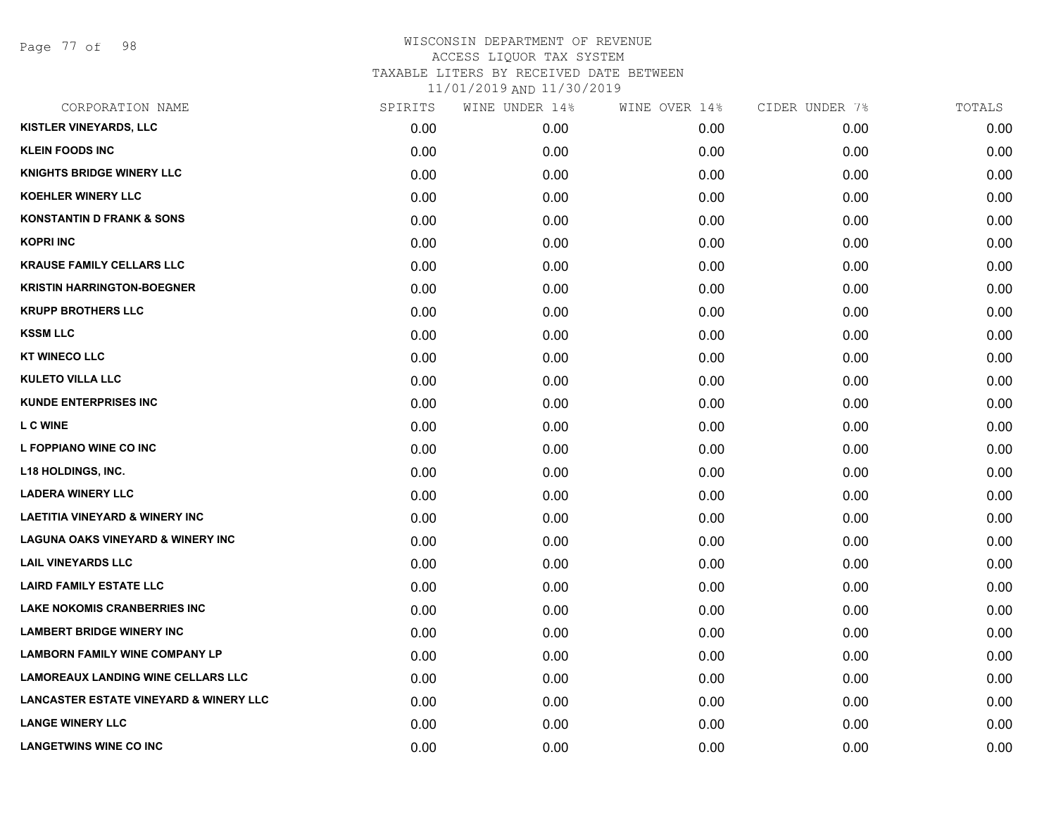# WISCONSIN DEPARTMENT OF REVENUE
## ACCESS LIQUOR TAX SYSTEM
### TAXABLE LITERS BY RECEIVED DATE BETWEEN 11/01/2019 AND 11/30/2019

| CORPORATION NAME | SPIRITS | WINE UNDER 14% | WINE OVER 14% | CIDER UNDER 7% | TOTALS |
|---|---|---|---|---|---|
| KISTLER VINEYARDS, LLC | 0.00 | 0.00 | 0.00 | 0.00 | 0.00 |
| KLEIN FOODS INC | 0.00 | 0.00 | 0.00 | 0.00 | 0.00 |
| KNIGHTS BRIDGE WINERY LLC | 0.00 | 0.00 | 0.00 | 0.00 | 0.00 |
| KOEHLER WINERY LLC | 0.00 | 0.00 | 0.00 | 0.00 | 0.00 |
| KONSTANTIN D FRANK & SONS | 0.00 | 0.00 | 0.00 | 0.00 | 0.00 |
| KOPRI INC | 0.00 | 0.00 | 0.00 | 0.00 | 0.00 |
| KRAUSE FAMILY CELLARS LLC | 0.00 | 0.00 | 0.00 | 0.00 | 0.00 |
| KRISTIN HARRINGTON-BOEGNER | 0.00 | 0.00 | 0.00 | 0.00 | 0.00 |
| KRUPP BROTHERS LLC | 0.00 | 0.00 | 0.00 | 0.00 | 0.00 |
| KSSM LLC | 0.00 | 0.00 | 0.00 | 0.00 | 0.00 |
| KT WINECO LLC | 0.00 | 0.00 | 0.00 | 0.00 | 0.00 |
| KULETO VILLA LLC | 0.00 | 0.00 | 0.00 | 0.00 | 0.00 |
| KUNDE ENTERPRISES INC | 0.00 | 0.00 | 0.00 | 0.00 | 0.00 |
| L C WINE | 0.00 | 0.00 | 0.00 | 0.00 | 0.00 |
| L FOPPIANO WINE CO INC | 0.00 | 0.00 | 0.00 | 0.00 | 0.00 |
| L18 HOLDINGS, INC. | 0.00 | 0.00 | 0.00 | 0.00 | 0.00 |
| LADERA WINERY LLC | 0.00 | 0.00 | 0.00 | 0.00 | 0.00 |
| LAETITIA VINEYARD & WINERY INC | 0.00 | 0.00 | 0.00 | 0.00 | 0.00 |
| LAGUNA OAKS VINEYARD & WINERY INC | 0.00 | 0.00 | 0.00 | 0.00 | 0.00 |
| LAIL VINEYARDS LLC | 0.00 | 0.00 | 0.00 | 0.00 | 0.00 |
| LAIRD FAMILY ESTATE LLC | 0.00 | 0.00 | 0.00 | 0.00 | 0.00 |
| LAKE NOKOMIS CRANBERRIES INC | 0.00 | 0.00 | 0.00 | 0.00 | 0.00 |
| LAMBERT BRIDGE WINERY INC | 0.00 | 0.00 | 0.00 | 0.00 | 0.00 |
| LAMBORN FAMILY WINE COMPANY LP | 0.00 | 0.00 | 0.00 | 0.00 | 0.00 |
| LAMOREAUX LANDING WINE CELLARS LLC | 0.00 | 0.00 | 0.00 | 0.00 | 0.00 |
| LANCASTER ESTATE VINEYARD & WINERY LLC | 0.00 | 0.00 | 0.00 | 0.00 | 0.00 |
| LANGE WINERY LLC | 0.00 | 0.00 | 0.00 | 0.00 | 0.00 |
| LANGETWINS WINE CO INC | 0.00 | 0.00 | 0.00 | 0.00 | 0.00 |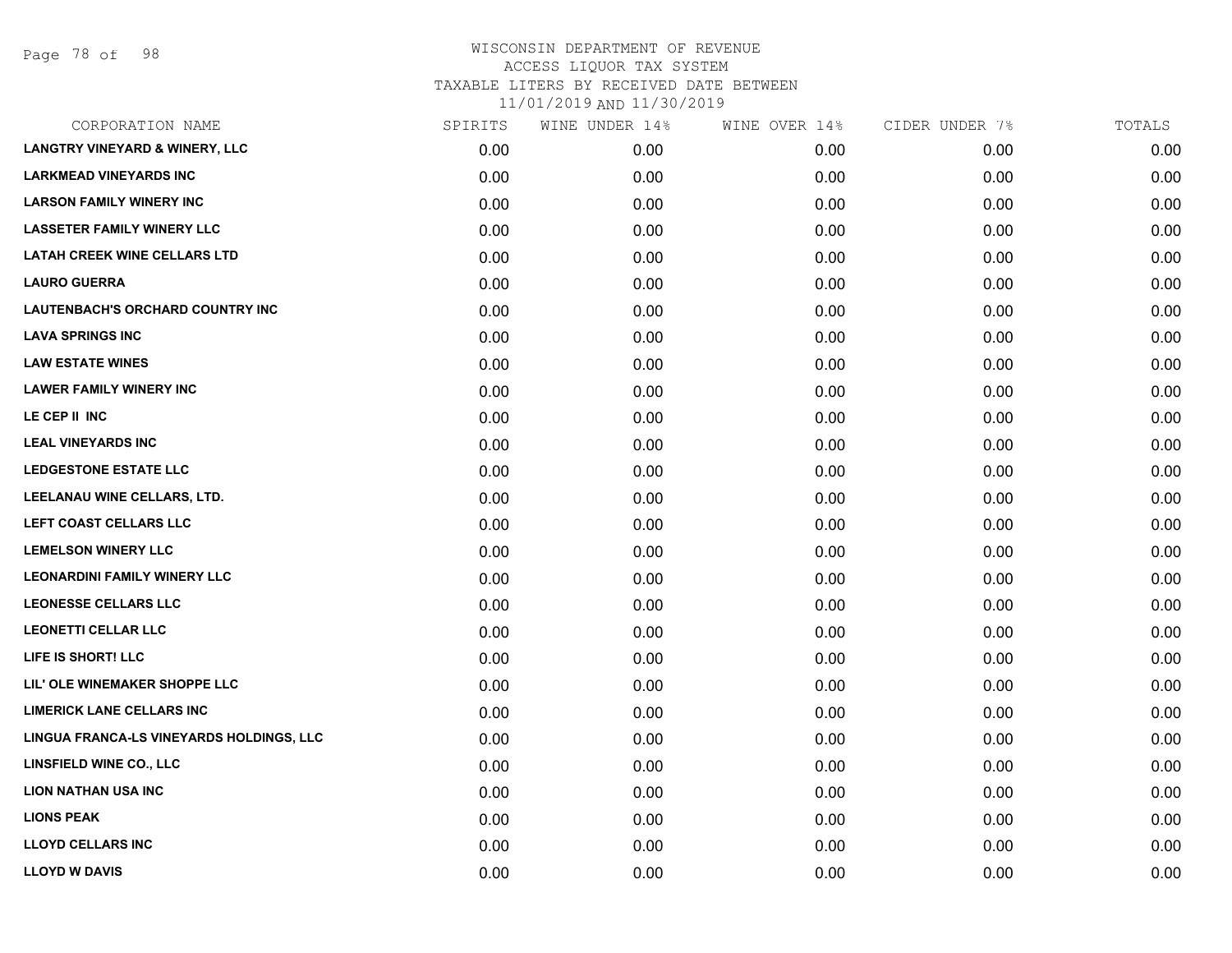# WISCONSIN DEPARTMENT OF REVENUE
## ACCESS LIQUOR TAX SYSTEM
### TAXABLE LITERS BY RECEIVED DATE BETWEEN 11/01/2019 AND 11/30/2019

| CORPORATION NAME | SPIRITS | WINE UNDER 14% | WINE OVER 14% | CIDER UNDER 7% | TOTALS |
|---|---|---|---|---|---|
| LANGTRY VINEYARD & WINERY, LLC | 0.00 | 0.00 | 0.00 | 0.00 | 0.00 |
| LARKMEAD VINEYARDS INC | 0.00 | 0.00 | 0.00 | 0.00 | 0.00 |
| LARSON FAMILY WINERY INC | 0.00 | 0.00 | 0.00 | 0.00 | 0.00 |
| LASSETER FAMILY WINERY LLC | 0.00 | 0.00 | 0.00 | 0.00 | 0.00 |
| LATAH CREEK WINE CELLARS LTD | 0.00 | 0.00 | 0.00 | 0.00 | 0.00 |
| LAURO GUERRA | 0.00 | 0.00 | 0.00 | 0.00 | 0.00 |
| LAUTENBACH'S ORCHARD COUNTRY INC | 0.00 | 0.00 | 0.00 | 0.00 | 0.00 |
| LAVA SPRINGS INC | 0.00 | 0.00 | 0.00 | 0.00 | 0.00 |
| LAW ESTATE WINES | 0.00 | 0.00 | 0.00 | 0.00 | 0.00 |
| LAWER FAMILY WINERY INC | 0.00 | 0.00 | 0.00 | 0.00 | 0.00 |
| LE CEP II INC | 0.00 | 0.00 | 0.00 | 0.00 | 0.00 |
| LEAL VINEYARDS INC | 0.00 | 0.00 | 0.00 | 0.00 | 0.00 |
| LEDGESTONE ESTATE LLC | 0.00 | 0.00 | 0.00 | 0.00 | 0.00 |
| LEELANAU WINE CELLARS, LTD. | 0.00 | 0.00 | 0.00 | 0.00 | 0.00 |
| LEFT COAST CELLARS LLC | 0.00 | 0.00 | 0.00 | 0.00 | 0.00 |
| LEMELSON WINERY LLC | 0.00 | 0.00 | 0.00 | 0.00 | 0.00 |
| LEONARDINI FAMILY WINERY LLC | 0.00 | 0.00 | 0.00 | 0.00 | 0.00 |
| LEONESSE CELLARS LLC | 0.00 | 0.00 | 0.00 | 0.00 | 0.00 |
| LEONETTI CELLAR LLC | 0.00 | 0.00 | 0.00 | 0.00 | 0.00 |
| LIFE IS SHORT! LLC | 0.00 | 0.00 | 0.00 | 0.00 | 0.00 |
| LIL' OLE WINEMAKER SHOPPE LLC | 0.00 | 0.00 | 0.00 | 0.00 | 0.00 |
| LIMERICK LANE CELLARS INC | 0.00 | 0.00 | 0.00 | 0.00 | 0.00 |
| LINGUA FRANCA-LS VINEYARDS HOLDINGS, LLC | 0.00 | 0.00 | 0.00 | 0.00 | 0.00 |
| LINSFIELD WINE CO., LLC | 0.00 | 0.00 | 0.00 | 0.00 | 0.00 |
| LION NATHAN USA INC | 0.00 | 0.00 | 0.00 | 0.00 | 0.00 |
| LIONS PEAK | 0.00 | 0.00 | 0.00 | 0.00 | 0.00 |
| LLOYD CELLARS INC | 0.00 | 0.00 | 0.00 | 0.00 | 0.00 |
| LLOYD W DAVIS | 0.00 | 0.00 | 0.00 | 0.00 | 0.00 |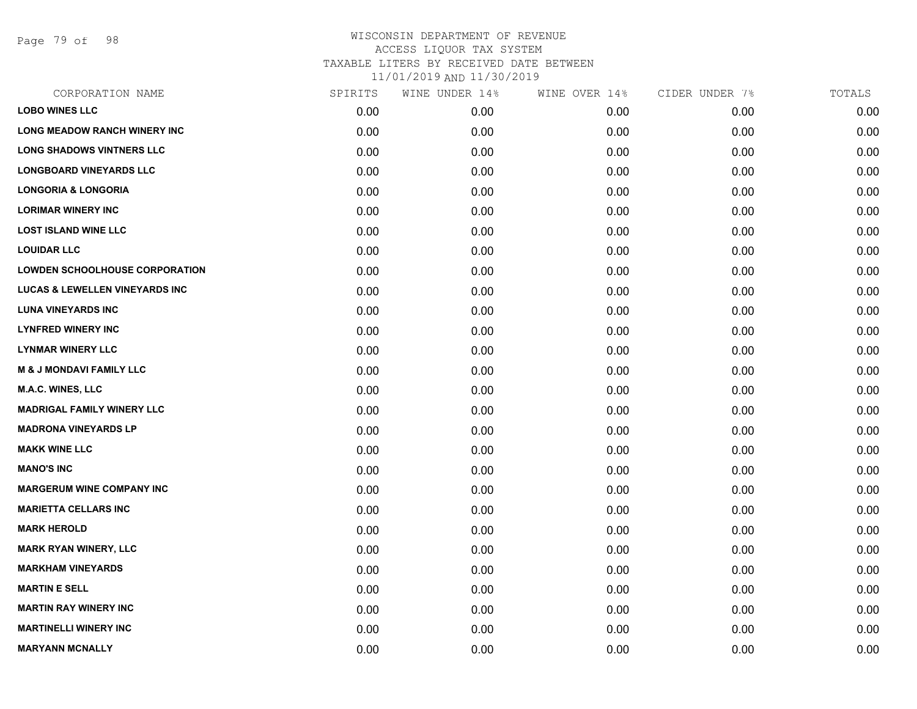# WISCONSIN DEPARTMENT OF REVENUE
## ACCESS LIQUOR TAX SYSTEM
### TAXABLE LITERS BY RECEIVED DATE BETWEEN 11/01/2019 AND 11/30/2019

| CORPORATION NAME | SPIRITS | WINE UNDER 14% | WINE OVER 14% | CIDER UNDER 7% | TOTALS |
|---|---|---|---|---|---|
| LOBO WINES LLC | 0.00 | 0.00 | 0.00 | 0.00 | 0.00 |
| LONG MEADOW RANCH WINERY INC | 0.00 | 0.00 | 0.00 | 0.00 | 0.00 |
| LONG SHADOWS VINTNERS LLC | 0.00 | 0.00 | 0.00 | 0.00 | 0.00 |
| LONGBOARD VINEYARDS LLC | 0.00 | 0.00 | 0.00 | 0.00 | 0.00 |
| LONGORIA & LONGORIA | 0.00 | 0.00 | 0.00 | 0.00 | 0.00 |
| LORIMAR WINERY INC | 0.00 | 0.00 | 0.00 | 0.00 | 0.00 |
| LOST ISLAND WINE LLC | 0.00 | 0.00 | 0.00 | 0.00 | 0.00 |
| LOUIDAR LLC | 0.00 | 0.00 | 0.00 | 0.00 | 0.00 |
| LOWDEN SCHOOLHOUSE CORPORATION | 0.00 | 0.00 | 0.00 | 0.00 | 0.00 |
| LUCAS & LEWELLEN VINEYARDS INC | 0.00 | 0.00 | 0.00 | 0.00 | 0.00 |
| LUNA VINEYARDS INC | 0.00 | 0.00 | 0.00 | 0.00 | 0.00 |
| LYNFRED WINERY INC | 0.00 | 0.00 | 0.00 | 0.00 | 0.00 |
| LYNMAR WINERY LLC | 0.00 | 0.00 | 0.00 | 0.00 | 0.00 |
| M & J MONDAVI FAMILY LLC | 0.00 | 0.00 | 0.00 | 0.00 | 0.00 |
| M.A.C. WINES, LLC | 0.00 | 0.00 | 0.00 | 0.00 | 0.00 |
| MADRIGAL FAMILY WINERY LLC | 0.00 | 0.00 | 0.00 | 0.00 | 0.00 |
| MADRONA VINEYARDS LP | 0.00 | 0.00 | 0.00 | 0.00 | 0.00 |
| MAKK WINE LLC | 0.00 | 0.00 | 0.00 | 0.00 | 0.00 |
| MANO'S INC | 0.00 | 0.00 | 0.00 | 0.00 | 0.00 |
| MARGERUM WINE COMPANY INC | 0.00 | 0.00 | 0.00 | 0.00 | 0.00 |
| MARIETTA CELLARS INC | 0.00 | 0.00 | 0.00 | 0.00 | 0.00 |
| MARK HEROLD | 0.00 | 0.00 | 0.00 | 0.00 | 0.00 |
| MARK RYAN WINERY, LLC | 0.00 | 0.00 | 0.00 | 0.00 | 0.00 |
| MARKHAM VINEYARDS | 0.00 | 0.00 | 0.00 | 0.00 | 0.00 |
| MARTIN E SELL | 0.00 | 0.00 | 0.00 | 0.00 | 0.00 |
| MARTIN RAY WINERY INC | 0.00 | 0.00 | 0.00 | 0.00 | 0.00 |
| MARTINELLI WINERY INC | 0.00 | 0.00 | 0.00 | 0.00 | 0.00 |
| MARYANN MCNALLY | 0.00 | 0.00 | 0.00 | 0.00 | 0.00 |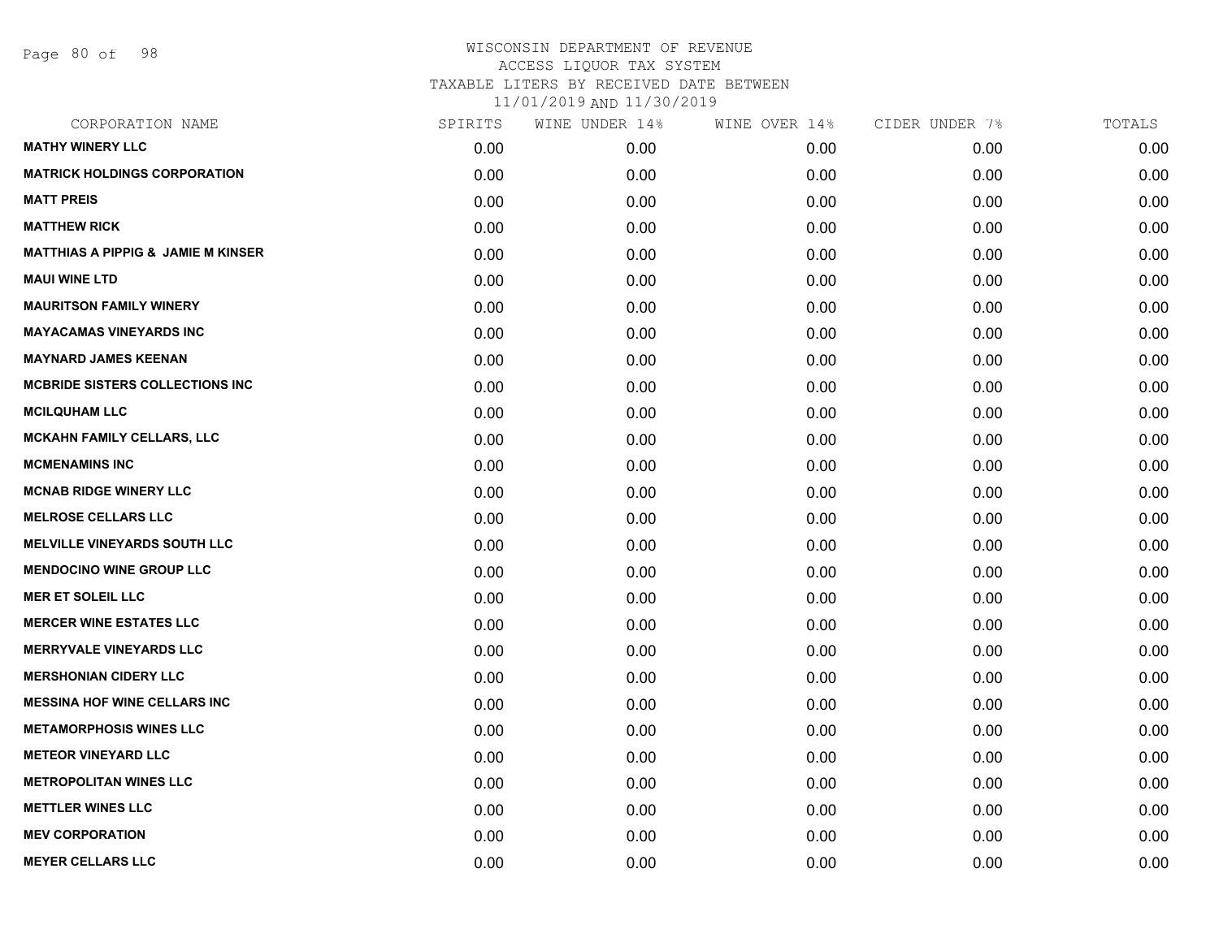WISCONSIN DEPARTMENT OF REVENUE
ACCESS LIQUOR TAX SYSTEM
TAXABLE LITERS BY RECEIVED DATE BETWEEN
11/01/2019 AND 11/30/2019

| CORPORATION NAME | SPIRITS | WINE UNDER 14% | WINE OVER 14% | CIDER UNDER 7% | TOTALS |
|---|---|---|---|---|---|
| **MATHY WINERY LLC** | 0.00 | 0.00 | 0.00 | 0.00 | 0.00 |
| **MATRICK HOLDINGS CORPORATION** | 0.00 | 0.00 | 0.00 | 0.00 | 0.00 |
| **MATT PREIS** | 0.00 | 0.00 | 0.00 | 0.00 | 0.00 |
| **MATTHEW RICK** | 0.00 | 0.00 | 0.00 | 0.00 | 0.00 |
| **MATTHIAS A PIPPIG & JAMIE M KINSER** | 0.00 | 0.00 | 0.00 | 0.00 | 0.00 |
| **MAUI WINE LTD** | 0.00 | 0.00 | 0.00 | 0.00 | 0.00 |
| **MAURITSON FAMILY WINERY** | 0.00 | 0.00 | 0.00 | 0.00 | 0.00 |
| **MAYACAMAS VINEYARDS INC** | 0.00 | 0.00 | 0.00 | 0.00 | 0.00 |
| **MAYNARD JAMES KEENAN** | 0.00 | 0.00 | 0.00 | 0.00 | 0.00 |
| **MCBRIDE SISTERS COLLECTIONS INC** | 0.00 | 0.00 | 0.00 | 0.00 | 0.00 |
| **MCILQUHAM LLC** | 0.00 | 0.00 | 0.00 | 0.00 | 0.00 |
| **MCKAHN FAMILY CELLARS, LLC** | 0.00 | 0.00 | 0.00 | 0.00 | 0.00 |
| **MCMENAMINS INC** | 0.00 | 0.00 | 0.00 | 0.00 | 0.00 |
| **MCNAB RIDGE WINERY LLC** | 0.00 | 0.00 | 0.00 | 0.00 | 0.00 |
| **MELROSE CELLARS LLC** | 0.00 | 0.00 | 0.00 | 0.00 | 0.00 |
| **MELVILLE VINEYARDS SOUTH LLC** | 0.00 | 0.00 | 0.00 | 0.00 | 0.00 |
| **MENDOCINO WINE GROUP LLC** | 0.00 | 0.00 | 0.00 | 0.00 | 0.00 |
| **MER ET SOLEIL LLC** | 0.00 | 0.00 | 0.00 | 0.00 | 0.00 |
| **MERCER WINE ESTATES LLC** | 0.00 | 0.00 | 0.00 | 0.00 | 0.00 |
| **MERRYVALE VINEYARDS LLC** | 0.00 | 0.00 | 0.00 | 0.00 | 0.00 |
| **MERSHONIAN CIDERY LLC** | 0.00 | 0.00 | 0.00 | 0.00 | 0.00 |
| **MESSINA HOF WINE CELLARS INC** | 0.00 | 0.00 | 0.00 | 0.00 | 0.00 |
| **METAMORPHOSIS WINES LLC** | 0.00 | 0.00 | 0.00 | 0.00 | 0.00 |
| **METEOR VINEYARD LLC** | 0.00 | 0.00 | 0.00 | 0.00 | 0.00 |
| **METROPOLITAN WINES LLC** | 0.00 | 0.00 | 0.00 | 0.00 | 0.00 |
| **METTLER WINES LLC** | 0.00 | 0.00 | 0.00 | 0.00 | 0.00 |
| **MEV CORPORATION** | 0.00 | 0.00 | 0.00 | 0.00 | 0.00 |
| **MEYER CELLARS LLC** | 0.00 | 0.00 | 0.00 | 0.00 | 0.00 |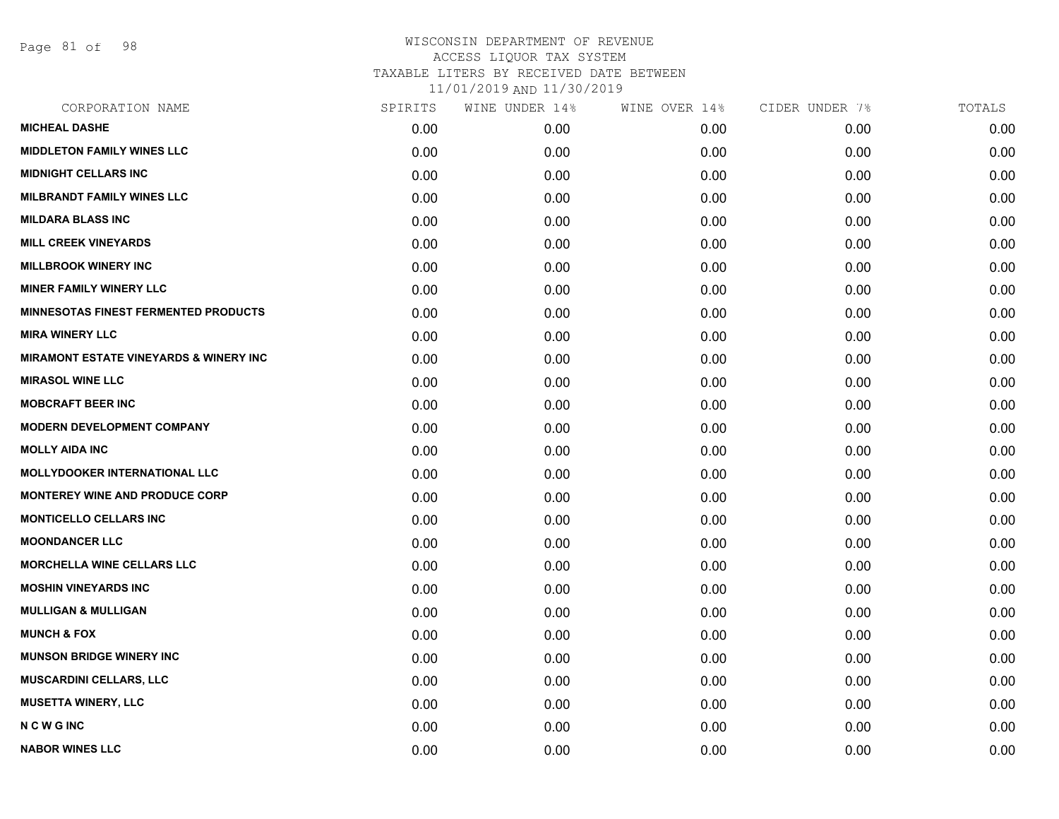WISCONSIN DEPARTMENT OF REVENUE
ACCESS LIQUOR TAX SYSTEM
TAXABLE LITERS BY RECEIVED DATE BETWEEN
11/01/2019 AND 11/30/2019

| CORPORATION NAME | SPIRITS | WINE UNDER 14% | WINE OVER 14% | CIDER UNDER 7% | TOTALS |
|---|---|---|---|---|---|
| MICHEAL DASHE | 0.00 | 0.00 | 0.00 | 0.00 | 0.00 |
| MIDDLETON FAMILY WINES LLC | 0.00 | 0.00 | 0.00 | 0.00 | 0.00 |
| MIDNIGHT CELLARS INC | 0.00 | 0.00 | 0.00 | 0.00 | 0.00 |
| MILBRANDT FAMILY WINES LLC | 0.00 | 0.00 | 0.00 | 0.00 | 0.00 |
| MILDARA BLASS INC | 0.00 | 0.00 | 0.00 | 0.00 | 0.00 |
| MILL CREEK VINEYARDS | 0.00 | 0.00 | 0.00 | 0.00 | 0.00 |
| MILLBROOK WINERY INC | 0.00 | 0.00 | 0.00 | 0.00 | 0.00 |
| MINER FAMILY WINERY LLC | 0.00 | 0.00 | 0.00 | 0.00 | 0.00 |
| MINNESOTAS FINEST FERMENTED PRODUCTS | 0.00 | 0.00 | 0.00 | 0.00 | 0.00 |
| MIRA WINERY LLC | 0.00 | 0.00 | 0.00 | 0.00 | 0.00 |
| MIRAMONT ESTATE VINEYARDS & WINERY INC | 0.00 | 0.00 | 0.00 | 0.00 | 0.00 |
| MIRASOL WINE LLC | 0.00 | 0.00 | 0.00 | 0.00 | 0.00 |
| MOBCRAFT BEER INC | 0.00 | 0.00 | 0.00 | 0.00 | 0.00 |
| MODERN DEVELOPMENT COMPANY | 0.00 | 0.00 | 0.00 | 0.00 | 0.00 |
| MOLLY AIDA INC | 0.00 | 0.00 | 0.00 | 0.00 | 0.00 |
| MOLLYDOOKER INTERNATIONAL LLC | 0.00 | 0.00 | 0.00 | 0.00 | 0.00 |
| MONTEREY WINE AND PRODUCE CORP | 0.00 | 0.00 | 0.00 | 0.00 | 0.00 |
| MONTICELLO CELLARS INC | 0.00 | 0.00 | 0.00 | 0.00 | 0.00 |
| MOONDANCER LLC | 0.00 | 0.00 | 0.00 | 0.00 | 0.00 |
| MORCHELLA WINE CELLARS LLC | 0.00 | 0.00 | 0.00 | 0.00 | 0.00 |
| MOSHIN VINEYARDS INC | 0.00 | 0.00 | 0.00 | 0.00 | 0.00 |
| MULLIGAN & MULLIGAN | 0.00 | 0.00 | 0.00 | 0.00 | 0.00 |
| MUNCH & FOX | 0.00 | 0.00 | 0.00 | 0.00 | 0.00 |
| MUNSON BRIDGE WINERY INC | 0.00 | 0.00 | 0.00 | 0.00 | 0.00 |
| MUSCARDINI CELLARS, LLC | 0.00 | 0.00 | 0.00 | 0.00 | 0.00 |
| MUSETTA WINERY, LLC | 0.00 | 0.00 | 0.00 | 0.00 | 0.00 |
| N C W G INC | 0.00 | 0.00 | 0.00 | 0.00 | 0.00 |
| NABOR WINES LLC | 0.00 | 0.00 | 0.00 | 0.00 | 0.00 |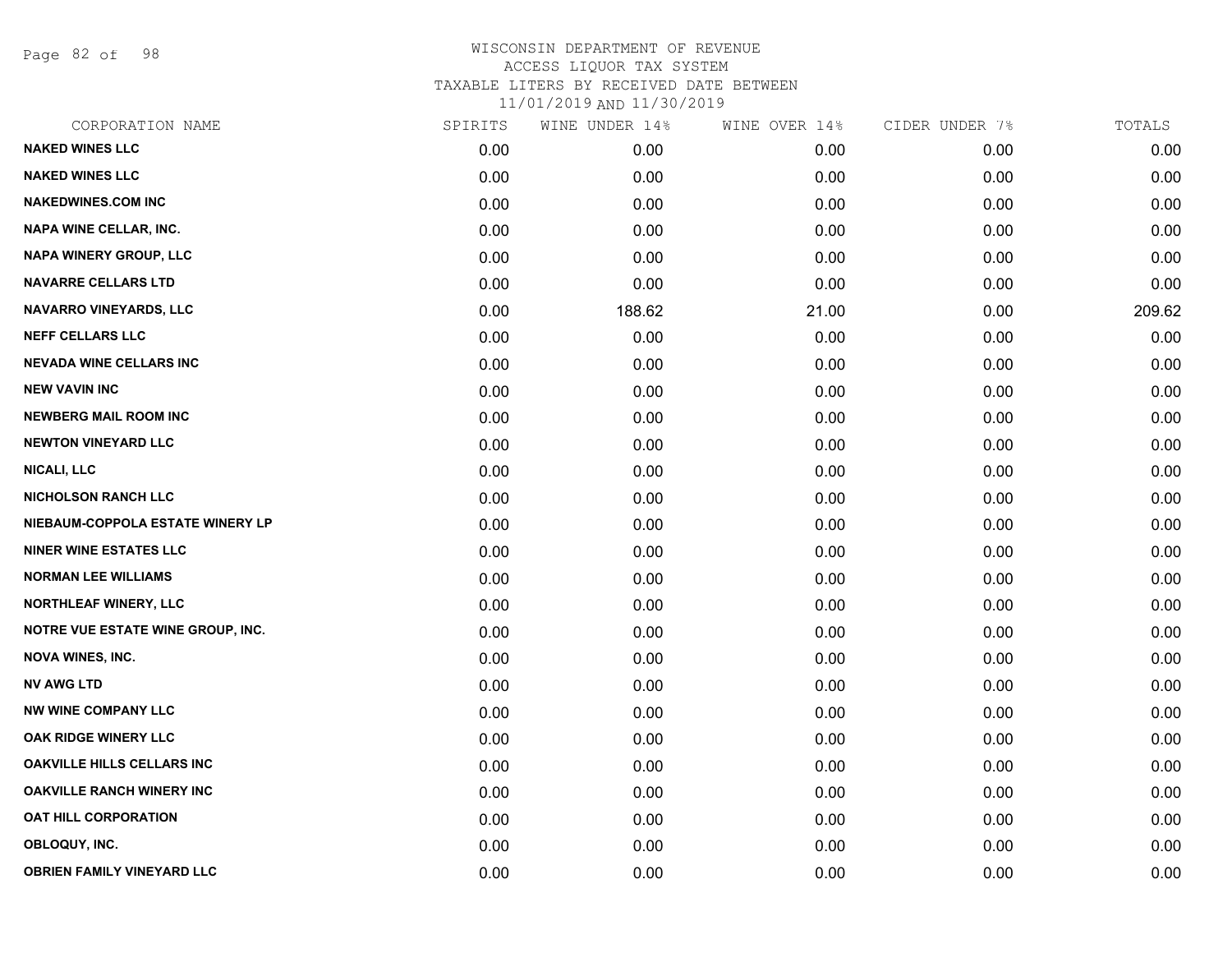# WISCONSIN DEPARTMENT OF REVENUE
## ACCESS LIQUOR TAX SYSTEM
### TAXABLE LITERS BY RECEIVED DATE BETWEEN 11/01/2019 AND 11/30/2019

| CORPORATION NAME | SPIRITS | WINE UNDER 14% | WINE OVER 14% | CIDER UNDER 7% | TOTALS |
|---|---|---|---|---|---|
| NAKED WINES LLC | 0.00 | 0.00 | 0.00 | 0.00 | 0.00 |
| NAKED WINES LLC | 0.00 | 0.00 | 0.00 | 0.00 | 0.00 |
| NAKEDWINES.COM INC | 0.00 | 0.00 | 0.00 | 0.00 | 0.00 |
| NAPA WINE CELLAR, INC. | 0.00 | 0.00 | 0.00 | 0.00 | 0.00 |
| NAPA WINERY GROUP, LLC | 0.00 | 0.00 | 0.00 | 0.00 | 0.00 |
| NAVARRE CELLARS LTD | 0.00 | 0.00 | 0.00 | 0.00 | 0.00 |
| NAVARRO VINEYARDS, LLC | 0.00 | 188.62 | 21.00 | 0.00 | 209.62 |
| NEFF CELLARS LLC | 0.00 | 0.00 | 0.00 | 0.00 | 0.00 |
| NEVADA WINE CELLARS INC | 0.00 | 0.00 | 0.00 | 0.00 | 0.00 |
| NEW VAVIN INC | 0.00 | 0.00 | 0.00 | 0.00 | 0.00 |
| NEWBERG MAIL ROOM INC | 0.00 | 0.00 | 0.00 | 0.00 | 0.00 |
| NEWTON VINEYARD LLC | 0.00 | 0.00 | 0.00 | 0.00 | 0.00 |
| NICALI, LLC | 0.00 | 0.00 | 0.00 | 0.00 | 0.00 |
| NICHOLSON RANCH LLC | 0.00 | 0.00 | 0.00 | 0.00 | 0.00 |
| NIEBAUM-COPPOLA ESTATE WINERY LP | 0.00 | 0.00 | 0.00 | 0.00 | 0.00 |
| NINER WINE ESTATES LLC | 0.00 | 0.00 | 0.00 | 0.00 | 0.00 |
| NORMAN LEE WILLIAMS | 0.00 | 0.00 | 0.00 | 0.00 | 0.00 |
| NORTHLEAF WINERY, LLC | 0.00 | 0.00 | 0.00 | 0.00 | 0.00 |
| NOTRE VUE ESTATE WINE GROUP, INC. | 0.00 | 0.00 | 0.00 | 0.00 | 0.00 |
| NOVA WINES, INC. | 0.00 | 0.00 | 0.00 | 0.00 | 0.00 |
| NV AWG LTD | 0.00 | 0.00 | 0.00 | 0.00 | 0.00 |
| NW WINE COMPANY LLC | 0.00 | 0.00 | 0.00 | 0.00 | 0.00 |
| OAK RIDGE WINERY LLC | 0.00 | 0.00 | 0.00 | 0.00 | 0.00 |
| OAKVILLE HILLS CELLARS INC | 0.00 | 0.00 | 0.00 | 0.00 | 0.00 |
| OAKVILLE RANCH WINERY INC | 0.00 | 0.00 | 0.00 | 0.00 | 0.00 |
| OAT HILL CORPORATION | 0.00 | 0.00 | 0.00 | 0.00 | 0.00 |
| OBLOQUY, INC. | 0.00 | 0.00 | 0.00 | 0.00 | 0.00 |
| OBRIEN FAMILY VINEYARD LLC | 0.00 | 0.00 | 0.00 | 0.00 | 0.00 |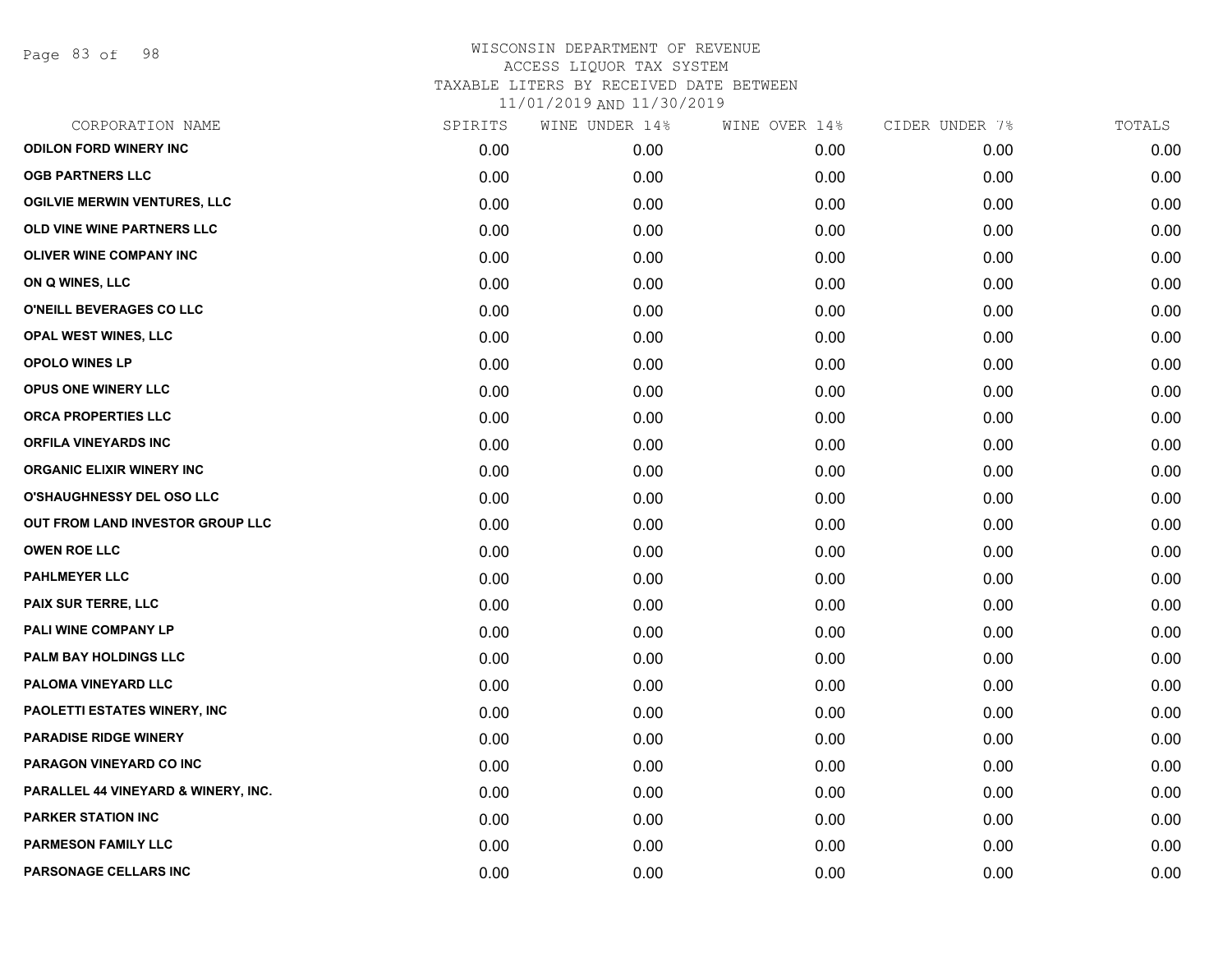WISCONSIN DEPARTMENT OF REVENUE
ACCESS LIQUOR TAX SYSTEM
TAXABLE LITERS BY RECEIVED DATE BETWEEN
11/01/2019 AND 11/30/2019

| CORPORATION NAME | SPIRITS | WINE UNDER 14% | WINE OVER 14% | CIDER UNDER 7% | TOTALS |
|---|---|---|---|---|---|
| ODILON FORD WINERY INC | 0.00 | 0.00 | 0.00 | 0.00 | 0.00 |
| OGB PARTNERS LLC | 0.00 | 0.00 | 0.00 | 0.00 | 0.00 |
| OGILVIE MERWIN VENTURES, LLC | 0.00 | 0.00 | 0.00 | 0.00 | 0.00 |
| OLD VINE WINE PARTNERS LLC | 0.00 | 0.00 | 0.00 | 0.00 | 0.00 |
| OLIVER WINE COMPANY INC | 0.00 | 0.00 | 0.00 | 0.00 | 0.00 |
| ON Q WINES, LLC | 0.00 | 0.00 | 0.00 | 0.00 | 0.00 |
| O'NEILL BEVERAGES CO LLC | 0.00 | 0.00 | 0.00 | 0.00 | 0.00 |
| OPAL WEST WINES, LLC | 0.00 | 0.00 | 0.00 | 0.00 | 0.00 |
| OPOLO WINES LP | 0.00 | 0.00 | 0.00 | 0.00 | 0.00 |
| OPUS ONE WINERY LLC | 0.00 | 0.00 | 0.00 | 0.00 | 0.00 |
| ORCA PROPERTIES LLC | 0.00 | 0.00 | 0.00 | 0.00 | 0.00 |
| ORFILA VINEYARDS INC | 0.00 | 0.00 | 0.00 | 0.00 | 0.00 |
| ORGANIC ELIXIR WINERY INC | 0.00 | 0.00 | 0.00 | 0.00 | 0.00 |
| O'SHAUGHNESSY DEL OSO LLC | 0.00 | 0.00 | 0.00 | 0.00 | 0.00 |
| OUT FROM LAND INVESTOR GROUP LLC | 0.00 | 0.00 | 0.00 | 0.00 | 0.00 |
| OWEN ROE LLC | 0.00 | 0.00 | 0.00 | 0.00 | 0.00 |
| PAHLMEYER LLC | 0.00 | 0.00 | 0.00 | 0.00 | 0.00 |
| PAIX SUR TERRE, LLC | 0.00 | 0.00 | 0.00 | 0.00 | 0.00 |
| PALI WINE COMPANY LP | 0.00 | 0.00 | 0.00 | 0.00 | 0.00 |
| PALM BAY HOLDINGS LLC | 0.00 | 0.00 | 0.00 | 0.00 | 0.00 |
| PALOMA VINEYARD LLC | 0.00 | 0.00 | 0.00 | 0.00 | 0.00 |
| PAOLETTI ESTATES WINERY, INC | 0.00 | 0.00 | 0.00 | 0.00 | 0.00 |
| PARADISE RIDGE WINERY | 0.00 | 0.00 | 0.00 | 0.00 | 0.00 |
| PARAGON VINEYARD CO INC | 0.00 | 0.00 | 0.00 | 0.00 | 0.00 |
| PARALLEL 44 VINEYARD & WINERY, INC. | 0.00 | 0.00 | 0.00 | 0.00 | 0.00 |
| PARKER STATION INC | 0.00 | 0.00 | 0.00 | 0.00 | 0.00 |
| PARMESON FAMILY LLC | 0.00 | 0.00 | 0.00 | 0.00 | 0.00 |
| PARSONAGE CELLARS INC | 0.00 | 0.00 | 0.00 | 0.00 | 0.00 |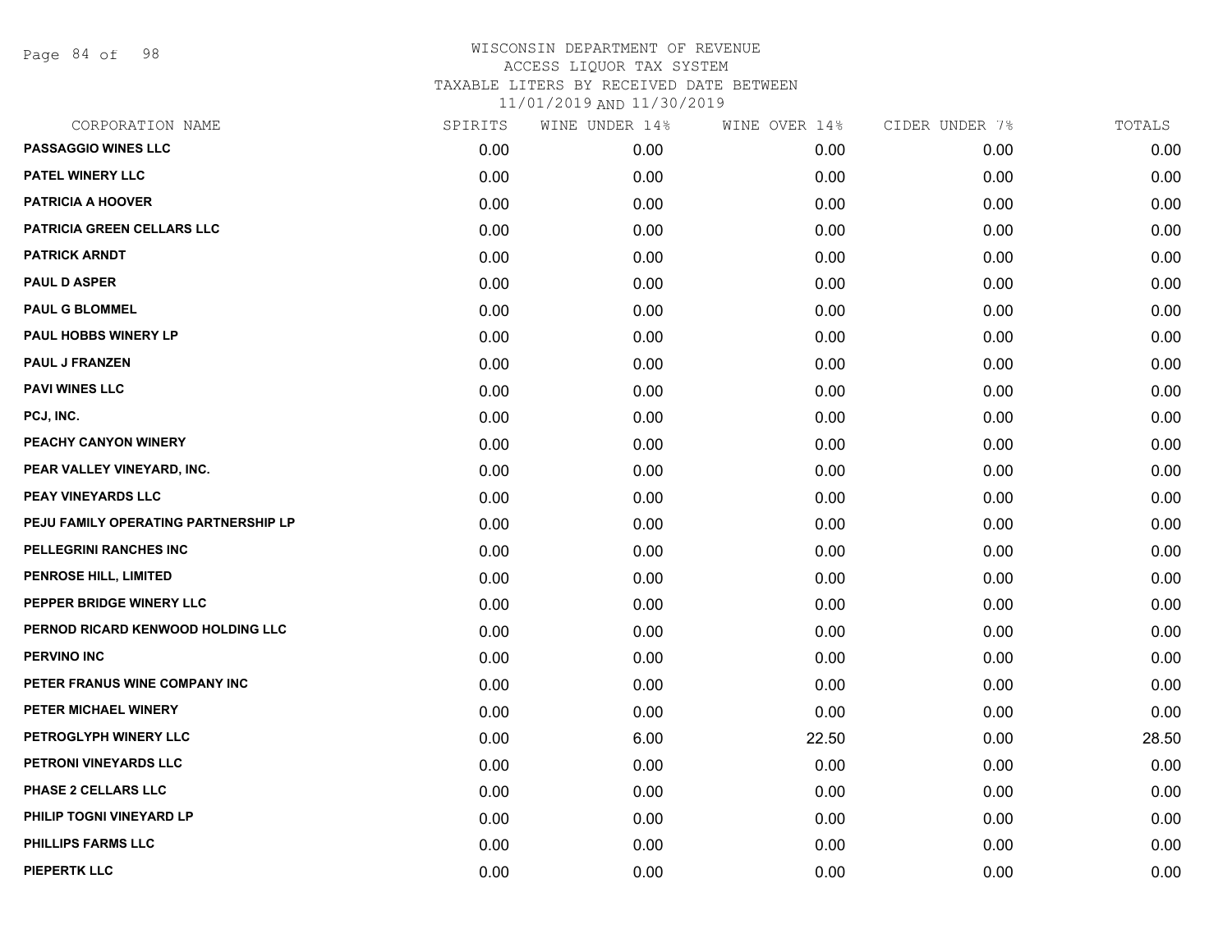# WISCONSIN DEPARTMENT OF REVENUE
## ACCESS LIQUOR TAX SYSTEM
### TAXABLE LITERS BY RECEIVED DATE BETWEEN 11/01/2019 AND 11/30/2019

| CORPORATION NAME | SPIRITS | WINE UNDER 14% | WINE OVER 14% | CIDER UNDER 7% | TOTALS |
|---|---|---|---|---|---|
| PASSAGGIO WINES LLC | 0.00 | 0.00 | 0.00 | 0.00 | 0.00 |
| PATEL WINERY LLC | 0.00 | 0.00 | 0.00 | 0.00 | 0.00 |
| PATRICIA A HOOVER | 0.00 | 0.00 | 0.00 | 0.00 | 0.00 |
| PATRICIA GREEN CELLARS LLC | 0.00 | 0.00 | 0.00 | 0.00 | 0.00 |
| PATRICK ARNDT | 0.00 | 0.00 | 0.00 | 0.00 | 0.00 |
| PAUL D ASPER | 0.00 | 0.00 | 0.00 | 0.00 | 0.00 |
| PAUL G BLOMMEL | 0.00 | 0.00 | 0.00 | 0.00 | 0.00 |
| PAUL HOBBS WINERY LP | 0.00 | 0.00 | 0.00 | 0.00 | 0.00 |
| PAUL J FRANZEN | 0.00 | 0.00 | 0.00 | 0.00 | 0.00 |
| PAVI WINES LLC | 0.00 | 0.00 | 0.00 | 0.00 | 0.00 |
| PCJ, INC. | 0.00 | 0.00 | 0.00 | 0.00 | 0.00 |
| PEACHY CANYON WINERY | 0.00 | 0.00 | 0.00 | 0.00 | 0.00 |
| PEAR VALLEY VINEYARD, INC. | 0.00 | 0.00 | 0.00 | 0.00 | 0.00 |
| PEAY VINEYARDS LLC | 0.00 | 0.00 | 0.00 | 0.00 | 0.00 |
| PEJU FAMILY OPERATING PARTNERSHIP LP | 0.00 | 0.00 | 0.00 | 0.00 | 0.00 |
| PELLEGRINI RANCHES INC | 0.00 | 0.00 | 0.00 | 0.00 | 0.00 |
| PENROSE HILL, LIMITED | 0.00 | 0.00 | 0.00 | 0.00 | 0.00 |
| PEPPER BRIDGE WINERY LLC | 0.00 | 0.00 | 0.00 | 0.00 | 0.00 |
| PERNOD RICARD KENWOOD HOLDING LLC | 0.00 | 0.00 | 0.00 | 0.00 | 0.00 |
| PERVINO INC | 0.00 | 0.00 | 0.00 | 0.00 | 0.00 |
| PETER FRANUS WINE COMPANY INC | 0.00 | 0.00 | 0.00 | 0.00 | 0.00 |
| PETER MICHAEL WINERY | 0.00 | 0.00 | 0.00 | 0.00 | 0.00 |
| PETROGLYPH WINERY LLC | 0.00 | 6.00 | 22.50 | 0.00 | 28.50 |
| PETRONI VINEYARDS LLC | 0.00 | 0.00 | 0.00 | 0.00 | 0.00 |
| PHASE 2 CELLARS LLC | 0.00 | 0.00 | 0.00 | 0.00 | 0.00 |
| PHILIP TOGNI VINEYARD LP | 0.00 | 0.00 | 0.00 | 0.00 | 0.00 |
| PHILLIPS FARMS LLC | 0.00 | 0.00 | 0.00 | 0.00 | 0.00 |
| PIEPERTK LLC | 0.00 | 0.00 | 0.00 | 0.00 | 0.00 |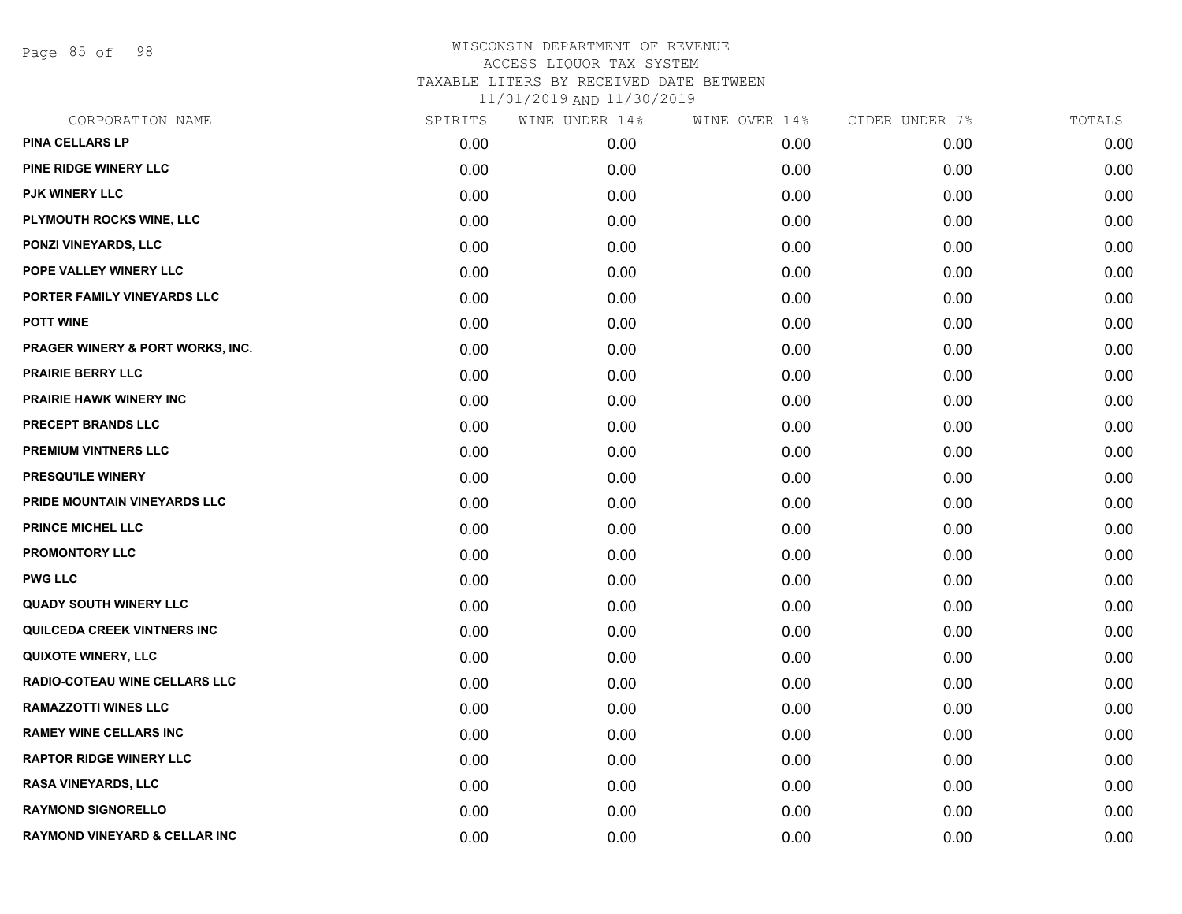# WISCONSIN DEPARTMENT OF REVENUE
## ACCESS LIQUOR TAX SYSTEM
### TAXABLE LITERS BY RECEIVED DATE BETWEEN 11/01/2019 AND 11/30/2019

| CORPORATION NAME | SPIRITS | WINE UNDER 14% | WINE OVER 14% | CIDER UNDER 7% | TOTALS |
|---|---|---|---|---|---|
| PINA CELLARS LP | 0.00 | 0.00 | 0.00 | 0.00 | 0.00 |
| PINE RIDGE WINERY LLC | 0.00 | 0.00 | 0.00 | 0.00 | 0.00 |
| PJK WINERY LLC | 0.00 | 0.00 | 0.00 | 0.00 | 0.00 |
| PLYMOUTH ROCKS WINE, LLC | 0.00 | 0.00 | 0.00 | 0.00 | 0.00 |
| PONZI VINEYARDS, LLC | 0.00 | 0.00 | 0.00 | 0.00 | 0.00 |
| POPE VALLEY WINERY LLC | 0.00 | 0.00 | 0.00 | 0.00 | 0.00 |
| PORTER FAMILY VINEYARDS LLC | 0.00 | 0.00 | 0.00 | 0.00 | 0.00 |
| POTT WINE | 0.00 | 0.00 | 0.00 | 0.00 | 0.00 |
| PRAGER WINERY & PORT WORKS, INC. | 0.00 | 0.00 | 0.00 | 0.00 | 0.00 |
| PRAIRIE BERRY LLC | 0.00 | 0.00 | 0.00 | 0.00 | 0.00 |
| PRAIRIE HAWK WINERY INC | 0.00 | 0.00 | 0.00 | 0.00 | 0.00 |
| PRECEPT BRANDS LLC | 0.00 | 0.00 | 0.00 | 0.00 | 0.00 |
| PREMIUM VINTNERS LLC | 0.00 | 0.00 | 0.00 | 0.00 | 0.00 |
| PRESQU'ILE WINERY | 0.00 | 0.00 | 0.00 | 0.00 | 0.00 |
| PRIDE MOUNTAIN VINEYARDS LLC | 0.00 | 0.00 | 0.00 | 0.00 | 0.00 |
| PRINCE MICHEL LLC | 0.00 | 0.00 | 0.00 | 0.00 | 0.00 |
| PROMONTORY LLC | 0.00 | 0.00 | 0.00 | 0.00 | 0.00 |
| PWG LLC | 0.00 | 0.00 | 0.00 | 0.00 | 0.00 |
| QUADY SOUTH WINERY LLC | 0.00 | 0.00 | 0.00 | 0.00 | 0.00 |
| QUILCEDA CREEK VINTNERS INC | 0.00 | 0.00 | 0.00 | 0.00 | 0.00 |
| QUIXOTE WINERY, LLC | 0.00 | 0.00 | 0.00 | 0.00 | 0.00 |
| RADIO-COTEAU WINE CELLARS LLC | 0.00 | 0.00 | 0.00 | 0.00 | 0.00 |
| RAMAZZOTTI WINES LLC | 0.00 | 0.00 | 0.00 | 0.00 | 0.00 |
| RAMEY WINE CELLARS INC | 0.00 | 0.00 | 0.00 | 0.00 | 0.00 |
| RAPTOR RIDGE WINERY LLC | 0.00 | 0.00 | 0.00 | 0.00 | 0.00 |
| RASA VINEYARDS, LLC | 0.00 | 0.00 | 0.00 | 0.00 | 0.00 |
| RAYMOND SIGNORELLO | 0.00 | 0.00 | 0.00 | 0.00 | 0.00 |
| RAYMOND VINEYARD & CELLAR INC | 0.00 | 0.00 | 0.00 | 0.00 | 0.00 |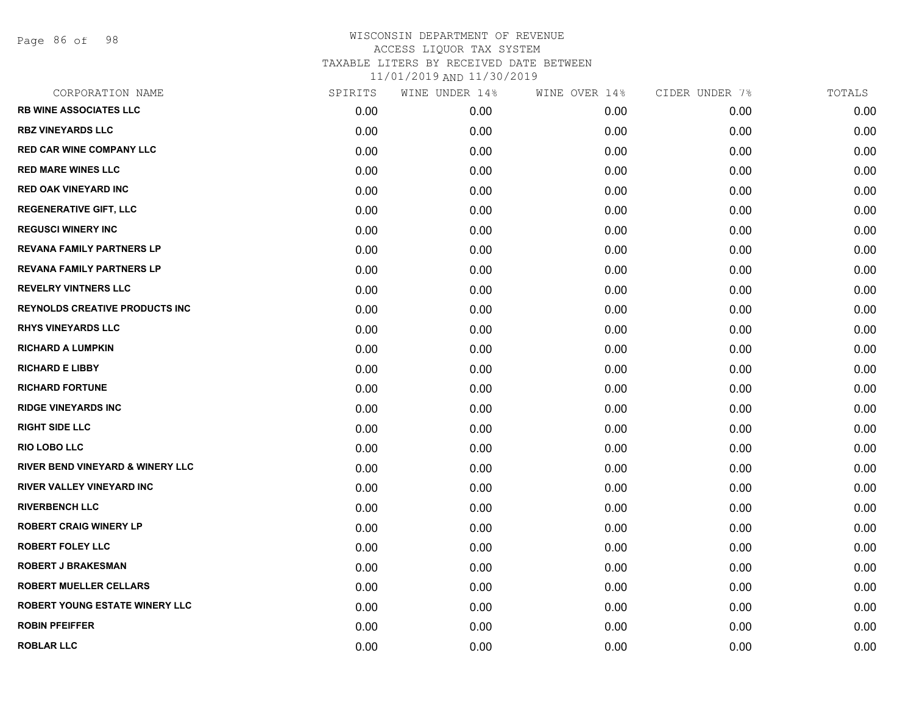# WISCONSIN DEPARTMENT OF REVENUE
## ACCESS LIQUOR TAX SYSTEM
### TAXABLE LITERS BY RECEIVED DATE BETWEEN 11/01/2019 AND 11/30/2019

| CORPORATION NAME | SPIRITS | WINE UNDER 14% | WINE OVER 14% | CIDER UNDER 7% | TOTALS |
|---|---|---|---|---|---|
| RB WINE ASSOCIATES LLC | 0.00 | 0.00 | 0.00 | 0.00 | 0.00 |
| RBZ VINEYARDS LLC | 0.00 | 0.00 | 0.00 | 0.00 | 0.00 |
| RED CAR WINE COMPANY LLC | 0.00 | 0.00 | 0.00 | 0.00 | 0.00 |
| RED MARE WINES LLC | 0.00 | 0.00 | 0.00 | 0.00 | 0.00 |
| RED OAK VINEYARD INC | 0.00 | 0.00 | 0.00 | 0.00 | 0.00 |
| REGENERATIVE GIFT, LLC | 0.00 | 0.00 | 0.00 | 0.00 | 0.00 |
| REGUSCI WINERY INC | 0.00 | 0.00 | 0.00 | 0.00 | 0.00 |
| REVANA FAMILY PARTNERS LP | 0.00 | 0.00 | 0.00 | 0.00 | 0.00 |
| REVANA FAMILY PARTNERS LP | 0.00 | 0.00 | 0.00 | 0.00 | 0.00 |
| REVELRY VINTNERS LLC | 0.00 | 0.00 | 0.00 | 0.00 | 0.00 |
| REYNOLDS CREATIVE PRODUCTS INC | 0.00 | 0.00 | 0.00 | 0.00 | 0.00 |
| RHYS VINEYARDS LLC | 0.00 | 0.00 | 0.00 | 0.00 | 0.00 |
| RICHARD A LUMPKIN | 0.00 | 0.00 | 0.00 | 0.00 | 0.00 |
| RICHARD E LIBBY | 0.00 | 0.00 | 0.00 | 0.00 | 0.00 |
| RICHARD FORTUNE | 0.00 | 0.00 | 0.00 | 0.00 | 0.00 |
| RIDGE VINEYARDS INC | 0.00 | 0.00 | 0.00 | 0.00 | 0.00 |
| RIGHT SIDE LLC | 0.00 | 0.00 | 0.00 | 0.00 | 0.00 |
| RIO LOBO LLC | 0.00 | 0.00 | 0.00 | 0.00 | 0.00 |
| RIVER BEND VINEYARD & WINERY LLC | 0.00 | 0.00 | 0.00 | 0.00 | 0.00 |
| RIVER VALLEY VINEYARD INC | 0.00 | 0.00 | 0.00 | 0.00 | 0.00 |
| RIVERBENCH LLC | 0.00 | 0.00 | 0.00 | 0.00 | 0.00 |
| ROBERT CRAIG WINERY LP | 0.00 | 0.00 | 0.00 | 0.00 | 0.00 |
| ROBERT FOLEY LLC | 0.00 | 0.00 | 0.00 | 0.00 | 0.00 |
| ROBERT J BRAKESMAN | 0.00 | 0.00 | 0.00 | 0.00 | 0.00 |
| ROBERT MUELLER CELLARS | 0.00 | 0.00 | 0.00 | 0.00 | 0.00 |
| ROBERT YOUNG ESTATE WINERY LLC | 0.00 | 0.00 | 0.00 | 0.00 | 0.00 |
| ROBIN PFEIFFER | 0.00 | 0.00 | 0.00 | 0.00 | 0.00 |
| ROBLAR LLC | 0.00 | 0.00 | 0.00 | 0.00 | 0.00 |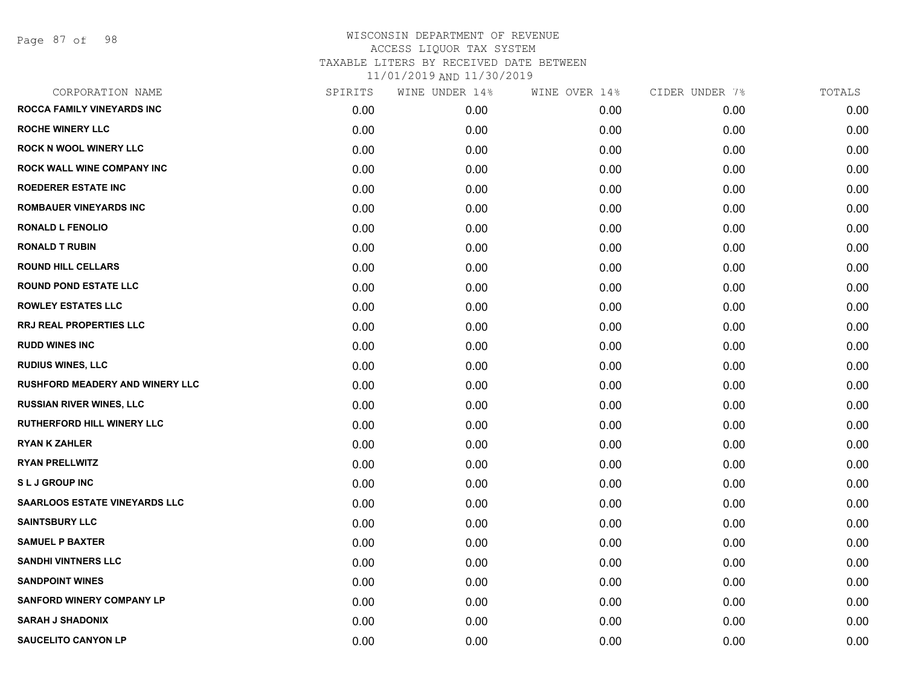# WISCONSIN DEPARTMENT OF REVENUE
ACCESS LIQUOR TAX SYSTEM
TAXABLE LITERS BY RECEIVED DATE BETWEEN
11/01/2019 AND 11/30/2019

| CORPORATION NAME | SPIRITS | WINE UNDER 14% | WINE OVER 14% | CIDER UNDER 7% | TOTALS |
|---|---|---|---|---|---|
| ROCCA FAMILY VINEYARDS INC | 0.00 | 0.00 | 0.00 | 0.00 | 0.00 |
| ROCHE WINERY LLC | 0.00 | 0.00 | 0.00 | 0.00 | 0.00 |
| ROCK N WOOL WINERY LLC | 0.00 | 0.00 | 0.00 | 0.00 | 0.00 |
| ROCK WALL WINE COMPANY INC | 0.00 | 0.00 | 0.00 | 0.00 | 0.00 |
| ROEDERER ESTATE INC | 0.00 | 0.00 | 0.00 | 0.00 | 0.00 |
| ROMBAUER VINEYARDS INC | 0.00 | 0.00 | 0.00 | 0.00 | 0.00 |
| RONALD L FENOLIO | 0.00 | 0.00 | 0.00 | 0.00 | 0.00 |
| RONALD T RUBIN | 0.00 | 0.00 | 0.00 | 0.00 | 0.00 |
| ROUND HILL CELLARS | 0.00 | 0.00 | 0.00 | 0.00 | 0.00 |
| ROUND POND ESTATE LLC | 0.00 | 0.00 | 0.00 | 0.00 | 0.00 |
| ROWLEY ESTATES LLC | 0.00 | 0.00 | 0.00 | 0.00 | 0.00 |
| RRJ REAL PROPERTIES LLC | 0.00 | 0.00 | 0.00 | 0.00 | 0.00 |
| RUDD WINES INC | 0.00 | 0.00 | 0.00 | 0.00 | 0.00 |
| RUDIUS WINES, LLC | 0.00 | 0.00 | 0.00 | 0.00 | 0.00 |
| RUSHFORD MEADERY AND WINERY LLC | 0.00 | 0.00 | 0.00 | 0.00 | 0.00 |
| RUSSIAN RIVER WINES, LLC | 0.00 | 0.00 | 0.00 | 0.00 | 0.00 |
| RUTHERFORD HILL WINERY LLC | 0.00 | 0.00 | 0.00 | 0.00 | 0.00 |
| RYAN K ZAHLER | 0.00 | 0.00 | 0.00 | 0.00 | 0.00 |
| RYAN PRELLWITZ | 0.00 | 0.00 | 0.00 | 0.00 | 0.00 |
| S L J GROUP INC | 0.00 | 0.00 | 0.00 | 0.00 | 0.00 |
| SAARLOOS ESTATE VINEYARDS LLC | 0.00 | 0.00 | 0.00 | 0.00 | 0.00 |
| SAINTSBURY LLC | 0.00 | 0.00 | 0.00 | 0.00 | 0.00 |
| SAMUEL P BAXTER | 0.00 | 0.00 | 0.00 | 0.00 | 0.00 |
| SANDHI VINTNERS LLC | 0.00 | 0.00 | 0.00 | 0.00 | 0.00 |
| SANDPOINT WINES | 0.00 | 0.00 | 0.00 | 0.00 | 0.00 |
| SANFORD WINERY COMPANY LP | 0.00 | 0.00 | 0.00 | 0.00 | 0.00 |
| SARAH J SHADONIX | 0.00 | 0.00 | 0.00 | 0.00 | 0.00 |
| SAUCELITO CANYON LP | 0.00 | 0.00 | 0.00 | 0.00 | 0.00 |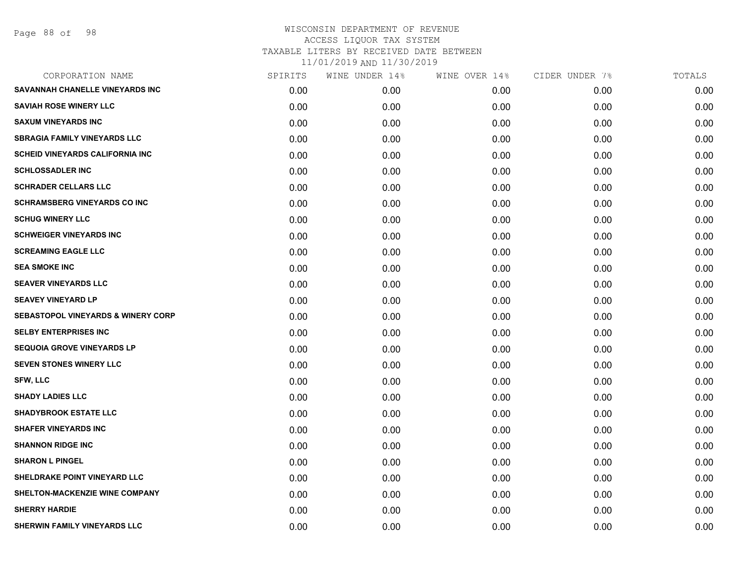WISCONSIN DEPARTMENT OF REVENUE
ACCESS LIQUOR TAX SYSTEM
TAXABLE LITERS BY RECEIVED DATE BETWEEN
11/01/2019 AND 11/30/2019

| CORPORATION NAME | SPIRITS | WINE UNDER 14% | WINE OVER 14% | CIDER UNDER 7% | TOTALS |
|---|---|---|---|---|---|
| SAVANNAH CHANELLE VINEYARDS INC | 0.00 | 0.00 | 0.00 | 0.00 | 0.00 |
| SAVIAH ROSE WINERY LLC | 0.00 | 0.00 | 0.00 | 0.00 | 0.00 |
| SAXUM VINEYARDS INC | 0.00 | 0.00 | 0.00 | 0.00 | 0.00 |
| SBRAGIA FAMILY VINEYARDS LLC | 0.00 | 0.00 | 0.00 | 0.00 | 0.00 |
| SCHEID VINEYARDS CALIFORNIA INC | 0.00 | 0.00 | 0.00 | 0.00 | 0.00 |
| SCHLOSSADLER INC | 0.00 | 0.00 | 0.00 | 0.00 | 0.00 |
| SCHRADER CELLARS LLC | 0.00 | 0.00 | 0.00 | 0.00 | 0.00 |
| SCHRAMSBERG VINEYARDS CO INC | 0.00 | 0.00 | 0.00 | 0.00 | 0.00 |
| SCHUG WINERY LLC | 0.00 | 0.00 | 0.00 | 0.00 | 0.00 |
| SCHWEIGER VINEYARDS INC | 0.00 | 0.00 | 0.00 | 0.00 | 0.00 |
| SCREAMING EAGLE LLC | 0.00 | 0.00 | 0.00 | 0.00 | 0.00 |
| SEA SMOKE INC | 0.00 | 0.00 | 0.00 | 0.00 | 0.00 |
| SEAVER VINEYARDS LLC | 0.00 | 0.00 | 0.00 | 0.00 | 0.00 |
| SEAVEY VINEYARD LP | 0.00 | 0.00 | 0.00 | 0.00 | 0.00 |
| SEBASTOPOL VINEYARDS & WINERY CORP | 0.00 | 0.00 | 0.00 | 0.00 | 0.00 |
| SELBY ENTERPRISES INC | 0.00 | 0.00 | 0.00 | 0.00 | 0.00 |
| SEQUOIA GROVE VINEYARDS LP | 0.00 | 0.00 | 0.00 | 0.00 | 0.00 |
| SEVEN STONES WINERY LLC | 0.00 | 0.00 | 0.00 | 0.00 | 0.00 |
| SFW, LLC | 0.00 | 0.00 | 0.00 | 0.00 | 0.00 |
| SHADY LADIES LLC | 0.00 | 0.00 | 0.00 | 0.00 | 0.00 |
| SHADYBROOK ESTATE LLC | 0.00 | 0.00 | 0.00 | 0.00 | 0.00 |
| SHAFER VINEYARDS INC | 0.00 | 0.00 | 0.00 | 0.00 | 0.00 |
| SHANNON RIDGE INC | 0.00 | 0.00 | 0.00 | 0.00 | 0.00 |
| SHARON L PINGEL | 0.00 | 0.00 | 0.00 | 0.00 | 0.00 |
| SHELDRAKE POINT VINEYARD LLC | 0.00 | 0.00 | 0.00 | 0.00 | 0.00 |
| SHELTON-MACKENZIE WINE COMPANY | 0.00 | 0.00 | 0.00 | 0.00 | 0.00 |
| SHERRY HARDIE | 0.00 | 0.00 | 0.00 | 0.00 | 0.00 |
| SHERWIN FAMILY VINEYARDS LLC | 0.00 | 0.00 | 0.00 | 0.00 | 0.00 |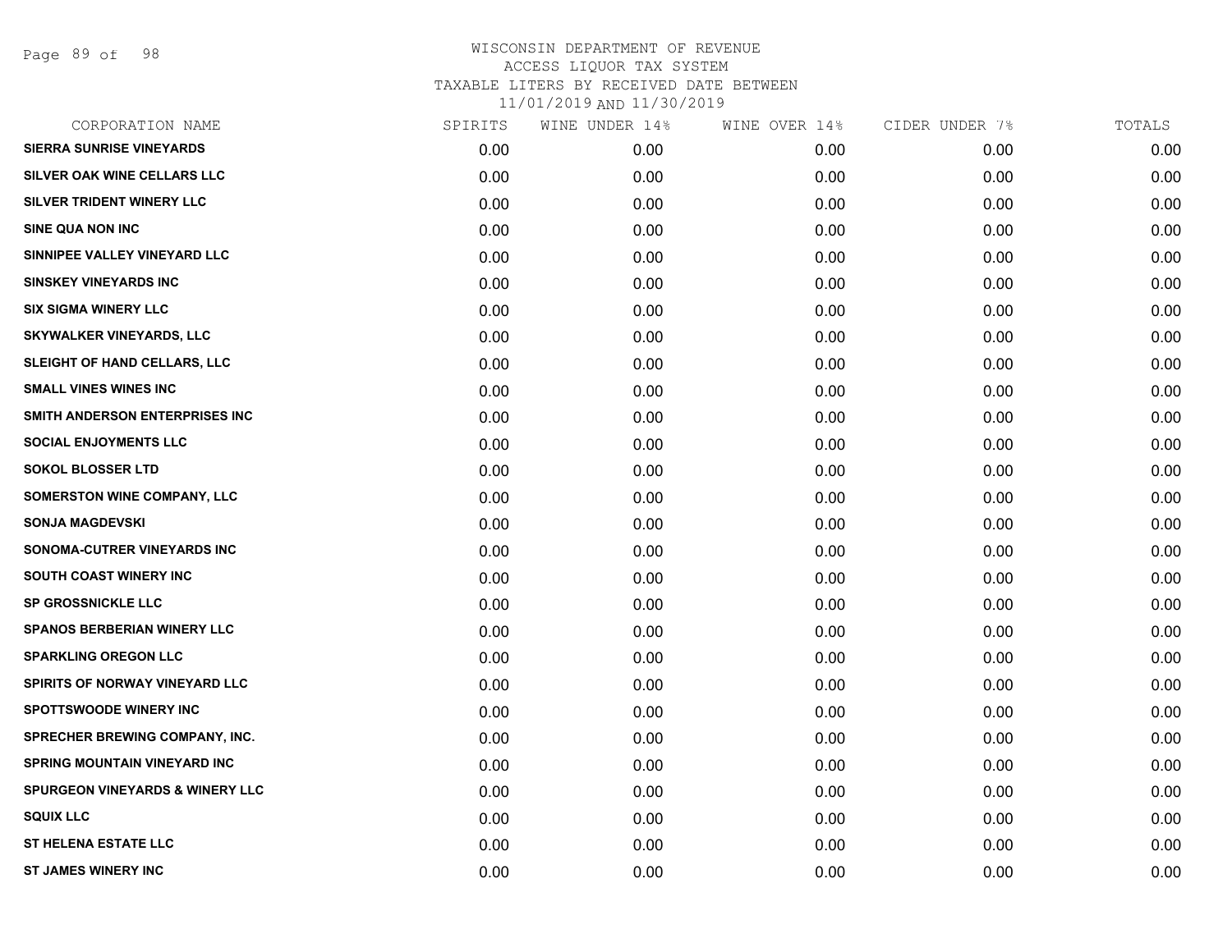WISCONSIN DEPARTMENT OF REVENUE
ACCESS LIQUOR TAX SYSTEM
TAXABLE LITERS BY RECEIVED DATE BETWEEN
11/01/2019 AND 11/30/2019

| CORPORATION NAME | SPIRITS | WINE UNDER 14% | WINE OVER 14% | CIDER UNDER 7% | TOTALS |
|---|---|---|---|---|---|
| SIERRA SUNRISE VINEYARDS | 0.00 | 0.00 | 0.00 | 0.00 | 0.00 |
| SILVER OAK WINE CELLARS LLC | 0.00 | 0.00 | 0.00 | 0.00 | 0.00 |
| SILVER TRIDENT WINERY LLC | 0.00 | 0.00 | 0.00 | 0.00 | 0.00 |
| SINE QUA NON INC | 0.00 | 0.00 | 0.00 | 0.00 | 0.00 |
| SINNIPEE VALLEY VINEYARD LLC | 0.00 | 0.00 | 0.00 | 0.00 | 0.00 |
| SINSKEY VINEYARDS INC | 0.00 | 0.00 | 0.00 | 0.00 | 0.00 |
| SIX SIGMA WINERY LLC | 0.00 | 0.00 | 0.00 | 0.00 | 0.00 |
| SKYWALKER VINEYARDS, LLC | 0.00 | 0.00 | 0.00 | 0.00 | 0.00 |
| SLEIGHT OF HAND CELLARS, LLC | 0.00 | 0.00 | 0.00 | 0.00 | 0.00 |
| SMALL VINES WINES INC | 0.00 | 0.00 | 0.00 | 0.00 | 0.00 |
| SMITH ANDERSON ENTERPRISES INC | 0.00 | 0.00 | 0.00 | 0.00 | 0.00 |
| SOCIAL ENJOYMENTS LLC | 0.00 | 0.00 | 0.00 | 0.00 | 0.00 |
| SOKOL BLOSSER LTD | 0.00 | 0.00 | 0.00 | 0.00 | 0.00 |
| SOMERSTON WINE COMPANY, LLC | 0.00 | 0.00 | 0.00 | 0.00 | 0.00 |
| SONJA MAGDEVSKI | 0.00 | 0.00 | 0.00 | 0.00 | 0.00 |
| SONOMA-CUTRER VINEYARDS INC | 0.00 | 0.00 | 0.00 | 0.00 | 0.00 |
| SOUTH COAST WINERY INC | 0.00 | 0.00 | 0.00 | 0.00 | 0.00 |
| SP GROSSNICKLE LLC | 0.00 | 0.00 | 0.00 | 0.00 | 0.00 |
| SPANOS BERBERIAN WINERY LLC | 0.00 | 0.00 | 0.00 | 0.00 | 0.00 |
| SPARKLING OREGON LLC | 0.00 | 0.00 | 0.00 | 0.00 | 0.00 |
| SPIRITS OF NORWAY VINEYARD LLC | 0.00 | 0.00 | 0.00 | 0.00 | 0.00 |
| SPOTTSWOODE WINERY INC | 0.00 | 0.00 | 0.00 | 0.00 | 0.00 |
| SPRECHER BREWING COMPANY, INC. | 0.00 | 0.00 | 0.00 | 0.00 | 0.00 |
| SPRING MOUNTAIN VINEYARD INC | 0.00 | 0.00 | 0.00 | 0.00 | 0.00 |
| SPURGEON VINEYARDS & WINERY LLC | 0.00 | 0.00 | 0.00 | 0.00 | 0.00 |
| SQUIX LLC | 0.00 | 0.00 | 0.00 | 0.00 | 0.00 |
| ST HELENA ESTATE LLC | 0.00 | 0.00 | 0.00 | 0.00 | 0.00 |
| ST JAMES WINERY INC | 0.00 | 0.00 | 0.00 | 0.00 | 0.00 |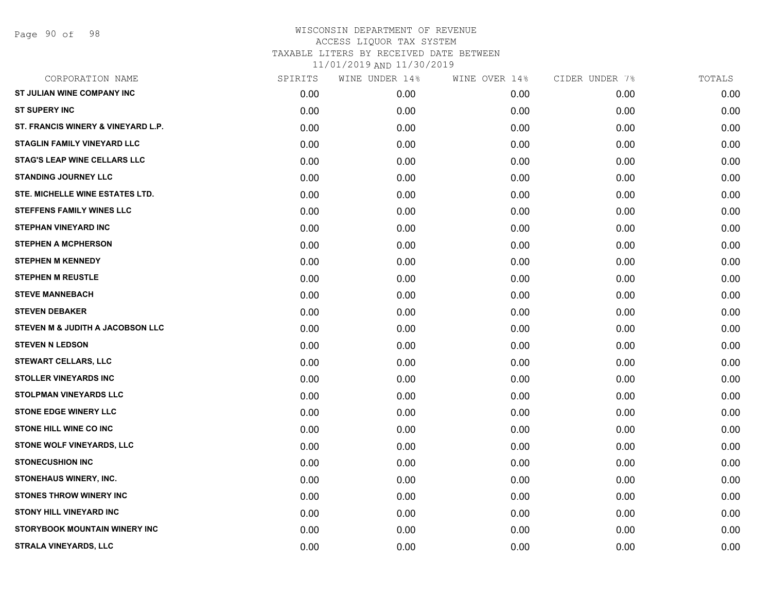WISCONSIN DEPARTMENT OF REVENUE
ACCESS LIQUOR TAX SYSTEM
TAXABLE LITERS BY RECEIVED DATE BETWEEN
11/01/2019 AND 11/30/2019

| CORPORATION NAME | SPIRITS | WINE UNDER 14% | WINE OVER 14% | CIDER UNDER 7% | TOTALS |
|---|---|---|---|---|---|
| ST JULIAN WINE COMPANY INC | 0.00 | 0.00 | 0.00 | 0.00 | 0.00 |
| ST SUPERY INC | 0.00 | 0.00 | 0.00 | 0.00 | 0.00 |
| ST. FRANCIS WINERY & VINEYARD L.P. | 0.00 | 0.00 | 0.00 | 0.00 | 0.00 |
| STAGLIN FAMILY VINEYARD LLC | 0.00 | 0.00 | 0.00 | 0.00 | 0.00 |
| STAG'S LEAP WINE CELLARS LLC | 0.00 | 0.00 | 0.00 | 0.00 | 0.00 |
| STANDING JOURNEY LLC | 0.00 | 0.00 | 0.00 | 0.00 | 0.00 |
| STE. MICHELLE WINE ESTATES LTD. | 0.00 | 0.00 | 0.00 | 0.00 | 0.00 |
| STEFFENS FAMILY WINES LLC | 0.00 | 0.00 | 0.00 | 0.00 | 0.00 |
| STEPHAN VINEYARD INC | 0.00 | 0.00 | 0.00 | 0.00 | 0.00 |
| STEPHEN A MCPHERSON | 0.00 | 0.00 | 0.00 | 0.00 | 0.00 |
| STEPHEN M KENNEDY | 0.00 | 0.00 | 0.00 | 0.00 | 0.00 |
| STEPHEN M REUSTLE | 0.00 | 0.00 | 0.00 | 0.00 | 0.00 |
| STEVE MANNEBACH | 0.00 | 0.00 | 0.00 | 0.00 | 0.00 |
| STEVEN DEBAKER | 0.00 | 0.00 | 0.00 | 0.00 | 0.00 |
| STEVEN M & JUDITH A JACOBSON LLC | 0.00 | 0.00 | 0.00 | 0.00 | 0.00 |
| STEVEN N LEDSON | 0.00 | 0.00 | 0.00 | 0.00 | 0.00 |
| STEWART CELLARS, LLC | 0.00 | 0.00 | 0.00 | 0.00 | 0.00 |
| STOLLER VINEYARDS INC | 0.00 | 0.00 | 0.00 | 0.00 | 0.00 |
| STOLPMAN VINEYARDS LLC | 0.00 | 0.00 | 0.00 | 0.00 | 0.00 |
| STONE EDGE WINERY LLC | 0.00 | 0.00 | 0.00 | 0.00 | 0.00 |
| STONE HILL WINE CO INC | 0.00 | 0.00 | 0.00 | 0.00 | 0.00 |
| STONE WOLF VINEYARDS, LLC | 0.00 | 0.00 | 0.00 | 0.00 | 0.00 |
| STONECUSHION INC | 0.00 | 0.00 | 0.00 | 0.00 | 0.00 |
| STONEHAUS WINERY, INC. | 0.00 | 0.00 | 0.00 | 0.00 | 0.00 |
| STONES THROW WINERY INC | 0.00 | 0.00 | 0.00 | 0.00 | 0.00 |
| STONY HILL VINEYARD INC | 0.00 | 0.00 | 0.00 | 0.00 | 0.00 |
| STORYBOOK MOUNTAIN WINERY INC | 0.00 | 0.00 | 0.00 | 0.00 | 0.00 |
| STRALA VINEYARDS, LLC | 0.00 | 0.00 | 0.00 | 0.00 | 0.00 |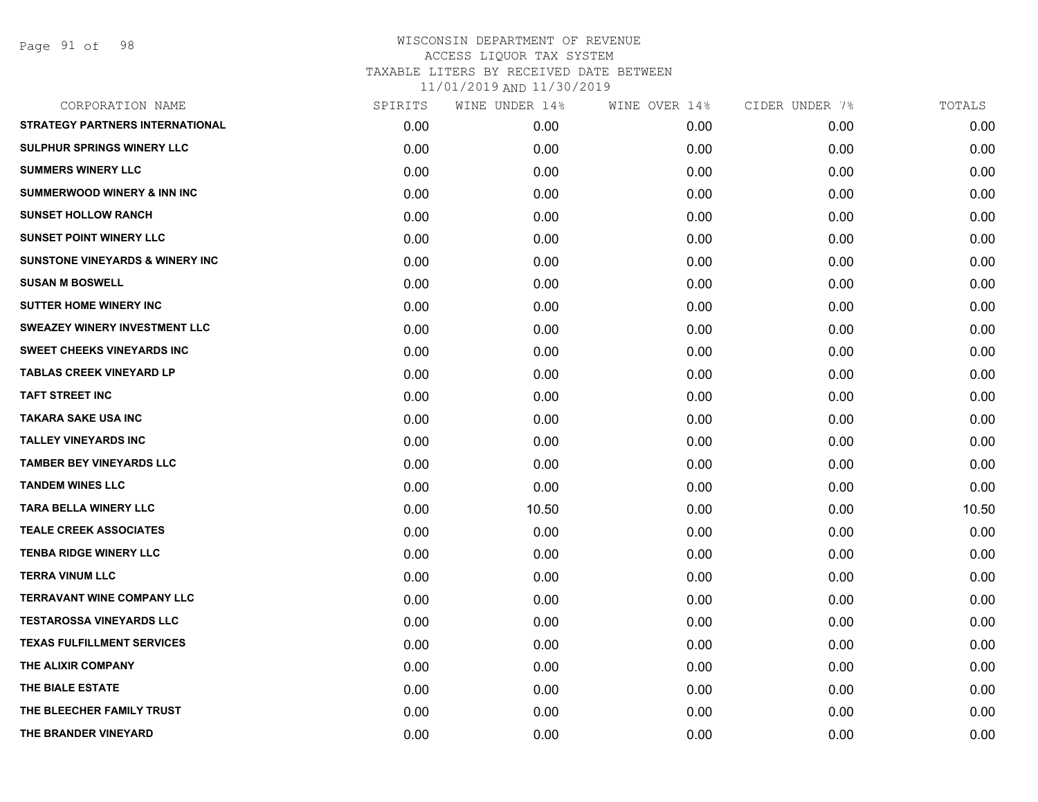WISCONSIN DEPARTMENT OF REVENUE
ACCESS LIQUOR TAX SYSTEM
TAXABLE LITERS BY RECEIVED DATE BETWEEN
11/01/2019 AND 11/30/2019

| CORPORATION NAME | SPIRITS | WINE UNDER 14% | WINE OVER 14% | CIDER UNDER 7% | TOTALS |
|---|---|---|---|---|---|
| STRATEGY PARTNERS INTERNATIONAL | 0.00 | 0.00 | 0.00 | 0.00 | 0.00 |
| SULPHUR SPRINGS WINERY LLC | 0.00 | 0.00 | 0.00 | 0.00 | 0.00 |
| SUMMERS WINERY LLC | 0.00 | 0.00 | 0.00 | 0.00 | 0.00 |
| SUMMERWOOD WINERY & INN INC | 0.00 | 0.00 | 0.00 | 0.00 | 0.00 |
| SUNSET HOLLOW RANCH | 0.00 | 0.00 | 0.00 | 0.00 | 0.00 |
| SUNSET POINT WINERY LLC | 0.00 | 0.00 | 0.00 | 0.00 | 0.00 |
| SUNSTONE VINEYARDS & WINERY INC | 0.00 | 0.00 | 0.00 | 0.00 | 0.00 |
| SUSAN M BOSWELL | 0.00 | 0.00 | 0.00 | 0.00 | 0.00 |
| SUTTER HOME WINERY INC | 0.00 | 0.00 | 0.00 | 0.00 | 0.00 |
| SWEAZEY WINERY INVESTMENT LLC | 0.00 | 0.00 | 0.00 | 0.00 | 0.00 |
| SWEET CHEEKS VINEYARDS INC | 0.00 | 0.00 | 0.00 | 0.00 | 0.00 |
| TABLAS CREEK VINEYARD LP | 0.00 | 0.00 | 0.00 | 0.00 | 0.00 |
| TAFT STREET INC | 0.00 | 0.00 | 0.00 | 0.00 | 0.00 |
| TAKARA SAKE USA INC | 0.00 | 0.00 | 0.00 | 0.00 | 0.00 |
| TALLEY VINEYARDS INC | 0.00 | 0.00 | 0.00 | 0.00 | 0.00 |
| TAMBER BEY VINEYARDS LLC | 0.00 | 0.00 | 0.00 | 0.00 | 0.00 |
| TANDEM WINES LLC | 0.00 | 0.00 | 0.00 | 0.00 | 0.00 |
| TARA BELLA WINERY LLC | 0.00 | 10.50 | 0.00 | 0.00 | 10.50 |
| TEALE CREEK ASSOCIATES | 0.00 | 0.00 | 0.00 | 0.00 | 0.00 |
| TENBA RIDGE WINERY LLC | 0.00 | 0.00 | 0.00 | 0.00 | 0.00 |
| TERRA VINUM LLC | 0.00 | 0.00 | 0.00 | 0.00 | 0.00 |
| TERRAVANT WINE COMPANY LLC | 0.00 | 0.00 | 0.00 | 0.00 | 0.00 |
| TESTAROSSA VINEYARDS LLC | 0.00 | 0.00 | 0.00 | 0.00 | 0.00 |
| TEXAS FULFILLMENT SERVICES | 0.00 | 0.00 | 0.00 | 0.00 | 0.00 |
| THE ALIXIR COMPANY | 0.00 | 0.00 | 0.00 | 0.00 | 0.00 |
| THE BIALE ESTATE | 0.00 | 0.00 | 0.00 | 0.00 | 0.00 |
| THE BLEECHER FAMILY TRUST | 0.00 | 0.00 | 0.00 | 0.00 | 0.00 |
| THE BRANDER VINEYARD | 0.00 | 0.00 | 0.00 | 0.00 | 0.00 |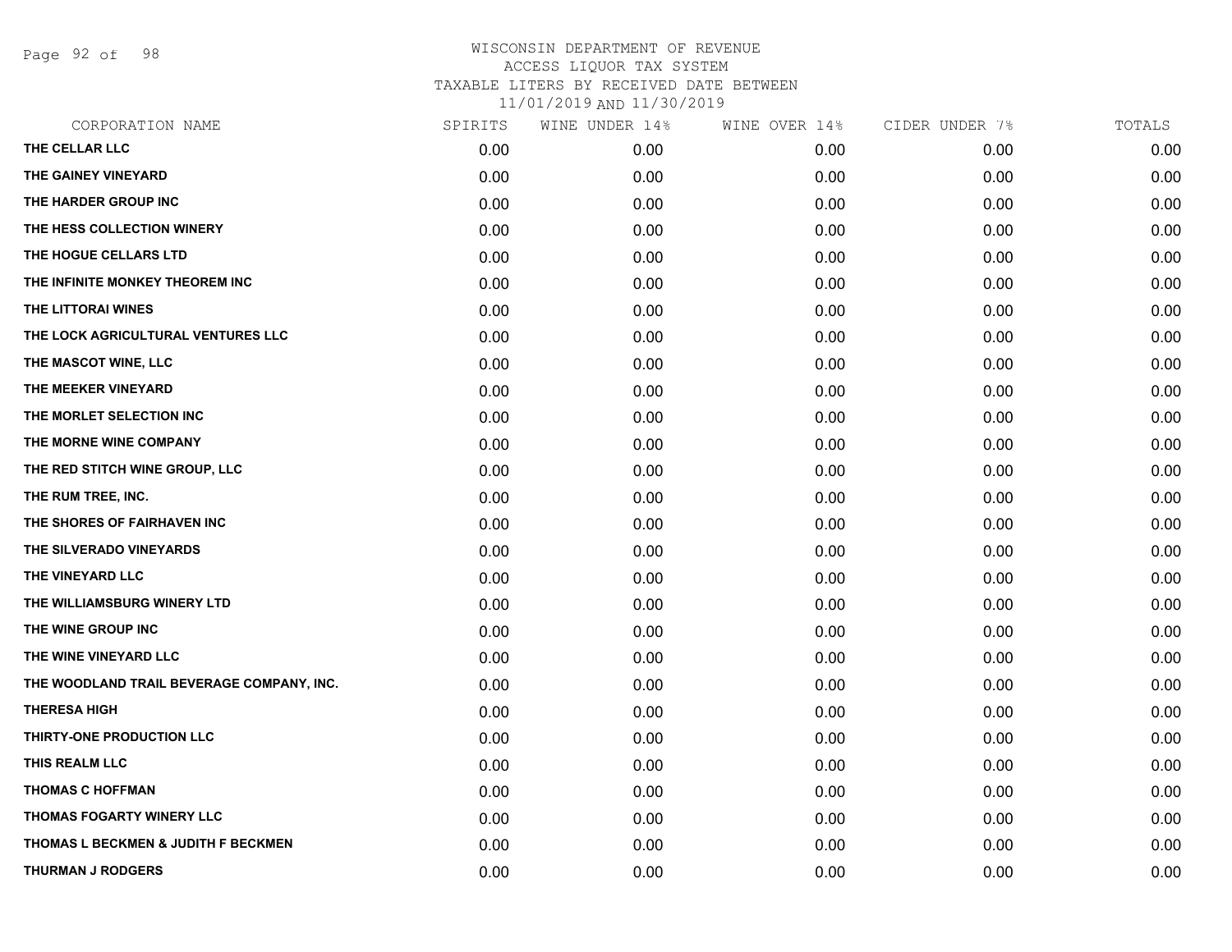# WISCONSIN DEPARTMENT OF REVENUE
ACCESS LIQUOR TAX SYSTEM
TAXABLE LITERS BY RECEIVED DATE BETWEEN
11/01/2019 AND 11/30/2019

| CORPORATION NAME | SPIRITS | WINE UNDER 14% | WINE OVER 14% | CIDER UNDER 7% | TOTALS |
|---|---|---|---|---|---|
| THE CELLAR LLC | 0.00 | 0.00 | 0.00 | 0.00 | 0.00 |
| THE GAINEY VINEYARD | 0.00 | 0.00 | 0.00 | 0.00 | 0.00 |
| THE HARDER GROUP INC | 0.00 | 0.00 | 0.00 | 0.00 | 0.00 |
| THE HESS COLLECTION WINERY | 0.00 | 0.00 | 0.00 | 0.00 | 0.00 |
| THE HOGUE CELLARS LTD | 0.00 | 0.00 | 0.00 | 0.00 | 0.00 |
| THE INFINITE MONKEY THEOREM INC | 0.00 | 0.00 | 0.00 | 0.00 | 0.00 |
| THE LITTORAI WINES | 0.00 | 0.00 | 0.00 | 0.00 | 0.00 |
| THE LOCK AGRICULTURAL VENTURES LLC | 0.00 | 0.00 | 0.00 | 0.00 | 0.00 |
| THE MASCOT WINE, LLC | 0.00 | 0.00 | 0.00 | 0.00 | 0.00 |
| THE MEEKER VINEYARD | 0.00 | 0.00 | 0.00 | 0.00 | 0.00 |
| THE MORLET SELECTION INC | 0.00 | 0.00 | 0.00 | 0.00 | 0.00 |
| THE MORNE WINE COMPANY | 0.00 | 0.00 | 0.00 | 0.00 | 0.00 |
| THE RED STITCH WINE GROUP, LLC | 0.00 | 0.00 | 0.00 | 0.00 | 0.00 |
| THE RUM TREE, INC. | 0.00 | 0.00 | 0.00 | 0.00 | 0.00 |
| THE SHORES OF FAIRHAVEN INC | 0.00 | 0.00 | 0.00 | 0.00 | 0.00 |
| THE SILVERADO VINEYARDS | 0.00 | 0.00 | 0.00 | 0.00 | 0.00 |
| THE VINEYARD LLC | 0.00 | 0.00 | 0.00 | 0.00 | 0.00 |
| THE WILLIAMSBURG WINERY LTD | 0.00 | 0.00 | 0.00 | 0.00 | 0.00 |
| THE WINE GROUP INC | 0.00 | 0.00 | 0.00 | 0.00 | 0.00 |
| THE WINE VINEYARD LLC | 0.00 | 0.00 | 0.00 | 0.00 | 0.00 |
| THE WOODLAND TRAIL BEVERAGE COMPANY, INC. | 0.00 | 0.00 | 0.00 | 0.00 | 0.00 |
| THERESA HIGH | 0.00 | 0.00 | 0.00 | 0.00 | 0.00 |
| THIRTY-ONE PRODUCTION LLC | 0.00 | 0.00 | 0.00 | 0.00 | 0.00 |
| THIS REALM LLC | 0.00 | 0.00 | 0.00 | 0.00 | 0.00 |
| THOMAS C HOFFMAN | 0.00 | 0.00 | 0.00 | 0.00 | 0.00 |
| THOMAS FOGARTY WINERY LLC | 0.00 | 0.00 | 0.00 | 0.00 | 0.00 |
| THOMAS L BECKMEN & JUDITH F BECKMEN | 0.00 | 0.00 | 0.00 | 0.00 | 0.00 |
| THURMAN J RODGERS | 0.00 | 0.00 | 0.00 | 0.00 | 0.00 |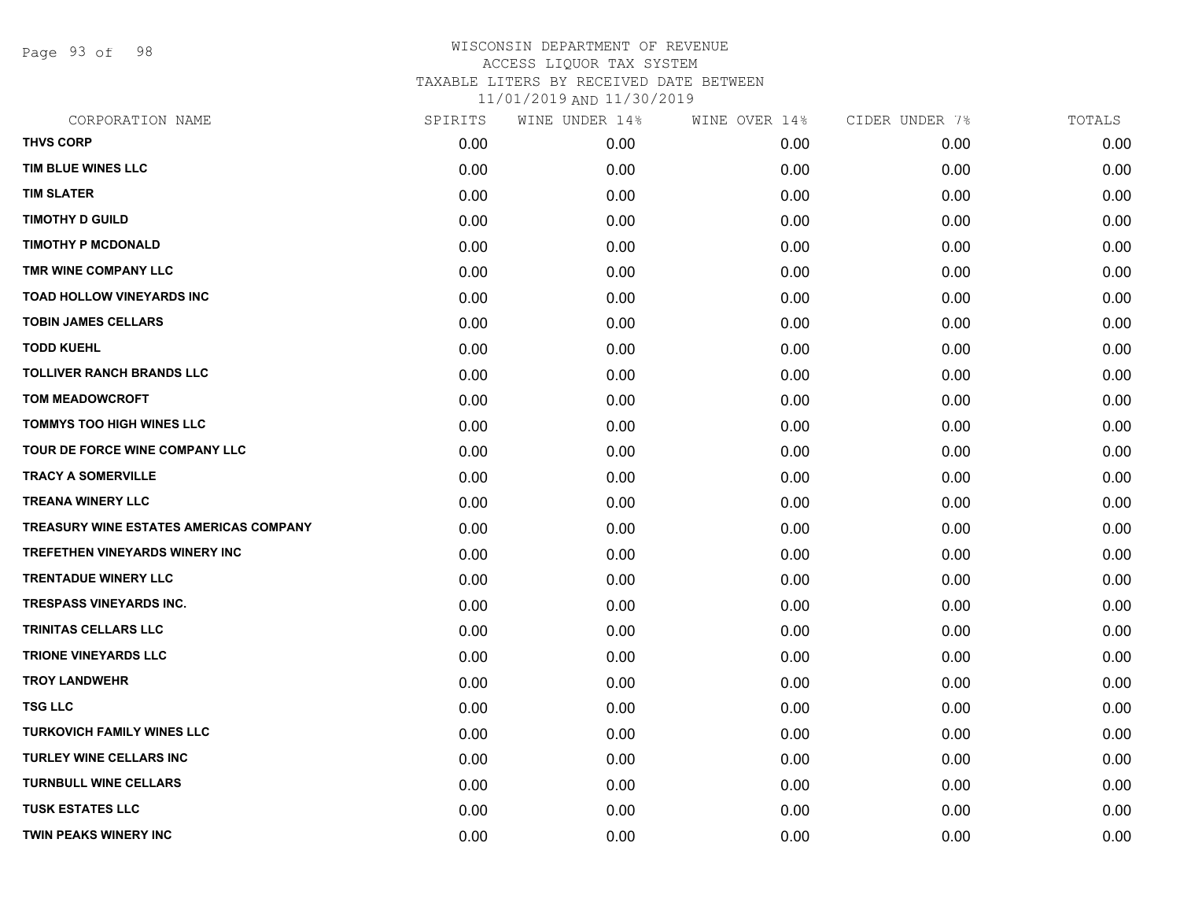WISCONSIN DEPARTMENT OF REVENUE
ACCESS LIQUOR TAX SYSTEM
TAXABLE LITERS BY RECEIVED DATE BETWEEN
11/01/2019 AND 11/30/2019

| CORPORATION NAME | SPIRITS | WINE UNDER 14% | WINE OVER 14% | CIDER UNDER 7% | TOTALS |
|---|---|---|---|---|---|
| THVS CORP | 0.00 | 0.00 | 0.00 | 0.00 | 0.00 |
| TIM BLUE WINES LLC | 0.00 | 0.00 | 0.00 | 0.00 | 0.00 |
| TIM SLATER | 0.00 | 0.00 | 0.00 | 0.00 | 0.00 |
| TIMOTHY D GUILD | 0.00 | 0.00 | 0.00 | 0.00 | 0.00 |
| TIMOTHY P MCDONALD | 0.00 | 0.00 | 0.00 | 0.00 | 0.00 |
| TMR WINE COMPANY LLC | 0.00 | 0.00 | 0.00 | 0.00 | 0.00 |
| TOAD HOLLOW VINEYARDS INC | 0.00 | 0.00 | 0.00 | 0.00 | 0.00 |
| TOBIN JAMES CELLARS | 0.00 | 0.00 | 0.00 | 0.00 | 0.00 |
| TODD KUEHL | 0.00 | 0.00 | 0.00 | 0.00 | 0.00 |
| TOLLIVER RANCH BRANDS LLC | 0.00 | 0.00 | 0.00 | 0.00 | 0.00 |
| TOM MEADOWCROFT | 0.00 | 0.00 | 0.00 | 0.00 | 0.00 |
| TOMMYS TOO HIGH WINES LLC | 0.00 | 0.00 | 0.00 | 0.00 | 0.00 |
| TOUR DE FORCE WINE COMPANY LLC | 0.00 | 0.00 | 0.00 | 0.00 | 0.00 |
| TRACY A SOMERVILLE | 0.00 | 0.00 | 0.00 | 0.00 | 0.00 |
| TREANA WINERY LLC | 0.00 | 0.00 | 0.00 | 0.00 | 0.00 |
| TREASURY WINE ESTATES AMERICAS COMPANY | 0.00 | 0.00 | 0.00 | 0.00 | 0.00 |
| TREFETHEN VINEYARDS WINERY INC | 0.00 | 0.00 | 0.00 | 0.00 | 0.00 |
| TRENTADUE WINERY LLC | 0.00 | 0.00 | 0.00 | 0.00 | 0.00 |
| TRESPASS VINEYARDS INC. | 0.00 | 0.00 | 0.00 | 0.00 | 0.00 |
| TRINITAS CELLARS LLC | 0.00 | 0.00 | 0.00 | 0.00 | 0.00 |
| TRIONE VINEYARDS LLC | 0.00 | 0.00 | 0.00 | 0.00 | 0.00 |
| TROY LANDWEHR | 0.00 | 0.00 | 0.00 | 0.00 | 0.00 |
| TSG LLC | 0.00 | 0.00 | 0.00 | 0.00 | 0.00 |
| TURKOVICH FAMILY WINES LLC | 0.00 | 0.00 | 0.00 | 0.00 | 0.00 |
| TURLEY WINE CELLARS INC | 0.00 | 0.00 | 0.00 | 0.00 | 0.00 |
| TURNBULL WINE CELLARS | 0.00 | 0.00 | 0.00 | 0.00 | 0.00 |
| TUSK ESTATES LLC | 0.00 | 0.00 | 0.00 | 0.00 | 0.00 |
| TWIN PEAKS WINERY INC | 0.00 | 0.00 | 0.00 | 0.00 | 0.00 |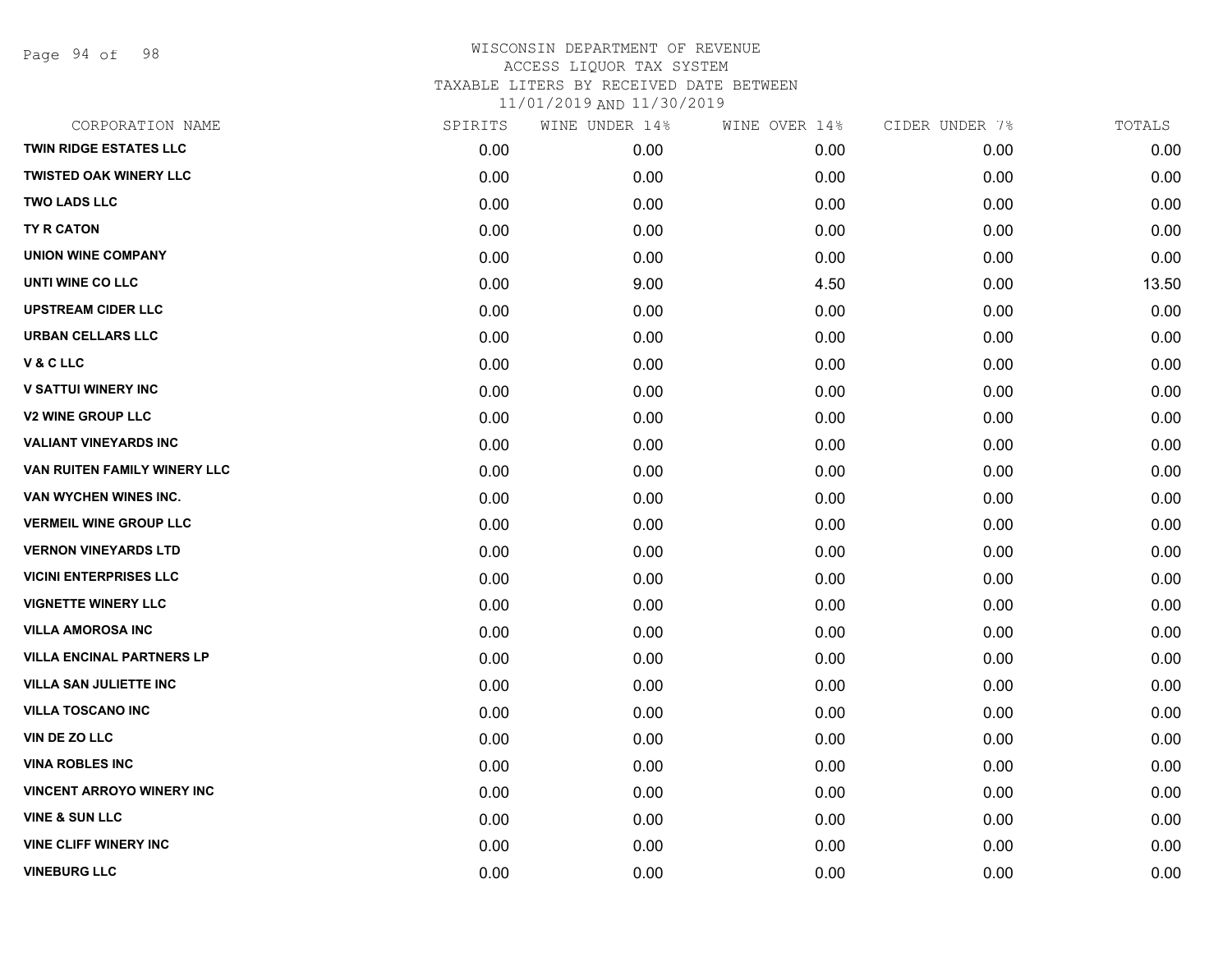WISCONSIN DEPARTMENT OF REVENUE
ACCESS LIQUOR TAX SYSTEM
TAXABLE LITERS BY RECEIVED DATE BETWEEN
11/01/2019 AND 11/30/2019

| CORPORATION NAME | SPIRITS | WINE UNDER 14% | WINE OVER 14% | CIDER UNDER 7% | TOTALS |
|---|---|---|---|---|---|
| TWIN RIDGE ESTATES LLC | 0.00 | 0.00 | 0.00 | 0.00 | 0.00 |
| TWISTED OAK WINERY LLC | 0.00 | 0.00 | 0.00 | 0.00 | 0.00 |
| TWO LADS LLC | 0.00 | 0.00 | 0.00 | 0.00 | 0.00 |
| TY R CATON | 0.00 | 0.00 | 0.00 | 0.00 | 0.00 |
| UNION WINE COMPANY | 0.00 | 0.00 | 0.00 | 0.00 | 0.00 |
| UNTI WINE CO LLC | 0.00 | 9.00 | 4.50 | 0.00 | 13.50 |
| UPSTREAM CIDER LLC | 0.00 | 0.00 | 0.00 | 0.00 | 0.00 |
| URBAN CELLARS LLC | 0.00 | 0.00 | 0.00 | 0.00 | 0.00 |
| V & C LLC | 0.00 | 0.00 | 0.00 | 0.00 | 0.00 |
| V SATTUI WINERY INC | 0.00 | 0.00 | 0.00 | 0.00 | 0.00 |
| V2 WINE GROUP LLC | 0.00 | 0.00 | 0.00 | 0.00 | 0.00 |
| VALIANT VINEYARDS INC | 0.00 | 0.00 | 0.00 | 0.00 | 0.00 |
| VAN RUITEN FAMILY WINERY LLC | 0.00 | 0.00 | 0.00 | 0.00 | 0.00 |
| VAN WYCHEN WINES INC. | 0.00 | 0.00 | 0.00 | 0.00 | 0.00 |
| VERMEIL WINE GROUP LLC | 0.00 | 0.00 | 0.00 | 0.00 | 0.00 |
| VERNON VINEYARDS LTD | 0.00 | 0.00 | 0.00 | 0.00 | 0.00 |
| VICINI ENTERPRISES LLC | 0.00 | 0.00 | 0.00 | 0.00 | 0.00 |
| VIGNETTE WINERY LLC | 0.00 | 0.00 | 0.00 | 0.00 | 0.00 |
| VILLA AMOROSA INC | 0.00 | 0.00 | 0.00 | 0.00 | 0.00 |
| VILLA ENCINAL PARTNERS LP | 0.00 | 0.00 | 0.00 | 0.00 | 0.00 |
| VILLA SAN JULIETTE INC | 0.00 | 0.00 | 0.00 | 0.00 | 0.00 |
| VILLA TOSCANO INC | 0.00 | 0.00 | 0.00 | 0.00 | 0.00 |
| VIN DE ZO LLC | 0.00 | 0.00 | 0.00 | 0.00 | 0.00 |
| VINA ROBLES INC | 0.00 | 0.00 | 0.00 | 0.00 | 0.00 |
| VINCENT ARROYO WINERY INC | 0.00 | 0.00 | 0.00 | 0.00 | 0.00 |
| VINE & SUN LLC | 0.00 | 0.00 | 0.00 | 0.00 | 0.00 |
| VINE CLIFF WINERY INC | 0.00 | 0.00 | 0.00 | 0.00 | 0.00 |
| VINEBURG LLC | 0.00 | 0.00 | 0.00 | 0.00 | 0.00 |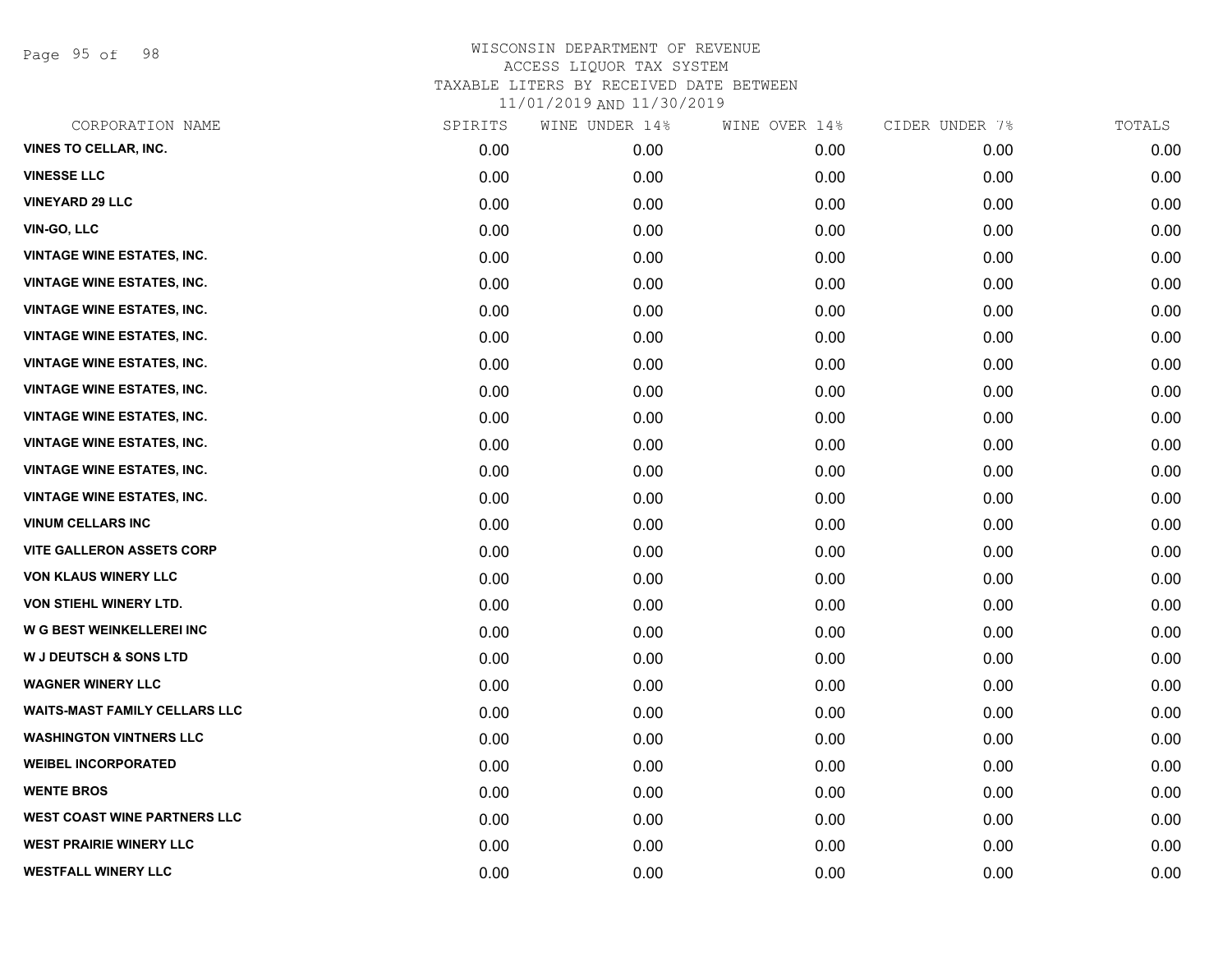# WISCONSIN DEPARTMENT OF REVENUE
## ACCESS LIQUOR TAX SYSTEM
### TAXABLE LITERS BY RECEIVED DATE BETWEEN 11/01/2019 AND 11/30/2019

| CORPORATION NAME | SPIRITS | WINE UNDER 14% | WINE OVER 14% | CIDER UNDER 7% | TOTALS |
|---|---|---|---|---|---|
| VINES TO CELLAR, INC. | 0.00 | 0.00 | 0.00 | 0.00 | 0.00 |
| VINESSE LLC | 0.00 | 0.00 | 0.00 | 0.00 | 0.00 |
| VINEYARD 29 LLC | 0.00 | 0.00 | 0.00 | 0.00 | 0.00 |
| VIN-GO, LLC | 0.00 | 0.00 | 0.00 | 0.00 | 0.00 |
| VINTAGE WINE ESTATES, INC. | 0.00 | 0.00 | 0.00 | 0.00 | 0.00 |
| VINTAGE WINE ESTATES, INC. | 0.00 | 0.00 | 0.00 | 0.00 | 0.00 |
| VINTAGE WINE ESTATES, INC. | 0.00 | 0.00 | 0.00 | 0.00 | 0.00 |
| VINTAGE WINE ESTATES, INC. | 0.00 | 0.00 | 0.00 | 0.00 | 0.00 |
| VINTAGE WINE ESTATES, INC. | 0.00 | 0.00 | 0.00 | 0.00 | 0.00 |
| VINTAGE WINE ESTATES, INC. | 0.00 | 0.00 | 0.00 | 0.00 | 0.00 |
| VINTAGE WINE ESTATES, INC. | 0.00 | 0.00 | 0.00 | 0.00 | 0.00 |
| VINTAGE WINE ESTATES, INC. | 0.00 | 0.00 | 0.00 | 0.00 | 0.00 |
| VINTAGE WINE ESTATES, INC. | 0.00 | 0.00 | 0.00 | 0.00 | 0.00 |
| VINTAGE WINE ESTATES, INC. | 0.00 | 0.00 | 0.00 | 0.00 | 0.00 |
| VINUM CELLARS INC | 0.00 | 0.00 | 0.00 | 0.00 | 0.00 |
| VITE GALLERON ASSETS CORP | 0.00 | 0.00 | 0.00 | 0.00 | 0.00 |
| VON KLAUS WINERY LLC | 0.00 | 0.00 | 0.00 | 0.00 | 0.00 |
| VON STIEHL WINERY LTD. | 0.00 | 0.00 | 0.00 | 0.00 | 0.00 |
| W G BEST WEINKELLEREI INC | 0.00 | 0.00 | 0.00 | 0.00 | 0.00 |
| W J DEUTSCH & SONS LTD | 0.00 | 0.00 | 0.00 | 0.00 | 0.00 |
| WAGNER WINERY LLC | 0.00 | 0.00 | 0.00 | 0.00 | 0.00 |
| WAITS-MAST FAMILY CELLARS LLC | 0.00 | 0.00 | 0.00 | 0.00 | 0.00 |
| WASHINGTON VINTNERS LLC | 0.00 | 0.00 | 0.00 | 0.00 | 0.00 |
| WEIBEL INCORPORATED | 0.00 | 0.00 | 0.00 | 0.00 | 0.00 |
| WENTE BROS | 0.00 | 0.00 | 0.00 | 0.00 | 0.00 |
| WEST COAST WINE PARTNERS LLC | 0.00 | 0.00 | 0.00 | 0.00 | 0.00 |
| WEST PRAIRIE WINERY LLC | 0.00 | 0.00 | 0.00 | 0.00 | 0.00 |
| WESTFALL WINERY LLC | 0.00 | 0.00 | 0.00 | 0.00 | 0.00 |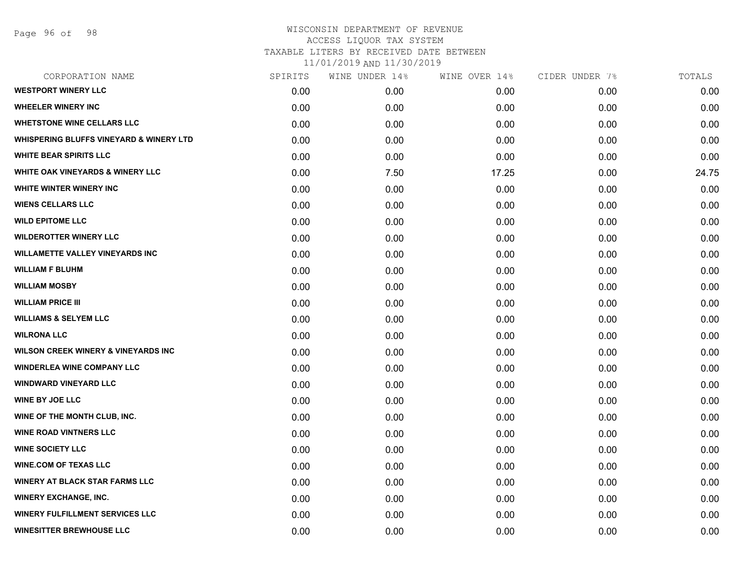WISCONSIN DEPARTMENT OF REVENUE
ACCESS LIQUOR TAX SYSTEM
TAXABLE LITERS BY RECEIVED DATE BETWEEN
11/01/2019 AND 11/30/2019

| CORPORATION NAME | SPIRITS | WINE UNDER 14% | WINE OVER 14% | CIDER UNDER 7% | TOTALS |
|---|---|---|---|---|---|
| WESTPORT WINERY LLC | 0.00 | 0.00 | 0.00 | 0.00 | 0.00 |
| WHEELER WINERY INC | 0.00 | 0.00 | 0.00 | 0.00 | 0.00 |
| WHETSTONE WINE CELLARS LLC | 0.00 | 0.00 | 0.00 | 0.00 | 0.00 |
| WHISPERING BLUFFS VINEYARD & WINERY LTD | 0.00 | 0.00 | 0.00 | 0.00 | 0.00 |
| WHITE BEAR SPIRITS LLC | 0.00 | 0.00 | 0.00 | 0.00 | 0.00 |
| WHITE OAK VINEYARDS & WINERY LLC | 0.00 | 7.50 | 17.25 | 0.00 | 24.75 |
| WHITE WINTER WINERY INC | 0.00 | 0.00 | 0.00 | 0.00 | 0.00 |
| WIENS CELLARS LLC | 0.00 | 0.00 | 0.00 | 0.00 | 0.00 |
| WILD EPITOME LLC | 0.00 | 0.00 | 0.00 | 0.00 | 0.00 |
| WILDEROTTER WINERY LLC | 0.00 | 0.00 | 0.00 | 0.00 | 0.00 |
| WILLAMETTE VALLEY VINEYARDS INC | 0.00 | 0.00 | 0.00 | 0.00 | 0.00 |
| WILLIAM F BLUHM | 0.00 | 0.00 | 0.00 | 0.00 | 0.00 |
| WILLIAM MOSBY | 0.00 | 0.00 | 0.00 | 0.00 | 0.00 |
| WILLIAM PRICE III | 0.00 | 0.00 | 0.00 | 0.00 | 0.00 |
| WILLIAMS & SELYEM LLC | 0.00 | 0.00 | 0.00 | 0.00 | 0.00 |
| WILRONA LLC | 0.00 | 0.00 | 0.00 | 0.00 | 0.00 |
| WILSON CREEK WINERY & VINEYARDS INC | 0.00 | 0.00 | 0.00 | 0.00 | 0.00 |
| WINDERLEA WINE COMPANY LLC | 0.00 | 0.00 | 0.00 | 0.00 | 0.00 |
| WINDWARD VINEYARD LLC | 0.00 | 0.00 | 0.00 | 0.00 | 0.00 |
| WINE BY JOE LLC | 0.00 | 0.00 | 0.00 | 0.00 | 0.00 |
| WINE OF THE MONTH CLUB, INC. | 0.00 | 0.00 | 0.00 | 0.00 | 0.00 |
| WINE ROAD VINTNERS LLC | 0.00 | 0.00 | 0.00 | 0.00 | 0.00 |
| WINE SOCIETY LLC | 0.00 | 0.00 | 0.00 | 0.00 | 0.00 |
| WINE.COM OF TEXAS LLC | 0.00 | 0.00 | 0.00 | 0.00 | 0.00 |
| WINERY AT BLACK STAR FARMS LLC | 0.00 | 0.00 | 0.00 | 0.00 | 0.00 |
| WINERY EXCHANGE, INC. | 0.00 | 0.00 | 0.00 | 0.00 | 0.00 |
| WINERY FULFILLMENT SERVICES LLC | 0.00 | 0.00 | 0.00 | 0.00 | 0.00 |
| WINESITTER BREWHOUSE LLC | 0.00 | 0.00 | 0.00 | 0.00 | 0.00 |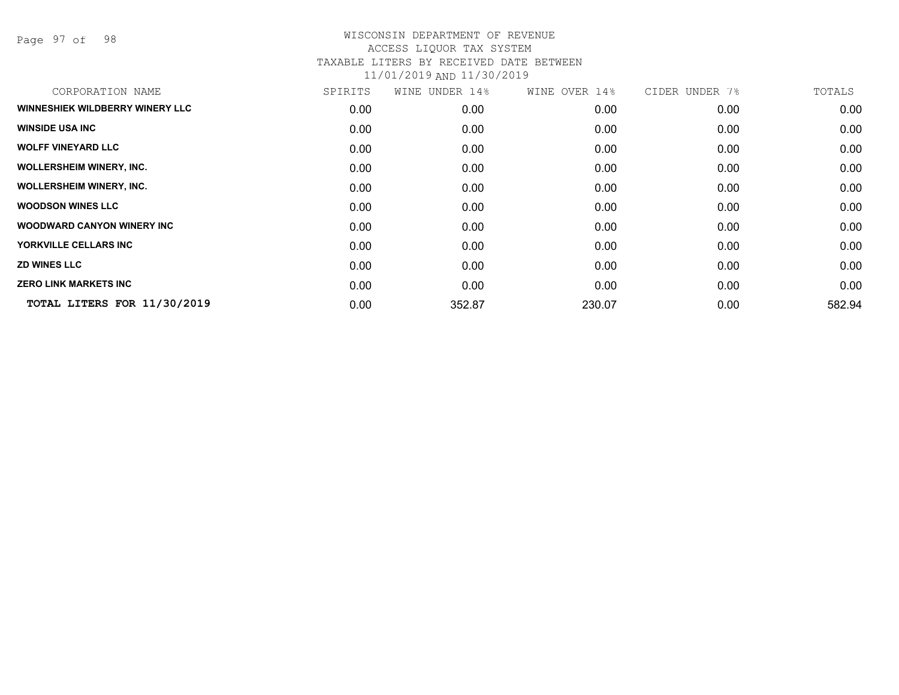WISCONSIN DEPARTMENT OF REVENUE
ACCESS LIQUOR TAX SYSTEM
TAXABLE LITERS BY RECEIVED DATE BETWEEN
11/01/2019 AND 11/30/2019

| CORPORATION NAME | SPIRITS | WINE UNDER 14% | WINE OVER 14% | CIDER UNDER 7% | TOTALS |
|---|---|---|---|---|---|
| **WINNESHIEK WILDBERRY WINERY LLC** | 0.00 | 0.00 | 0.00 | 0.00 | 0.00 |
| **WINSIDE USA INC** | 0.00 | 0.00 | 0.00 | 0.00 | 0.00 |
| **WOLFF VINEYARD LLC** | 0.00 | 0.00 | 0.00 | 0.00 | 0.00 |
| **WOLLERSHEIM WINERY, INC.** | 0.00 | 0.00 | 0.00 | 0.00 | 0.00 |
| **WOLLERSHEIM WINERY, INC.** | 0.00 | 0.00 | 0.00 | 0.00 | 0.00 |
| **WOODSON WINES LLC** | 0.00 | 0.00 | 0.00 | 0.00 | 0.00 |
| **WOODWARD CANYON WINERY INC** | 0.00 | 0.00 | 0.00 | 0.00 | 0.00 |
| **YORKVILLE CELLARS INC** | 0.00 | 0.00 | 0.00 | 0.00 | 0.00 |
| **ZD WINES LLC** | 0.00 | 0.00 | 0.00 | 0.00 | 0.00 |
| **ZERO LINK MARKETS INC** | 0.00 | 0.00 | 0.00 | 0.00 | 0.00 |
| **TOTAL LITERS FOR 11/30/2019** | 0.00 | 352.87 | 230.07 | 0.00 | 582.94 |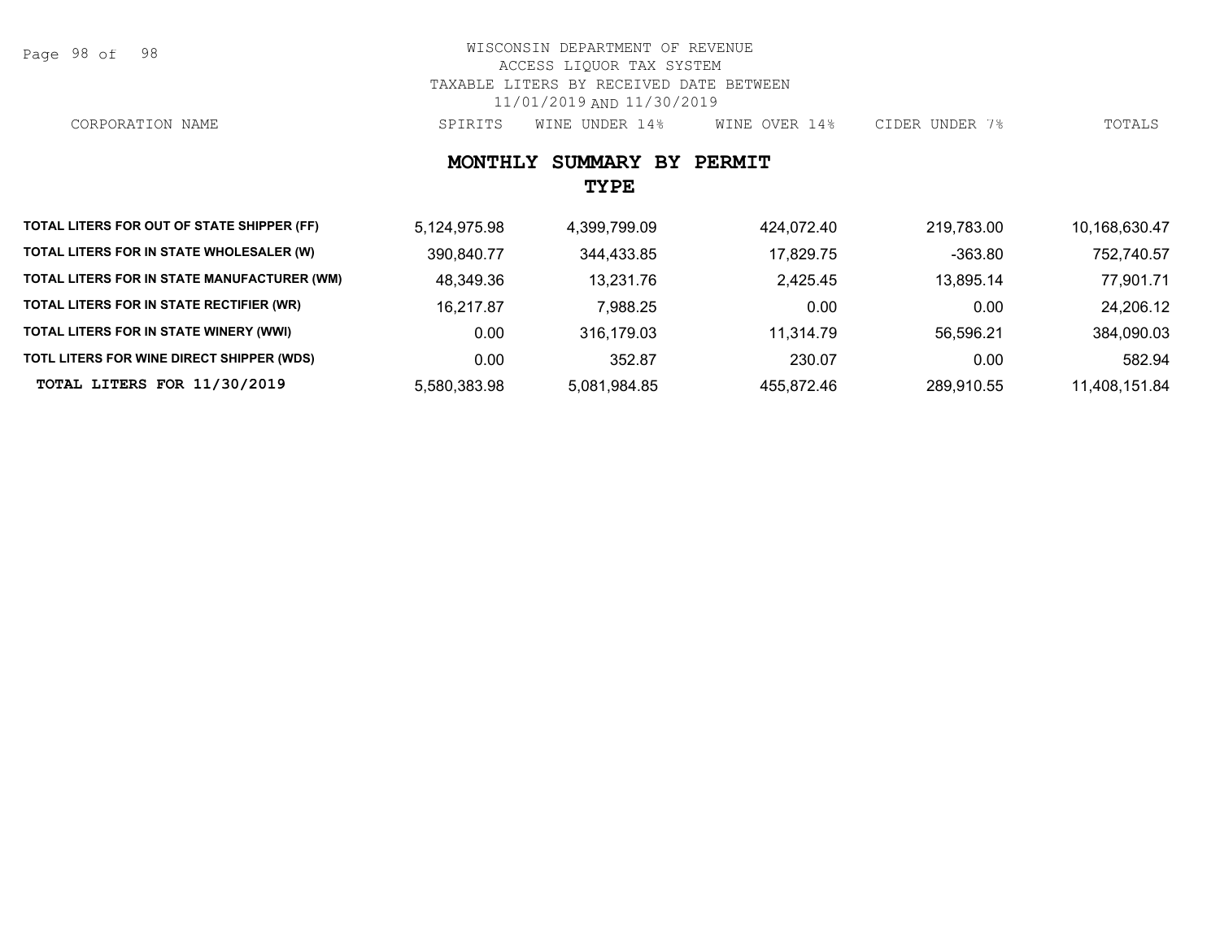WISCONSIN DEPARTMENT OF REVENUE
ACCESS LIQUOR TAX SYSTEM
TAXABLE LITERS BY RECEIVED DATE BETWEEN
11/01/2019 AND 11/30/2019

## MONTHLY SUMMARY BY PERMIT TYPE

| CORPORATION NAME | SPIRITS | WINE UNDER 14% | WINE OVER 14% | CIDER UNDER 7% | TOTALS |
|---|---|---|---|---|---|
| TOTAL LITERS FOR OUT OF STATE SHIPPER (FF) | 5,124,975.98 | 4,399,799.09 | 424,072.40 | 219,783.00 | 10,168,630.47 |
| TOTAL LITERS FOR IN STATE WHOLESALER (W) | 390,840.77 | 344,433.85 | 17,829.75 | -363.80 | 752,740.57 |
| TOTAL LITERS FOR IN STATE MANUFACTURER (WM) | 48,349.36 | 13,231.76 | 2,425.45 | 13,895.14 | 77,901.71 |
| TOTAL LITERS FOR IN STATE RECTIFIER (WR) | 16,217.87 | 7,988.25 | 0.00 | 0.00 | 24,206.12 |
| TOTAL LITERS FOR IN STATE WINERY (WWI) | 0.00 | 316,179.03 | 11,314.79 | 56,596.21 | 384,090.03 |
| TOTL LITERS FOR WINE DIRECT SHIPPER (WDS) | 0.00 | 352.87 | 230.07 | 0.00 | 582.94 |
| **TOTAL LITERS FOR 11/30/2019** | 5,580,383.98 | 5,081,984.85 | 455,872.46 | 289,910.55 | 11,408,151.84 |